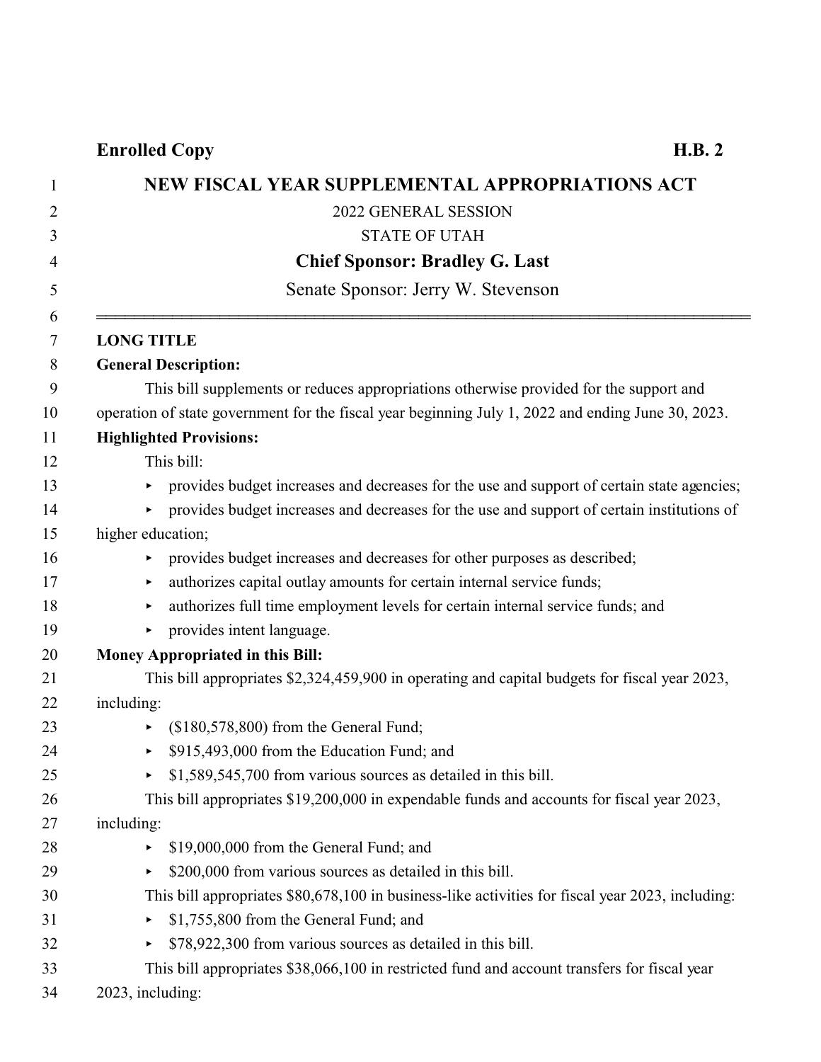**Enrolled Copy** **H.B. 2**

# NEW FISCAL YEAR SUPPLEMENTAL APPROPRIATIONS ACT

2022 GENERAL SESSION

STATE OF UTAH

**Chief Sponsor: Bradley G. Last**

Senate Sponsor: Jerry W. Stevenson

---

**LONG TITLE**

**General Description:**

This bill supplements or reduces appropriations otherwise provided for the support and operation of state government for the fiscal year beginning July 1, 2022 and ending June 30, 2023.

**Highlighted Provisions:**

This bill:

- provides budget increases and decreases for the use and support of certain state agencies;
- provides budget increases and decreases for the use and support of certain institutions of higher education;
- provides budget increases and decreases for other purposes as described;
- authorizes capital outlay amounts for certain internal service funds;
- authorizes full time employment levels for certain internal service funds; and
- provides intent language.

**Money Appropriated in this Bill:**

This bill appropriates $2,324,459,900 in operating and capital budgets for fiscal year 2023, including:

- ($180,578,800) from the General Fund;
- $915,493,000 from the Education Fund; and
- $1,589,545,700 from various sources as detailed in this bill.

This bill appropriates $19,200,000 in expendable funds and accounts for fiscal year 2023, including:

- $19,000,000 from the General Fund; and
- $200,000 from various sources as detailed in this bill.

This bill appropriates $80,678,100 in business-like activities for fiscal year 2023, including:

- $1,755,800 from the General Fund; and
- $78,922,300 from various sources as detailed in this bill.

This bill appropriates $38,066,100 in restricted fund and account transfers for fiscal year 2023, including: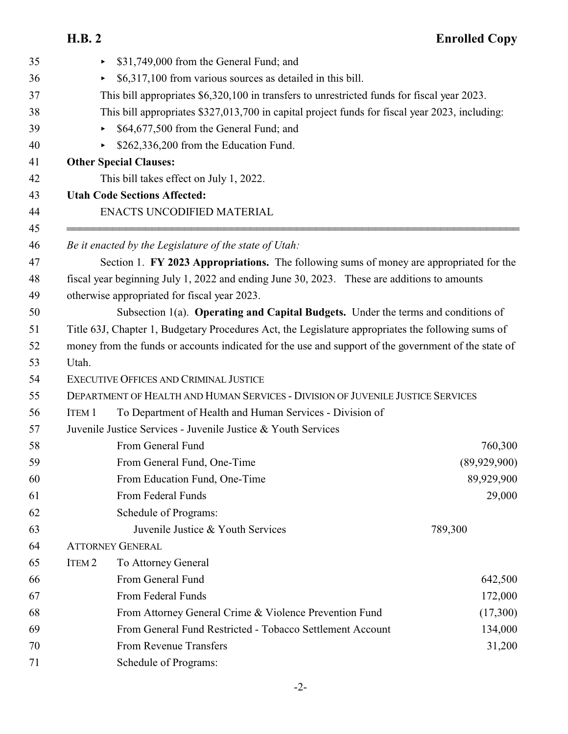- $31,749,000 from the General Fund; and
- $6,317,100 from various sources as detailed in this bill.

This bill appropriates $6,320,100 in transfers to unrestricted funds for fiscal year 2023.

This bill appropriates $327,013,700 in capital project funds for fiscal year 2023, including:

- $64,677,500 from the General Fund; and
- $262,336,200 from the Education Fund.

**Other Special Clauses:**

This bill takes effect on July 1, 2022.

**Utah Code Sections Affected:**

ENACTS UNCODIFIED MATERIAL

---

*Be it enacted by the Legislature of the state of Utah:*

Section 1. **FY 2023 Appropriations.** The following sums of money are appropriated for the fiscal year beginning July 1, 2022 and ending June 30, 2023. These are additions to amounts otherwise appropriated for fiscal year 2023.

Subsection 1(a). **Operating and Capital Budgets.** Under the terms and conditions of Title 63J, Chapter 1, Budgetary Procedures Act, the Legislature appropriates the following sums of money from the funds or accounts indicated for the use and support of the government of the state of Utah.

EXECUTIVE OFFICES AND CRIMINAL JUSTICE

DEPARTMENT OF HEALTH AND HUMAN SERVICES - DIVISION OF JUVENILE JUSTICE SERVICES

ITEM 1 To Department of Health and Human Services - Division of Juvenile Justice Services - Juvenile Justice & Youth Services

| | | |
|---|---|---|
| From General Fund | | 760,300 |
| From General Fund, One-Time | | (89,929,900) |
| From Education Fund, One-Time | | 89,929,900 |
| From Federal Funds | | 29,000 |
| Schedule of Programs: | | |
| Juvenile Justice & Youth Services | 789,300 | |

ATTORNEY GENERAL

ITEM 2 To Attorney General

| | | |
|---|---|---|
| From General Fund | | 642,500 |
| From Federal Funds | | 172,000 |
| From Attorney General Crime & Violence Prevention Fund | | (17,300) |
| From General Fund Restricted - Tobacco Settlement Account | | 134,000 |
| From Revenue Transfers | | 31,200 |
| Schedule of Programs: | | |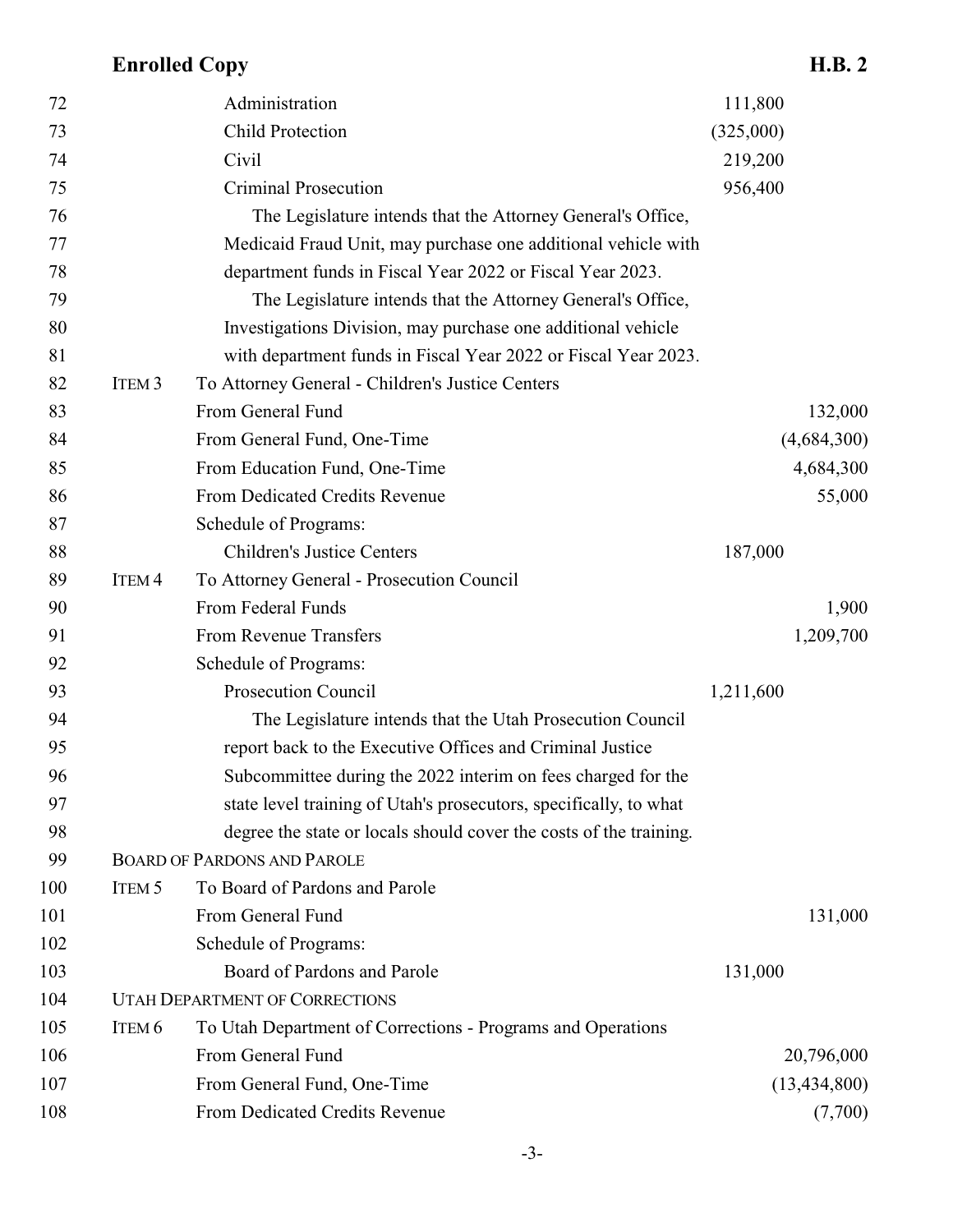| Line | Item | Description | Program Amount | Fund Amount |
|---|---|---|---|---|
| 72 | | Administration | 111,800 | |
| 73 | | Child Protection | (325,000) | |
| 74 | | Civil | 219,200 | |
| 75 | | Criminal Prosecution | 956,400 | |

76 The Legislature intends that the Attorney General's Office,
77 Medicaid Fraud Unit, may purchase one additional vehicle with
78 department funds in Fiscal Year 2022 or Fiscal Year 2023.

79 The Legislature intends that the Attorney General's Office,
80 Investigations Division, may purchase one additional vehicle
81 with department funds in Fiscal Year 2022 or Fiscal Year 2023.

| Line | Item | Description | Program Amount | Fund Amount |
|---|---|---|---|---|
| 82 | ITEM 3 | To Attorney General - Children's Justice Centers | | |
| 83 | | From General Fund | | 132,000 |
| 84 | | From General Fund, One-Time | | (4,684,300) |
| 85 | | From Education Fund, One-Time | | 4,684,300 |
| 86 | | From Dedicated Credits Revenue | | 55,000 |
| 87 | | Schedule of Programs: | | |
| 88 | | Children's Justice Centers | 187,000 | |
| 89 | ITEM 4 | To Attorney General - Prosecution Council | | |
| 90 | | From Federal Funds | | 1,900 |
| 91 | | From Revenue Transfers | | 1,209,700 |
| 92 | | Schedule of Programs: | | |
| 93 | | Prosecution Council | 1,211,600 | |

94 The Legislature intends that the Utah Prosecution Council
95 report back to the Executive Offices and Criminal Justice
96 Subcommittee during the 2022 interim on fees charged for the
97 state level training of Utah's prosecutors, specifically, to what
98 degree the state or locals should cover the costs of the training.

99 BOARD OF PARDONS AND PAROLE

| Line | Item | Description | Program Amount | Fund Amount |
|---|---|---|---|---|
| 100 | ITEM 5 | To Board of Pardons and Parole | | |
| 101 | | From General Fund | | 131,000 |
| 102 | | Schedule of Programs: | | |
| 103 | | Board of Pardons and Parole | 131,000 | |

104 UTAH DEPARTMENT OF CORRECTIONS

| Line | Item | Description | Program Amount | Fund Amount |
|---|---|---|---|---|
| 105 | ITEM 6 | To Utah Department of Corrections - Programs and Operations | | |
| 106 | | From General Fund | | 20,796,000 |
| 107 | | From General Fund, One-Time | | (13,434,800) |
| 108 | | From Dedicated Credits Revenue | | (7,700) |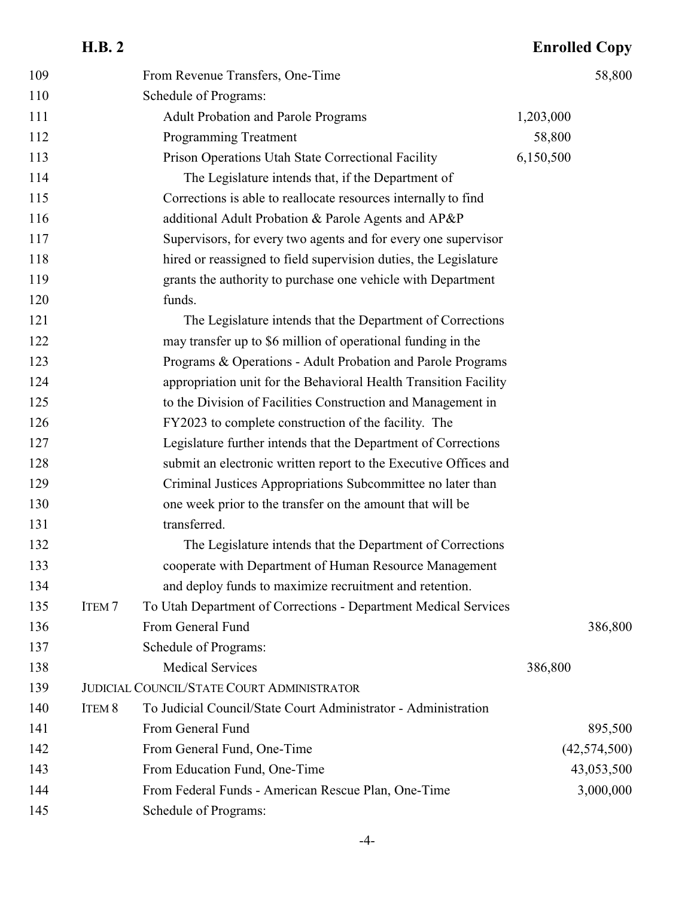| | | | | |
|---|---|---|---|---|
| 109 | | From Revenue Transfers, One-Time | | 58,800 |
| 110 | | Schedule of Programs: | | |
| 111 | | Adult Probation and Parole Programs | 1,203,000 | |
| 112 | | Programming Treatment | 58,800 | |
| 113 | | Prison Operations Utah State Correctional Facility | 6,150,500 | |

114–120 The Legislature intends that, if the Department of Corrections is able to reallocate resources internally to find additional Adult Probation & Parole Agents and AP&P Supervisors, for every two agents and for every one supervisor hired or reassigned to field supervision duties, the Legislature grants the authority to purchase one vehicle with Department funds.

121–131 The Legislature intends that the Department of Corrections may transfer up to $6 million of operational funding in the Programs & Operations - Adult Probation and Parole Programs appropriation unit for the Behavioral Health Transition Facility to the Division of Facilities Construction and Management in FY2023 to complete construction of the facility. The Legislature further intends that the Department of Corrections submit an electronic written report to the Executive Offices and Criminal Justices Appropriations Subcommittee no later than one week prior to the transfer on the amount that will be transferred.

132–134 The Legislature intends that the Department of Corrections cooperate with Department of Human Resource Management and deploy funds to maximize recruitment and retention.

| | | | | |
|---|---|---|---|---|
| 135 | ITEM 7 | To Utah Department of Corrections - Department Medical Services | | |
| 136 | | From General Fund | | 386,800 |
| 137 | | Schedule of Programs: | | |
| 138 | | Medical Services | 386,800 | |
| 139 | JUDICIAL COUNCIL/STATE COURT ADMINISTRATOR | | | |
| 140 | ITEM 8 | To Judicial Council/State Court Administrator - Administration | | |
| 141 | | From General Fund | | 895,500 |
| 142 | | From General Fund, One-Time | | (42,574,500) |
| 143 | | From Education Fund, One-Time | | 43,053,500 |
| 144 | | From Federal Funds - American Rescue Plan, One-Time | | 3,000,000 |
| 145 | | Schedule of Programs: | | |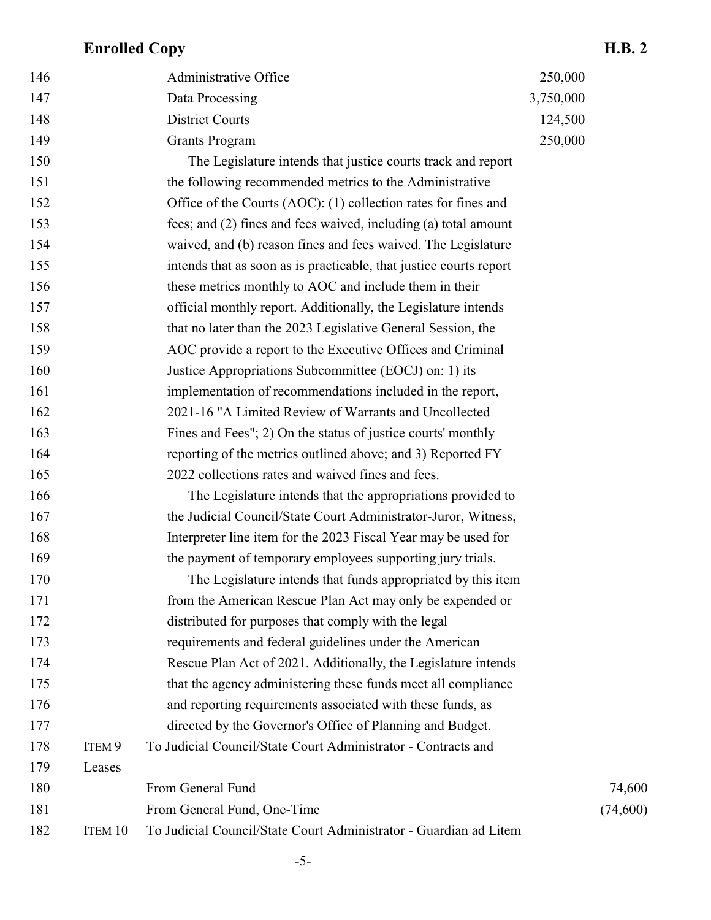| Line | | | | |
|---|---|---|---|---|
| 146 | | Administrative Office | 250,000 | |
| 147 | | Data Processing | 3,750,000 | |
| 148 | | District Courts | 124,500 | |
| 149 | | Grants Program | 250,000 | |

150 The Legislature intends that justice courts track and report
151 the following recommended metrics to the Administrative
152 Office of the Courts (AOC): (1) collection rates for fines and
153 fees; and (2) fines and fees waived, including (a) total amount
154 waived, and (b) reason fines and fees waived. The Legislature
155 intends that as soon as is practicable, that justice courts report
156 these metrics monthly to AOC and include them in their
157 official monthly report. Additionally, the Legislature intends
158 that no later than the 2023 Legislative General Session, the
159 AOC provide a report to the Executive Offices and Criminal
160 Justice Appropriations Subcommittee (EOCJ) on: 1) its
161 implementation of recommendations included in the report,
162 2021-16 "A Limited Review of Warrants and Uncollected
163 Fines and Fees"; 2) On the status of justice courts' monthly
164 reporting of the metrics outlined above; and 3) Reported FY
165 2022 collections rates and waived fines and fees.

166 The Legislature intends that the appropriations provided to
167 the Judicial Council/State Court Administrator-Juror, Witness,
168 Interpreter line item for the 2023 Fiscal Year may be used for
169 the payment of temporary employees supporting jury trials.

170 The Legislature intends that funds appropriated by this item
171 from the American Rescue Plan Act may only be expended or
172 distributed for purposes that comply with the legal
173 requirements and federal guidelines under the American
174 Rescue Plan Act of 2021. Additionally, the Legislature intends
175 that the agency administering these funds meet all compliance
176 and reporting requirements associated with these funds, as
177 directed by the Governor's Office of Planning and Budget.

178 ITEM 9 To Judicial Council/State Court Administrator - Contracts and
179 Leases

| Line | | | |
|---|---|---|---|
| 180 | From General Fund | | 74,600 |
| 181 | From General Fund, One-Time | | (74,600) |

182 ITEM 10 To Judicial Council/State Court Administrator - Guardian ad Litem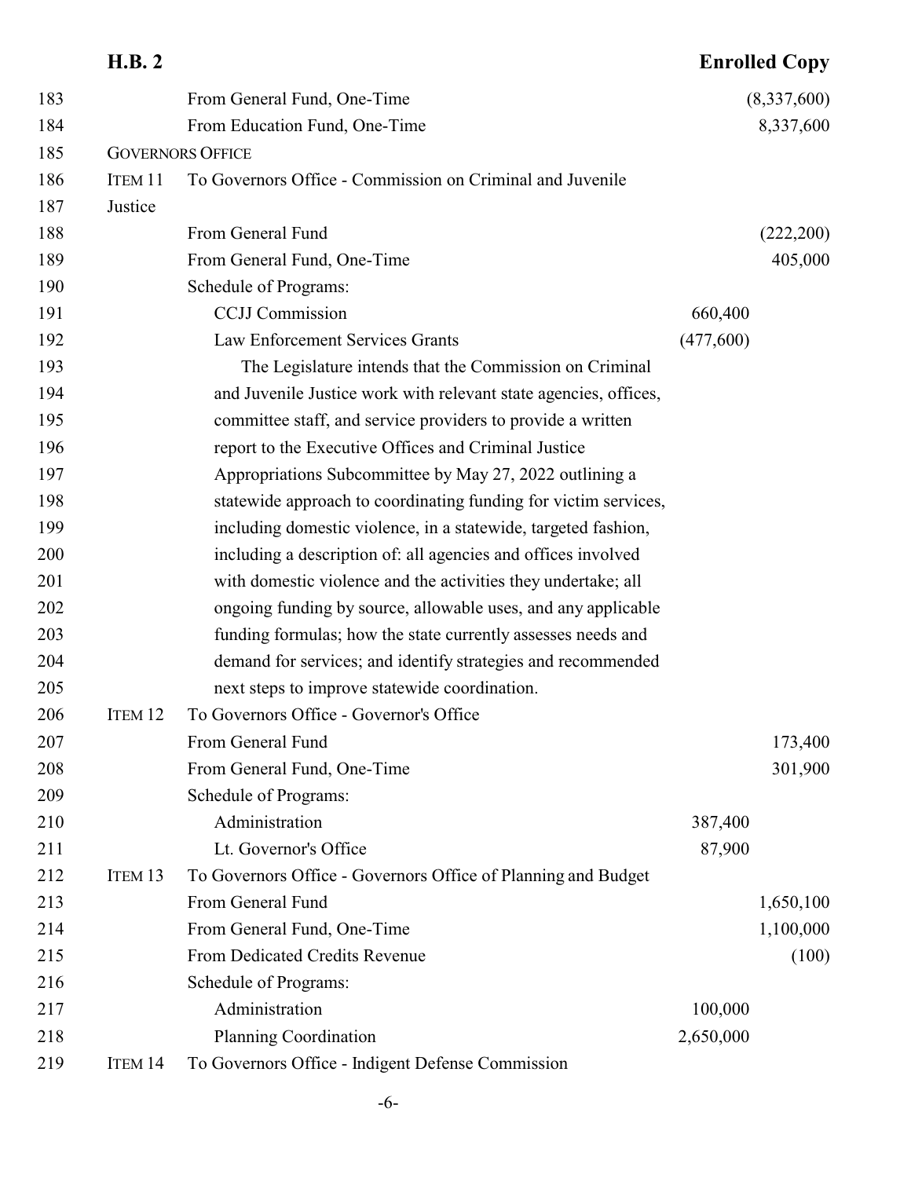| Line | | | | |
|---|---|---|---|---|
| 183 | | From General Fund, One-Time | | (8,337,600) |
| 184 | | From Education Fund, One-Time | | 8,337,600 |
| 185 | GOVERNORS OFFICE | | | |
| 186 | ITEM 11 | To Governors Office - Commission on Criminal and Juvenile | | |
| 187 | Justice | | | |
| 188 | | From General Fund | | (222,200) |
| 189 | | From General Fund, One-Time | | 405,000 |
| 190 | | Schedule of Programs: | | |
| 191 | | CCJJ Commission | 660,400 | |
| 192 | | Law Enforcement Services Grants | (477,600) | |

193 The Legislature intends that the Commission on Criminal
194 and Juvenile Justice work with relevant state agencies, offices,
195 committee staff, and service providers to provide a written
196 report to the Executive Offices and Criminal Justice
197 Appropriations Subcommittee by May 27, 2022 outlining a
198 statewide approach to coordinating funding for victim services,
199 including domestic violence, in a statewide, targeted fashion,
200 including a description of: all agencies and offices involved
201 with domestic violence and the activities they undertake; all
202 ongoing funding by source, allowable uses, and any applicable
203 funding formulas; how the state currently assesses needs and
204 demand for services; and identify strategies and recommended
205 next steps to improve statewide coordination.

| Line | | | | |
|---|---|---|---|---|
| 206 | ITEM 12 | To Governors Office - Governor's Office | | |
| 207 | | From General Fund | | 173,400 |
| 208 | | From General Fund, One-Time | | 301,900 |
| 209 | | Schedule of Programs: | | |
| 210 | | Administration | 387,400 | |
| 211 | | Lt. Governor's Office | 87,900 | |
| 212 | ITEM 13 | To Governors Office - Governors Office of Planning and Budget | | |
| 213 | | From General Fund | | 1,650,100 |
| 214 | | From General Fund, One-Time | | 1,100,000 |
| 215 | | From Dedicated Credits Revenue | | (100) |
| 216 | | Schedule of Programs: | | |
| 217 | | Administration | 100,000 | |
| 218 | | Planning Coordination | 2,650,000 | |
| 219 | ITEM 14 | To Governors Office - Indigent Defense Commission | | |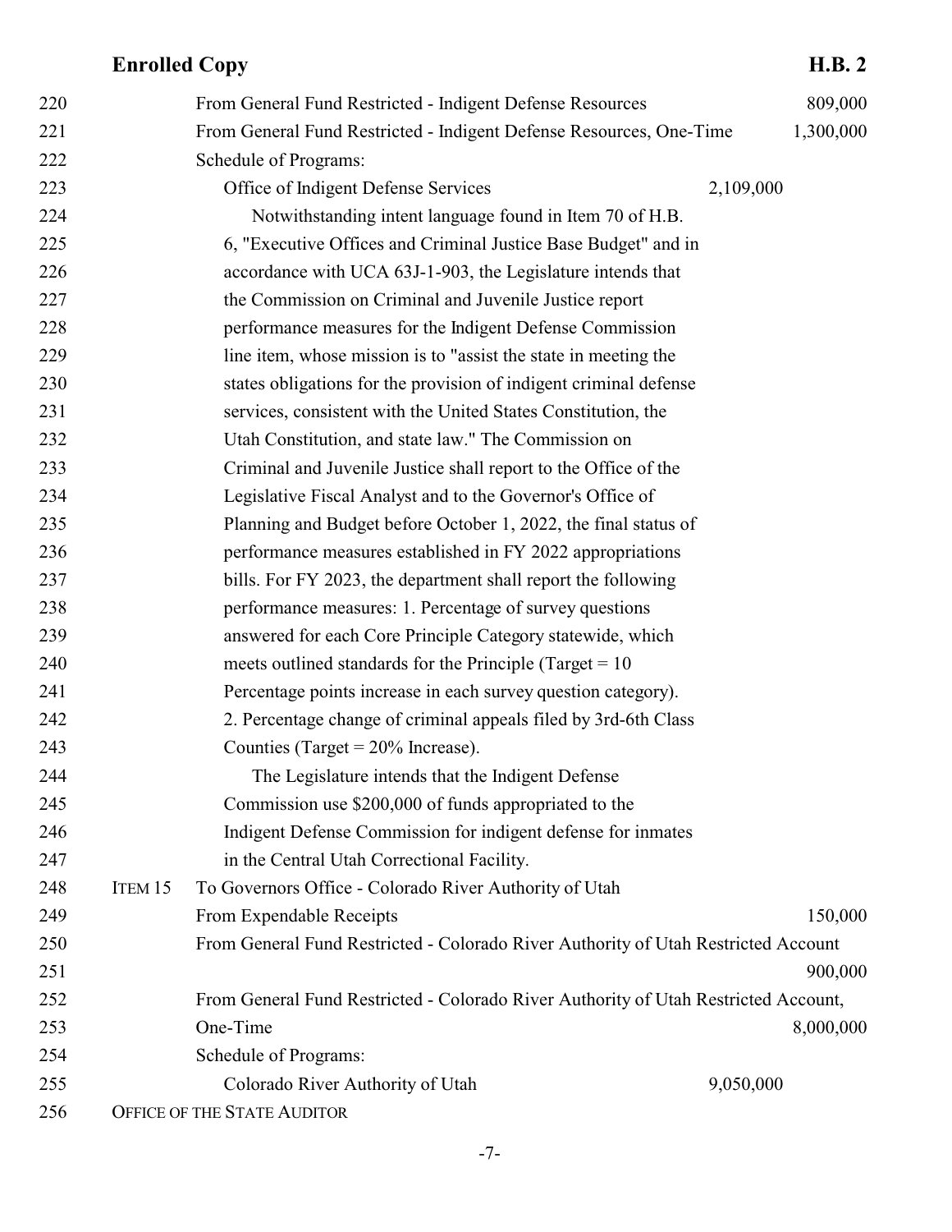From General Fund Restricted - Indigent Defense Resources 809,000

From General Fund Restricted - Indigent Defense Resources, One-Time 1,300,000

Schedule of Programs:

Office of Indigent Defense Services 2,109,000

Notwithstanding intent language found in Item 70 of H.B. 6, "Executive Offices and Criminal Justice Base Budget" and in accordance with UCA 63J-1-903, the Legislature intends that the Commission on Criminal and Juvenile Justice report performance measures for the Indigent Defense Commission line item, whose mission is to "assist the state in meeting the states obligations for the provision of indigent criminal defense services, consistent with the United States Constitution, the Utah Constitution, and state law." The Commission on Criminal and Juvenile Justice shall report to the Office of the Legislative Fiscal Analyst and to the Governor's Office of Planning and Budget before October 1, 2022, the final status of performance measures established in FY 2022 appropriations bills. For FY 2023, the department shall report the following performance measures: 1. Percentage of survey questions answered for each Core Principle Category statewide, which meets outlined standards for the Principle (Target = 10 Percentage points increase in each survey question category). 2. Percentage change of criminal appeals filed by 3rd-6th Class Counties (Target = 20% Increase).

The Legislature intends that the Indigent Defense Commission use $200,000 of funds appropriated to the Indigent Defense Commission for indigent defense for inmates in the Central Utah Correctional Facility.

ITEM 15 To Governors Office - Colorado River Authority of Utah

From Expendable Receipts 150,000

From General Fund Restricted - Colorado River Authority of Utah Restricted Account 900,000

From General Fund Restricted - Colorado River Authority of Utah Restricted Account, One-Time 8,000,000

Schedule of Programs:

Colorado River Authority of Utah 9,050,000

OFFICE OF THE STATE AUDITOR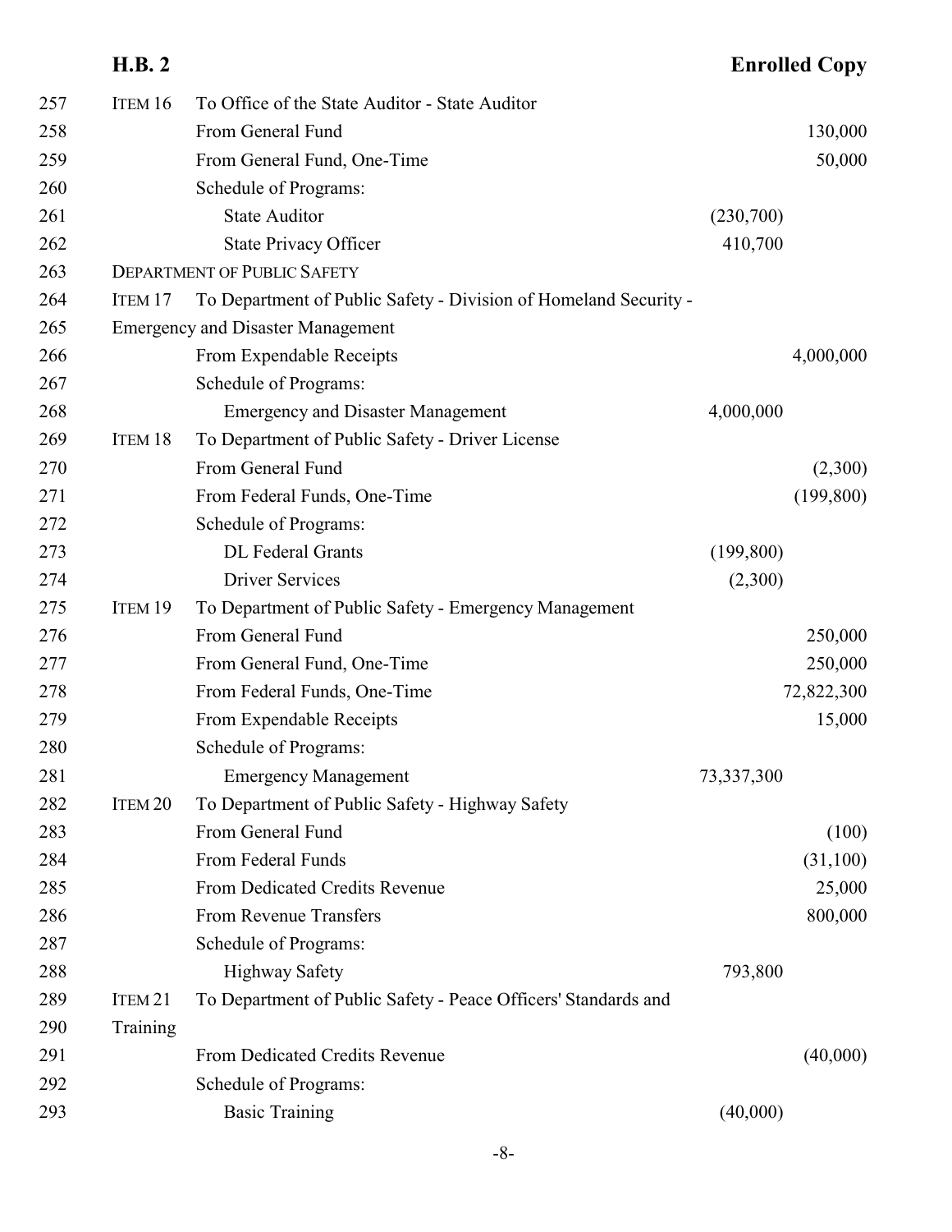| Line | Item | Description | Schedule of Programs | Amount |
|---|---|---|---|---|
| 257 | ITEM 16 | To Office of the State Auditor - State Auditor | | |
| 258 | | From General Fund | | 130,000 |
| 259 | | From General Fund, One-Time | | 50,000 |
| 260 | | Schedule of Programs: | | |
| 261 | | State Auditor | (230,700) | |
| 262 | | State Privacy Officer | 410,700 | |
| 263 | | DEPARTMENT OF PUBLIC SAFETY | | |
| 264 | ITEM 17 | To Department of Public Safety - Division of Homeland Security - | | |
| 265 | | Emergency and Disaster Management | | |
| 266 | | From Expendable Receipts | | 4,000,000 |
| 267 | | Schedule of Programs: | | |
| 268 | | Emergency and Disaster Management | 4,000,000 | |
| 269 | ITEM 18 | To Department of Public Safety - Driver License | | |
| 270 | | From General Fund | | (2,300) |
| 271 | | From Federal Funds, One-Time | | (199,800) |
| 272 | | Schedule of Programs: | | |
| 273 | | DL Federal Grants | (199,800) | |
| 274 | | Driver Services | (2,300) | |
| 275 | ITEM 19 | To Department of Public Safety - Emergency Management | | |
| 276 | | From General Fund | | 250,000 |
| 277 | | From General Fund, One-Time | | 250,000 |
| 278 | | From Federal Funds, One-Time | | 72,822,300 |
| 279 | | From Expendable Receipts | | 15,000 |
| 280 | | Schedule of Programs: | | |
| 281 | | Emergency Management | 73,337,300 | |
| 282 | ITEM 20 | To Department of Public Safety - Highway Safety | | |
| 283 | | From General Fund | | (100) |
| 284 | | From Federal Funds | | (31,100) |
| 285 | | From Dedicated Credits Revenue | | 25,000 |
| 286 | | From Revenue Transfers | | 800,000 |
| 287 | | Schedule of Programs: | | |
| 288 | | Highway Safety | 793,800 | |
| 289 | ITEM 21 | To Department of Public Safety - Peace Officers' Standards and | | |
| 290 | | Training | | |
| 291 | | From Dedicated Credits Revenue | | (40,000) |
| 292 | | Schedule of Programs: | | |
| 293 | | Basic Training | (40,000) | |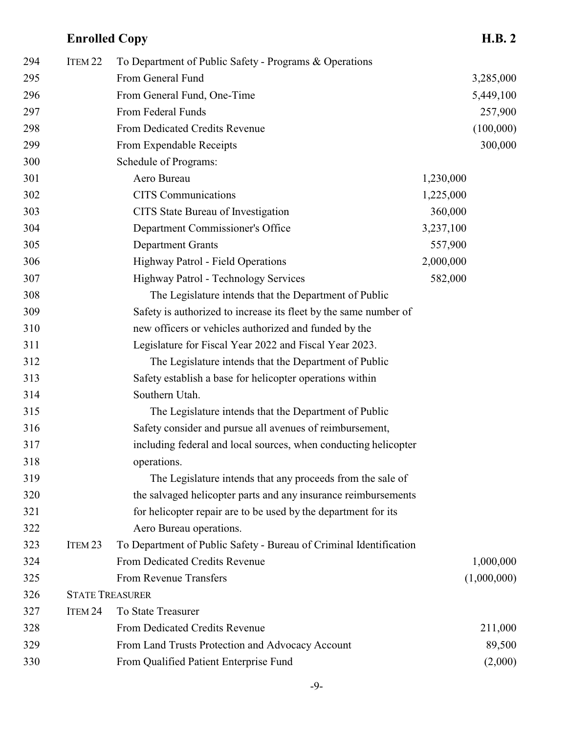| | | | | |
|---|---|---|---|---|
| 294 | ITEM 22 | To Department of Public Safety - Programs & Operations | | |
| 295 | | From General Fund | | 3,285,000 |
| 296 | | From General Fund, One-Time | | 5,449,100 |
| 297 | | From Federal Funds | | 257,900 |
| 298 | | From Dedicated Credits Revenue | | (100,000) |
| 299 | | From Expendable Receipts | | 300,000 |
| 300 | | Schedule of Programs: | | |
| 301 | | Aero Bureau | 1,230,000 | |
| 302 | | CITS Communications | 1,225,000 | |
| 303 | | CITS State Bureau of Investigation | 360,000 | |
| 304 | | Department Commissioner's Office | 3,237,100 | |
| 305 | | Department Grants | 557,900 | |
| 306 | | Highway Patrol - Field Operations | 2,000,000 | |
| 307 | | Highway Patrol - Technology Services | 582,000 | |

308 The Legislature intends that the Department of Public
309 Safety is authorized to increase its fleet by the same number of
310 new officers or vehicles authorized and funded by the
311 Legislature for Fiscal Year 2022 and Fiscal Year 2023.
312 The Legislature intends that the Department of Public
313 Safety establish a base for helicopter operations within
314 Southern Utah.
315 The Legislature intends that the Department of Public
316 Safety consider and pursue all avenues of reimbursement,
317 including federal and local sources, when conducting helicopter
318 operations.
319 The Legislature intends that any proceeds from the sale of
320 the salvaged helicopter parts and any insurance reimbursements
321 for helicopter repair are to be used by the department for its
322 Aero Bureau operations.

| | | | | |
|---|---|---|---|---|
| 323 | ITEM 23 | To Department of Public Safety - Bureau of Criminal Identification | | |
| 324 | | From Dedicated Credits Revenue | | 1,000,000 |
| 325 | | From Revenue Transfers | | (1,000,000) |
| 326 | STATE TREASURER | | | |
| 327 | ITEM 24 | To State Treasurer | | |
| 328 | | From Dedicated Credits Revenue | | 211,000 |
| 329 | | From Land Trusts Protection and Advocacy Account | | 89,500 |
| 330 | | From Qualified Patient Enterprise Fund | | (2,000) |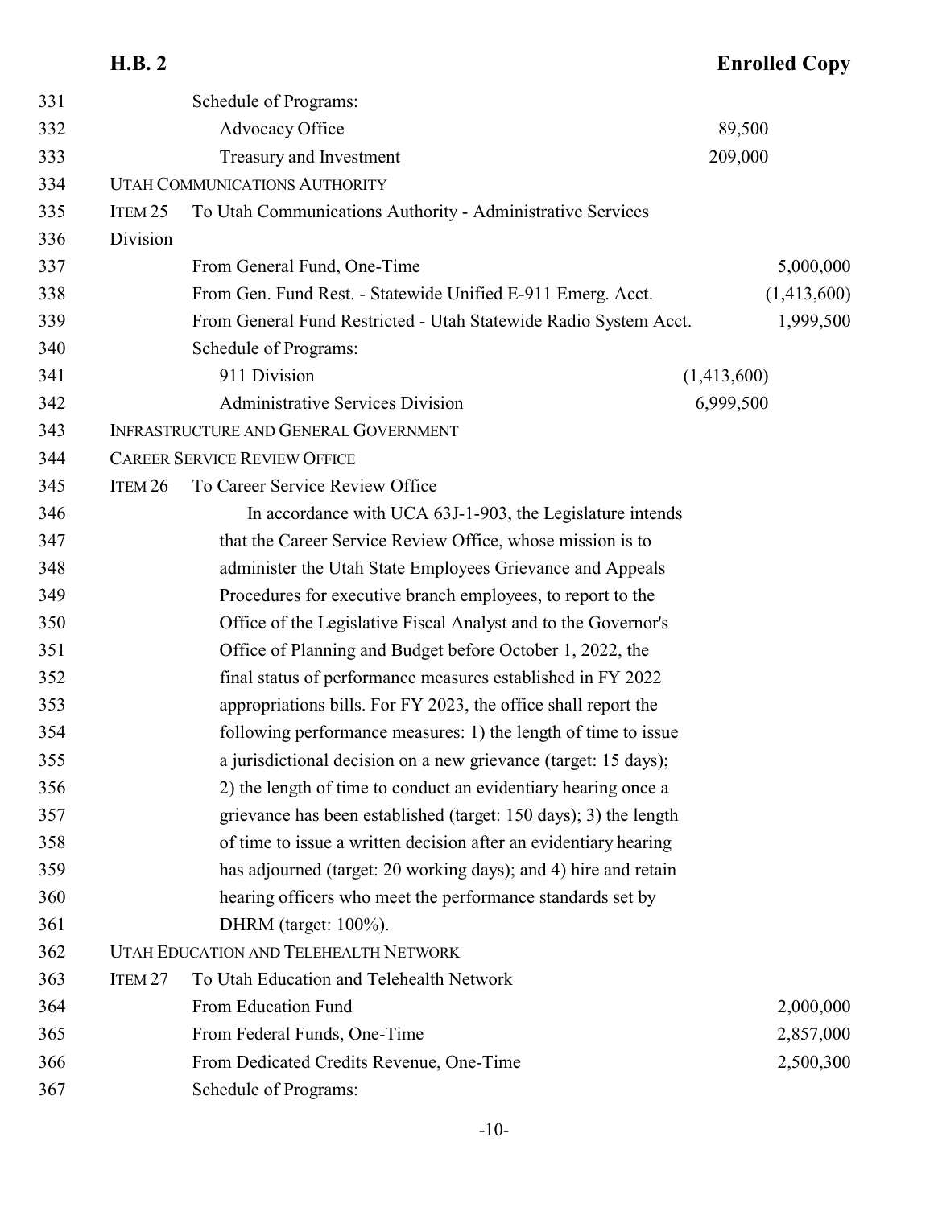Schedule of Programs:

| | | |
|---|---|---|
| Advocacy Office | 89,500 | |
| Treasury and Investment | 209,000 | |

UTAH COMMUNICATIONS AUTHORITY

ITEM 25 To Utah Communications Authority - Administrative Services Division

| | | |
|---|---|---|
| From General Fund, One-Time | | 5,000,000 |
| From Gen. Fund Rest. - Statewide Unified E-911 Emerg. Acct. | | (1,413,600) |
| From General Fund Restricted - Utah Statewide Radio System Acct. | | 1,999,500 |
| Schedule of Programs: | | |
| 911 Division | (1,413,600) | |
| Administrative Services Division | 6,999,500 | |

INFRASTRUCTURE AND GENERAL GOVERNMENT

CAREER SERVICE REVIEW OFFICE

ITEM 26 To Career Service Review Office

In accordance with UCA 63J-1-903, the Legislature intends that the Career Service Review Office, whose mission is to administer the Utah State Employees Grievance and Appeals Procedures for executive branch employees, to report to the Office of the Legislative Fiscal Analyst and to the Governor's Office of Planning and Budget before October 1, 2022, the final status of performance measures established in FY 2022 appropriations bills. For FY 2023, the office shall report the following performance measures: 1) the length of time to issue a jurisdictional decision on a new grievance (target: 15 days); 2) the length of time to conduct an evidentiary hearing once a grievance has been established (target: 150 days); 3) the length of time to issue a written decision after an evidentiary hearing has adjourned (target: 20 working days); and 4) hire and retain hearing officers who meet the performance standards set by DHRM (target: 100%).

UTAH EDUCATION AND TELEHEALTH NETWORK

ITEM 27 To Utah Education and Telehealth Network

| | | |
|---|---|---|
| From Education Fund | | 2,000,000 |
| From Federal Funds, One-Time | | 2,857,000 |
| From Dedicated Credits Revenue, One-Time | | 2,500,300 |

Schedule of Programs: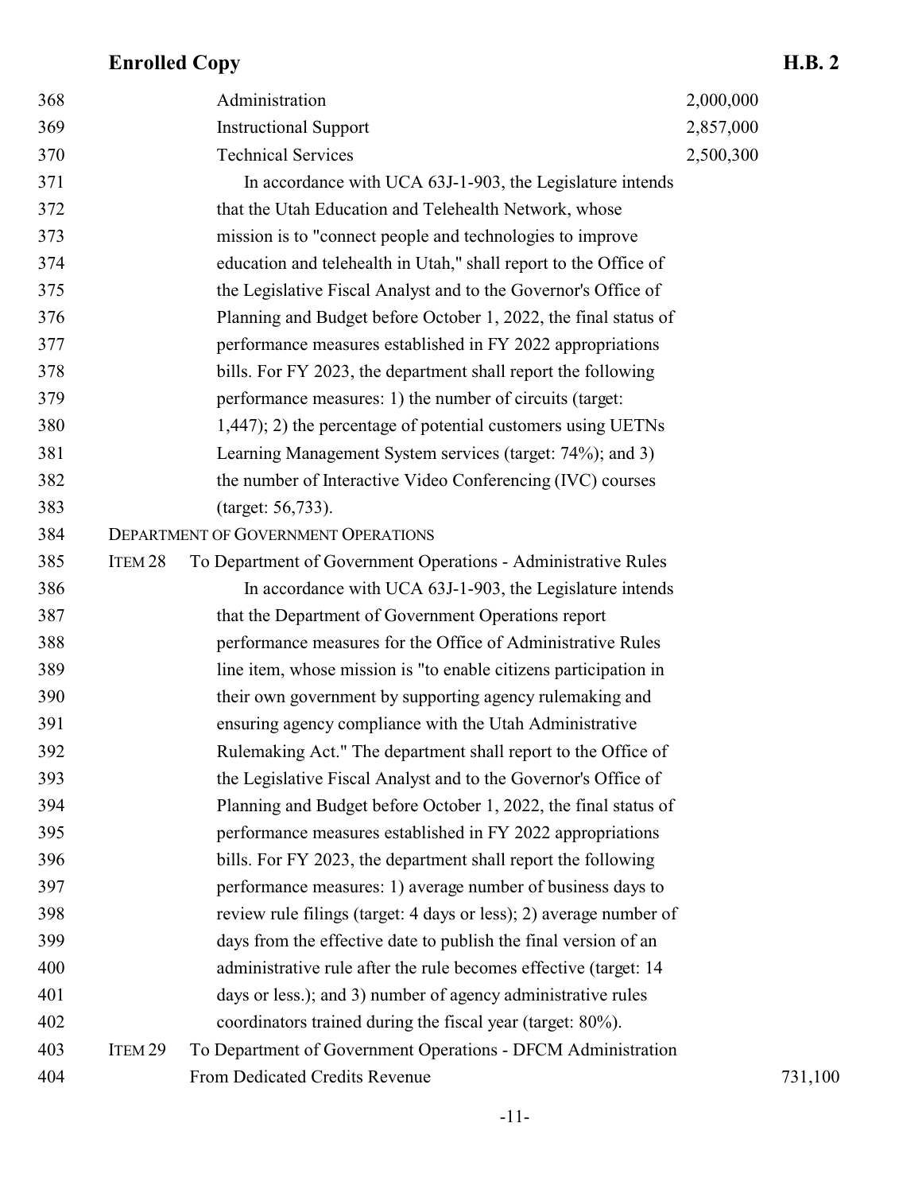| | | | |
|---|---|---|---|
| 368 | Administration | 2,000,000 | |
| 369 | Instructional Support | 2,857,000 | |
| 370 | Technical Services | 2,500,300 | |

In accordance with UCA 63J-1-903, the Legislature intends that the Utah Education and Telehealth Network, whose mission is to "connect people and technologies to improve education and telehealth in Utah," shall report to the Office of the Legislative Fiscal Analyst and to the Governor's Office of Planning and Budget before October 1, 2022, the final status of performance measures established in FY 2022 appropriations bills. For FY 2023, the department shall report the following performance measures: 1) the number of circuits (target: 1,447); 2) the percentage of potential customers using UETNs Learning Management System services (target: 74%); and 3) the number of Interactive Video Conferencing (IVC) courses (target: 56,733).

DEPARTMENT OF GOVERNMENT OPERATIONS

ITEM 28 To Department of Government Operations - Administrative Rules

In accordance with UCA 63J-1-903, the Legislature intends that the Department of Government Operations report performance measures for the Office of Administrative Rules line item, whose mission is "to enable citizens participation in their own government by supporting agency rulemaking and ensuring agency compliance with the Utah Administrative Rulemaking Act." The department shall report to the Office of the Legislative Fiscal Analyst and to the Governor's Office of Planning and Budget before October 1, 2022, the final status of performance measures established in FY 2022 appropriations bills. For FY 2023, the department shall report the following performance measures: 1) average number of business days to review rule filings (target: 4 days or less); 2) average number of days from the effective date to publish the final version of an administrative rule after the rule becomes effective (target: 14 days or less.); and 3) number of agency administrative rules coordinators trained during the fiscal year (target: 80%).

ITEM 29 To Department of Government Operations - DFCM Administration

| | | | |
|---|---|---|---|
| 404 | From Dedicated Credits Revenue | | 731,100 |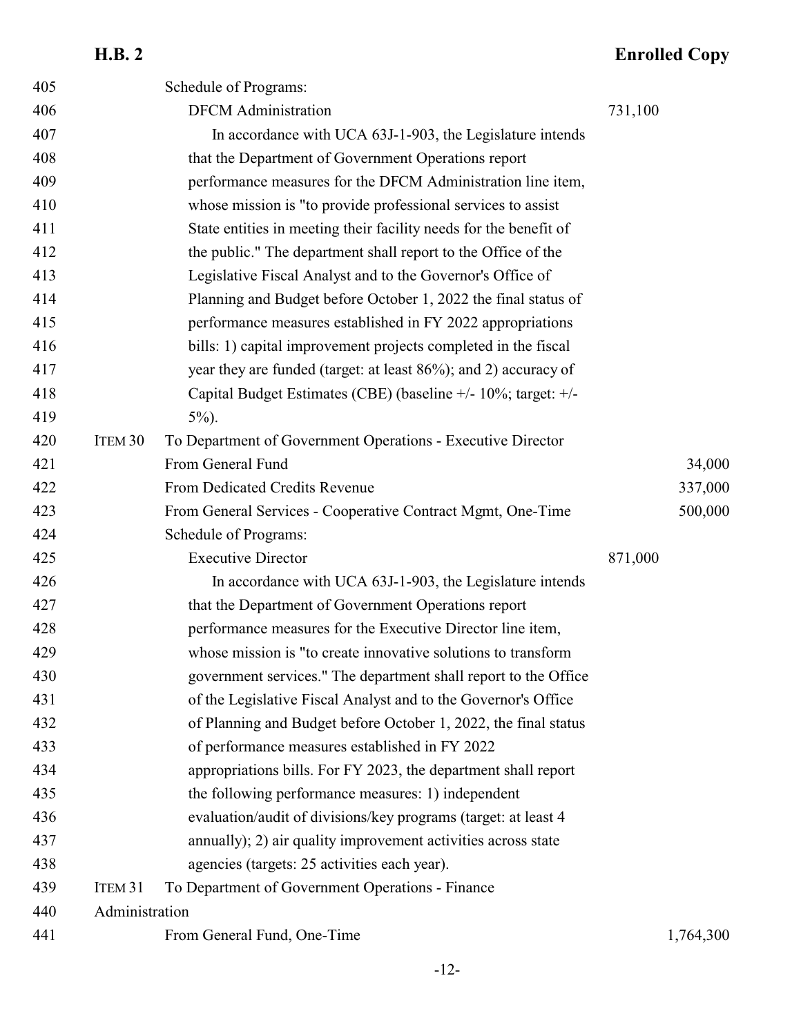Schedule of Programs:

DFCM Administration 731,100

In accordance with UCA 63J-1-903, the Legislature intends that the Department of Government Operations report performance measures for the DFCM Administration line item, whose mission is "to provide professional services to assist State entities in meeting their facility needs for the benefit of the public." The department shall report to the Office of the Legislative Fiscal Analyst and to the Governor's Office of Planning and Budget before October 1, 2022 the final status of performance measures established in FY 2022 appropriations bills: 1) capital improvement projects completed in the fiscal year they are funded (target: at least 86%); and 2) accuracy of Capital Budget Estimates (CBE) (baseline +/- 10%; target: +/- 5%).

ITEM 30 To Department of Government Operations - Executive Director

| | | |
|---|---|---|
| From General Fund | | 34,000 |
| From Dedicated Credits Revenue | | 337,000 |
| From General Services - Cooperative Contract Mgmt, One-Time | | 500,000 |
| Schedule of Programs: | | |
| Executive Director | 871,000 | |

In accordance with UCA 63J-1-903, the Legislature intends that the Department of Government Operations report performance measures for the Executive Director line item, whose mission is "to create innovative solutions to transform government services." The department shall report to the Office of the Legislative Fiscal Analyst and to the Governor's Office of Planning and Budget before October 1, 2022, the final status of performance measures established in FY 2022 appropriations bills. For FY 2023, the department shall report the following performance measures: 1) independent evaluation/audit of divisions/key programs (target: at least 4 annually); 2) air quality improvement activities across state agencies (targets: 25 activities each year).

ITEM 31 To Department of Government Operations - Finance Administration

| | | |
|---|---|---|
| From General Fund, One-Time | | 1,764,300 |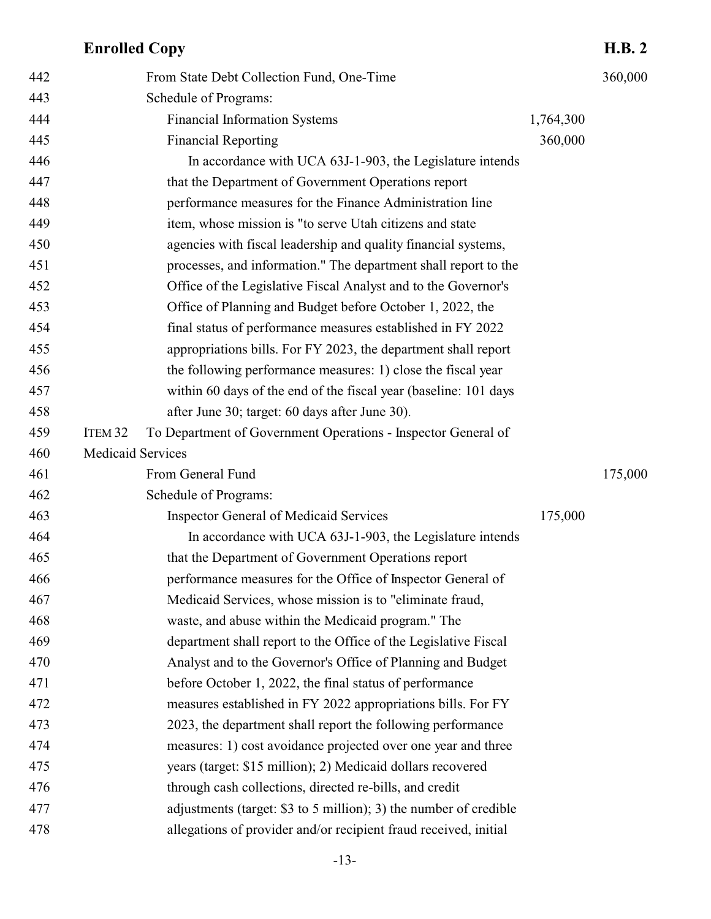From State Debt Collection Fund, One-Time 360,000

Schedule of Programs:

| | | |
|---|---|---|
| Financial Information Systems | 1,764,300 | |
| Financial Reporting | 360,000 | |

In accordance with UCA 63J-1-903, the Legislature intends that the Department of Government Operations report performance measures for the Finance Administration line item, whose mission is "to serve Utah citizens and state agencies with fiscal leadership and quality financial systems, processes, and information." The department shall report to the Office of the Legislative Fiscal Analyst and to the Governor's Office of Planning and Budget before October 1, 2022, the final status of performance measures established in FY 2022 appropriations bills. For FY 2023, the department shall report the following performance measures: 1) close the fiscal year within 60 days of the end of the fiscal year (baseline: 101 days after June 30; target: 60 days after June 30).

ITEM 32 To Department of Government Operations - Inspector General of Medicaid Services

From General Fund 175,000

Schedule of Programs:

| | | |
|---|---|---|
| Inspector General of Medicaid Services | 175,000 | |

In accordance with UCA 63J-1-903, the Legislature intends that the Department of Government Operations report performance measures for the Office of Inspector General of Medicaid Services, whose mission is to "eliminate fraud, waste, and abuse within the Medicaid program." The department shall report to the Office of the Legislative Fiscal Analyst and to the Governor's Office of Planning and Budget before October 1, 2022, the final status of performance measures established in FY 2022 appropriations bills. For FY 2023, the department shall report the following performance measures: 1) cost avoidance projected over one year and three years (target: $15 million); 2) Medicaid dollars recovered through cash collections, directed re-bills, and credit adjustments (target: $3 to 5 million); 3) the number of credible allegations of provider and/or recipient fraud received, initial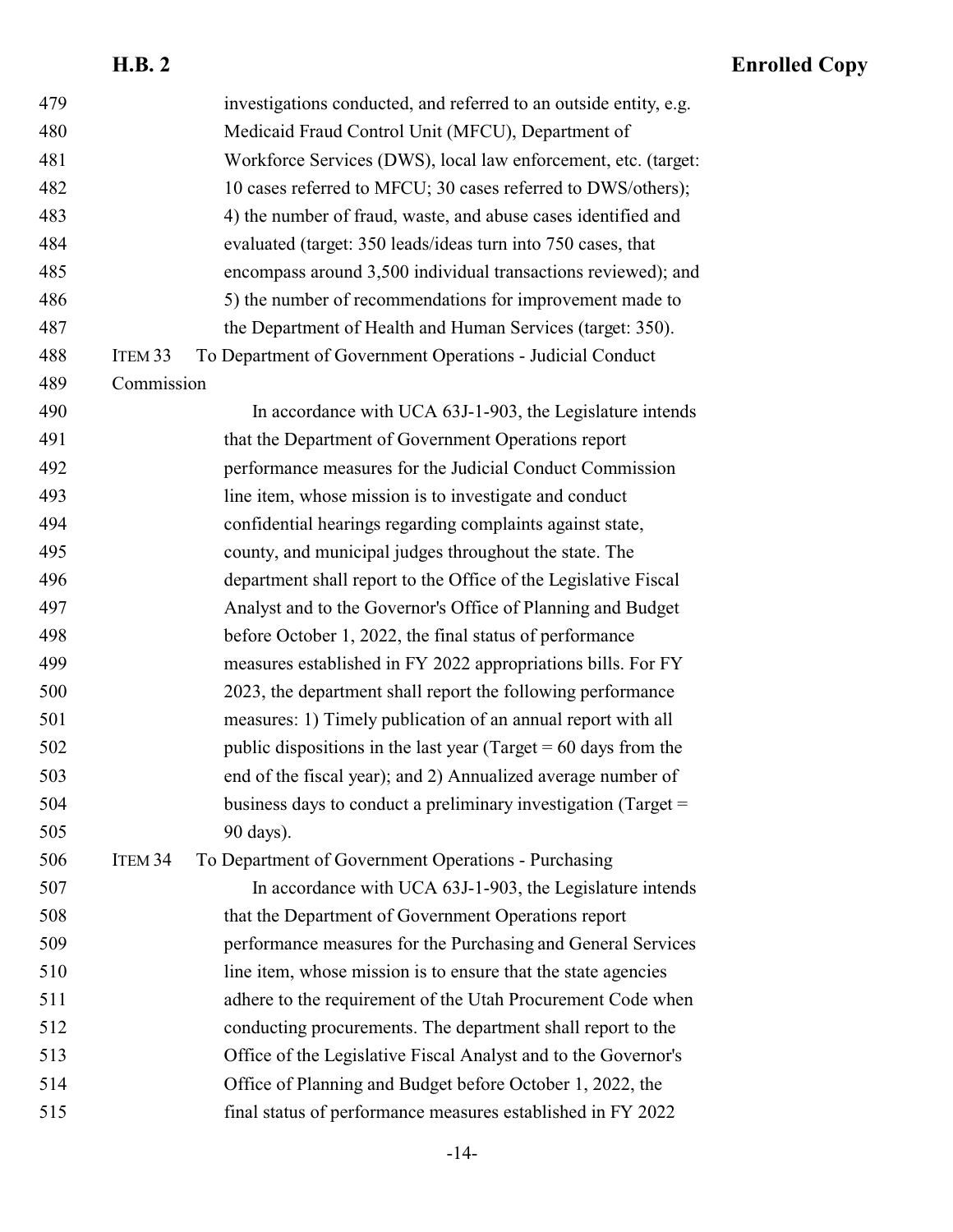investigations conducted, and referred to an outside entity, e.g. Medicaid Fraud Control Unit (MFCU), Department of Workforce Services (DWS), local law enforcement, etc. (target: 10 cases referred to MFCU; 30 cases referred to DWS/others); 4) the number of fraud, waste, and abuse cases identified and evaluated (target: 350 leads/ideas turn into 750 cases, that encompass around 3,500 individual transactions reviewed); and 5) the number of recommendations for improvement made to the Department of Health and Human Services (target: 350).

ITEM 33 To Department of Government Operations - Judicial Conduct Commission

In accordance with UCA 63J-1-903, the Legislature intends that the Department of Government Operations report performance measures for the Judicial Conduct Commission line item, whose mission is to investigate and conduct confidential hearings regarding complaints against state, county, and municipal judges throughout the state. The department shall report to the Office of the Legislative Fiscal Analyst and to the Governor's Office of Planning and Budget before October 1, 2022, the final status of performance measures established in FY 2022 appropriations bills. For FY 2023, the department shall report the following performance measures: 1) Timely publication of an annual report with all public dispositions in the last year (Target = 60 days from the end of the fiscal year); and 2) Annualized average number of business days to conduct a preliminary investigation (Target = 90 days).

ITEM 34 To Department of Government Operations - Purchasing

In accordance with UCA 63J-1-903, the Legislature intends that the Department of Government Operations report performance measures for the Purchasing and General Services line item, whose mission is to ensure that the state agencies adhere to the requirement of the Utah Procurement Code when conducting procurements. The department shall report to the Office of the Legislative Fiscal Analyst and to the Governor's Office of Planning and Budget before October 1, 2022, the final status of performance measures established in FY 2022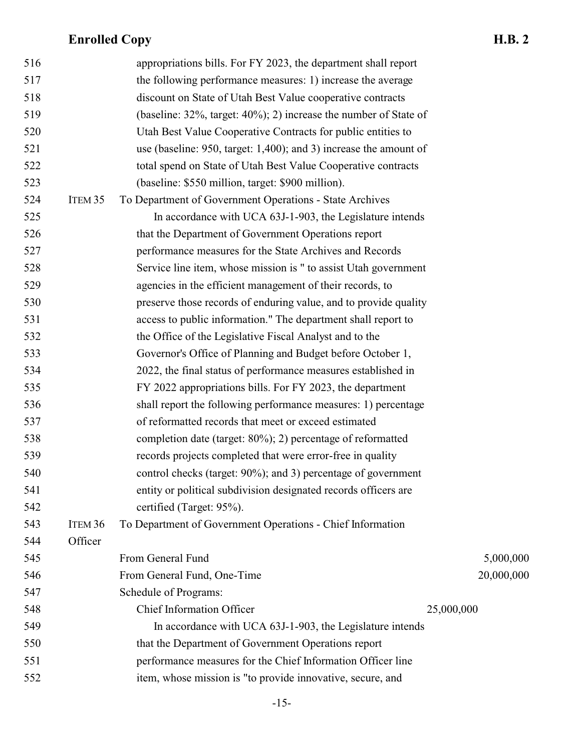appropriations bills. For FY 2023, the department shall report the following performance measures: 1) increase the average discount on State of Utah Best Value cooperative contracts (baseline: 32%, target: 40%); 2) increase the number of State of Utah Best Value Cooperative Contracts for public entities to use (baseline: 950, target: 1,400); and 3) increase the amount of total spend on State of Utah Best Value Cooperative contracts (baseline: $550 million, target: $900 million).

ITEM 35 To Department of Government Operations - State Archives

In accordance with UCA 63J-1-903, the Legislature intends that the Department of Government Operations report performance measures for the State Archives and Records Service line item, whose mission is " to assist Utah government agencies in the efficient management of their records, to preserve those records of enduring value, and to provide quality access to public information." The department shall report to the Office of the Legislative Fiscal Analyst and to the Governor's Office of Planning and Budget before October 1, 2022, the final status of performance measures established in FY 2022 appropriations bills. For FY 2023, the department shall report the following performance measures: 1) percentage of reformatted records that meet or exceed estimated completion date (target: 80%); 2) percentage of reformatted records projects completed that were error-free in quality control checks (target: 90%); and 3) percentage of government entity or political subdivision designated records officers are certified (Target: 95%).

ITEM 36 To Department of Government Operations - Chief Information Officer

| | | |
|---|---|---|
| From General Fund | | 5,000,000 |
| From General Fund, One-Time | | 20,000,000 |
| Schedule of Programs: | | |
| Chief Information Officer | 25,000,000 | |

In accordance with UCA 63J-1-903, the Legislature intends that the Department of Government Operations report performance measures for the Chief Information Officer line item, whose mission is "to provide innovative, secure, and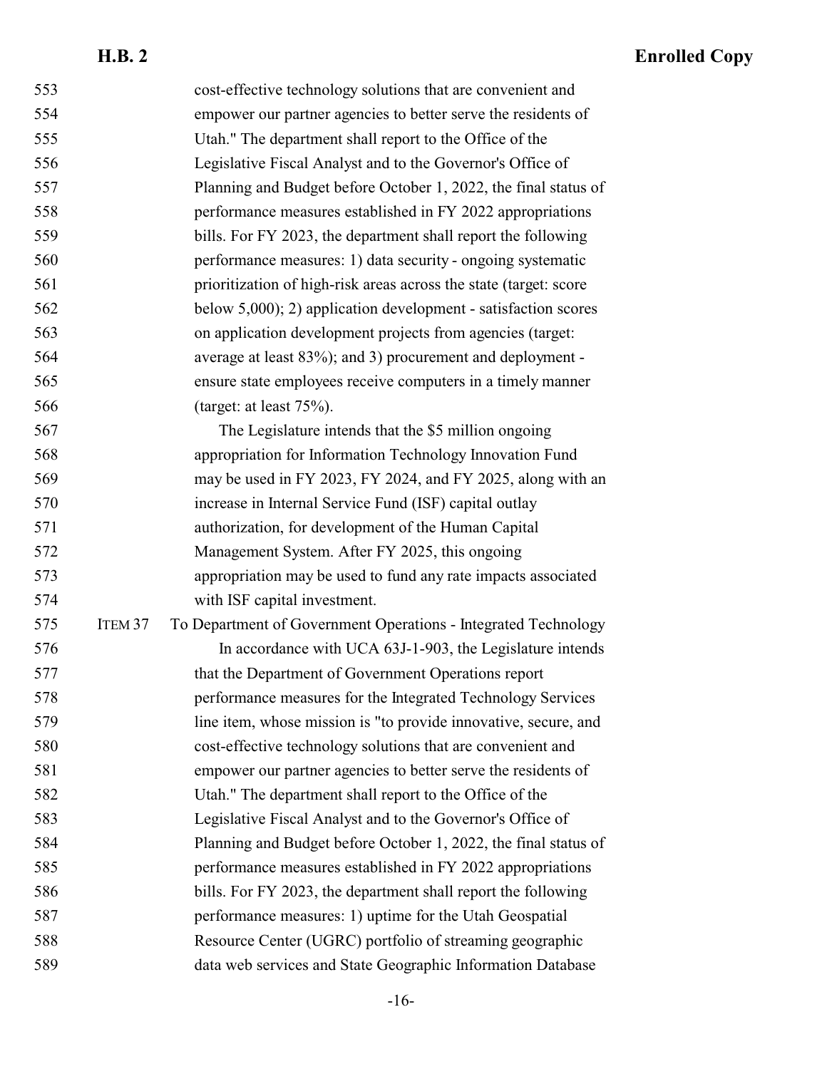cost-effective technology solutions that are convenient and empower our partner agencies to better serve the residents of Utah." The department shall report to the Office of the Legislative Fiscal Analyst and to the Governor's Office of Planning and Budget before October 1, 2022, the final status of performance measures established in FY 2022 appropriations bills. For FY 2023, the department shall report the following performance measures: 1) data security - ongoing systematic prioritization of high-risk areas across the state (target: score below 5,000); 2) application development - satisfaction scores on application development projects from agencies (target: average at least 83%); and 3) procurement and deployment - ensure state employees receive computers in a timely manner (target: at least 75%).

The Legislature intends that the $5 million ongoing appropriation for Information Technology Innovation Fund may be used in FY 2023, FY 2024, and FY 2025, along with an increase in Internal Service Fund (ISF) capital outlay authorization, for development of the Human Capital Management System. After FY 2025, this ongoing appropriation may be used to fund any rate impacts associated with ISF capital investment.

ITEM 37 To Department of Government Operations - Integrated Technology

In accordance with UCA 63J-1-903, the Legislature intends that the Department of Government Operations report performance measures for the Integrated Technology Services line item, whose mission is "to provide innovative, secure, and cost-effective technology solutions that are convenient and empower our partner agencies to better serve the residents of Utah." The department shall report to the Office of the Legislative Fiscal Analyst and to the Governor's Office of Planning and Budget before October 1, 2022, the final status of performance measures established in FY 2022 appropriations bills. For FY 2023, the department shall report the following performance measures: 1) uptime for the Utah Geospatial Resource Center (UGRC) portfolio of streaming geographic data web services and State Geographic Information Database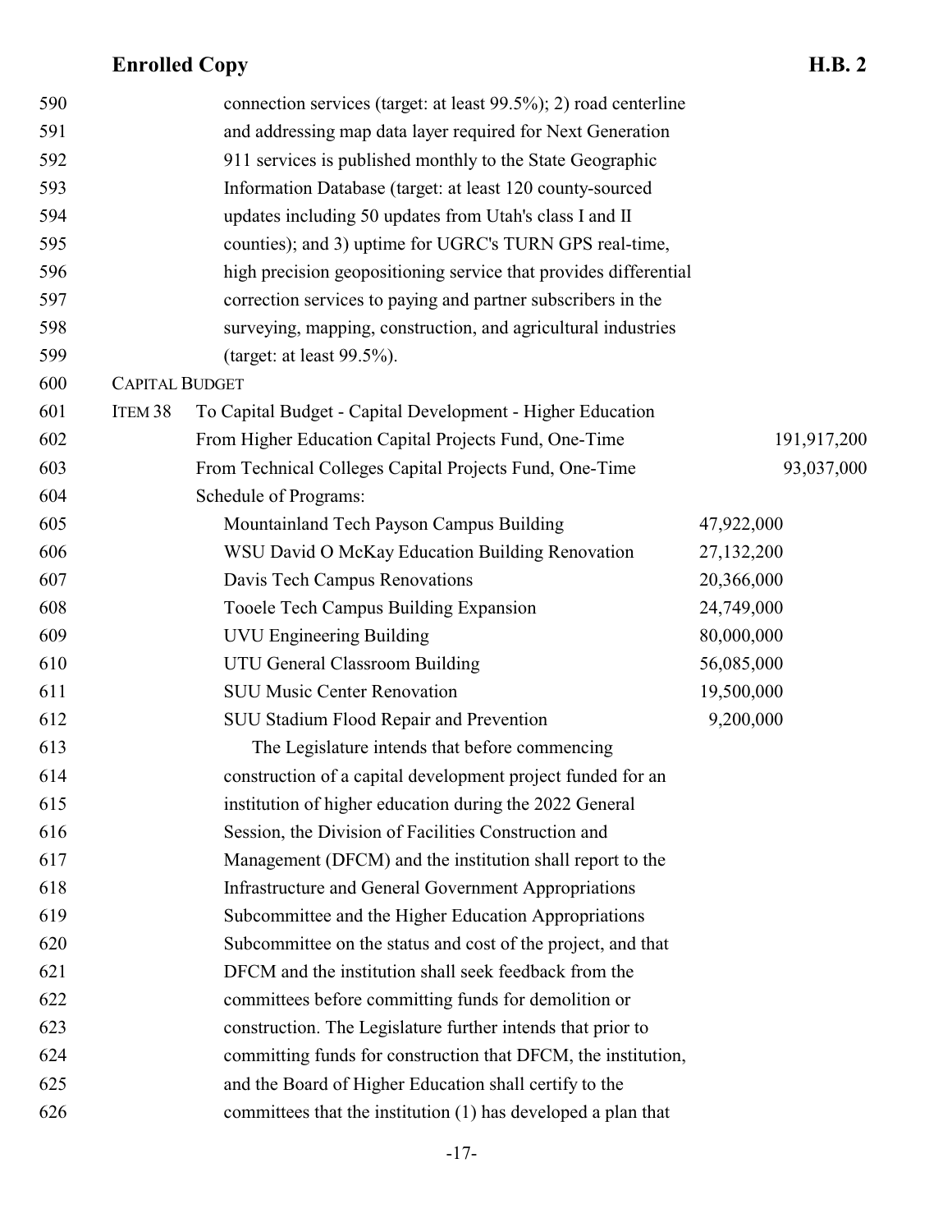connection services (target: at least 99.5%); 2) road centerline and addressing map data layer required for Next Generation 911 services is published monthly to the State Geographic Information Database (target: at least 120 county-sourced updates including 50 updates from Utah's class I and II counties); and 3) uptime for UGRC's TURN GPS real-time, high precision geopositioning service that provides differential correction services to paying and partner subscribers in the surveying, mapping, construction, and agricultural industries (target: at least 99.5%).

CAPITAL BUDGET

ITEM 38 To Capital Budget - Capital Development - Higher Education

| | | |
|---|---|---|
| From Higher Education Capital Projects Fund, One-Time | | 191,917,200 |
| From Technical Colleges Capital Projects Fund, One-Time | | 93,037,000 |
| Schedule of Programs: | | |
| Mountainland Tech Payson Campus Building | 47,922,000 | |
| WSU David O McKay Education Building Renovation | 27,132,200 | |
| Davis Tech Campus Renovations | 20,366,000 | |
| Tooele Tech Campus Building Expansion | 24,749,000 | |
| UVU Engineering Building | 80,000,000 | |
| UTU General Classroom Building | 56,085,000 | |
| SUU Music Center Renovation | 19,500,000 | |
| SUU Stadium Flood Repair and Prevention | 9,200,000 | |

The Legislature intends that before commencing construction of a capital development project funded for an institution of higher education during the 2022 General Session, the Division of Facilities Construction and Management (DFCM) and the institution shall report to the Infrastructure and General Government Appropriations Subcommittee and the Higher Education Appropriations Subcommittee on the status and cost of the project, and that DFCM and the institution shall seek feedback from the committees before committing funds for demolition or construction. The Legislature further intends that prior to committing funds for construction that DFCM, the institution, and the Board of Higher Education shall certify to the committees that the institution (1) has developed a plan that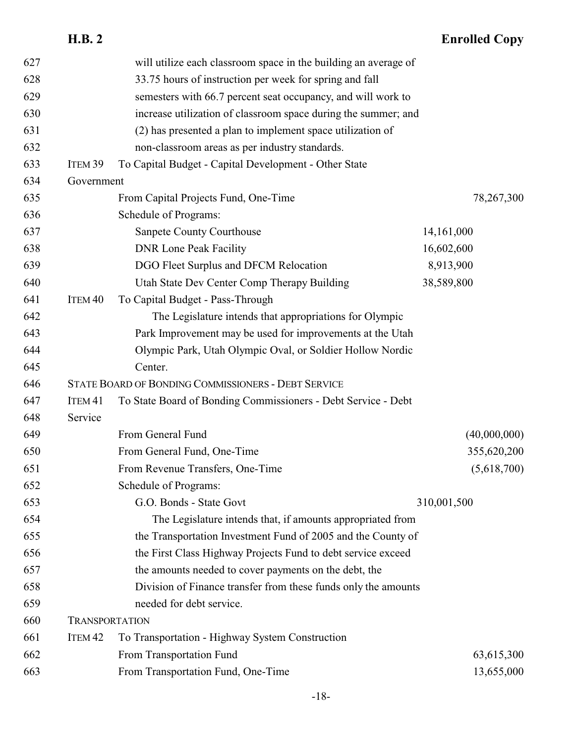627 will utilize each classroom space in the building an average of
628 33.75 hours of instruction per week for spring and fall
629 semesters with 66.7 percent seat occupancy, and will work to
630 increase utilization of classroom space during the summer; and
631 (2) has presented a plan to implement space utilization of
632 non-classroom areas as per industry standards.

633 ITEM 39 To Capital Budget - Capital Development - Other State
634 Government

| Line | | | |
|---|---|---|---|
| 635 | From Capital Projects Fund, One-Time | | 78,267,300 |
| 636 | Schedule of Programs: | | |
| 637 | Sanpete County Courthouse | 14,161,000 | |
| 638 | DNR Lone Peak Facility | 16,602,600 | |
| 639 | DGO Fleet Surplus and DFCM Relocation | 8,913,900 | |
| 640 | Utah State Dev Center Comp Therapy Building | 38,589,800 | |

641 ITEM 40 To Capital Budget - Pass-Through
642 The Legislature intends that appropriations for Olympic
643 Park Improvement may be used for improvements at the Utah
644 Olympic Park, Utah Olympic Oval, or Soldier Hollow Nordic
645 Center.

646 STATE BOARD OF BONDING COMMISSIONERS - DEBT SERVICE

647 ITEM 41 To State Board of Bonding Commissioners - Debt Service - Debt
648 Service

| Line | | | |
|---|---|---|---|
| 649 | From General Fund | | (40,000,000) |
| 650 | From General Fund, One-Time | | 355,620,200 |
| 651 | From Revenue Transfers, One-Time | | (5,618,700) |
| 652 | Schedule of Programs: | | |
| 653 | G.O. Bonds - State Govt | 310,001,500 | |

654 The Legislature intends that, if amounts appropriated from
655 the Transportation Investment Fund of 2005 and the County of
656 the First Class Highway Projects Fund to debt service exceed
657 the amounts needed to cover payments on the debt, the
658 Division of Finance transfer from these funds only the amounts
659 needed for debt service.

660 TRANSPORTATION

661 ITEM 42 To Transportation - Highway System Construction

| Line | | | |
|---|---|---|---|
| 662 | From Transportation Fund | | 63,615,300 |
| 663 | From Transportation Fund, One-Time | | 13,655,000 |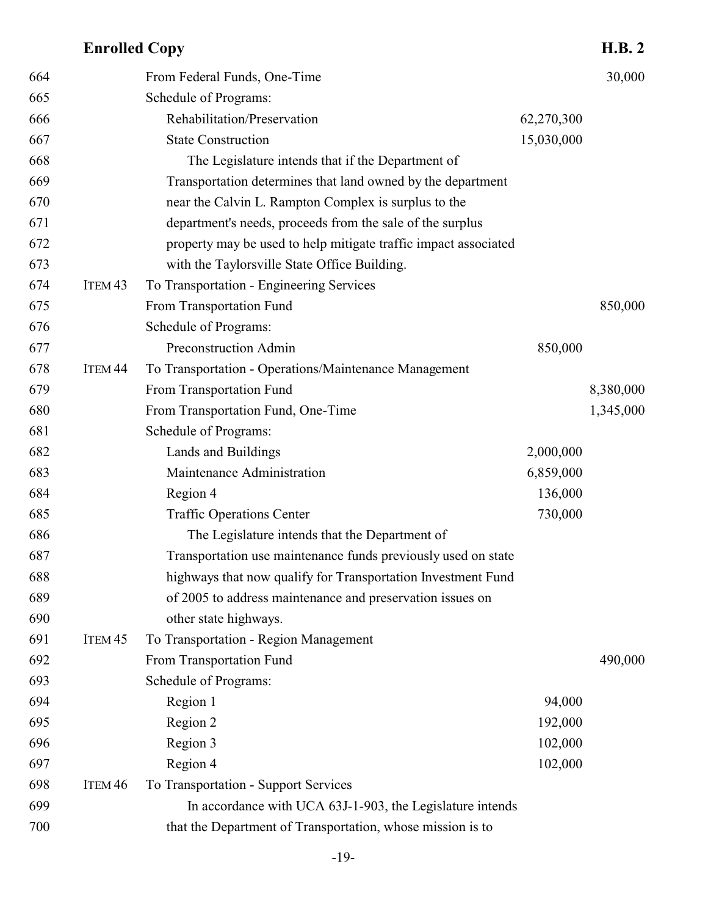| Line | Item | Description | Program Amount | Total |
|---|---|---|---|---|
| 664 | | From Federal Funds, One-Time | | 30,000 |
| 665 | | Schedule of Programs: | | |
| 666 | | Rehabilitation/Preservation | 62,270,300 | |
| 667 | | State Construction | 15,030,000 | |

668 The Legislature intends that if the Department of
669 Transportation determines that land owned by the department
670 near the Calvin L. Rampton Complex is surplus to the
671 department's needs, proceeds from the sale of the surplus
672 property may be used to help mitigate traffic impact associated
673 with the Taylorsville State Office Building.

| Line | Item | Description | Program Amount | Total |
|---|---|---|---|---|
| 674 | ITEM 43 | To Transportation - Engineering Services | | |
| 675 | | From Transportation Fund | | 850,000 |
| 676 | | Schedule of Programs: | | |
| 677 | | Preconstruction Admin | 850,000 | |
| 678 | ITEM 44 | To Transportation - Operations/Maintenance Management | | |
| 679 | | From Transportation Fund | | 8,380,000 |
| 680 | | From Transportation Fund, One-Time | | 1,345,000 |
| 681 | | Schedule of Programs: | | |
| 682 | | Lands and Buildings | 2,000,000 | |
| 683 | | Maintenance Administration | 6,859,000 | |
| 684 | | Region 4 | 136,000 | |
| 685 | | Traffic Operations Center | 730,000 | |

686 The Legislature intends that the Department of
687 Transportation use maintenance funds previously used on state
688 highways that now qualify for Transportation Investment Fund
689 of 2005 to address maintenance and preservation issues on
690 other state highways.

| Line | Item | Description | Program Amount | Total |
|---|---|---|---|---|
| 691 | ITEM 45 | To Transportation - Region Management | | |
| 692 | | From Transportation Fund | | 490,000 |
| 693 | | Schedule of Programs: | | |
| 694 | | Region 1 | 94,000 | |
| 695 | | Region 2 | 192,000 | |
| 696 | | Region 3 | 102,000 | |
| 697 | | Region 4 | 102,000 | |
| 698 | ITEM 46 | To Transportation - Support Services | | |

699 In accordance with UCA 63J-1-903, the Legislature intends
700 that the Department of Transportation, whose mission is to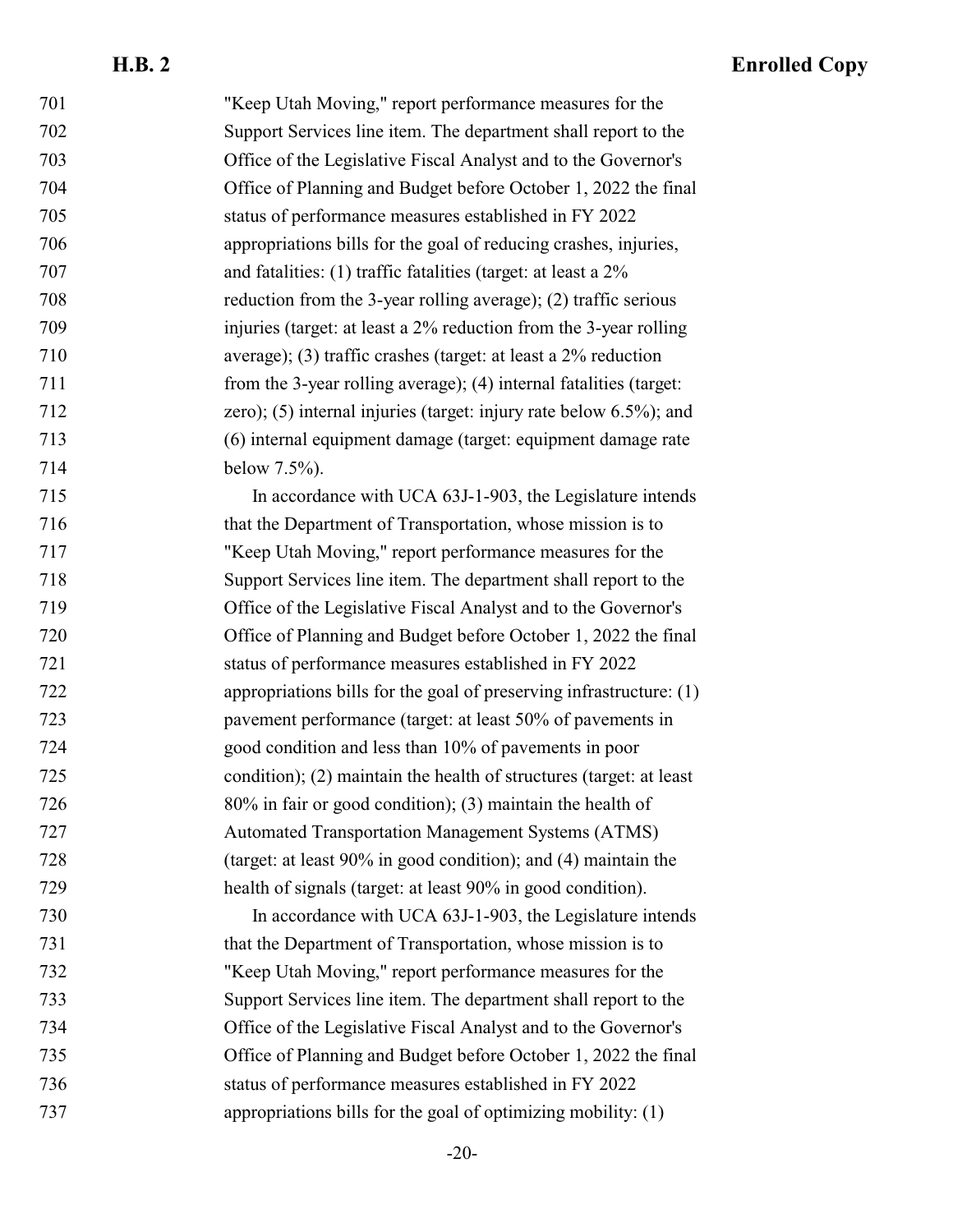"Keep Utah Moving," report performance measures for the Support Services line item. The department shall report to the Office of the Legislative Fiscal Analyst and to the Governor's Office of Planning and Budget before October 1, 2022 the final status of performance measures established in FY 2022 appropriations bills for the goal of reducing crashes, injuries, and fatalities: (1) traffic fatalities (target: at least a 2% reduction from the 3-year rolling average); (2) traffic serious injuries (target: at least a 2% reduction from the 3-year rolling average); (3) traffic crashes (target: at least a 2% reduction from the 3-year rolling average); (4) internal fatalities (target: zero); (5) internal injuries (target: injury rate below 6.5%); and (6) internal equipment damage (target: equipment damage rate below 7.5%).

In accordance with UCA 63J-1-903, the Legislature intends that the Department of Transportation, whose mission is to "Keep Utah Moving," report performance measures for the Support Services line item. The department shall report to the Office of the Legislative Fiscal Analyst and to the Governor's Office of Planning and Budget before October 1, 2022 the final status of performance measures established in FY 2022 appropriations bills for the goal of preserving infrastructure: (1) pavement performance (target: at least 50% of pavements in good condition and less than 10% of pavements in poor condition); (2) maintain the health of structures (target: at least 80% in fair or good condition); (3) maintain the health of Automated Transportation Management Systems (ATMS) (target: at least 90% in good condition); and (4) maintain the health of signals (target: at least 90% in good condition).

In accordance with UCA 63J-1-903, the Legislature intends that the Department of Transportation, whose mission is to "Keep Utah Moving," report performance measures for the Support Services line item. The department shall report to the Office of the Legislative Fiscal Analyst and to the Governor's Office of Planning and Budget before October 1, 2022 the final status of performance measures established in FY 2022 appropriations bills for the goal of optimizing mobility: (1)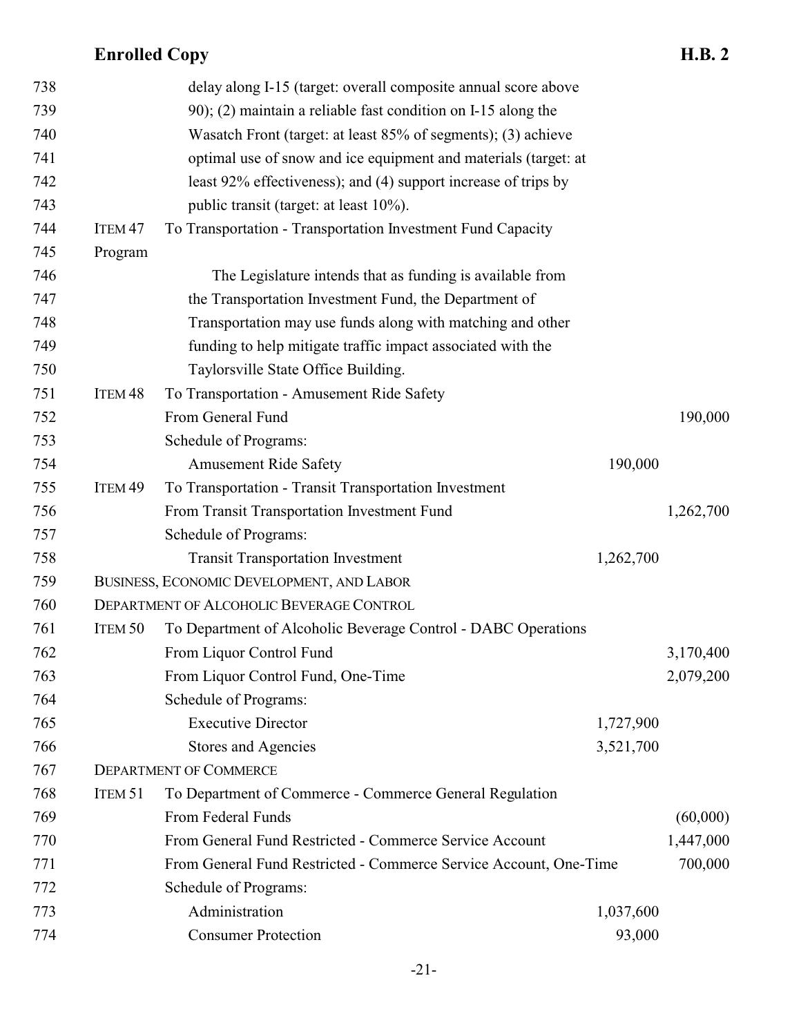delay along I-15 (target: overall composite annual score above 90); (2) maintain a reliable fast condition on I-15 along the Wasatch Front (target: at least 85% of segments); (3) achieve optimal use of snow and ice equipment and materials (target: at least 92% effectiveness); and (4) support increase of trips by public transit (target: at least 10%).

ITEM 47 To Transportation - Transportation Investment Fund Capacity Program

The Legislature intends that as funding is available from the Transportation Investment Fund, the Department of Transportation may use funds along with matching and other funding to help mitigate traffic impact associated with the Taylorsville State Office Building.

ITEM 48 To Transportation - Amusement Ride Safety

| | | |
|---|---|---|
| From General Fund | | 190,000 |
| Schedule of Programs: | | |
| Amusement Ride Safety | 190,000 | |

ITEM 49 To Transportation - Transit Transportation Investment

| | | |
|---|---|---|
| From Transit Transportation Investment Fund | | 1,262,700 |
| Schedule of Programs: | | |
| Transit Transportation Investment | 1,262,700 | |

BUSINESS, ECONOMIC DEVELOPMENT, AND LABOR

DEPARTMENT OF ALCOHOLIC BEVERAGE CONTROL

ITEM 50 To Department of Alcoholic Beverage Control - DABC Operations

| | | |
|---|---|---|
| From Liquor Control Fund | | 3,170,400 |
| From Liquor Control Fund, One-Time | | 2,079,200 |
| Schedule of Programs: | | |
| Executive Director | 1,727,900 | |
| Stores and Agencies | 3,521,700 | |

DEPARTMENT OF COMMERCE

ITEM 51 To Department of Commerce - Commerce General Regulation

| | | |
|---|---|---|
| From Federal Funds | | (60,000) |
| From General Fund Restricted - Commerce Service Account | | 1,447,000 |
| From General Fund Restricted - Commerce Service Account, One-Time | | 700,000 |
| Schedule of Programs: | | |
| Administration | 1,037,600 | |
| Consumer Protection | 93,000 | |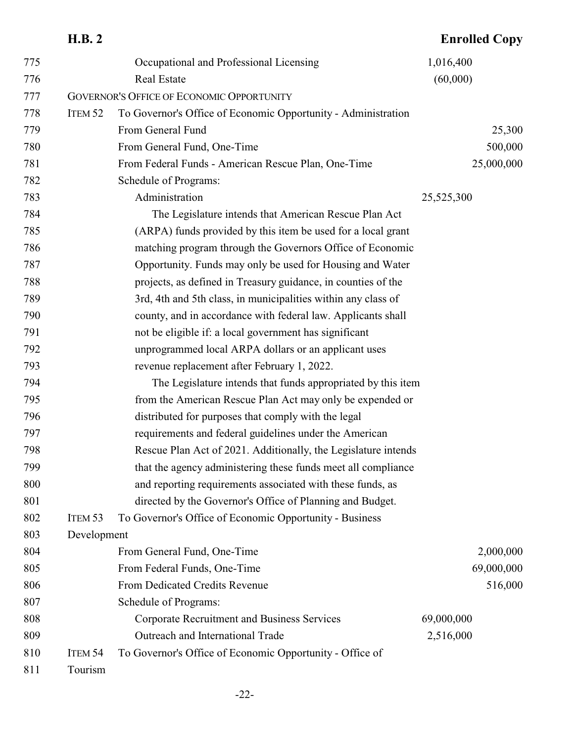775 Occupational and Professional Licensing 1,016,400
776 Real Estate (60,000)
777 GOVERNOR'S OFFICE OF ECONOMIC OPPORTUNITY
778 ITEM 52 To Governor's Office of Economic Opportunity - Administration
779 From General Fund 25,300
780 From General Fund, One-Time 500,000
781 From Federal Funds - American Rescue Plan, One-Time 25,000,000
782 Schedule of Programs:
783 Administration 25,525,300
784 The Legislature intends that American Rescue Plan Act
785 (ARPA) funds provided by this item be used for a local grant
786 matching program through the Governors Office of Economic
787 Opportunity. Funds may only be used for Housing and Water
788 projects, as defined in Treasury guidance, in counties of the
789 3rd, 4th and 5th class, in municipalities within any class of
790 county, and in accordance with federal law. Applicants shall
791 not be eligible if: a local government has significant
792 unprogrammed local ARPA dollars or an applicant uses
793 revenue replacement after February 1, 2022.
794 The Legislature intends that funds appropriated by this item
795 from the American Rescue Plan Act may only be expended or
796 distributed for purposes that comply with the legal
797 requirements and federal guidelines under the American
798 Rescue Plan Act of 2021. Additionally, the Legislature intends
799 that the agency administering these funds meet all compliance
800 and reporting requirements associated with these funds, as
801 directed by the Governor's Office of Planning and Budget.
802 ITEM 53 To Governor's Office of Economic Opportunity - Business
803 Development
804 From General Fund, One-Time 2,000,000
805 From Federal Funds, One-Time 69,000,000
806 From Dedicated Credits Revenue 516,000
807 Schedule of Programs:
808 Corporate Recruitment and Business Services 69,000,000
809 Outreach and International Trade 2,516,000
810 ITEM 54 To Governor's Office of Economic Opportunity - Office of
811 Tourism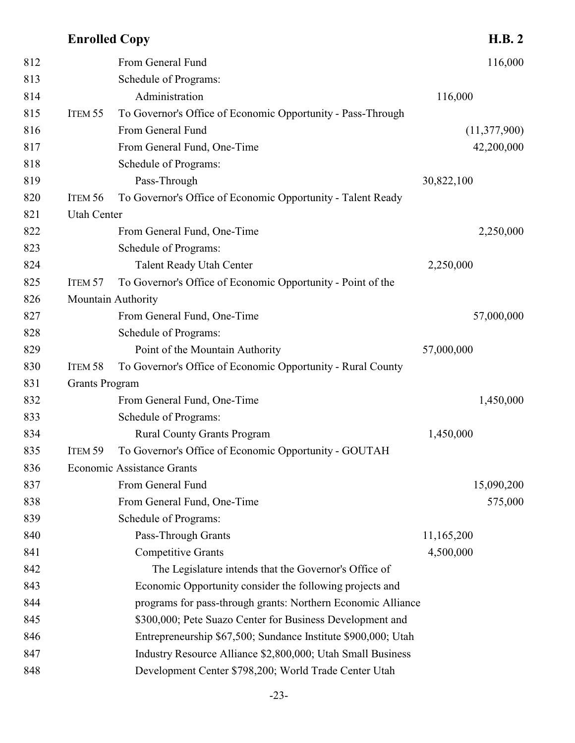812 From General Fund 116,000
813 Schedule of Programs:
814 Administration 116,000
815 ITEM 55 To Governor's Office of Economic Opportunity - Pass-Through
816 From General Fund (11,377,900)
817 From General Fund, One-Time 42,200,000
818 Schedule of Programs:
819 Pass-Through 30,822,100
820 ITEM 56 To Governor's Office of Economic Opportunity - Talent Ready
821 Utah Center
822 From General Fund, One-Time 2,250,000
823 Schedule of Programs:
824 Talent Ready Utah Center 2,250,000
825 ITEM 57 To Governor's Office of Economic Opportunity - Point of the
826 Mountain Authority
827 From General Fund, One-Time 57,000,000
828 Schedule of Programs:
829 Point of the Mountain Authority 57,000,000
830 ITEM 58 To Governor's Office of Economic Opportunity - Rural County
831 Grants Program
832 From General Fund, One-Time 1,450,000
833 Schedule of Programs:
834 Rural County Grants Program 1,450,000
835 ITEM 59 To Governor's Office of Economic Opportunity - GOUTAH
836 Economic Assistance Grants
837 From General Fund 15,090,200
838 From General Fund, One-Time 575,000
839 Schedule of Programs:
840 Pass-Through Grants 11,165,200
841 Competitive Grants 4,500,000
842 The Legislature intends that the Governor's Office of
843 Economic Opportunity consider the following projects and
844 programs for pass-through grants: Northern Economic Alliance
845 $300,000; Pete Suazo Center for Business Development and
846 Entrepreneurship $67,500; Sundance Institute $900,000; Utah
847 Industry Resource Alliance $2,800,000; Utah Small Business
848 Development Center $798,200; World Trade Center Utah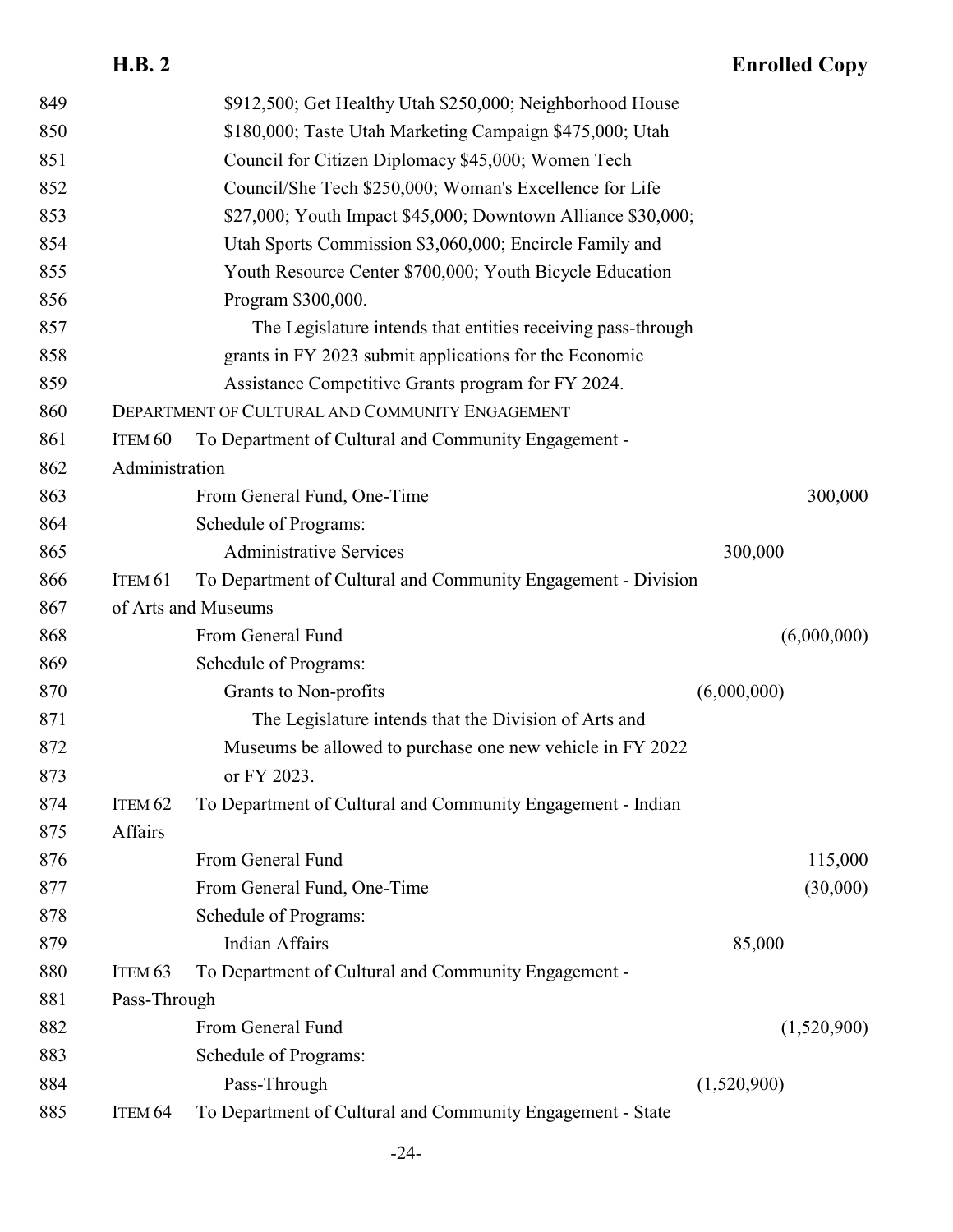849 $912,500; Get Healthy Utah $250,000; Neighborhood House
850 $180,000; Taste Utah Marketing Campaign $475,000; Utah
851 Council for Citizen Diplomacy $45,000; Women Tech
852 Council/She Tech $250,000; Woman's Excellence for Life
853 $27,000; Youth Impact $45,000; Downtown Alliance $30,000;
854 Utah Sports Commission $3,060,000; Encircle Family and
855 Youth Resource Center $700,000; Youth Bicycle Education
856 Program $300,000.
857 The Legislature intends that entities receiving pass-through
858 grants in FY 2023 submit applications for the Economic
859 Assistance Competitive Grants program for FY 2024.

860 DEPARTMENT OF CULTURAL AND COMMUNITY ENGAGEMENT

861 ITEM 60 To Department of Cultural and Community Engagement -
862 Administration

| Line | | | |
|---|---|---|---|
| 863 | From General Fund, One-Time | | 300,000 |
| 864 | Schedule of Programs: | | |
| 865 | Administrative Services | 300,000 | |

866 ITEM 61 To Department of Cultural and Community Engagement - Division
867 of Arts and Museums

| Line | | | |
|---|---|---|---|
| 868 | From General Fund | | (6,000,000) |
| 869 | Schedule of Programs: | | |
| 870 | Grants to Non-profits | (6,000,000) | |

871 The Legislature intends that the Division of Arts and
872 Museums be allowed to purchase one new vehicle in FY 2022
873 or FY 2023.

874 ITEM 62 To Department of Cultural and Community Engagement - Indian
875 Affairs

| Line | | | |
|---|---|---|---|
| 876 | From General Fund | | 115,000 |
| 877 | From General Fund, One-Time | | (30,000) |
| 878 | Schedule of Programs: | | |
| 879 | Indian Affairs | 85,000 | |

880 ITEM 63 To Department of Cultural and Community Engagement -
881 Pass-Through

| Line | | | |
|---|---|---|---|
| 882 | From General Fund | | (1,520,900) |
| 883 | Schedule of Programs: | | |
| 884 | Pass-Through | (1,520,900) | |

885 ITEM 64 To Department of Cultural and Community Engagement - State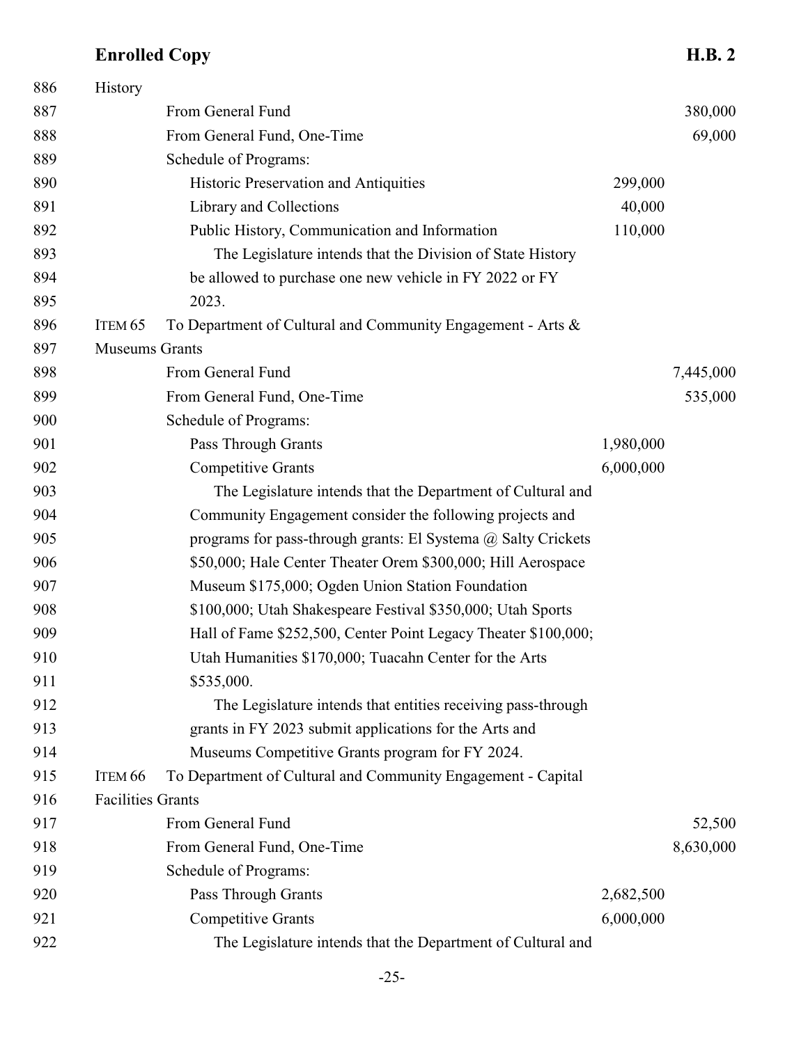886 History

887 From General Fund 380,000

888 From General Fund, One-Time 69,000

889 Schedule of Programs:

890 Historic Preservation and Antiquities 299,000

891 Library and Collections 40,000

892 Public History, Communication and Information 110,000

893 The Legislature intends that the Division of State History

894 be allowed to purchase one new vehicle in FY 2022 or FY

895 2023.

896 ITEM 65 To Department of Cultural and Community Engagement - Arts &

897 Museums Grants

898 From General Fund 7,445,000

899 From General Fund, One-Time 535,000

900 Schedule of Programs:

901 Pass Through Grants 1,980,000

902 Competitive Grants 6,000,000

903 The Legislature intends that the Department of Cultural and

904 Community Engagement consider the following projects and

905 programs for pass-through grants: El Systema @ Salty Crickets

906 $50,000; Hale Center Theater Orem $300,000; Hill Aerospace

907 Museum $175,000; Ogden Union Station Foundation

908 $100,000; Utah Shakespeare Festival $350,000; Utah Sports

909 Hall of Fame $252,500, Center Point Legacy Theater $100,000;

910 Utah Humanities $170,000; Tuacahn Center for the Arts

911 $535,000.

912 The Legislature intends that entities receiving pass-through

913 grants in FY 2023 submit applications for the Arts and

914 Museums Competitive Grants program for FY 2024.

915 ITEM 66 To Department of Cultural and Community Engagement - Capital

916 Facilities Grants

917 From General Fund 52,500

918 From General Fund, One-Time 8,630,000

919 Schedule of Programs:

920 Pass Through Grants 2,682,500

921 Competitive Grants 6,000,000

922 The Legislature intends that the Department of Cultural and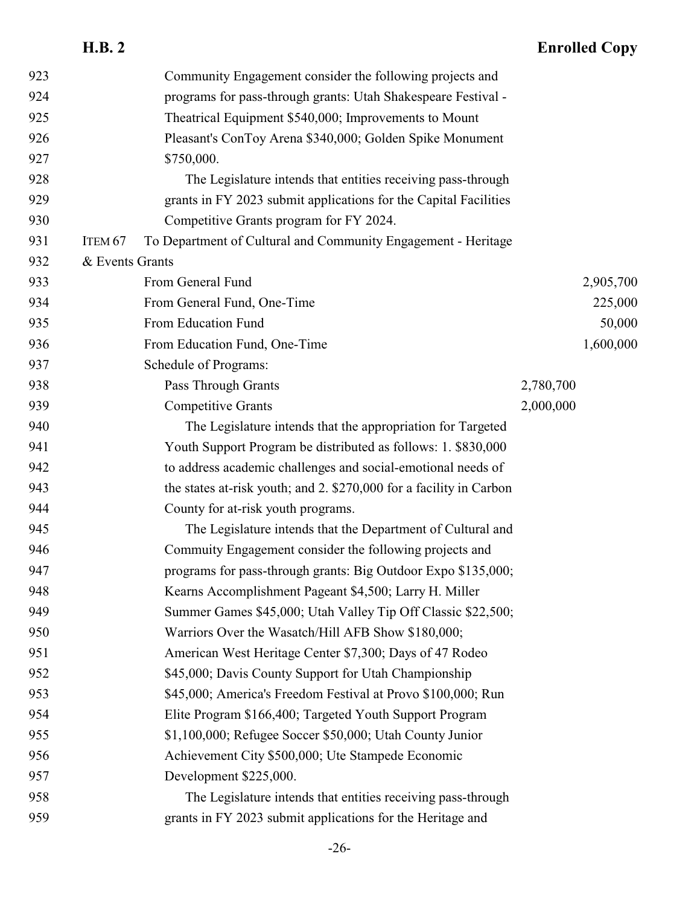Community Engagement consider the following projects and programs for pass-through grants: Utah Shakespeare Festival - Theatrical Equipment $540,000; Improvements to Mount Pleasant's ConToy Arena $340,000; Golden Spike Monument $750,000.

The Legislature intends that entities receiving pass-through grants in FY 2023 submit applications for the Capital Facilities Competitive Grants program for FY 2024.

ITEM 67 To Department of Cultural and Community Engagement - Heritage & Events Grants

| | | |
|---|---|---|
| From General Fund | | 2,905,700 |
| From General Fund, One-Time | | 225,000 |
| From Education Fund | | 50,000 |
| From Education Fund, One-Time | | 1,600,000 |
| Schedule of Programs: | | |
| Pass Through Grants | 2,780,700 | |
| Competitive Grants | 2,000,000 | |

The Legislature intends that the appropriation for Targeted Youth Support Program be distributed as follows: 1. $830,000 to address academic challenges and social-emotional needs of the states at-risk youth; and 2. $270,000 for a facility in Carbon County for at-risk youth programs.

The Legislature intends that the Department of Cultural and Commuity Engagement consider the following projects and programs for pass-through grants: Big Outdoor Expo $135,000; Kearns Accomplishment Pageant $4,500; Larry H. Miller Summer Games $45,000; Utah Valley Tip Off Classic $22,500; Warriors Over the Wasatch/Hill AFB Show $180,000; American West Heritage Center $7,300; Days of 47 Rodeo $45,000; Davis County Support for Utah Championship $45,000; America's Freedom Festival at Provo $100,000; Run Elite Program $166,400; Targeted Youth Support Program $1,100,000; Refugee Soccer $50,000; Utah County Junior Achievement City $500,000; Ute Stampede Economic Development $225,000.

The Legislature intends that entities receiving pass-through grants in FY 2023 submit applications for the Heritage and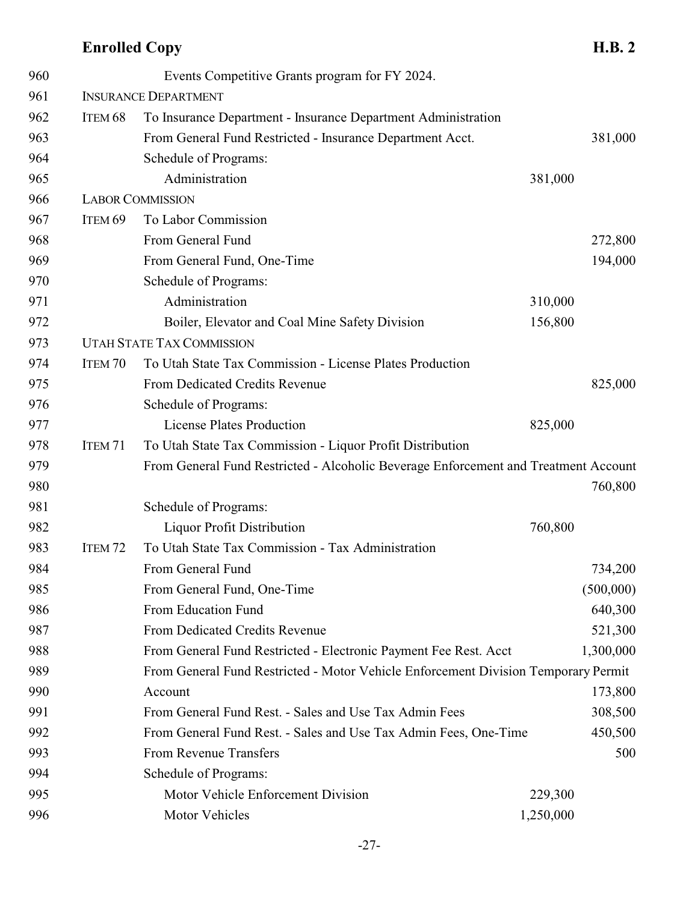960 Events Competitive Grants program for FY 2024.

961 INSURANCE DEPARTMENT

| Line | Item | Description | Program Amount | Amount |
|---|---|---|---|---|
| 962 | ITEM 68 | To Insurance Department - Insurance Department Administration | | |
| 963 | | From General Fund Restricted - Insurance Department Acct. | | 381,000 |
| 964 | | Schedule of Programs: | | |
| 965 | | Administration | 381,000 | |

966 LABOR COMMISSION

| Line | Item | Description | Program Amount | Amount |
|---|---|---|---|---|
| 967 | ITEM 69 | To Labor Commission | | |
| 968 | | From General Fund | | 272,800 |
| 969 | | From General Fund, One-Time | | 194,000 |
| 970 | | Schedule of Programs: | | |
| 971 | | Administration | 310,000 | |
| 972 | | Boiler, Elevator and Coal Mine Safety Division | 156,800 | |

973 UTAH STATE TAX COMMISSION

| Line | Item | Description | Program Amount | Amount |
|---|---|---|---|---|
| 974 | ITEM 70 | To Utah State Tax Commission - License Plates Production | | |
| 975 | | From Dedicated Credits Revenue | | 825,000 |
| 976 | | Schedule of Programs: | | |
| 977 | | License Plates Production | 825,000 | |
| 978 | ITEM 71 | To Utah State Tax Commission - Liquor Profit Distribution | | |
| 979 | | From General Fund Restricted - Alcoholic Beverage Enforcement and Treatment Account | | |
| 980 | | | | 760,800 |
| 981 | | Schedule of Programs: | | |
| 982 | | Liquor Profit Distribution | 760,800 | |
| 983 | ITEM 72 | To Utah State Tax Commission - Tax Administration | | |
| 984 | | From General Fund | | 734,200 |
| 985 | | From General Fund, One-Time | | (500,000) |
| 986 | | From Education Fund | | 640,300 |
| 987 | | From Dedicated Credits Revenue | | 521,300 |
| 988 | | From General Fund Restricted - Electronic Payment Fee Rest. Acct | | 1,300,000 |
| 989 | | From General Fund Restricted - Motor Vehicle Enforcement Division Temporary Permit | | |
| 990 | | Account | | 173,800 |
| 991 | | From General Fund Rest. - Sales and Use Tax Admin Fees | | 308,500 |
| 992 | | From General Fund Rest. - Sales and Use Tax Admin Fees, One-Time | | 450,500 |
| 993 | | From Revenue Transfers | | 500 |
| 994 | | Schedule of Programs: | | |
| 995 | | Motor Vehicle Enforcement Division | 229,300 | |
| 996 | | Motor Vehicles | 1,250,000 | |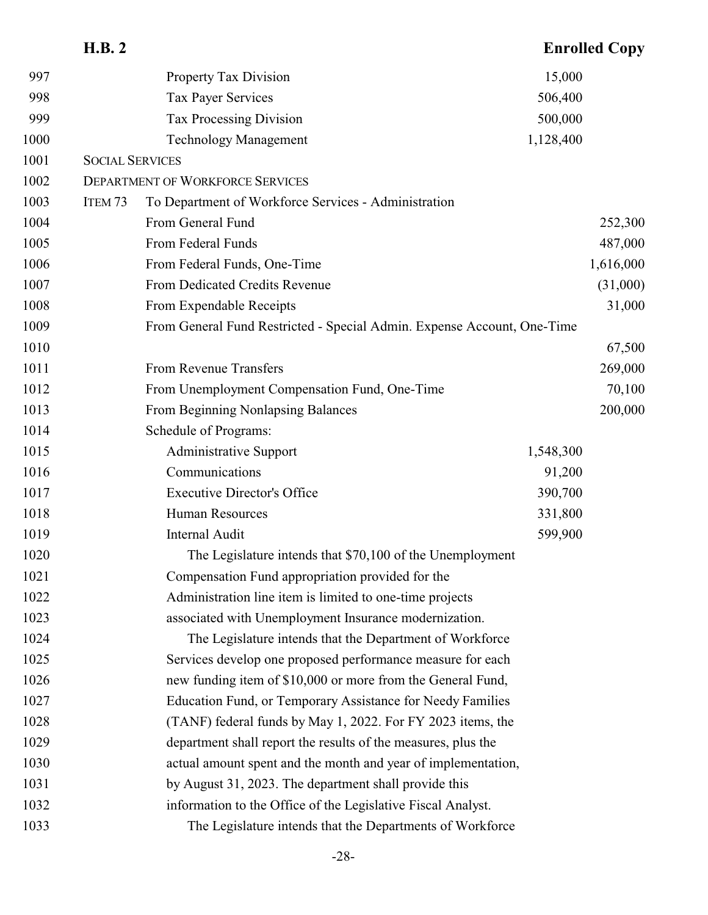| Line | | | | |
|---|---|---|---|---|
| 997 | | Property Tax Division | 15,000 | |
| 998 | | Tax Payer Services | 506,400 | |
| 999 | | Tax Processing Division | 500,000 | |
| 1000 | | Technology Management | 1,128,400 | |

1001 SOCIAL SERVICES

1002 DEPARTMENT OF WORKFORCE SERVICES

1003 ITEM 73 To Department of Workforce Services - Administration

| Line | Source | | Amount |
|---|---|---|---|
| 1004 | From General Fund | | 252,300 |
| 1005 | From Federal Funds | | 487,000 |
| 1006 | From Federal Funds, One-Time | | 1,616,000 |
| 1007 | From Dedicated Credits Revenue | | (31,000) |
| 1008 | From Expendable Receipts | | 31,000 |
| 1009-1010 | From General Fund Restricted - Special Admin. Expense Account, One-Time | | 67,500 |
| 1011 | From Revenue Transfers | | 269,000 |
| 1012 | From Unemployment Compensation Fund, One-Time | | 70,100 |
| 1013 | From Beginning Nonlapsing Balances | | 200,000 |
| 1014 | Schedule of Programs: | | |
| 1015 | Administrative Support | 1,548,300 | |
| 1016 | Communications | 91,200 | |
| 1017 | Executive Director's Office | 390,700 | |
| 1018 | Human Resources | 331,800 | |
| 1019 | Internal Audit | 599,900 | |

1020 The Legislature intends that $70,100 of the Unemployment
1021 Compensation Fund appropriation provided for the
1022 Administration line item is limited to one-time projects
1023 associated with Unemployment Insurance modernization.

1024 The Legislature intends that the Department of Workforce
1025 Services develop one proposed performance measure for each
1026 new funding item of $10,000 or more from the General Fund,
1027 Education Fund, or Temporary Assistance for Needy Families
1028 (TANF) federal funds by May 1, 2022. For FY 2023 items, the
1029 department shall report the results of the measures, plus the
1030 actual amount spent and the month and year of implementation,
1031 by August 31, 2023. The department shall provide this
1032 information to the Office of the Legislative Fiscal Analyst.

1033 The Legislature intends that the Departments of Workforce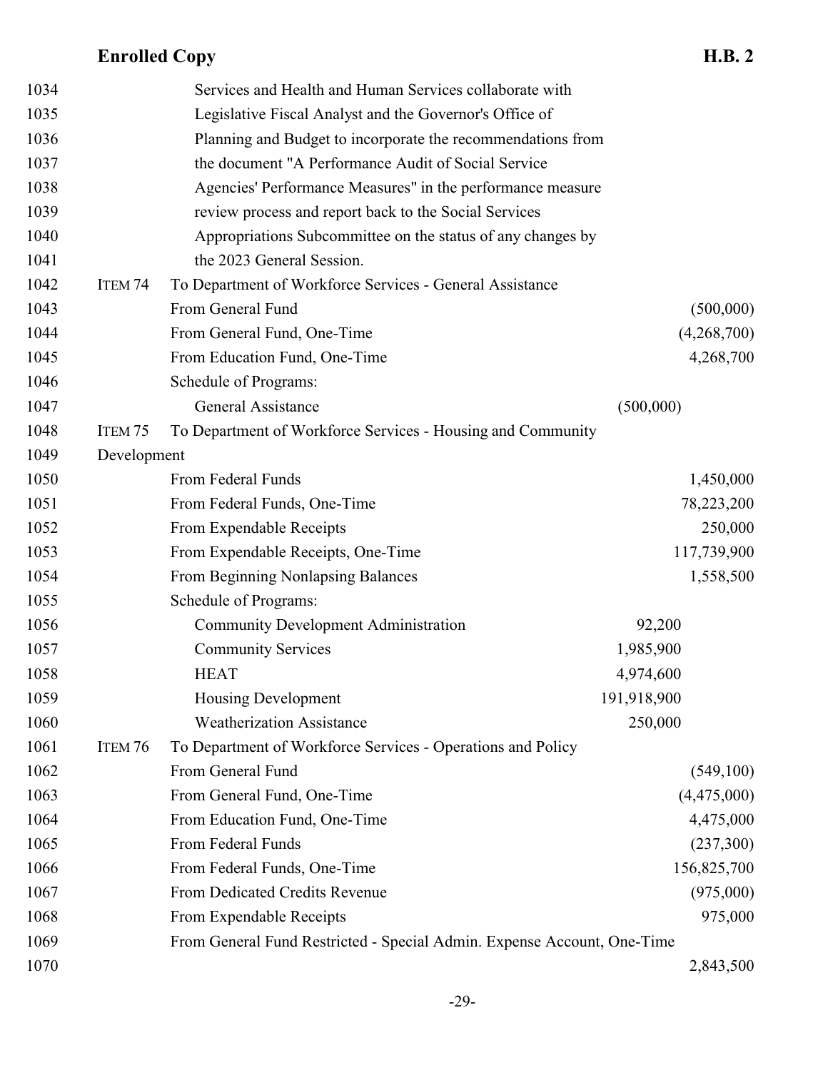Services and Health and Human Services collaborate with Legislative Fiscal Analyst and the Governor's Office of Planning and Budget to incorporate the recommendations from the document "A Performance Audit of Social Service Agencies' Performance Measures" in the performance measure review process and report back to the Social Services Appropriations Subcommittee on the status of any changes by the 2023 General Session.

ITEM 74 To Department of Workforce Services - General Assistance

| | | |
|---|---|---|
| From General Fund | | (500,000) |
| From General Fund, One-Time | | (4,268,700) |
| From Education Fund, One-Time | | 4,268,700 |
| Schedule of Programs: | | |
| General Assistance | (500,000) | |

ITEM 75 To Department of Workforce Services - Housing and Community Development

| | | |
|---|---|---|
| From Federal Funds | | 1,450,000 |
| From Federal Funds, One-Time | | 78,223,200 |
| From Expendable Receipts | | 250,000 |
| From Expendable Receipts, One-Time | | 117,739,900 |
| From Beginning Nonlapsing Balances | | 1,558,500 |
| Schedule of Programs: | | |
| Community Development Administration | 92,200 | |
| Community Services | 1,985,900 | |
| HEAT | 4,974,600 | |
| Housing Development | 191,918,900 | |
| Weatherization Assistance | 250,000 | |

ITEM 76 To Department of Workforce Services - Operations and Policy

| | | |
|---|---|---|
| From General Fund | | (549,100) |
| From General Fund, One-Time | | (4,475,000) |
| From Education Fund, One-Time | | 4,475,000 |
| From Federal Funds | | (237,300) |
| From Federal Funds, One-Time | | 156,825,700 |
| From Dedicated Credits Revenue | | (975,000) |
| From Expendable Receipts | | 975,000 |
| From General Fund Restricted - Special Admin. Expense Account, One-Time | | 2,843,500 |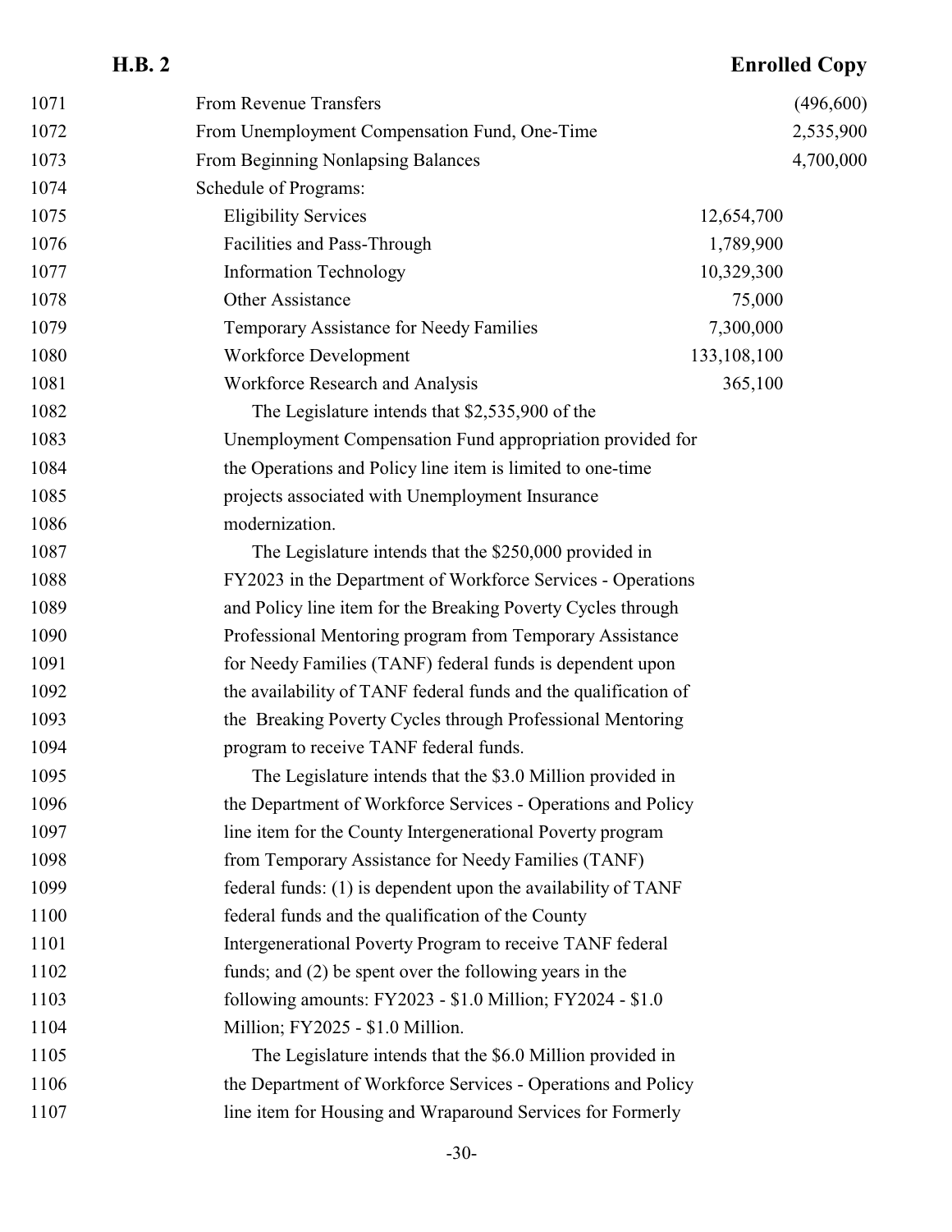| | | | |
|---|---|---|---|
| 1071 | From Revenue Transfers | | (496,600) |
| 1072 | From Unemployment Compensation Fund, One-Time | | 2,535,900 |
| 1073 | From Beginning Nonlapsing Balances | | 4,700,000 |
| 1074 | Schedule of Programs: | | |
| 1075 | Eligibility Services | 12,654,700 | |
| 1076 | Facilities and Pass-Through | 1,789,900 | |
| 1077 | Information Technology | 10,329,300 | |
| 1078 | Other Assistance | 75,000 | |
| 1079 | Temporary Assistance for Needy Families | 7,300,000 | |
| 1080 | Workforce Development | 133,108,100 | |
| 1081 | Workforce Research and Analysis | 365,100 | |

1082 The Legislature intends that $2,535,900 of the
1083 Unemployment Compensation Fund appropriation provided for
1084 the Operations and Policy line item is limited to one-time
1085 projects associated with Unemployment Insurance
1086 modernization.

1087 The Legislature intends that the $250,000 provided in
1088 FY2023 in the Department of Workforce Services - Operations
1089 and Policy line item for the Breaking Poverty Cycles through
1090 Professional Mentoring program from Temporary Assistance
1091 for Needy Families (TANF) federal funds is dependent upon
1092 the availability of TANF federal funds and the qualification of
1093 the Breaking Poverty Cycles through Professional Mentoring
1094 program to receive TANF federal funds.

1095 The Legislature intends that the $3.0 Million provided in
1096 the Department of Workforce Services - Operations and Policy
1097 line item for the County Intergenerational Poverty program
1098 from Temporary Assistance for Needy Families (TANF)
1099 federal funds: (1) is dependent upon the availability of TANF
1100 federal funds and the qualification of the County
1101 Intergenerational Poverty Program to receive TANF federal
1102 funds; and (2) be spent over the following years in the
1103 following amounts: FY2023 - $1.0 Million; FY2024 - $1.0
1104 Million; FY2025 - $1.0 Million.

1105 The Legislature intends that the $6.0 Million provided in
1106 the Department of Workforce Services - Operations and Policy
1107 line item for Housing and Wraparound Services for Formerly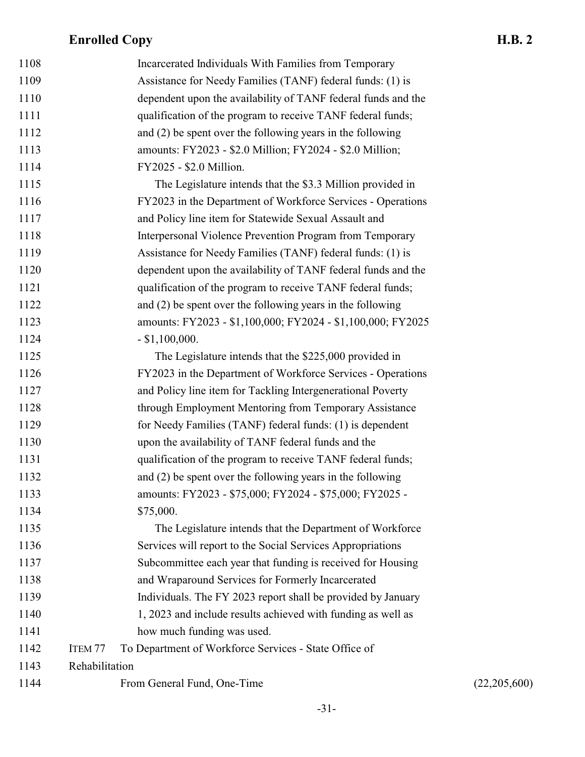Incarcerated Individuals With Families from Temporary Assistance for Needy Families (TANF) federal funds: (1) is dependent upon the availability of TANF federal funds and the qualification of the program to receive TANF federal funds; and (2) be spent over the following years in the following amounts: FY2023 - $2.0 Million; FY2024 - $2.0 Million; FY2025 - $2.0 Million.

The Legislature intends that the $3.3 Million provided in FY2023 in the Department of Workforce Services - Operations and Policy line item for Statewide Sexual Assault and Interpersonal Violence Prevention Program from Temporary Assistance for Needy Families (TANF) federal funds: (1) is dependent upon the availability of TANF federal funds and the qualification of the program to receive TANF federal funds; and (2) be spent over the following years in the following amounts: FY2023 - $1,100,000; FY2024 - $1,100,000; FY2025 - $1,100,000.

The Legislature intends that the $225,000 provided in FY2023 in the Department of Workforce Services - Operations and Policy line item for Tackling Intergenerational Poverty through Employment Mentoring from Temporary Assistance for Needy Families (TANF) federal funds: (1) is dependent upon the availability of TANF federal funds and the qualification of the program to receive TANF federal funds; and (2) be spent over the following years in the following amounts: FY2023 - $75,000; FY2024 - $75,000; FY2025 - $75,000.

The Legislature intends that the Department of Workforce Services will report to the Social Services Appropriations Subcommittee each year that funding is received for Housing and Wraparound Services for Formerly Incarcerated Individuals. The FY 2023 report shall be provided by January 1, 2023 and include results achieved with funding as well as how much funding was used.

ITEM 77 To Department of Workforce Services - State Office of Rehabilitation

| | |
|---|---|
| From General Fund, One-Time | (22,205,600) |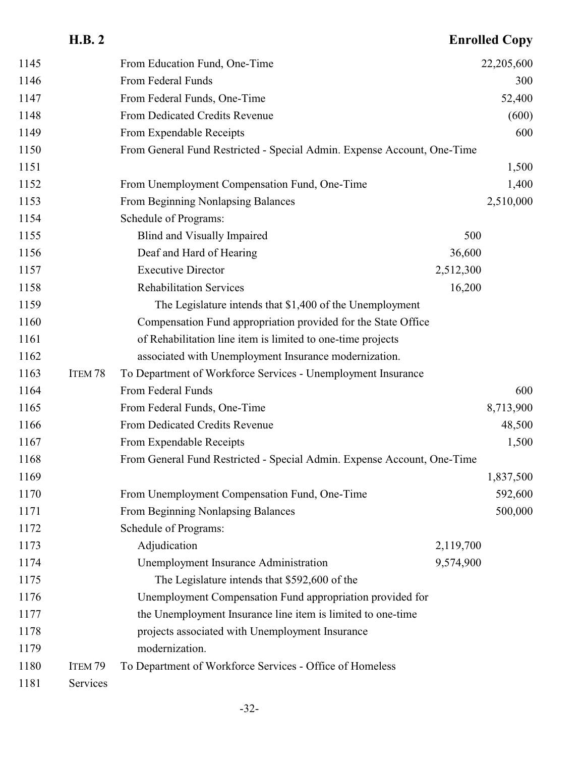| Line | Item | Description | Program Amount | Amount |
|---|---|---|---|---|
| 1145 | | From Education Fund, One-Time | | 22,205,600 |
| 1146 | | From Federal Funds | | 300 |
| 1147 | | From Federal Funds, One-Time | | 52,400 |
| 1148 | | From Dedicated Credits Revenue | | (600) |
| 1149 | | From Expendable Receipts | | 600 |
| 1150 | | From General Fund Restricted - Special Admin. Expense Account, One-Time | | |
| 1151 | | | | 1,500 |
| 1152 | | From Unemployment Compensation Fund, One-Time | | 1,400 |
| 1153 | | From Beginning Nonlapsing Balances | | 2,510,000 |
| 1154 | | Schedule of Programs: | | |
| 1155 | | Blind and Visually Impaired | 500 | |
| 1156 | | Deaf and Hard of Hearing | 36,600 | |
| 1157 | | Executive Director | 2,512,300 | |
| 1158 | | Rehabilitation Services | 16,200 | |

1159 The Legislature intends that $1,400 of the Unemployment
1160 Compensation Fund appropriation provided for the State Office
1161 of Rehabilitation line item is limited to one-time projects
1162 associated with Unemployment Insurance modernization.

| Line | Item | Description | Program Amount | Amount |
|---|---|---|---|---|
| 1163 | ITEM 78 | To Department of Workforce Services - Unemployment Insurance | | |
| 1164 | | From Federal Funds | | 600 |
| 1165 | | From Federal Funds, One-Time | | 8,713,900 |
| 1166 | | From Dedicated Credits Revenue | | 48,500 |
| 1167 | | From Expendable Receipts | | 1,500 |
| 1168 | | From General Fund Restricted - Special Admin. Expense Account, One-Time | | |
| 1169 | | | | 1,837,500 |
| 1170 | | From Unemployment Compensation Fund, One-Time | | 592,600 |
| 1171 | | From Beginning Nonlapsing Balances | | 500,000 |
| 1172 | | Schedule of Programs: | | |
| 1173 | | Adjudication | 2,119,700 | |
| 1174 | | Unemployment Insurance Administration | 9,574,900 | |

1175 The Legislature intends that $592,600 of the
1176 Unemployment Compensation Fund appropriation provided for
1177 the Unemployment Insurance line item is limited to one-time
1178 projects associated with Unemployment Insurance
1179 modernization.

1180 ITEM 79 To Department of Workforce Services - Office of Homeless
1181 Services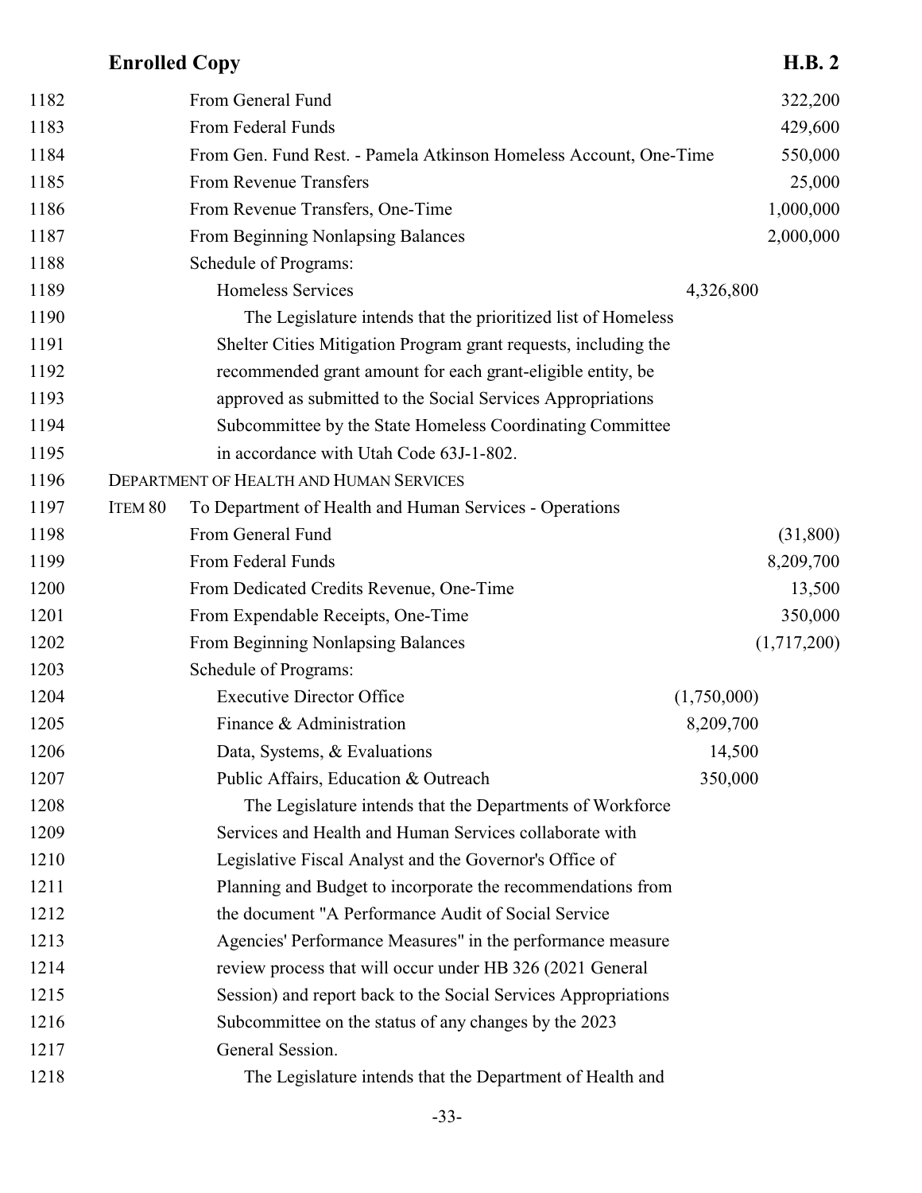| Line | | | | |
|---|---|---|---|---|
| 1182 | | From General Fund | | 322,200 |
| 1183 | | From Federal Funds | | 429,600 |
| 1184 | | From Gen. Fund Rest. - Pamela Atkinson Homeless Account, One-Time | | 550,000 |
| 1185 | | From Revenue Transfers | | 25,000 |
| 1186 | | From Revenue Transfers, One-Time | | 1,000,000 |
| 1187 | | From Beginning Nonlapsing Balances | | 2,000,000 |
| 1188 | | Schedule of Programs: | | |
| 1189 | | Homeless Services | 4,326,800 | |

1190 The Legislature intends that the prioritized list of Homeless
1191 Shelter Cities Mitigation Program grant requests, including the
1192 recommended grant amount for each grant-eligible entity, be
1193 approved as submitted to the Social Services Appropriations
1194 Subcommittee by the State Homeless Coordinating Committee
1195 in accordance with Utah Code 63J-1-802.

1196 DEPARTMENT OF HEALTH AND HUMAN SERVICES

| Line | | | | |
|---|---|---|---|---|
| 1197 | ITEM 80 | To Department of Health and Human Services - Operations | | |
| 1198 | | From General Fund | | (31,800) |
| 1199 | | From Federal Funds | | 8,209,700 |
| 1200 | | From Dedicated Credits Revenue, One-Time | | 13,500 |
| 1201 | | From Expendable Receipts, One-Time | | 350,000 |
| 1202 | | From Beginning Nonlapsing Balances | | (1,717,200) |
| 1203 | | Schedule of Programs: | | |
| 1204 | | Executive Director Office | (1,750,000) | |
| 1205 | | Finance & Administration | 8,209,700 | |
| 1206 | | Data, Systems, & Evaluations | 14,500 | |
| 1207 | | Public Affairs, Education & Outreach | 350,000 | |

1208 The Legislature intends that the Departments of Workforce
1209 Services and Health and Human Services collaborate with
1210 Legislative Fiscal Analyst and the Governor's Office of
1211 Planning and Budget to incorporate the recommendations from
1212 the document "A Performance Audit of Social Service
1213 Agencies' Performance Measures" in the performance measure
1214 review process that will occur under HB 326 (2021 General
1215 Session) and report back to the Social Services Appropriations
1216 Subcommittee on the status of any changes by the 2023
1217 General Session.

1218 The Legislature intends that the Department of Health and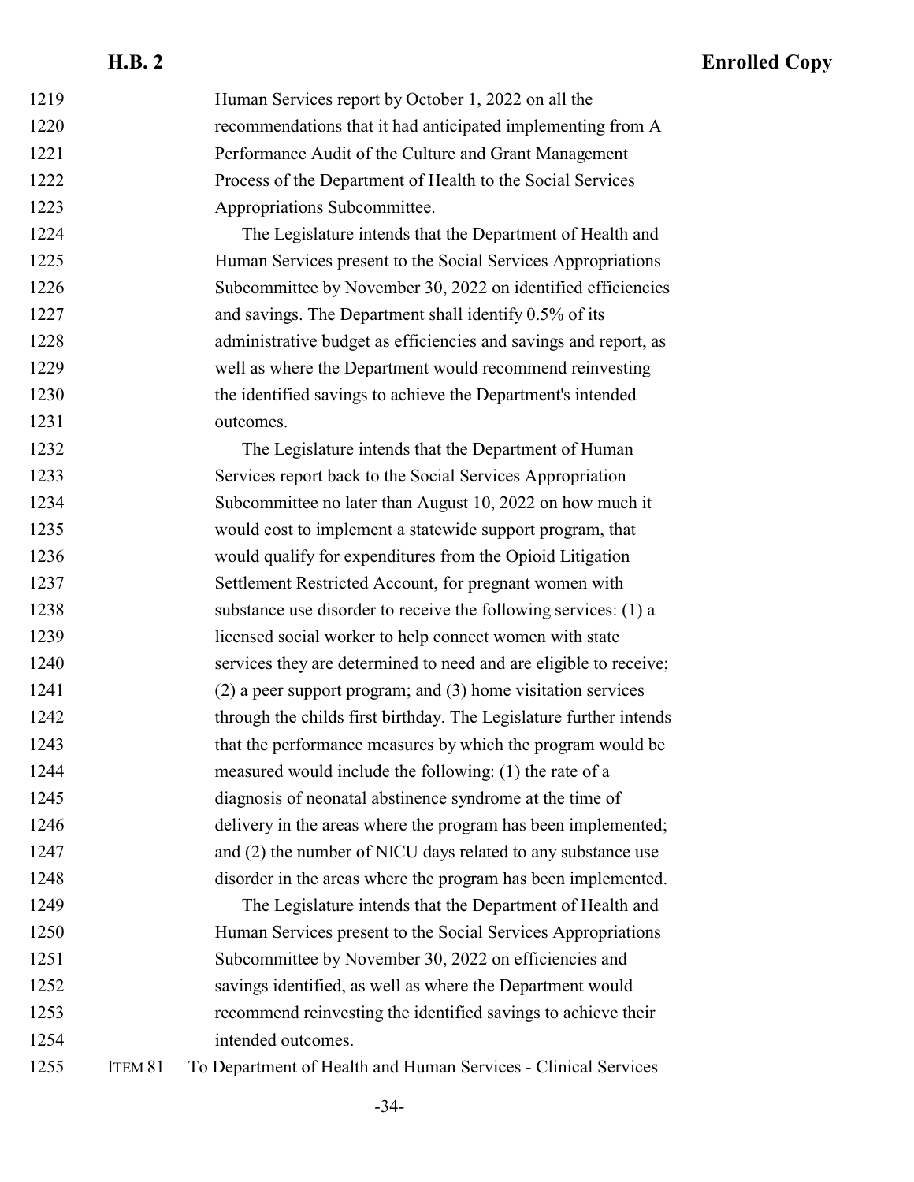Human Services report by October 1, 2022 on all the recommendations that it had anticipated implementing from A Performance Audit of the Culture and Grant Management Process of the Department of Health to the Social Services Appropriations Subcommittee.

The Legislature intends that the Department of Health and Human Services present to the Social Services Appropriations Subcommittee by November 30, 2022 on identified efficiencies and savings. The Department shall identify 0.5% of its administrative budget as efficiencies and savings and report, as well as where the Department would recommend reinvesting the identified savings to achieve the Department's intended outcomes.

The Legislature intends that the Department of Human Services report back to the Social Services Appropriation Subcommittee no later than August 10, 2022 on how much it would cost to implement a statewide support program, that would qualify for expenditures from the Opioid Litigation Settlement Restricted Account, for pregnant women with substance use disorder to receive the following services: (1) a licensed social worker to help connect women with state services they are determined to need and are eligible to receive; (2) a peer support program; and (3) home visitation services through the childs first birthday. The Legislature further intends that the performance measures by which the program would be measured would include the following: (1) the rate of a diagnosis of neonatal abstinence syndrome at the time of delivery in the areas where the program has been implemented; and (2) the number of NICU days related to any substance use disorder in the areas where the program has been implemented.

The Legislature intends that the Department of Health and Human Services present to the Social Services Appropriations Subcommittee by November 30, 2022 on efficiencies and savings identified, as well as where the Department would recommend reinvesting the identified savings to achieve their intended outcomes.

ITEM 81 To Department of Health and Human Services - Clinical Services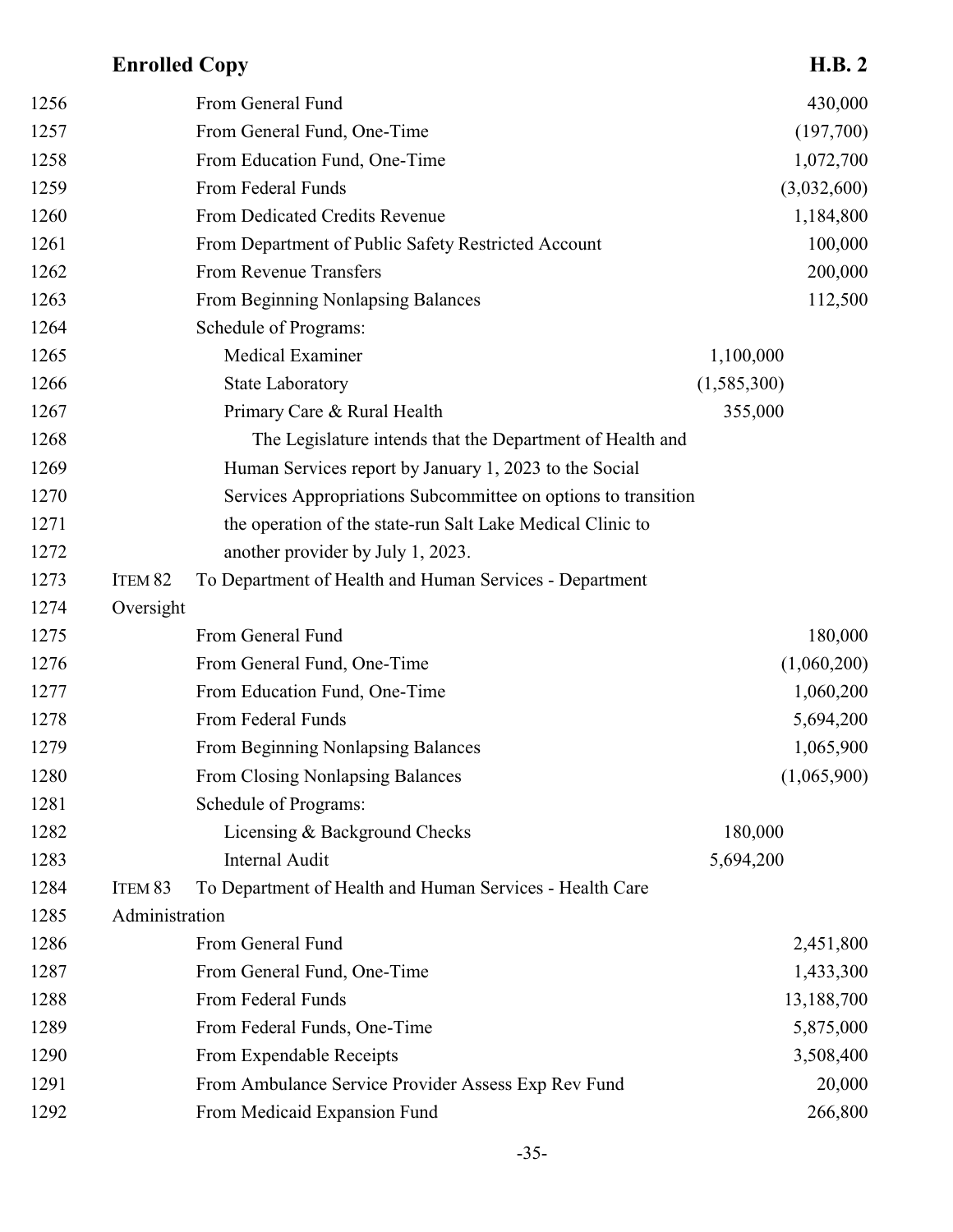| Line | Item | Description | Program Amount | Amount |
|---|---|---|---|---|
| 1256 | | From General Fund | | 430,000 |
| 1257 | | From General Fund, One-Time | | (197,700) |
| 1258 | | From Education Fund, One-Time | | 1,072,700 |
| 1259 | | From Federal Funds | | (3,032,600) |
| 1260 | | From Dedicated Credits Revenue | | 1,184,800 |
| 1261 | | From Department of Public Safety Restricted Account | | 100,000 |
| 1262 | | From Revenue Transfers | | 200,000 |
| 1263 | | From Beginning Nonlapsing Balances | | 112,500 |
| 1264 | | Schedule of Programs: | | |
| 1265 | | Medical Examiner | 1,100,000 | |
| 1266 | | State Laboratory | (1,585,300) | |
| 1267 | | Primary Care & Rural Health | 355,000 | |

1268 The Legislature intends that the Department of Health and
1269 Human Services report by January 1, 2023 to the Social
1270 Services Appropriations Subcommittee on options to transition
1271 the operation of the state-run Salt Lake Medical Clinic to
1272 another provider by July 1, 2023.

| Line | Item | Description | Program Amount | Amount |
|---|---|---|---|---|
| 1273 | ITEM 82 | To Department of Health and Human Services - Department | | |
| 1274 | | Oversight | | |
| 1275 | | From General Fund | | 180,000 |
| 1276 | | From General Fund, One-Time | | (1,060,200) |
| 1277 | | From Education Fund, One-Time | | 1,060,200 |
| 1278 | | From Federal Funds | | 5,694,200 |
| 1279 | | From Beginning Nonlapsing Balances | | 1,065,900 |
| 1280 | | From Closing Nonlapsing Balances | | (1,065,900) |
| 1281 | | Schedule of Programs: | | |
| 1282 | | Licensing & Background Checks | 180,000 | |
| 1283 | | Internal Audit | 5,694,200 | |
| 1284 | ITEM 83 | To Department of Health and Human Services - Health Care | | |
| 1285 | | Administration | | |
| 1286 | | From General Fund | | 2,451,800 |
| 1287 | | From General Fund, One-Time | | 1,433,300 |
| 1288 | | From Federal Funds | | 13,188,700 |
| 1289 | | From Federal Funds, One-Time | | 5,875,000 |
| 1290 | | From Expendable Receipts | | 3,508,400 |
| 1291 | | From Ambulance Service Provider Assess Exp Rev Fund | | 20,000 |
| 1292 | | From Medicaid Expansion Fund | | 266,800 |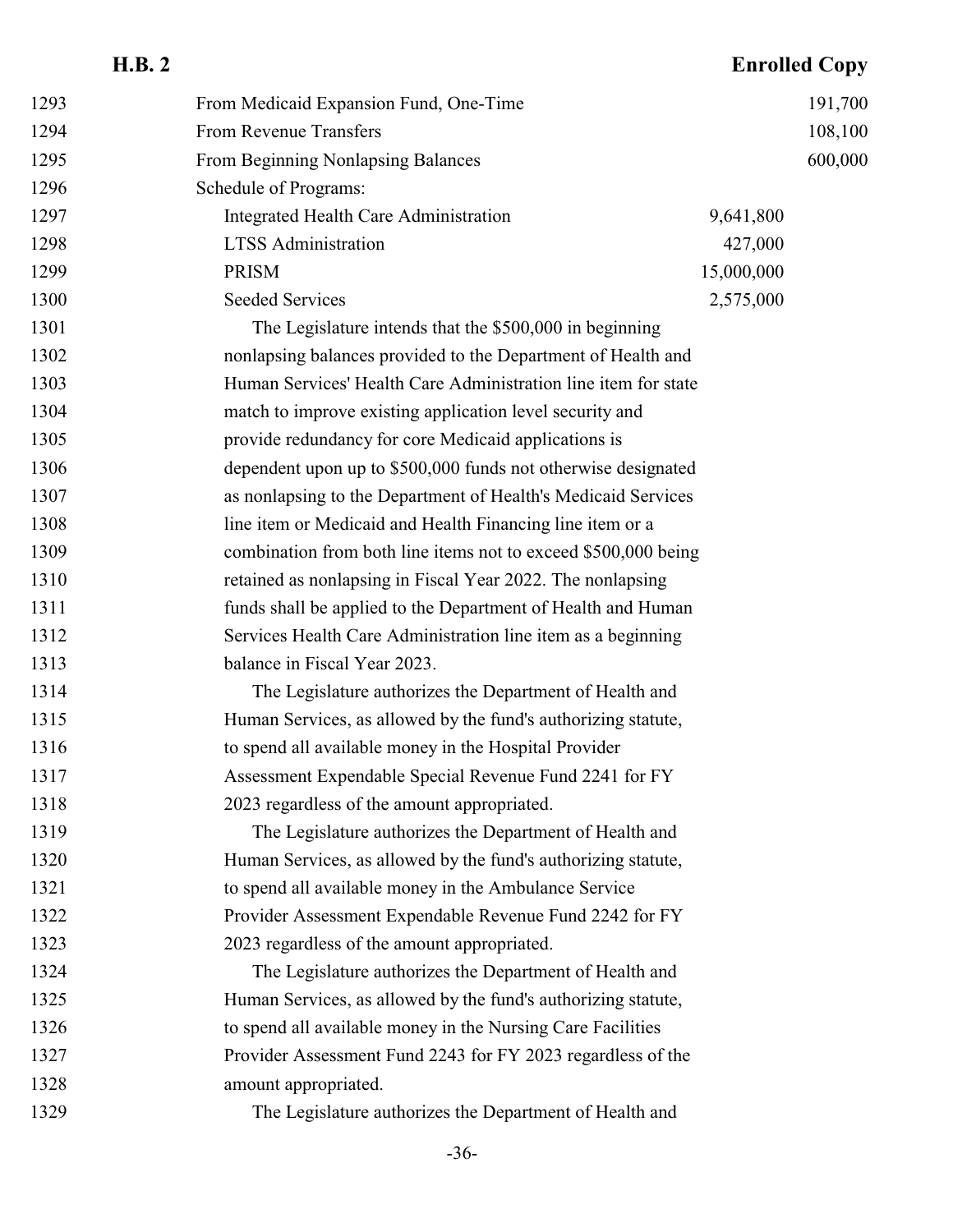| | | |
|---|---|---|
| From Medicaid Expansion Fund, One-Time | | 191,700 |
| From Revenue Transfers | | 108,100 |
| From Beginning Nonlapsing Balances | | 600,000 |
| Schedule of Programs: | | |
| Integrated Health Care Administration | 9,641,800 | |
| LTSS Administration | 427,000 | |
| PRISM | 15,000,000 | |
| Seeded Services | 2,575,000 | |

The Legislature intends that the $500,000 in beginning nonlapsing balances provided to the Department of Health and Human Services' Health Care Administration line item for state match to improve existing application level security and provide redundancy for core Medicaid applications is dependent upon up to $500,000 funds not otherwise designated as nonlapsing to the Department of Health's Medicaid Services line item or Medicaid and Health Financing line item or a combination from both line items not to exceed $500,000 being retained as nonlapsing in Fiscal Year 2022. The nonlapsing funds shall be applied to the Department of Health and Human Services Health Care Administration line item as a beginning balance in Fiscal Year 2023.

The Legislature authorizes the Department of Health and Human Services, as allowed by the fund's authorizing statute, to spend all available money in the Hospital Provider Assessment Expendable Special Revenue Fund 2241 for FY 2023 regardless of the amount appropriated.

The Legislature authorizes the Department of Health and Human Services, as allowed by the fund's authorizing statute, to spend all available money in the Ambulance Service Provider Assessment Expendable Revenue Fund 2242 for FY 2023 regardless of the amount appropriated.

The Legislature authorizes the Department of Health and Human Services, as allowed by the fund's authorizing statute, to spend all available money in the Nursing Care Facilities Provider Assessment Fund 2243 for FY 2023 regardless of the amount appropriated.

The Legislature authorizes the Department of Health and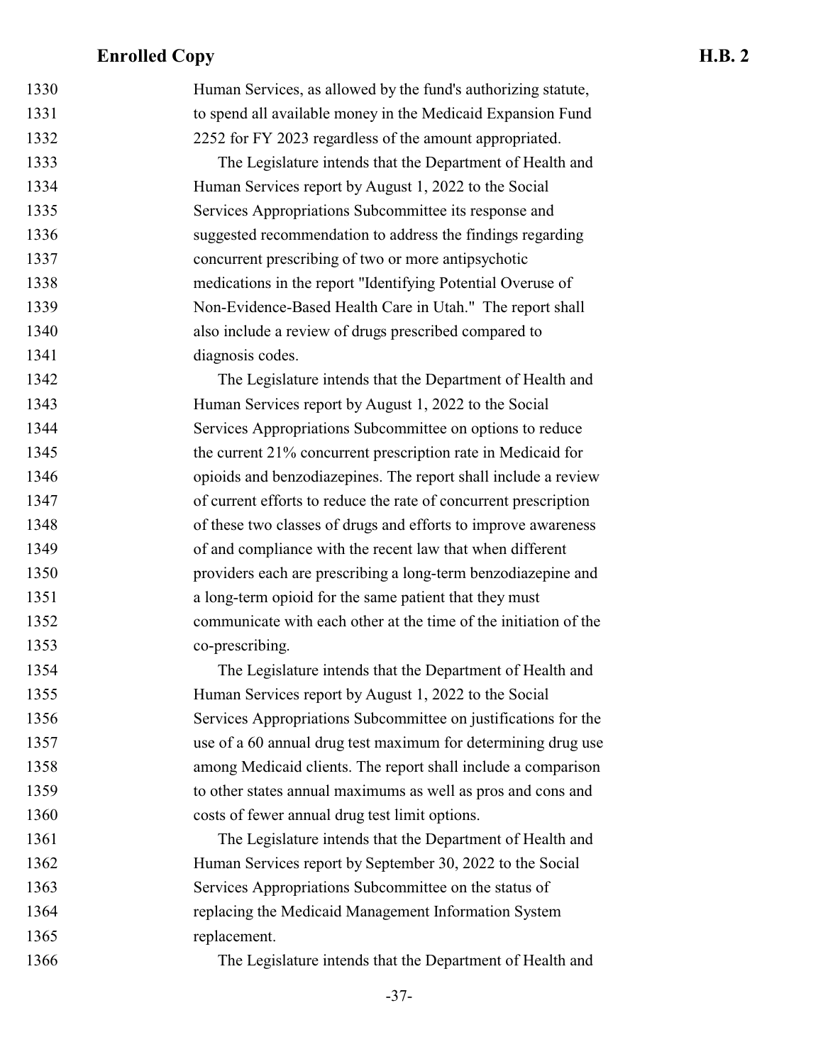Human Services, as allowed by the fund's authorizing statute, to spend all available money in the Medicaid Expansion Fund 2252 for FY 2023 regardless of the amount appropriated.

The Legislature intends that the Department of Health and Human Services report by August 1, 2022 to the Social Services Appropriations Subcommittee its response and suggested recommendation to address the findings regarding concurrent prescribing of two or more antipsychotic medications in the report "Identifying Potential Overuse of Non-Evidence-Based Health Care in Utah." The report shall also include a review of drugs prescribed compared to diagnosis codes.

The Legislature intends that the Department of Health and Human Services report by August 1, 2022 to the Social Services Appropriations Subcommittee on options to reduce the current 21% concurrent prescription rate in Medicaid for opioids and benzodiazepines. The report shall include a review of current efforts to reduce the rate of concurrent prescription of these two classes of drugs and efforts to improve awareness of and compliance with the recent law that when different providers each are prescribing a long-term benzodiazepine and a long-term opioid for the same patient that they must communicate with each other at the time of the initiation of the co-prescribing.

The Legislature intends that the Department of Health and Human Services report by August 1, 2022 to the Social Services Appropriations Subcommittee on justifications for the use of a 60 annual drug test maximum for determining drug use among Medicaid clients. The report shall include a comparison to other states annual maximums as well as pros and cons and costs of fewer annual drug test limit options.

The Legislature intends that the Department of Health and Human Services report by September 30, 2022 to the Social Services Appropriations Subcommittee on the status of replacing the Medicaid Management Information System replacement.

The Legislature intends that the Department of Health and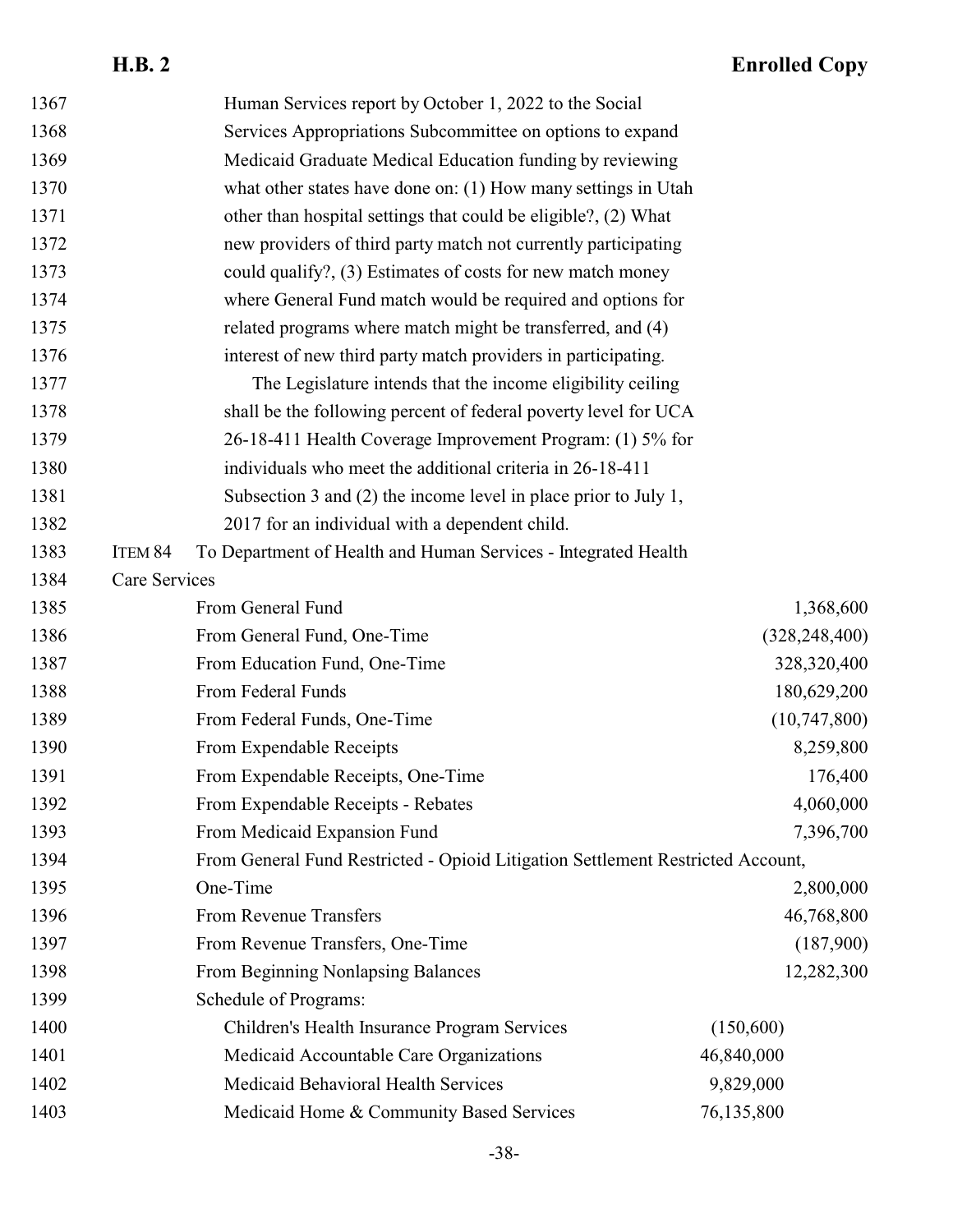Human Services report by October 1, 2022 to the Social Services Appropriations Subcommittee on options to expand Medicaid Graduate Medical Education funding by reviewing what other states have done on: (1) How many settings in Utah other than hospital settings that could be eligible?, (2) What new providers of third party match not currently participating could qualify?, (3) Estimates of costs for new match money where General Fund match would be required and options for related programs where match might be transferred, and (4) interest of new third party match providers in participating.

The Legislature intends that the income eligibility ceiling shall be the following percent of federal poverty level for UCA 26-18-411 Health Coverage Improvement Program: (1) 5% for individuals who meet the additional criteria in 26-18-411 Subsection 3 and (2) the income level in place prior to July 1, 2017 for an individual with a dependent child.

ITEM 84 To Department of Health and Human Services - Integrated Health Care Services

| | | |
|---|---|---|
| From General Fund | | 1,368,600 |
| From General Fund, One-Time | | (328,248,400) |
| From Education Fund, One-Time | | 328,320,400 |
| From Federal Funds | | 180,629,200 |
| From Federal Funds, One-Time | | (10,747,800) |
| From Expendable Receipts | | 8,259,800 |
| From Expendable Receipts, One-Time | | 176,400 |
| From Expendable Receipts - Rebates | | 4,060,000 |
| From Medicaid Expansion Fund | | 7,396,700 |
| From General Fund Restricted - Opioid Litigation Settlement Restricted Account, One-Time | | 2,800,000 |
| From Revenue Transfers | | 46,768,800 |
| From Revenue Transfers, One-Time | | (187,900) |
| From Beginning Nonlapsing Balances | | 12,282,300 |
| Schedule of Programs: | | |
| Children's Health Insurance Program Services | (150,600) | |
| Medicaid Accountable Care Organizations | 46,840,000 | |
| Medicaid Behavioral Health Services | 9,829,000 | |
| Medicaid Home & Community Based Services | 76,135,800 | |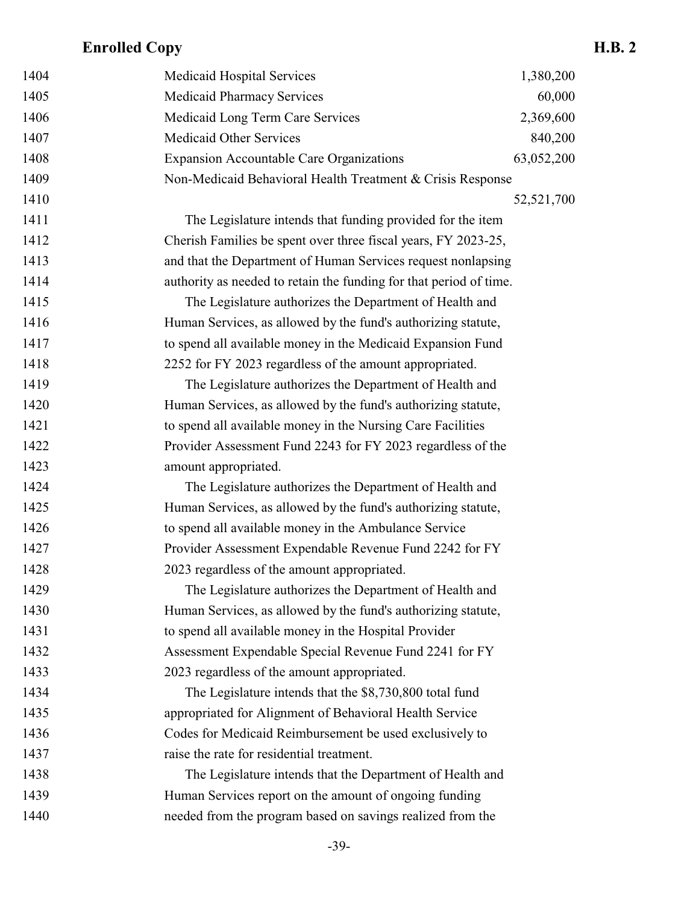| | |
|---|---|
| Medicaid Hospital Services | 1,380,200 |
| Medicaid Pharmacy Services | 60,000 |
| Medicaid Long Term Care Services | 2,369,600 |
| Medicaid Other Services | 840,200 |
| Expansion Accountable Care Organizations | 63,052,200 |
| Non-Medicaid Behavioral Health Treatment & Crisis Response | 52,521,700 |

The Legislature intends that funding provided for the item Cherish Families be spent over three fiscal years, FY 2023-25, and that the Department of Human Services request nonlapsing authority as needed to retain the funding for that period of time.

The Legislature authorizes the Department of Health and Human Services, as allowed by the fund's authorizing statute, to spend all available money in the Medicaid Expansion Fund 2252 for FY 2023 regardless of the amount appropriated.

The Legislature authorizes the Department of Health and Human Services, as allowed by the fund's authorizing statute, to spend all available money in the Nursing Care Facilities Provider Assessment Fund 2243 for FY 2023 regardless of the amount appropriated.

The Legislature authorizes the Department of Health and Human Services, as allowed by the fund's authorizing statute, to spend all available money in the Ambulance Service Provider Assessment Expendable Revenue Fund 2242 for FY 2023 regardless of the amount appropriated.

The Legislature authorizes the Department of Health and Human Services, as allowed by the fund's authorizing statute, to spend all available money in the Hospital Provider Assessment Expendable Special Revenue Fund 2241 for FY 2023 regardless of the amount appropriated.

The Legislature intends that the $8,730,800 total fund appropriated for Alignment of Behavioral Health Service Codes for Medicaid Reimbursement be used exclusively to raise the rate for residential treatment.

The Legislature intends that the Department of Health and Human Services report on the amount of ongoing funding needed from the program based on savings realized from the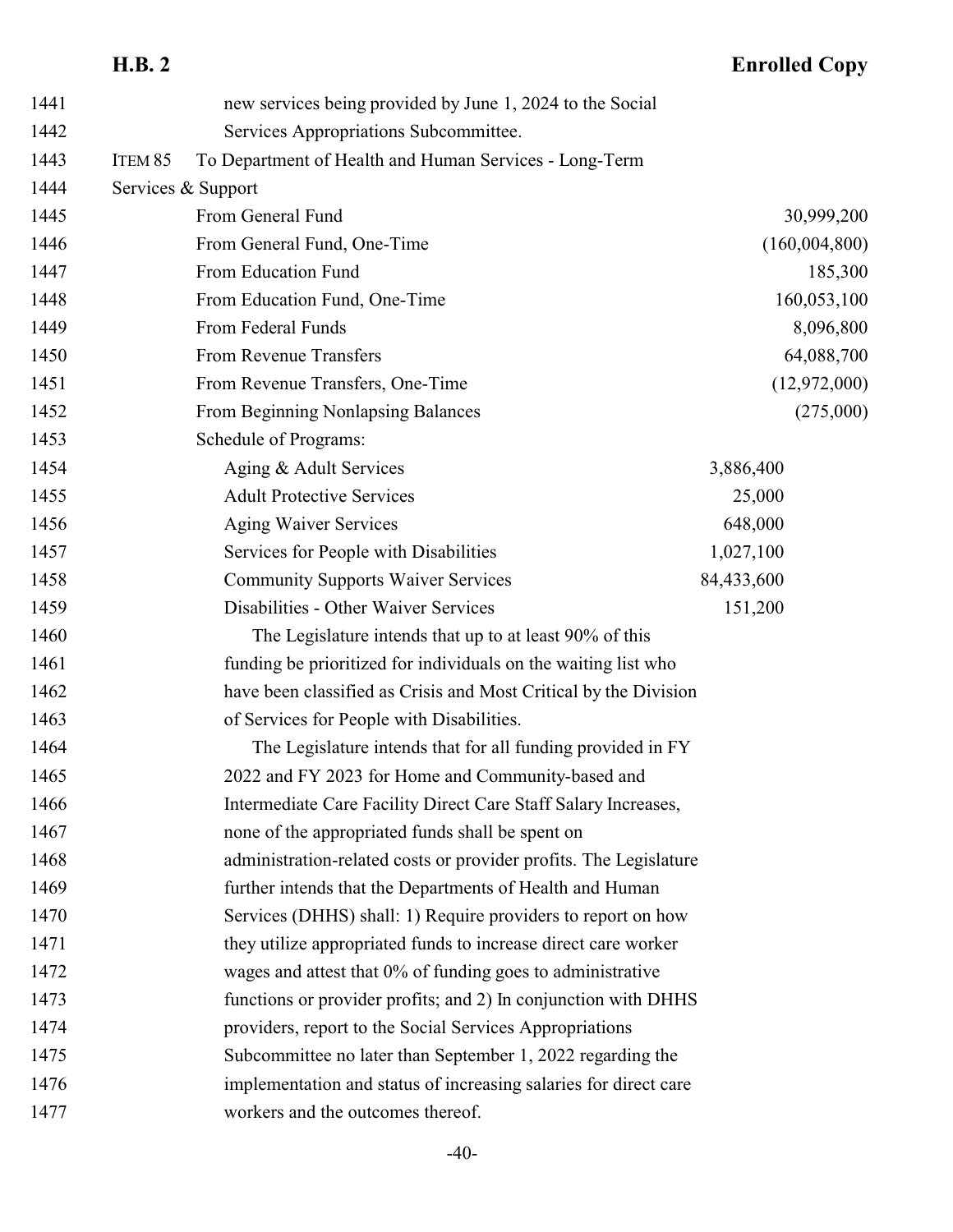new services being provided by June 1, 2024 to the Social Services Appropriations Subcommittee.

**ITEM 85** To Department of Health and Human Services - Long-Term Services & Support

| | | |
|---|---|---|
| From General Fund | | 30,999,200 |
| From General Fund, One-Time | | (160,004,800) |
| From Education Fund | | 185,300 |
| From Education Fund, One-Time | | 160,053,100 |
| From Federal Funds | | 8,096,800 |
| From Revenue Transfers | | 64,088,700 |
| From Revenue Transfers, One-Time | | (12,972,000) |
| From Beginning Nonlapsing Balances | | (275,000) |
| Schedule of Programs: | | |
| Aging & Adult Services | 3,886,400 | |
| Adult Protective Services | 25,000 | |
| Aging Waiver Services | 648,000 | |
| Services for People with Disabilities | 1,027,100 | |
| Community Supports Waiver Services | 84,433,600 | |
| Disabilities - Other Waiver Services | 151,200 | |

The Legislature intends that up to at least 90% of this funding be prioritized for individuals on the waiting list who have been classified as Crisis and Most Critical by the Division of Services for People with Disabilities.

The Legislature intends that for all funding provided in FY 2022 and FY 2023 for Home and Community-based and Intermediate Care Facility Direct Care Staff Salary Increases, none of the appropriated funds shall be spent on administration-related costs or provider profits. The Legislature further intends that the Departments of Health and Human Services (DHHS) shall: 1) Require providers to report on how they utilize appropriated funds to increase direct care worker wages and attest that 0% of funding goes to administrative functions or provider profits; and 2) In conjunction with DHHS providers, report to the Social Services Appropriations Subcommittee no later than September 1, 2022 regarding the implementation and status of increasing salaries for direct care workers and the outcomes thereof.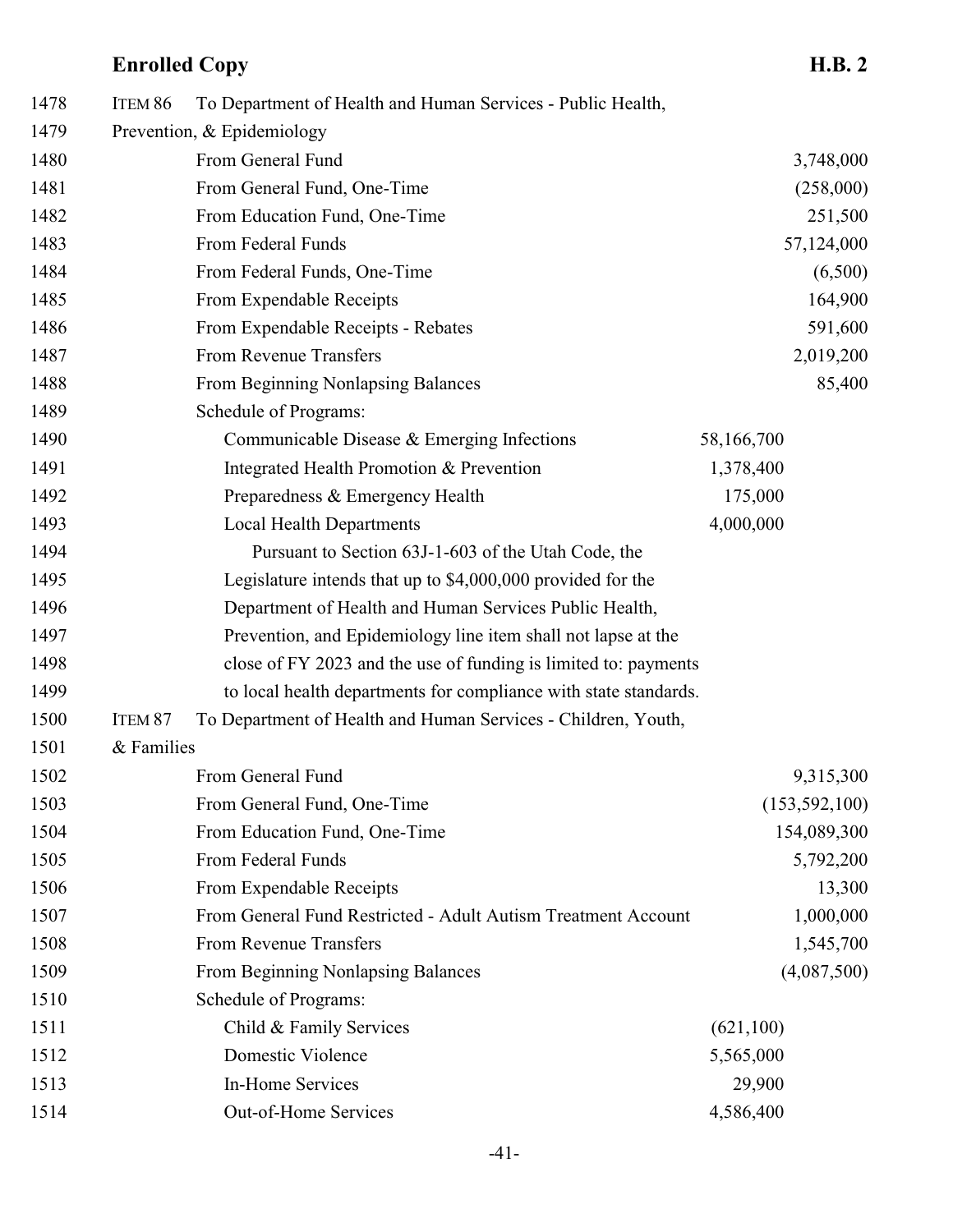ITEM 86 To Department of Health and Human Services - Public Health, Prevention, & Epidemiology

| | | |
|---|---|---|
| From General Fund | | 3,748,000 |
| From General Fund, One-Time | | (258,000) |
| From Education Fund, One-Time | | 251,500 |
| From Federal Funds | | 57,124,000 |
| From Federal Funds, One-Time | | (6,500) |
| From Expendable Receipts | | 164,900 |
| From Expendable Receipts - Rebates | | 591,600 |
| From Revenue Transfers | | 2,019,200 |
| From Beginning Nonlapsing Balances | | 85,400 |
| Schedule of Programs: | | |
| Communicable Disease & Emerging Infections | 58,166,700 | |
| Integrated Health Promotion & Prevention | 1,378,400 | |
| Preparedness & Emergency Health | 175,000 | |
| Local Health Departments | 4,000,000 | |

Pursuant to Section 63J-1-603 of the Utah Code, the Legislature intends that up to $4,000,000 provided for the Department of Health and Human Services Public Health, Prevention, and Epidemiology line item shall not lapse at the close of FY 2023 and the use of funding is limited to: payments to local health departments for compliance with state standards.

ITEM 87 To Department of Health and Human Services - Children, Youth, & Families

| | | |
|---|---|---|
| From General Fund | | 9,315,300 |
| From General Fund, One-Time | | (153,592,100) |
| From Education Fund, One-Time | | 154,089,300 |
| From Federal Funds | | 5,792,200 |
| From Expendable Receipts | | 13,300 |
| From General Fund Restricted - Adult Autism Treatment Account | | 1,000,000 |
| From Revenue Transfers | | 1,545,700 |
| From Beginning Nonlapsing Balances | | (4,087,500) |
| Schedule of Programs: | | |
| Child & Family Services | (621,100) | |
| Domestic Violence | 5,565,000 | |
| In-Home Services | 29,900 | |
| Out-of-Home Services | 4,586,400 | |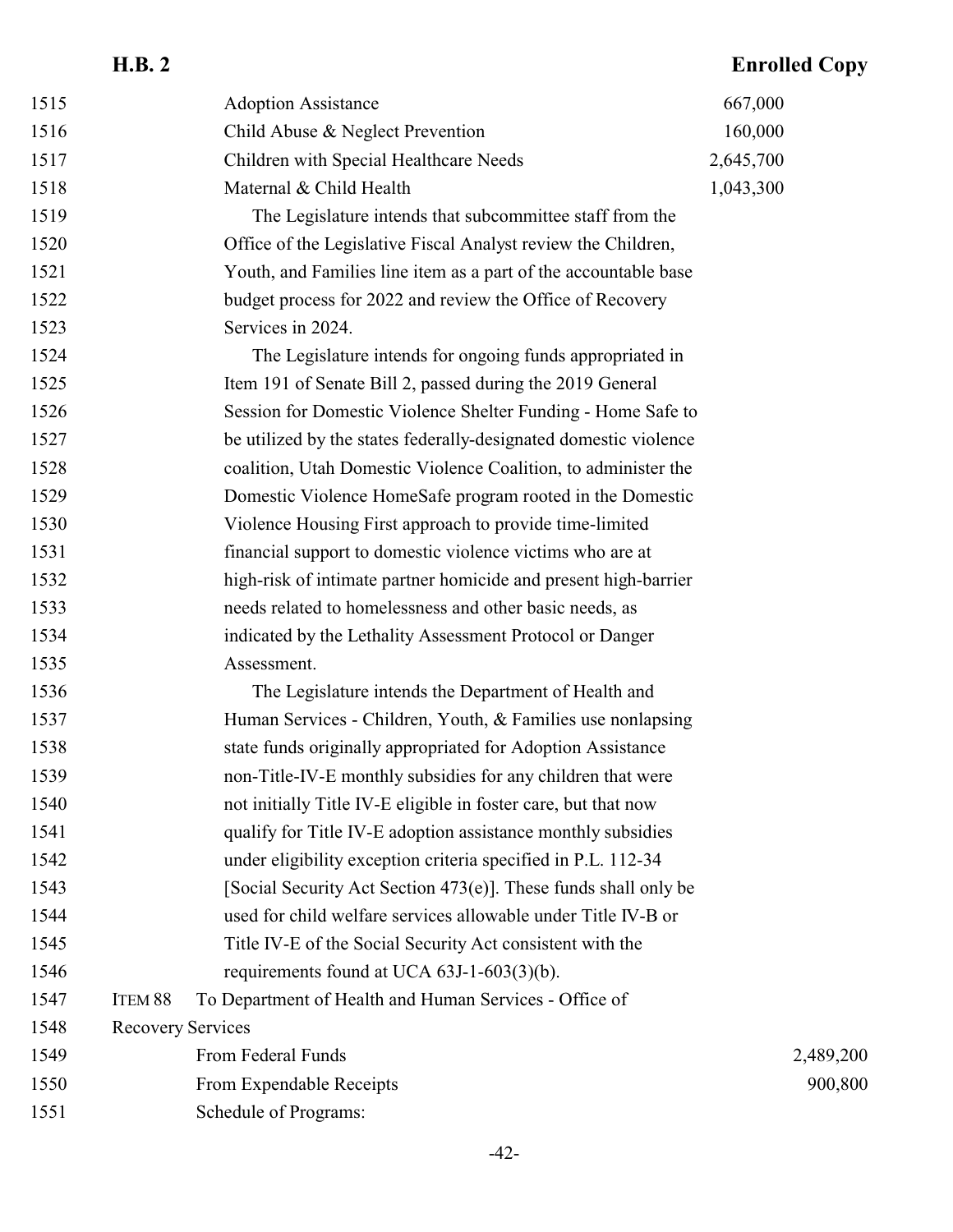| | | |
|---|---|---|
| Adoption Assistance | 667,000 | |
| Child Abuse & Neglect Prevention | 160,000 | |
| Children with Special Healthcare Needs | 2,645,700 | |
| Maternal & Child Health | 1,043,300 | |

The Legislature intends that subcommittee staff from the Office of the Legislative Fiscal Analyst review the Children, Youth, and Families line item as a part of the accountable base budget process for 2022 and review the Office of Recovery Services in 2024.

The Legislature intends for ongoing funds appropriated in Item 191 of Senate Bill 2, passed during the 2019 General Session for Domestic Violence Shelter Funding - Home Safe to be utilized by the states federally-designated domestic violence coalition, Utah Domestic Violence Coalition, to administer the Domestic Violence HomeSafe program rooted in the Domestic Violence Housing First approach to provide time-limited financial support to domestic violence victims who are at high-risk of intimate partner homicide and present high-barrier needs related to homelessness and other basic needs, as indicated by the Lethality Assessment Protocol or Danger Assessment.

The Legislature intends the Department of Health and Human Services - Children, Youth, & Families use nonlapsing state funds originally appropriated for Adoption Assistance non-Title-IV-E monthly subsidies for any children that were not initially Title IV-E eligible in foster care, but that now qualify for Title IV-E adoption assistance monthly subsidies under eligibility exception criteria specified in P.L. 112-34 [Social Security Act Section 473(e)]. These funds shall only be used for child welfare services allowable under Title IV-B or Title IV-E of the Social Security Act consistent with the requirements found at UCA 63J-1-603(3)(b).

ITEM 88 To Department of Health and Human Services - Office of Recovery Services

| | |
|---|---|
| From Federal Funds | 2,489,200 |
| From Expendable Receipts | 900,800 |

Schedule of Programs: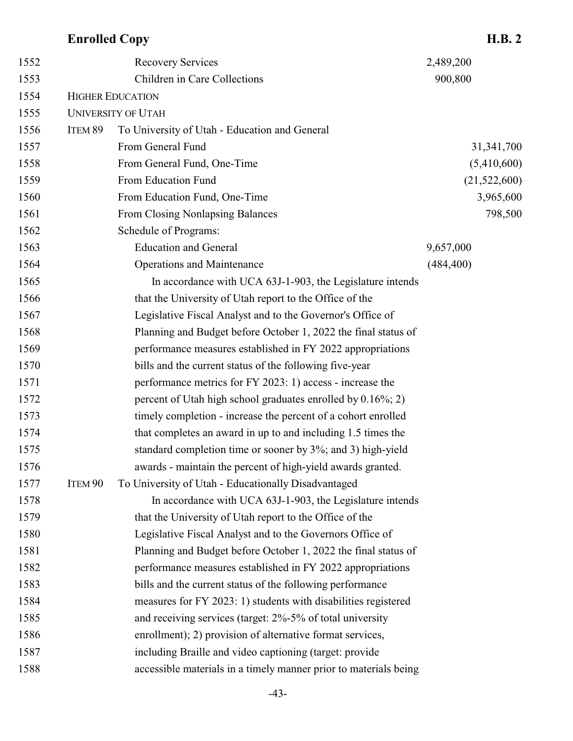| Line | | | | |
|---|---|---|---|---|
| 1552 | | Recovery Services | 2,489,200 | |
| 1553 | | Children in Care Collections | 900,800 | |
| 1554 | HIGHER EDUCATION | | | |
| 1555 | UNIVERSITY OF UTAH | | | |
| 1556 | ITEM 89 | To University of Utah - Education and General | | |
| 1557 | | From General Fund | | 31,341,700 |
| 1558 | | From General Fund, One-Time | | (5,410,600) |
| 1559 | | From Education Fund | | (21,522,600) |
| 1560 | | From Education Fund, One-Time | | 3,965,600 |
| 1561 | | From Closing Nonlapsing Balances | | 798,500 |
| 1562 | | Schedule of Programs: | | |
| 1563 | | Education and General | 9,657,000 | |
| 1564 | | Operations and Maintenance | (484,400) | |

1565–1576: In accordance with UCA 63J-1-903, the Legislature intends that the University of Utah report to the Office of the Legislative Fiscal Analyst and to the Governor's Office of Planning and Budget before October 1, 2022 the final status of performance measures established in FY 2022 appropriations bills and the current status of the following five-year performance metrics for FY 2023: 1) access - increase the percent of Utah high school graduates enrolled by 0.16%; 2) timely completion - increase the percent of a cohort enrolled that completes an award in up to and including 1.5 times the standard completion time or sooner by 3%; and 3) high-yield awards - maintain the percent of high-yield awards granted.

1577 ITEM 90 To University of Utah - Educationally Disadvantaged

1578–1588: In accordance with UCA 63J-1-903, the Legislature intends that the University of Utah report to the Office of the Legislative Fiscal Analyst and to the Governors Office of Planning and Budget before October 1, 2022 the final status of performance measures established in FY 2022 appropriations bills and the current status of the following performance measures for FY 2023: 1) students with disabilities registered and receiving services (target: 2%-5% of total university enrollment); 2) provision of alternative format services, including Braille and video captioning (target: provide accessible materials in a timely manner prior to materials being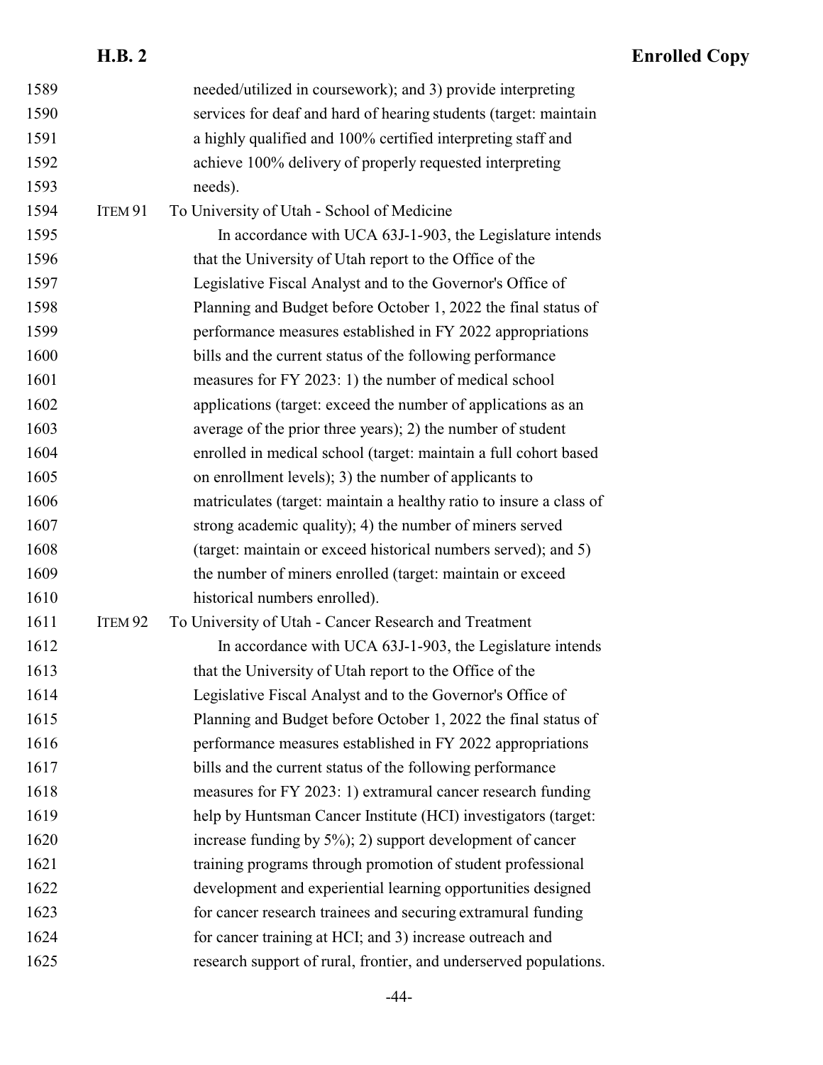1589 needed/utilized in coursework); and 3) provide interpreting
1590 services for deaf and hard of hearing students (target: maintain
1591 a highly qualified and 100% certified interpreting staff and
1592 achieve 100% delivery of properly requested interpreting
1593 needs).

1594 ITEM 91 To University of Utah - School of Medicine

1595 In accordance with UCA 63J-1-903, the Legislature intends
1596 that the University of Utah report to the Office of the
1597 Legislative Fiscal Analyst and to the Governor's Office of
1598 Planning and Budget before October 1, 2022 the final status of
1599 performance measures established in FY 2022 appropriations
1600 bills and the current status of the following performance
1601 measures for FY 2023: 1) the number of medical school
1602 applications (target: exceed the number of applications as an
1603 average of the prior three years); 2) the number of student
1604 enrolled in medical school (target: maintain a full cohort based
1605 on enrollment levels); 3) the number of applicants to
1606 matriculates (target: maintain a healthy ratio to insure a class of
1607 strong academic quality); 4) the number of miners served
1608 (target: maintain or exceed historical numbers served); and 5)
1609 the number of miners enrolled (target: maintain or exceed
1610 historical numbers enrolled).

1611 ITEM 92 To University of Utah - Cancer Research and Treatment

1612 In accordance with UCA 63J-1-903, the Legislature intends
1613 that the University of Utah report to the Office of the
1614 Legislative Fiscal Analyst and to the Governor's Office of
1615 Planning and Budget before October 1, 2022 the final status of
1616 performance measures established in FY 2022 appropriations
1617 bills and the current status of the following performance
1618 measures for FY 2023: 1) extramural cancer research funding
1619 help by Huntsman Cancer Institute (HCI) investigators (target:
1620 increase funding by 5%); 2) support development of cancer
1621 training programs through promotion of student professional
1622 development and experiential learning opportunities designed
1623 for cancer research trainees and securing extramural funding
1624 for cancer training at HCI; and 3) increase outreach and
1625 research support of rural, frontier, and underserved populations.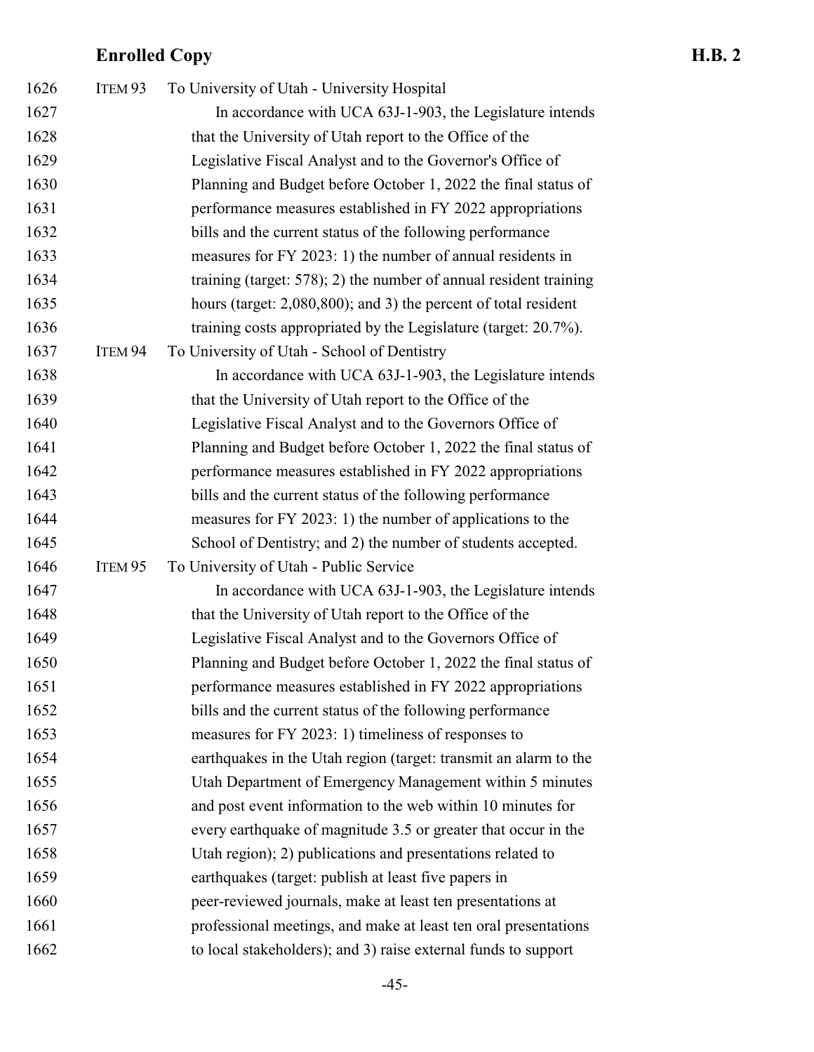ITEM 93 To University of Utah - University Hospital

In accordance with UCA 63J-1-903, the Legislature intends that the University of Utah report to the Office of the Legislative Fiscal Analyst and to the Governor's Office of Planning and Budget before October 1, 2022 the final status of performance measures established in FY 2022 appropriations bills and the current status of the following performance measures for FY 2023: 1) the number of annual residents in training (target: 578); 2) the number of annual resident training hours (target: 2,080,800); and 3) the percent of total resident training costs appropriated by the Legislature (target: 20.7%).

ITEM 94 To University of Utah - School of Dentistry

In accordance with UCA 63J-1-903, the Legislature intends that the University of Utah report to the Office of the Legislative Fiscal Analyst and to the Governors Office of Planning and Budget before October 1, 2022 the final status of performance measures established in FY 2022 appropriations bills and the current status of the following performance measures for FY 2023: 1) the number of applications to the School of Dentistry; and 2) the number of students accepted.

ITEM 95 To University of Utah - Public Service

In accordance with UCA 63J-1-903, the Legislature intends that the University of Utah report to the Office of the Legislative Fiscal Analyst and to the Governors Office of Planning and Budget before October 1, 2022 the final status of performance measures established in FY 2022 appropriations bills and the current status of the following performance measures for FY 2023: 1) timeliness of responses to earthquakes in the Utah region (target: transmit an alarm to the Utah Department of Emergency Management within 5 minutes and post event information to the web within 10 minutes for every earthquake of magnitude 3.5 or greater that occur in the Utah region); 2) publications and presentations related to earthquakes (target: publish at least five papers in peer-reviewed journals, make at least ten presentations at professional meetings, and make at least ten oral presentations to local stakeholders); and 3) raise external funds to support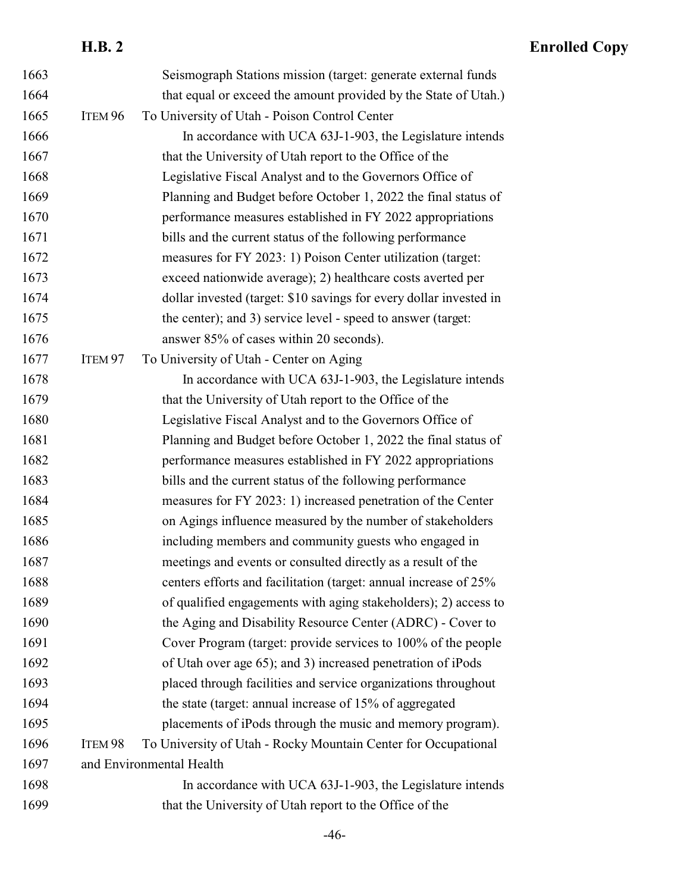Seismograph Stations mission (target: generate external funds that equal or exceed the amount provided by the State of Utah.)

ITEM 96 To University of Utah - Poison Control Center

In accordance with UCA 63J-1-903, the Legislature intends that the University of Utah report to the Office of the Legislative Fiscal Analyst and to the Governors Office of Planning and Budget before October 1, 2022 the final status of performance measures established in FY 2022 appropriations bills and the current status of the following performance measures for FY 2023: 1) Poison Center utilization (target: exceed nationwide average); 2) healthcare costs averted per dollar invested (target: $10 savings for every dollar invested in the center); and 3) service level - speed to answer (target: answer 85% of cases within 20 seconds).

ITEM 97 To University of Utah - Center on Aging

In accordance with UCA 63J-1-903, the Legislature intends that the University of Utah report to the Office of the Legislative Fiscal Analyst and to the Governors Office of Planning and Budget before October 1, 2022 the final status of performance measures established in FY 2022 appropriations bills and the current status of the following performance measures for FY 2023: 1) increased penetration of the Center on Agings influence measured by the number of stakeholders including members and community guests who engaged in meetings and events or consulted directly as a result of the centers efforts and facilitation (target: annual increase of 25% of qualified engagements with aging stakeholders); 2) access to the Aging and Disability Resource Center (ADRC) - Cover to Cover Program (target: provide services to 100% of the people of Utah over age 65); and 3) increased penetration of iPods placed through facilities and service organizations throughout the state (target: annual increase of 15% of aggregated placements of iPods through the music and memory program).

ITEM 98 To University of Utah - Rocky Mountain Center for Occupational and Environmental Health

In accordance with UCA 63J-1-903, the Legislature intends that the University of Utah report to the Office of the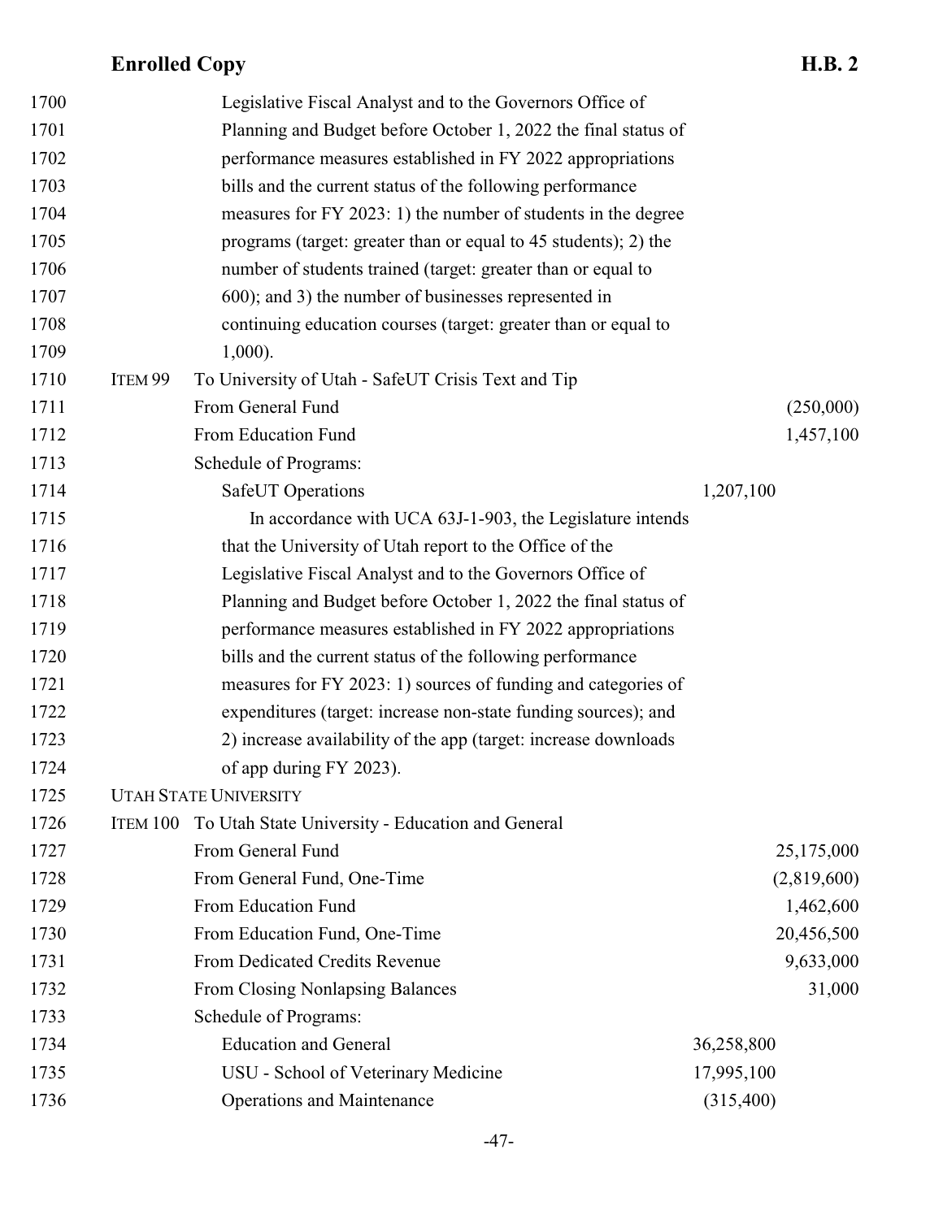1700 Legislative Fiscal Analyst and to the Governors Office of
1701 Planning and Budget before October 1, 2022 the final status of
1702 performance measures established in FY 2022 appropriations
1703 bills and the current status of the following performance
1704 measures for FY 2023: 1) the number of students in the degree
1705 programs (target: greater than or equal to 45 students); 2) the
1706 number of students trained (target: greater than or equal to
1707 600); and 3) the number of businesses represented in
1708 continuing education courses (target: greater than or equal to
1709 1,000).

| Line | Item | Description | Program Amount | Fund Amount |
|---|---|---|---|---|
| 1710 | ITEM 99 | To University of Utah - SafeUT Crisis Text and Tip | | |
| 1711 | | From General Fund | | (250,000) |
| 1712 | | From Education Fund | | 1,457,100 |
| 1713 | | Schedule of Programs: | | |
| 1714 | | SafeUT Operations | 1,207,100 | |

1715 In accordance with UCA 63J-1-903, the Legislature intends
1716 that the University of Utah report to the Office of the
1717 Legislative Fiscal Analyst and to the Governors Office of
1718 Planning and Budget before October 1, 2022 the final status of
1719 performance measures established in FY 2022 appropriations
1720 bills and the current status of the following performance
1721 measures for FY 2023: 1) sources of funding and categories of
1722 expenditures (target: increase non-state funding sources); and
1723 2) increase availability of the app (target: increase downloads
1724 of app during FY 2023).

1725 UTAH STATE UNIVERSITY

| Line | Item | Description | Program Amount | Fund Amount |
|---|---|---|---|---|
| 1726 | ITEM 100 | To Utah State University - Education and General | | |
| 1727 | | From General Fund | | 25,175,000 |
| 1728 | | From General Fund, One-Time | | (2,819,600) |
| 1729 | | From Education Fund | | 1,462,600 |
| 1730 | | From Education Fund, One-Time | | 20,456,500 |
| 1731 | | From Dedicated Credits Revenue | | 9,633,000 |
| 1732 | | From Closing Nonlapsing Balances | | 31,000 |
| 1733 | | Schedule of Programs: | | |
| 1734 | | Education and General | 36,258,800 | |
| 1735 | | USU - School of Veterinary Medicine | 17,995,100 | |
| 1736 | | Operations and Maintenance | (315,400) | |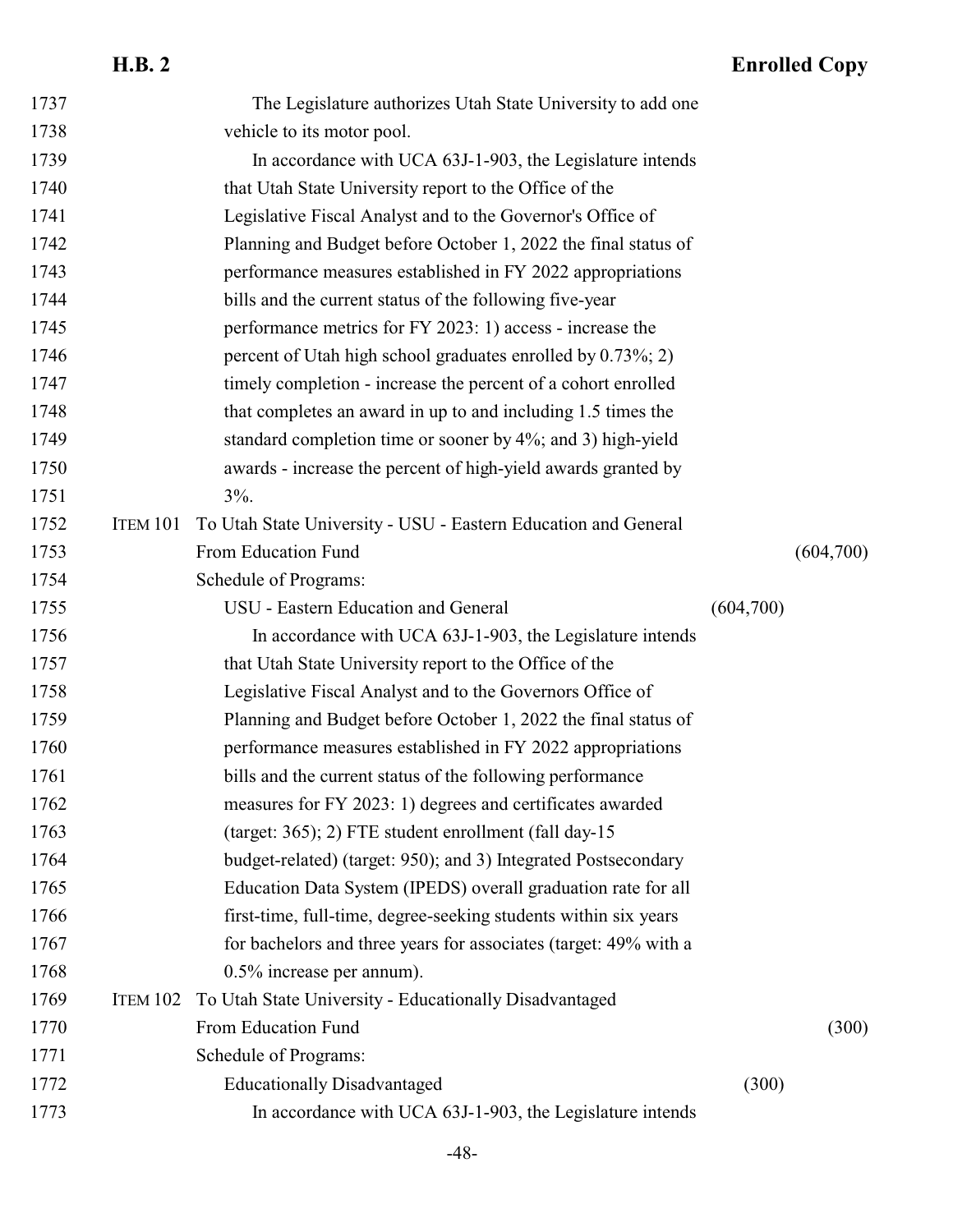The Legislature authorizes Utah State University to add one vehicle to its motor pool.

In accordance with UCA 63J-1-903, the Legislature intends that Utah State University report to the Office of the Legislative Fiscal Analyst and to the Governor's Office of Planning and Budget before October 1, 2022 the final status of performance measures established in FY 2022 appropriations bills and the current status of the following five-year performance metrics for FY 2023: 1) access - increase the percent of Utah high school graduates enrolled by 0.73%; 2) timely completion - increase the percent of a cohort enrolled that completes an award in up to and including 1.5 times the standard completion time or sooner by 4%; and 3) high-yield awards - increase the percent of high-yield awards granted by 3%.

ITEM 101 To Utah State University - USU - Eastern Education and General

| | | |
|---|---|---|
| From Education Fund | | (604,700) |
| Schedule of Programs: | | |
| USU - Eastern Education and General | (604,700) | |

In accordance with UCA 63J-1-903, the Legislature intends that Utah State University report to the Office of the Legislative Fiscal Analyst and to the Governors Office of Planning and Budget before October 1, 2022 the final status of performance measures established in FY 2022 appropriations bills and the current status of the following performance measures for FY 2023: 1) degrees and certificates awarded (target: 365); 2) FTE student enrollment (fall day-15 budget-related) (target: 950); and 3) Integrated Postsecondary Education Data System (IPEDS) overall graduation rate for all first-time, full-time, degree-seeking students within six years for bachelors and three years for associates (target: 49% with a 0.5% increase per annum).

ITEM 102 To Utah State University - Educationally Disadvantaged

| | | |
|---|---|---|
| From Education Fund | | (300) |
| Schedule of Programs: | | |
| Educationally Disadvantaged | (300) | |

In accordance with UCA 63J-1-903, the Legislature intends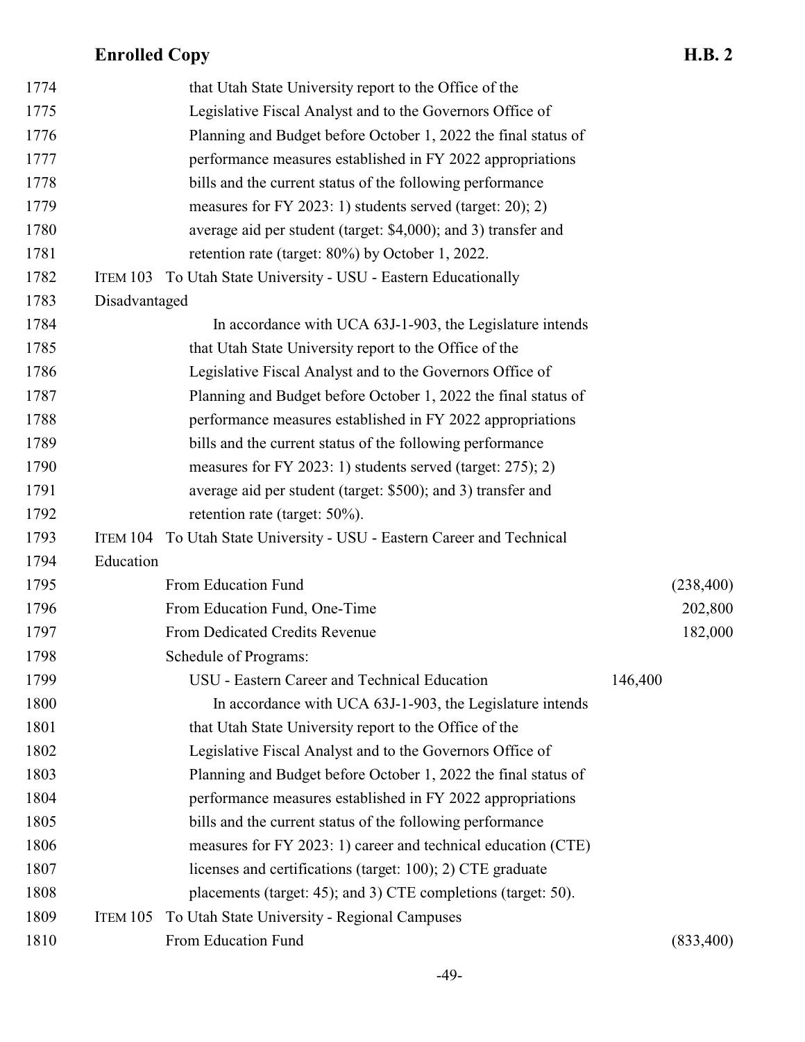that Utah State University report to the Office of the Legislative Fiscal Analyst and to the Governors Office of Planning and Budget before October 1, 2022 the final status of performance measures established in FY 2022 appropriations bills and the current status of the following performance measures for FY 2023: 1) students served (target: 20); 2) average aid per student (target: $4,000); and 3) transfer and retention rate (target: 80%) by October 1, 2022.

ITEM 103 To Utah State University - USU - Eastern Educationally Disadvantaged

In accordance with UCA 63J-1-903, the Legislature intends that Utah State University report to the Office of the Legislative Fiscal Analyst and to the Governors Office of Planning and Budget before October 1, 2022 the final status of performance measures established in FY 2022 appropriations bills and the current status of the following performance measures for FY 2023: 1) students served (target: 275); 2) average aid per student (target: $500); and 3) transfer and retention rate (target: 50%).

ITEM 104 To Utah State University - USU - Eastern Career and Technical Education

| | | |
|---|---|---|
| From Education Fund | | (238,400) |
| From Education Fund, One-Time | | 202,800 |
| From Dedicated Credits Revenue | | 182,000 |
| Schedule of Programs: | | |
| USU - Eastern Career and Technical Education | 146,400 | |

In accordance with UCA 63J-1-903, the Legislature intends that Utah State University report to the Office of the Legislative Fiscal Analyst and to the Governors Office of Planning and Budget before October 1, 2022 the final status of performance measures established in FY 2022 appropriations bills and the current status of the following performance measures for FY 2023: 1) career and technical education (CTE) licenses and certifications (target: 100); 2) CTE graduate placements (target: 45); and 3) CTE completions (target: 50).

ITEM 105 To Utah State University - Regional Campuses

| | | |
|---|---|---|
| From Education Fund | | (833,400) |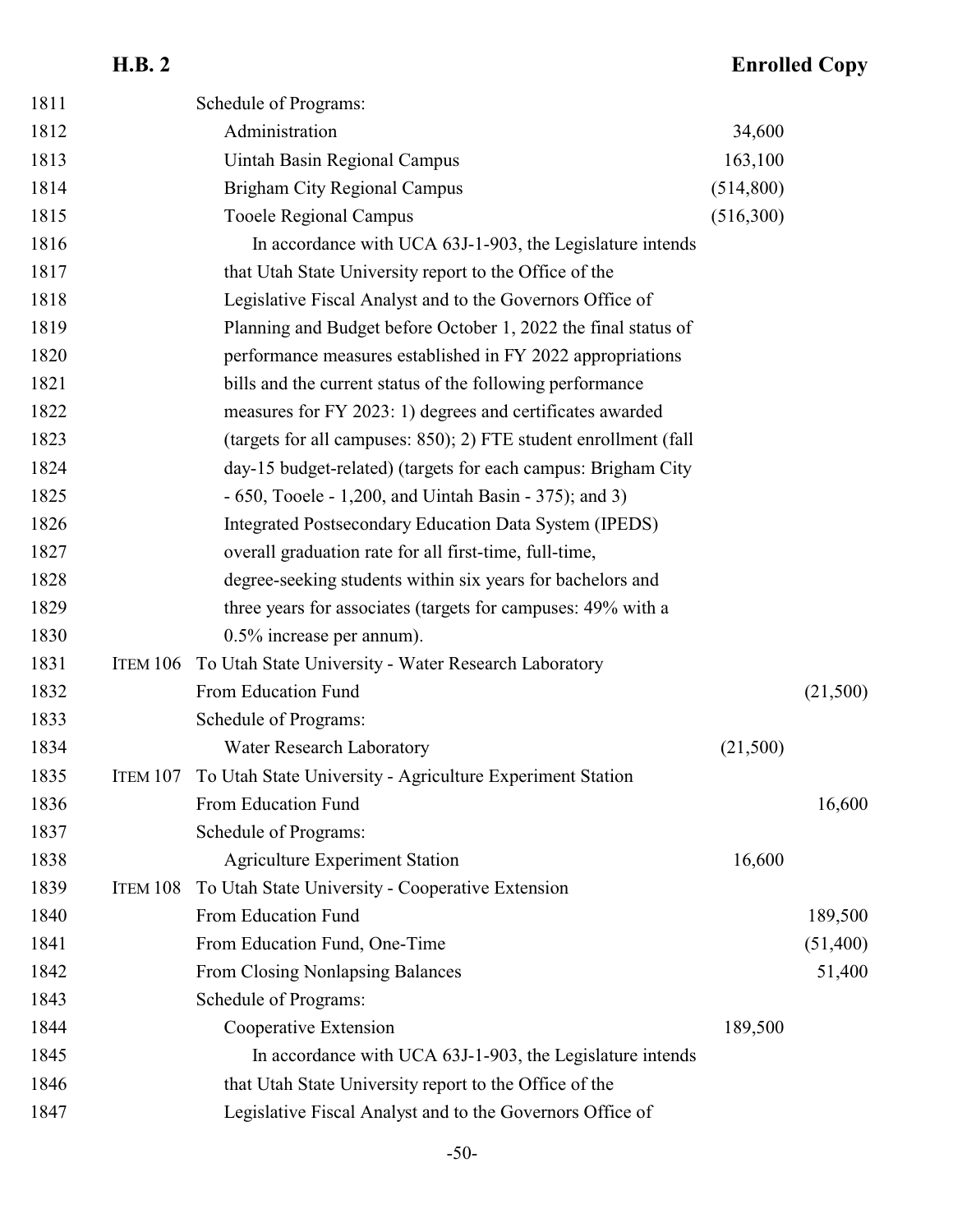Schedule of Programs:

| | | |
|---|---|---|
| Administration | 34,600 | |
| Uintah Basin Regional Campus | 163,100 | |
| Brigham City Regional Campus | (514,800) | |
| Tooele Regional Campus | (516,300) | |

In accordance with UCA 63J-1-903, the Legislature intends that Utah State University report to the Office of the Legislative Fiscal Analyst and to the Governors Office of Planning and Budget before October 1, 2022 the final status of performance measures established in FY 2022 appropriations bills and the current status of the following performance measures for FY 2023: 1) degrees and certificates awarded (targets for all campuses: 850); 2) FTE student enrollment (fall day-15 budget-related) (targets for each campus: Brigham City - 650, Tooele - 1,200, and Uintah Basin - 375); and 3) Integrated Postsecondary Education Data System (IPEDS) overall graduation rate for all first-time, full-time, degree-seeking students within six years for bachelors and three years for associates (targets for campuses: 49% with a 0.5% increase per annum).

ITEM 106 To Utah State University - Water Research Laboratory

| | | |
|---|---|---|
| From Education Fund | | (21,500) |
| Schedule of Programs: | | |
| Water Research Laboratory | (21,500) | |

ITEM 107 To Utah State University - Agriculture Experiment Station

| | | |
|---|---|---|
| From Education Fund | | 16,600 |
| Schedule of Programs: | | |
| Agriculture Experiment Station | 16,600 | |

ITEM 108 To Utah State University - Cooperative Extension

| | | |
|---|---|---|
| From Education Fund | | 189,500 |
| From Education Fund, One-Time | | (51,400) |
| From Closing Nonlapsing Balances | | 51,400 |
| Schedule of Programs: | | |
| Cooperative Extension | 189,500 | |

In accordance with UCA 63J-1-903, the Legislature intends that Utah State University report to the Office of the Legislative Fiscal Analyst and to the Governors Office of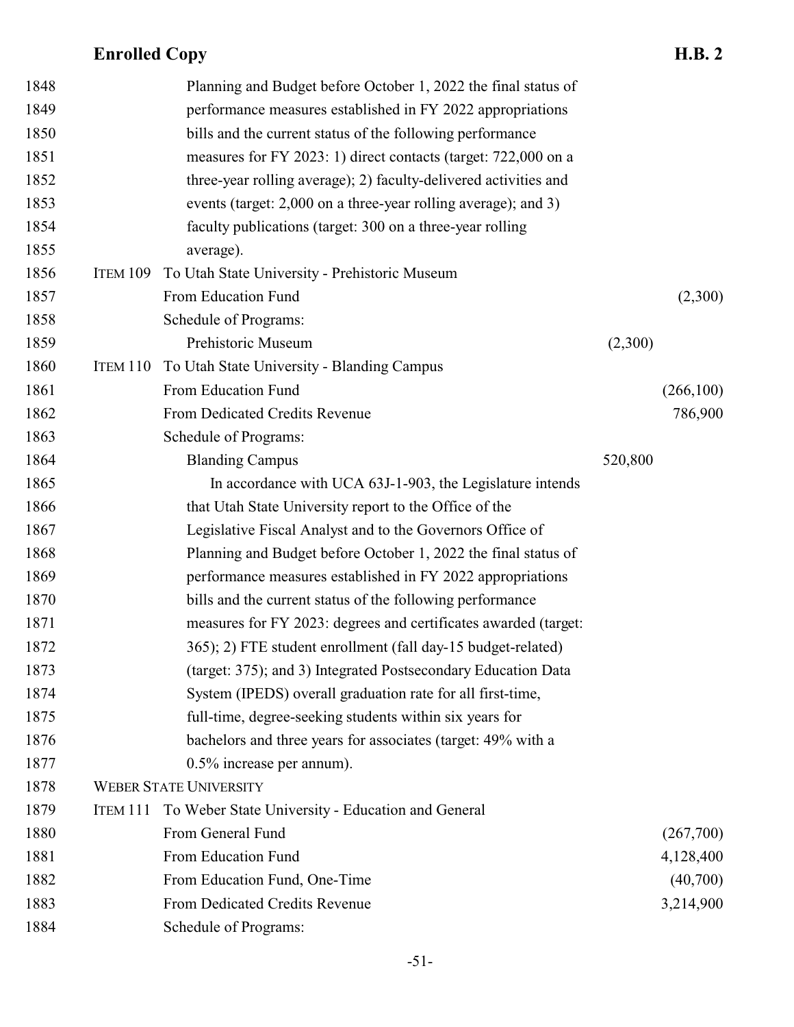1848 Planning and Budget before October 1, 2022 the final status of
1849 performance measures established in FY 2022 appropriations
1850 bills and the current status of the following performance
1851 measures for FY 2023: 1) direct contacts (target: 722,000 on a
1852 three-year rolling average); 2) faculty-delivered activities and
1853 events (target: 2,000 on a three-year rolling average); and 3)
1854 faculty publications (target: 300 on a three-year rolling
1855 average).

1856 ITEM 109 To Utah State University - Prehistoric Museum

| Line | | | |
|---|---|---|---|
| 1857 | From Education Fund | | (2,300) |
| 1858 | Schedule of Programs: | | |
| 1859 | Prehistoric Museum | (2,300) | |

1860 ITEM 110 To Utah State University - Blanding Campus

| Line | | | |
|---|---|---|---|
| 1861 | From Education Fund | | (266,100) |
| 1862 | From Dedicated Credits Revenue | | 786,900 |
| 1863 | Schedule of Programs: | | |
| 1864 | Blanding Campus | 520,800 | |

1865 In accordance with UCA 63J-1-903, the Legislature intends
1866 that Utah State University report to the Office of the
1867 Legislative Fiscal Analyst and to the Governors Office of
1868 Planning and Budget before October 1, 2022 the final status of
1869 performance measures established in FY 2022 appropriations
1870 bills and the current status of the following performance
1871 measures for FY 2023: degrees and certificates awarded (target:
1872 365); 2) FTE student enrollment (fall day-15 budget-related)
1873 (target: 375); and 3) Integrated Postsecondary Education Data
1874 System (IPEDS) overall graduation rate for all first-time,
1875 full-time, degree-seeking students within six years for
1876 bachelors and three years for associates (target: 49% with a
1877 0.5% increase per annum).

1878 WEBER STATE UNIVERSITY

1879 ITEM 111 To Weber State University - Education and General

| Line | | | |
|---|---|---|---|
| 1880 | From General Fund | | (267,700) |
| 1881 | From Education Fund | | 4,128,400 |
| 1882 | From Education Fund, One-Time | | (40,700) |
| 1883 | From Dedicated Credits Revenue | | 3,214,900 |
| 1884 | Schedule of Programs: | | |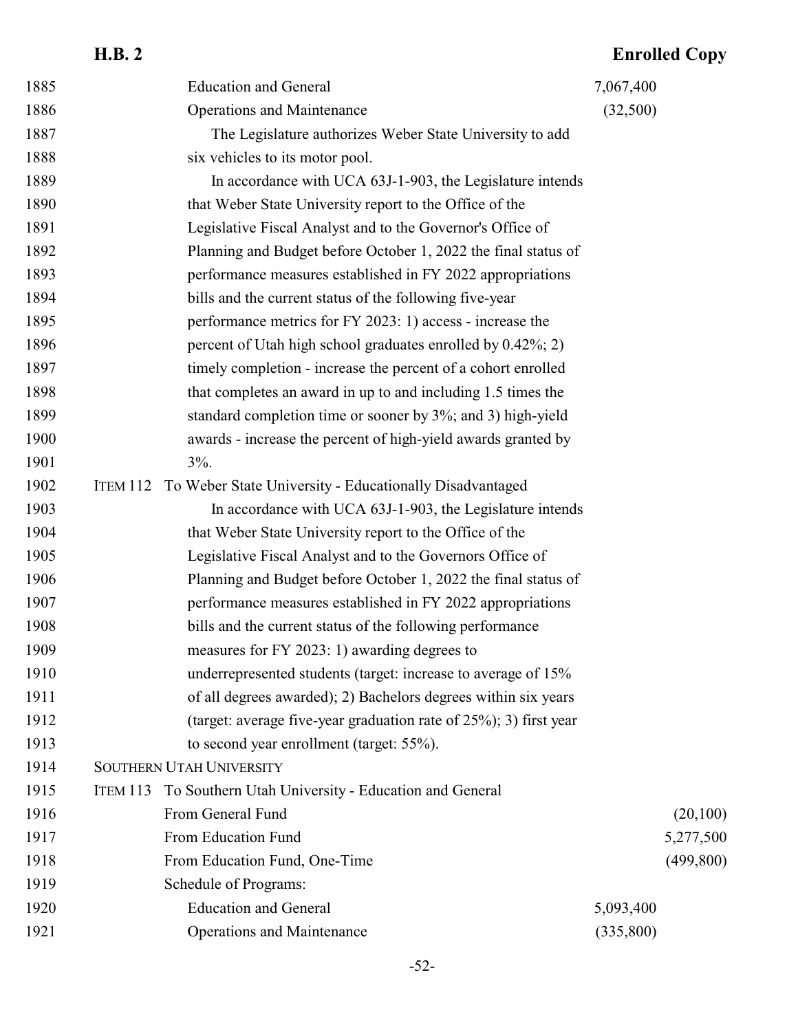| | | | |
|---|---|---|---|
| 1885 | Education and General | 7,067,400 | |
| 1886 | Operations and Maintenance | (32,500) | |
| 1887 | The Legislature authorizes Weber State University to add | | |
| 1888 | six vehicles to its motor pool. | | |
| 1889 | In accordance with UCA 63J-1-903, the Legislature intends | | |
| 1890 | that Weber State University report to the Office of the | | |
| 1891 | Legislative Fiscal Analyst and to the Governor's Office of | | |
| 1892 | Planning and Budget before October 1, 2022 the final status of | | |
| 1893 | performance measures established in FY 2022 appropriations | | |
| 1894 | bills and the current status of the following five-year | | |
| 1895 | performance metrics for FY 2023: 1) access - increase the | | |
| 1896 | percent of Utah high school graduates enrolled by 0.42%; 2) | | |
| 1897 | timely completion - increase the percent of a cohort enrolled | | |
| 1898 | that completes an award in up to and including 1.5 times the | | |
| 1899 | standard completion time or sooner by 3%; and 3) high-yield | | |
| 1900 | awards - increase the percent of high-yield awards granted by | | |
| 1901 | 3%. | | |
| 1902 | ITEM 112 To Weber State University - Educationally Disadvantaged | | |
| 1903 | In accordance with UCA 63J-1-903, the Legislature intends | | |
| 1904 | that Weber State University report to the Office of the | | |
| 1905 | Legislative Fiscal Analyst and to the Governors Office of | | |
| 1906 | Planning and Budget before October 1, 2022 the final status of | | |
| 1907 | performance measures established in FY 2022 appropriations | | |
| 1908 | bills and the current status of the following performance | | |
| 1909 | measures for FY 2023: 1) awarding degrees to | | |
| 1910 | underrepresented students (target: increase to average of 15% | | |
| 1911 | of all degrees awarded); 2) Bachelors degrees within six years | | |
| 1912 | (target: average five-year graduation rate of 25%); 3) first year | | |
| 1913 | to second year enrollment (target: 55%). | | |
| 1914 | SOUTHERN UTAH UNIVERSITY | | |
| 1915 | ITEM 113 To Southern Utah University - Education and General | | |
| 1916 | From General Fund | | (20,100) |
| 1917 | From Education Fund | | 5,277,500 |
| 1918 | From Education Fund, One-Time | | (499,800) |
| 1919 | Schedule of Programs: | | |
| 1920 | Education and General | 5,093,400 | |
| 1921 | Operations and Maintenance | (335,800) | |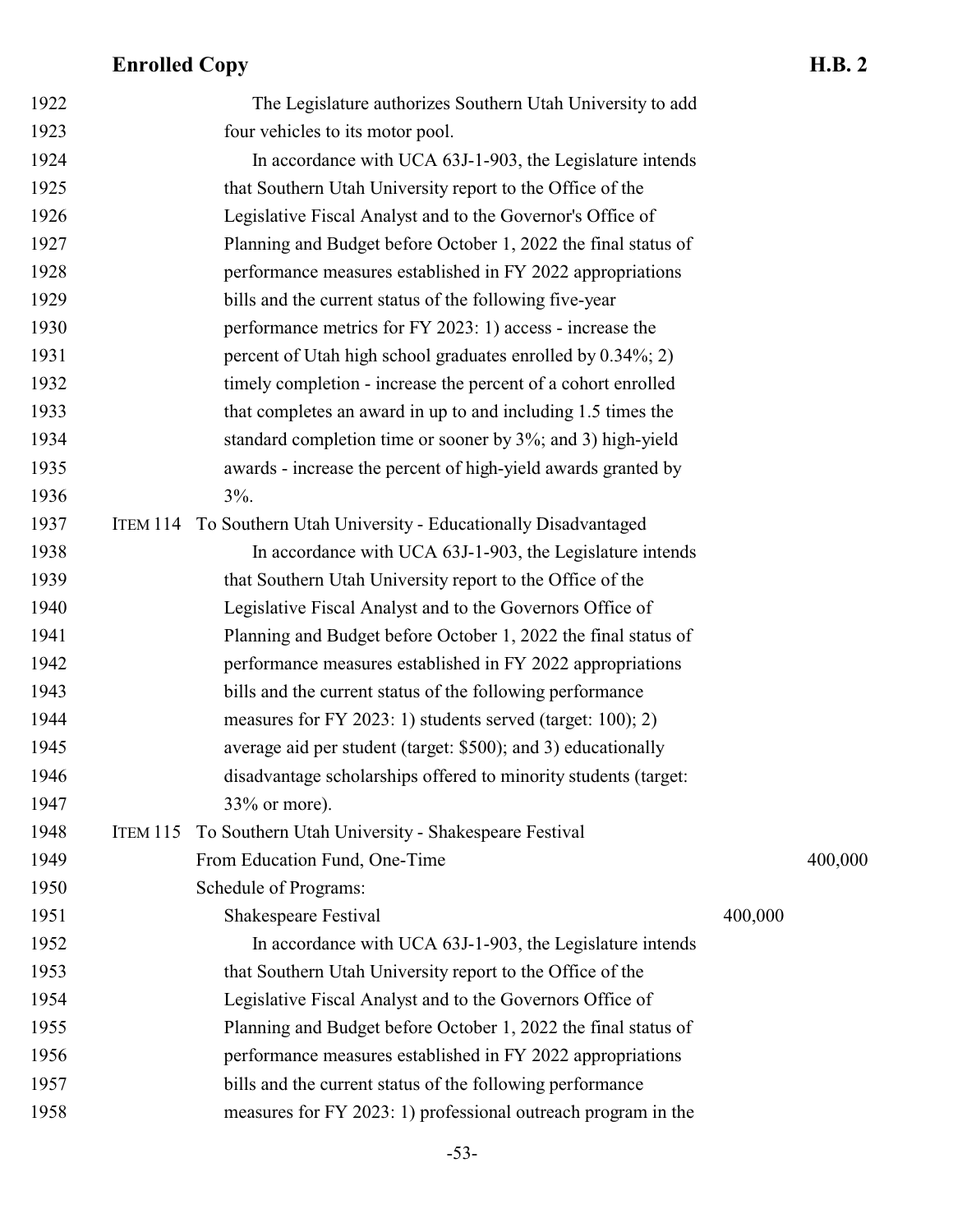The Legislature authorizes Southern Utah University to add four vehicles to its motor pool.

In accordance with UCA 63J-1-903, the Legislature intends that Southern Utah University report to the Office of the Legislative Fiscal Analyst and to the Governor's Office of Planning and Budget before October 1, 2022 the final status of performance measures established in FY 2022 appropriations bills and the current status of the following five-year performance metrics for FY 2023: 1) access - increase the percent of Utah high school graduates enrolled by 0.34%; 2) timely completion - increase the percent of a cohort enrolled that completes an award in up to and including 1.5 times the standard completion time or sooner by 3%; and 3) high-yield awards - increase the percent of high-yield awards granted by 3%.

ITEM 114 To Southern Utah University - Educationally Disadvantaged

In accordance with UCA 63J-1-903, the Legislature intends that Southern Utah University report to the Office of the Legislative Fiscal Analyst and to the Governors Office of Planning and Budget before October 1, 2022 the final status of performance measures established in FY 2022 appropriations bills and the current status of the following performance measures for FY 2023: 1) students served (target: 100); 2) average aid per student (target: $500); and 3) educationally disadvantage scholarships offered to minority students (target: 33% or more).

ITEM 115 To Southern Utah University - Shakespeare Festival

| | | |
|---|---|---|
| From Education Fund, One-Time | | 400,000 |
| Schedule of Programs: | | |
| Shakespeare Festival | 400,000 | |

In accordance with UCA 63J-1-903, the Legislature intends that Southern Utah University report to the Office of the Legislative Fiscal Analyst and to the Governors Office of Planning and Budget before October 1, 2022 the final status of performance measures established in FY 2022 appropriations bills and the current status of the following performance measures for FY 2023: 1) professional outreach program in the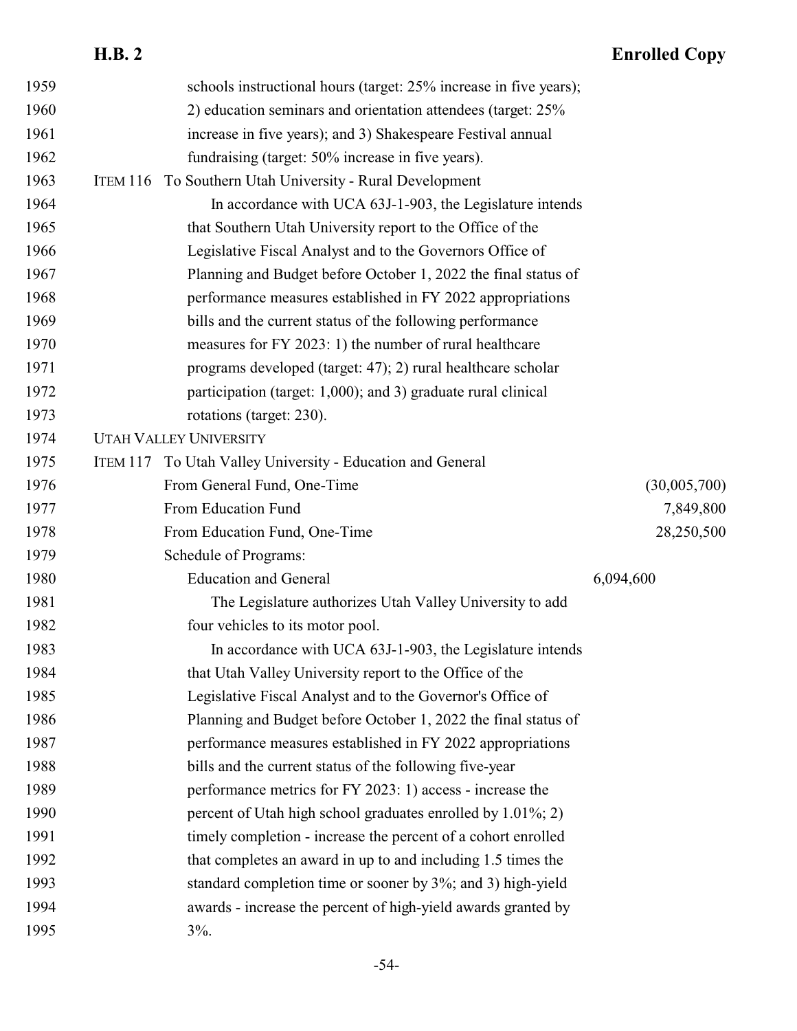schools instructional hours (target: 25% increase in five years); 2) education seminars and orientation attendees (target: 25% increase in five years); and 3) Shakespeare Festival annual fundraising (target: 50% increase in five years).

ITEM 116 To Southern Utah University - Rural Development

In accordance with UCA 63J-1-903, the Legislature intends that Southern Utah University report to the Office of the Legislative Fiscal Analyst and to the Governors Office of Planning and Budget before October 1, 2022 the final status of performance measures established in FY 2022 appropriations bills and the current status of the following performance measures for FY 2023: 1) the number of rural healthcare programs developed (target: 47); 2) rural healthcare scholar participation (target: 1,000); and 3) graduate rural clinical rotations (target: 230).

UTAH VALLEY UNIVERSITY

ITEM 117 To Utah Valley University - Education and General

| | | |
|---|---|---|
| From General Fund, One-Time | | (30,005,700) |
| From Education Fund | | 7,849,800 |
| From Education Fund, One-Time | | 28,250,500 |
| Schedule of Programs: | | |
| Education and General | 6,094,600 | |

The Legislature authorizes Utah Valley University to add four vehicles to its motor pool.

In accordance with UCA 63J-1-903, the Legislature intends that Utah Valley University report to the Office of the Legislative Fiscal Analyst and to the Governor's Office of Planning and Budget before October 1, 2022 the final status of performance measures established in FY 2022 appropriations bills and the current status of the following five-year performance metrics for FY 2023: 1) access - increase the percent of Utah high school graduates enrolled by 1.01%; 2) timely completion - increase the percent of a cohort enrolled that completes an award in up to and including 1.5 times the standard completion time or sooner by 3%; and 3) high-yield awards - increase the percent of high-yield awards granted by 3%.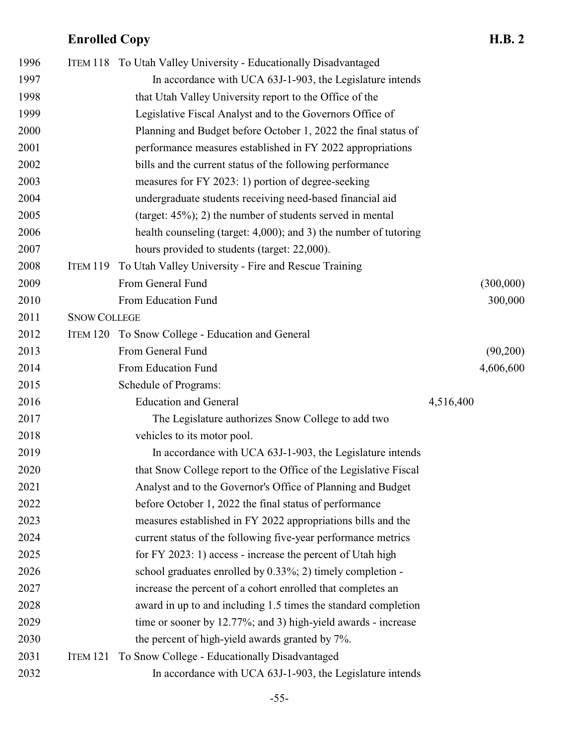ITEM 118 To Utah Valley University - Educationally Disadvantaged

In accordance with UCA 63J-1-903, the Legislature intends that Utah Valley University report to the Office of the Legislative Fiscal Analyst and to the Governors Office of Planning and Budget before October 1, 2022 the final status of performance measures established in FY 2022 appropriations bills and the current status of the following performance measures for FY 2023: 1) portion of degree-seeking undergraduate students receiving need-based financial aid (target: 45%); 2) the number of students served in mental health counseling (target: 4,000); and 3) the number of tutoring hours provided to students (target: 22,000).

ITEM 119 To Utah Valley University - Fire and Rescue Training

| | | |
|---|---|---|
| From General Fund | | (300,000) |
| From Education Fund | | 300,000 |

SNOW COLLEGE

ITEM 120 To Snow College - Education and General

| | | |
|---|---|---|
| From General Fund | | (90,200) |
| From Education Fund | | 4,606,600 |
| Schedule of Programs: | | |
| Education and General | 4,516,400 | |

The Legislature authorizes Snow College to add two vehicles to its motor pool.

In accordance with UCA 63J-1-903, the Legislature intends that Snow College report to the Office of the Legislative Fiscal Analyst and to the Governor's Office of Planning and Budget before October 1, 2022 the final status of performance measures established in FY 2022 appropriations bills and the current status of the following five-year performance metrics for FY 2023: 1) access - increase the percent of Utah high school graduates enrolled by 0.33%; 2) timely completion - increase the percent of a cohort enrolled that completes an award in up to and including 1.5 times the standard completion time or sooner by 12.77%; and 3) high-yield awards - increase the percent of high-yield awards granted by 7%.

ITEM 121 To Snow College - Educationally Disadvantaged

In accordance with UCA 63J-1-903, the Legislature intends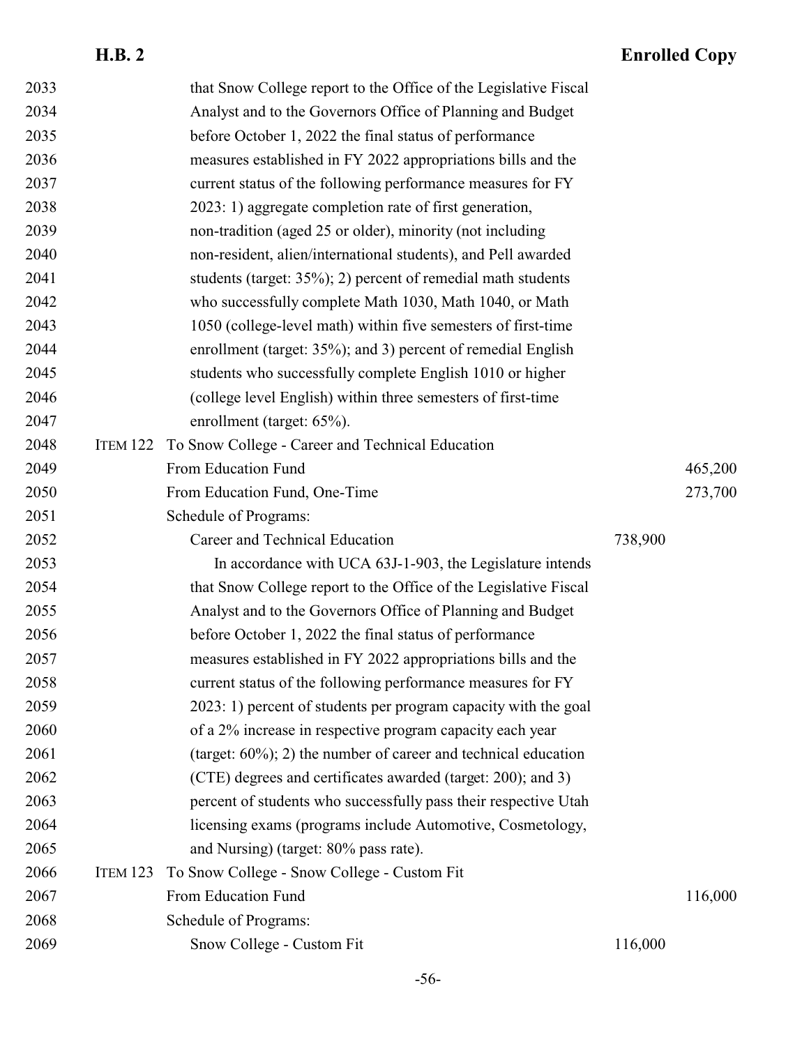that Snow College report to the Office of the Legislative Fiscal Analyst and to the Governors Office of Planning and Budget before October 1, 2022 the final status of performance measures established in FY 2022 appropriations bills and the current status of the following performance measures for FY 2023: 1) aggregate completion rate of first generation, non-tradition (aged 25 or older), minority (not including non-resident, alien/international students), and Pell awarded students (target: 35%); 2) percent of remedial math students who successfully complete Math 1030, Math 1040, or Math 1050 (college-level math) within five semesters of first-time enrollment (target: 35%); and 3) percent of remedial English students who successfully complete English 1010 or higher (college level English) within three semesters of first-time enrollment (target: 65%).

ITEM 122 To Snow College - Career and Technical Education

| | | |
|---|---|---|
| From Education Fund | | 465,200 |
| From Education Fund, One-Time | | 273,700 |
| Schedule of Programs: | | |
| Career and Technical Education | 738,900 | |

In accordance with UCA 63J-1-903, the Legislature intends that Snow College report to the Office of the Legislative Fiscal Analyst and to the Governors Office of Planning and Budget before October 1, 2022 the final status of performance measures established in FY 2022 appropriations bills and the current status of the following performance measures for FY 2023: 1) percent of students per program capacity with the goal of a 2% increase in respective program capacity each year (target: 60%); 2) the number of career and technical education (CTE) degrees and certificates awarded (target: 200); and 3) percent of students who successfully pass their respective Utah licensing exams (programs include Automotive, Cosmetology, and Nursing) (target: 80% pass rate).

ITEM 123 To Snow College - Snow College - Custom Fit

| | | |
|---|---|---|
| From Education Fund | | 116,000 |
| Schedule of Programs: | | |
| Snow College - Custom Fit | 116,000 | |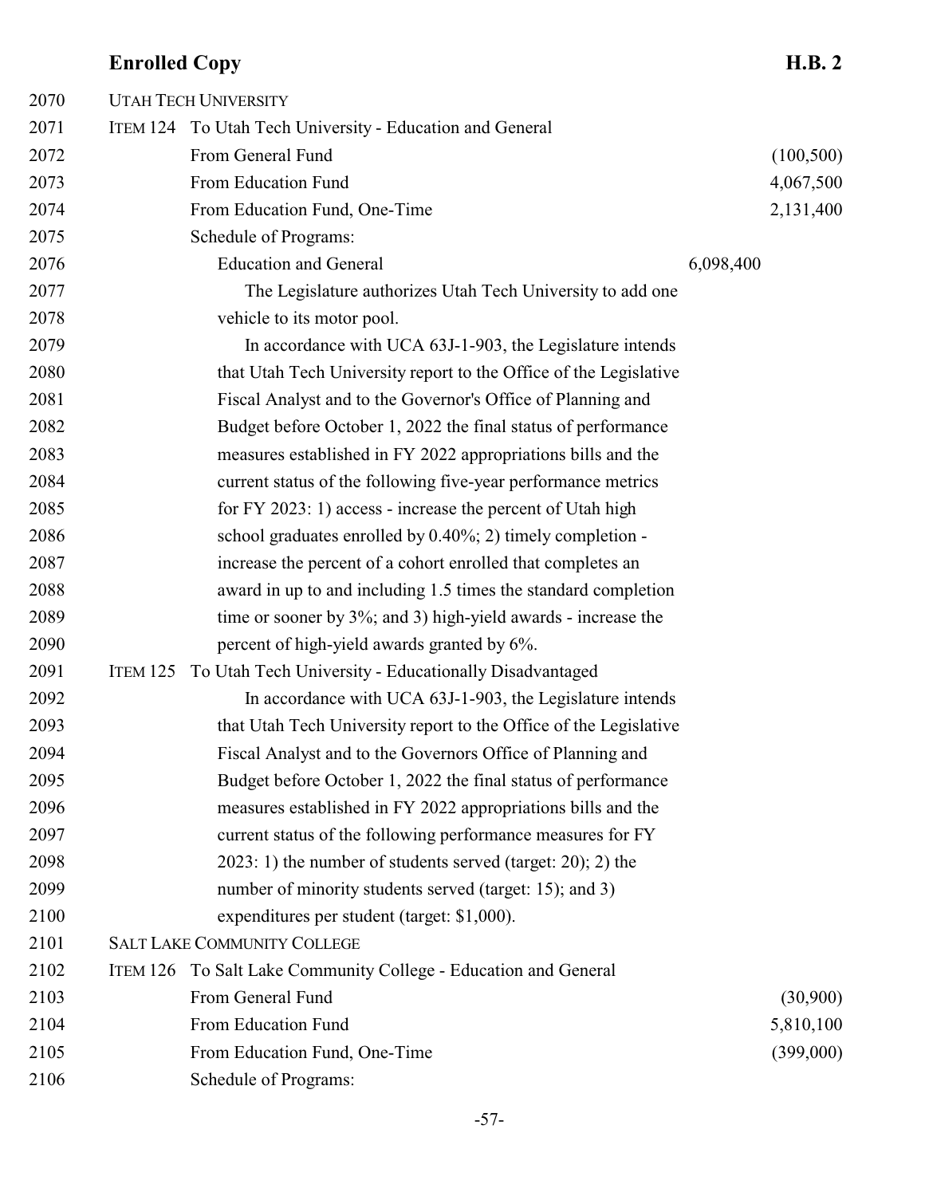UTAH TECH UNIVERSITY

ITEM 124 To Utah Tech University - Education and General

| | | |
|---|---|---|
| From General Fund | | (100,500) |
| From Education Fund | | 4,067,500 |
| From Education Fund, One-Time | | 2,131,400 |
| Schedule of Programs: | | |
| Education and General | 6,098,400 | |

The Legislature authorizes Utah Tech University to add one vehicle to its motor pool.

In accordance with UCA 63J-1-903, the Legislature intends that Utah Tech University report to the Office of the Legislative Fiscal Analyst and to the Governor's Office of Planning and Budget before October 1, 2022 the final status of performance measures established in FY 2022 appropriations bills and the current status of the following five-year performance metrics for FY 2023: 1) access - increase the percent of Utah high school graduates enrolled by 0.40%; 2) timely completion - increase the percent of a cohort enrolled that completes an award in up to and including 1.5 times the standard completion time or sooner by 3%; and 3) high-yield awards - increase the percent of high-yield awards granted by 6%.

ITEM 125 To Utah Tech University - Educationally Disadvantaged

In accordance with UCA 63J-1-903, the Legislature intends that Utah Tech University report to the Office of the Legislative Fiscal Analyst and to the Governors Office of Planning and Budget before October 1, 2022 the final status of performance measures established in FY 2022 appropriations bills and the current status of the following performance measures for FY 2023: 1) the number of students served (target: 20); 2) the number of minority students served (target: 15); and 3) expenditures per student (target: $1,000).

SALT LAKE COMMUNITY COLLEGE

ITEM 126 To Salt Lake Community College - Education and General

| | | |
|---|---|---|
| From General Fund | | (30,900) |
| From Education Fund | | 5,810,100 |
| From Education Fund, One-Time | | (399,000) |
| Schedule of Programs: | | |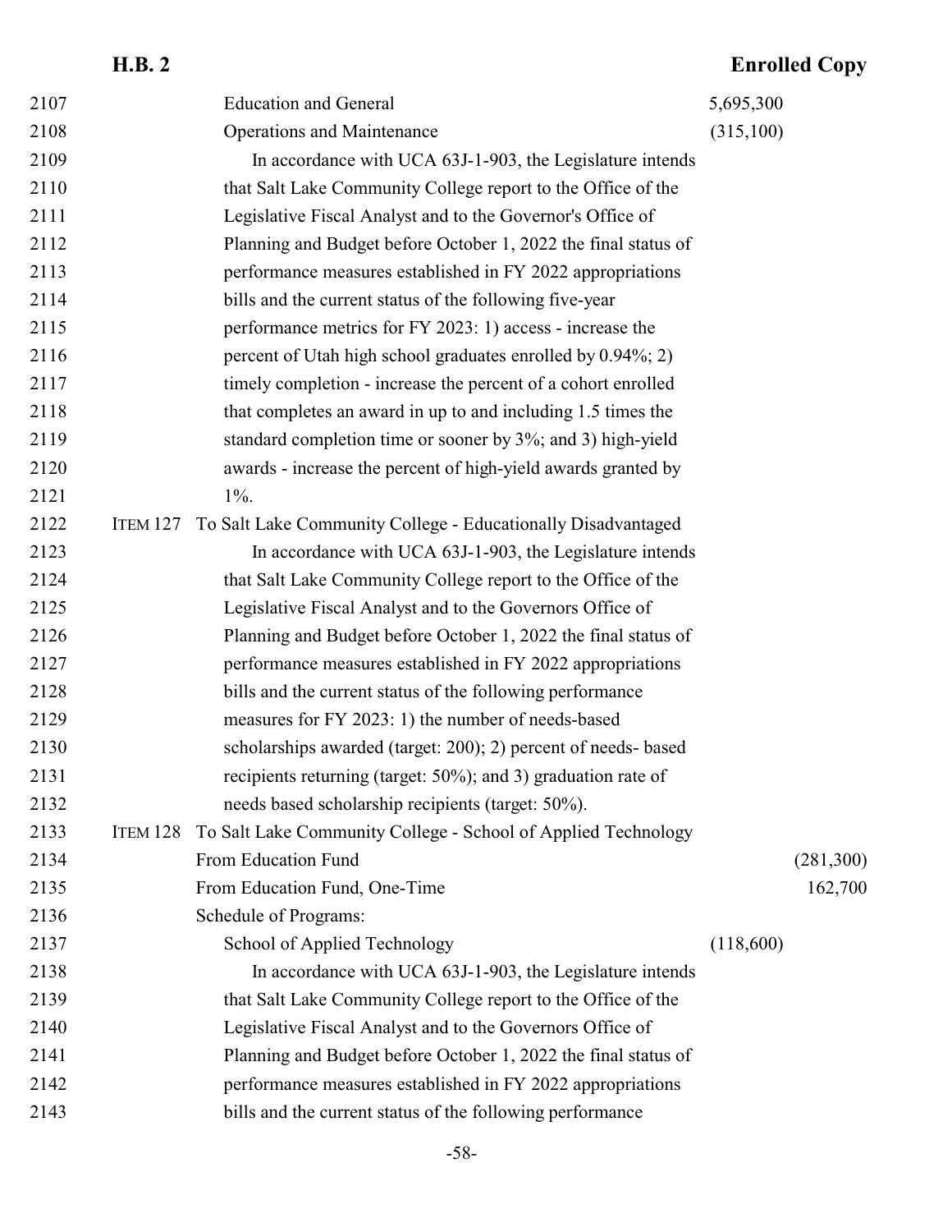2107 Education and General 5,695,300
2108 Operations and Maintenance (315,100)
2109 In accordance with UCA 63J-1-903, the Legislature intends
2110 that Salt Lake Community College report to the Office of the
2111 Legislative Fiscal Analyst and to the Governor's Office of
2112 Planning and Budget before October 1, 2022 the final status of
2113 performance measures established in FY 2022 appropriations
2114 bills and the current status of the following five-year
2115 performance metrics for FY 2023: 1) access - increase the
2116 percent of Utah high school graduates enrolled by 0.94%; 2)
2117 timely completion - increase the percent of a cohort enrolled
2118 that completes an award in up to and including 1.5 times the
2119 standard completion time or sooner by 3%; and 3) high-yield
2120 awards - increase the percent of high-yield awards granted by
2121 1%.
2122 ITEM 127 To Salt Lake Community College - Educationally Disadvantaged
2123 In accordance with UCA 63J-1-903, the Legislature intends
2124 that Salt Lake Community College report to the Office of the
2125 Legislative Fiscal Analyst and to the Governors Office of
2126 Planning and Budget before October 1, 2022 the final status of
2127 performance measures established in FY 2022 appropriations
2128 bills and the current status of the following performance
2129 measures for FY 2023: 1) the number of needs-based
2130 scholarships awarded (target: 200); 2) percent of needs- based
2131 recipients returning (target: 50%); and 3) graduation rate of
2132 needs based scholarship recipients (target: 50%).
2133 ITEM 128 To Salt Lake Community College - School of Applied Technology
2134 From Education Fund (281,300)
2135 From Education Fund, One-Time 162,700
2136 Schedule of Programs:
2137 School of Applied Technology (118,600)
2138 In accordance with UCA 63J-1-903, the Legislature intends
2139 that Salt Lake Community College report to the Office of the
2140 Legislative Fiscal Analyst and to the Governors Office of
2141 Planning and Budget before October 1, 2022 the final status of
2142 performance measures established in FY 2022 appropriations
2143 bills and the current status of the following performance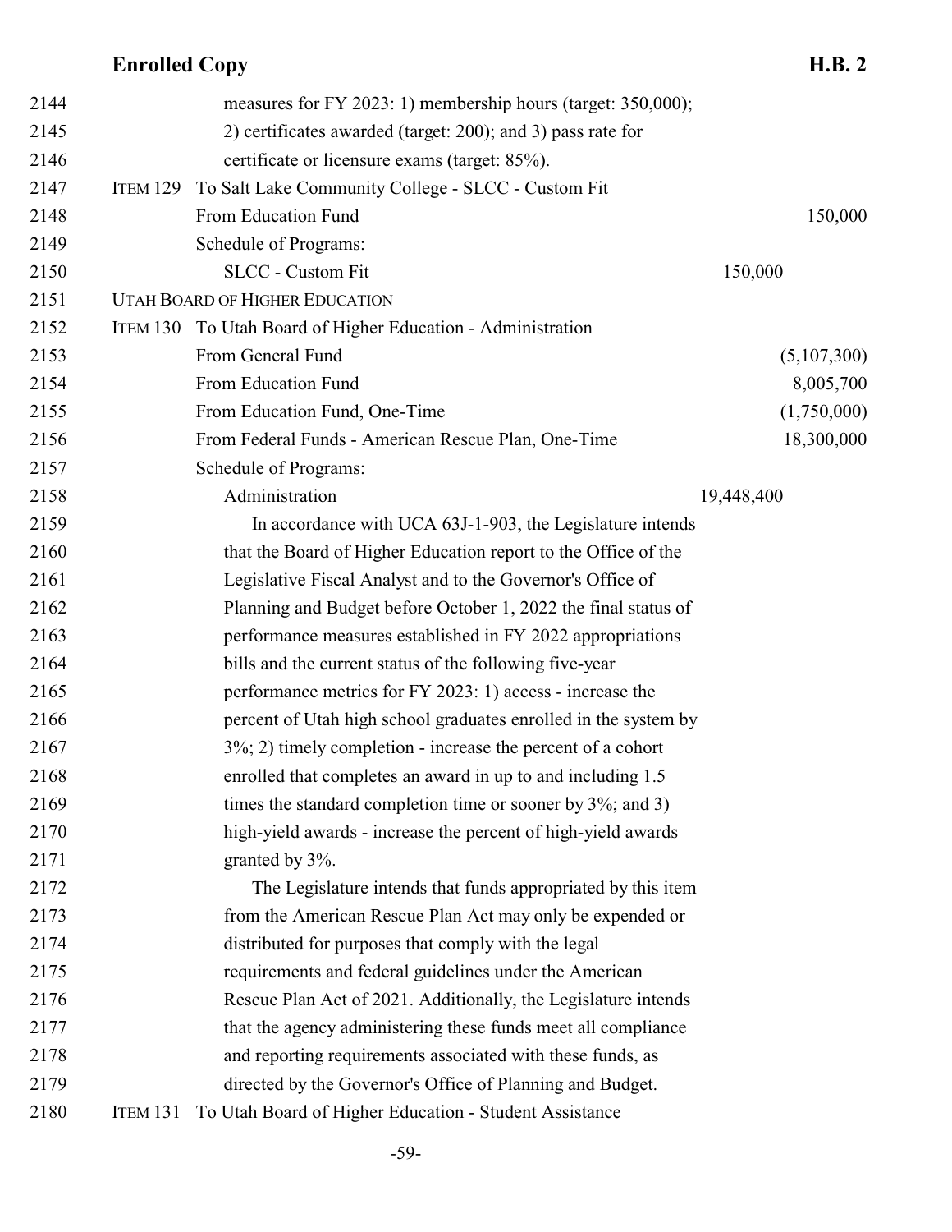measures for FY 2023: 1) membership hours (target: 350,000); 2) certificates awarded (target: 200); and 3) pass rate for certificate or licensure exams (target: 85%).

ITEM 129 To Salt Lake Community College - SLCC - Custom Fit

| | | |
|---|---|---|
| From Education Fund | | 150,000 |
| Schedule of Programs: | | |
| SLCC - Custom Fit | 150,000 | |

UTAH BOARD OF HIGHER EDUCATION

ITEM 130 To Utah Board of Higher Education - Administration

| | | |
|---|---|---|
| From General Fund | | (5,107,300) |
| From Education Fund | | 8,005,700 |
| From Education Fund, One-Time | | (1,750,000) |
| From Federal Funds - American Rescue Plan, One-Time | | 18,300,000 |
| Schedule of Programs: | | |
| Administration | 19,448,400 | |

In accordance with UCA 63J-1-903, the Legislature intends that the Board of Higher Education report to the Office of the Legislative Fiscal Analyst and to the Governor's Office of Planning and Budget before October 1, 2022 the final status of performance measures established in FY 2022 appropriations bills and the current status of the following five-year performance metrics for FY 2023: 1) access - increase the percent of Utah high school graduates enrolled in the system by 3%; 2) timely completion - increase the percent of a cohort enrolled that completes an award in up to and including 1.5 times the standard completion time or sooner by 3%; and 3) high-yield awards - increase the percent of high-yield awards granted by 3%.

The Legislature intends that funds appropriated by this item from the American Rescue Plan Act may only be expended or distributed for purposes that comply with the legal requirements and federal guidelines under the American Rescue Plan Act of 2021. Additionally, the Legislature intends that the agency administering these funds meet all compliance and reporting requirements associated with these funds, as directed by the Governor's Office of Planning and Budget.

ITEM 131 To Utah Board of Higher Education - Student Assistance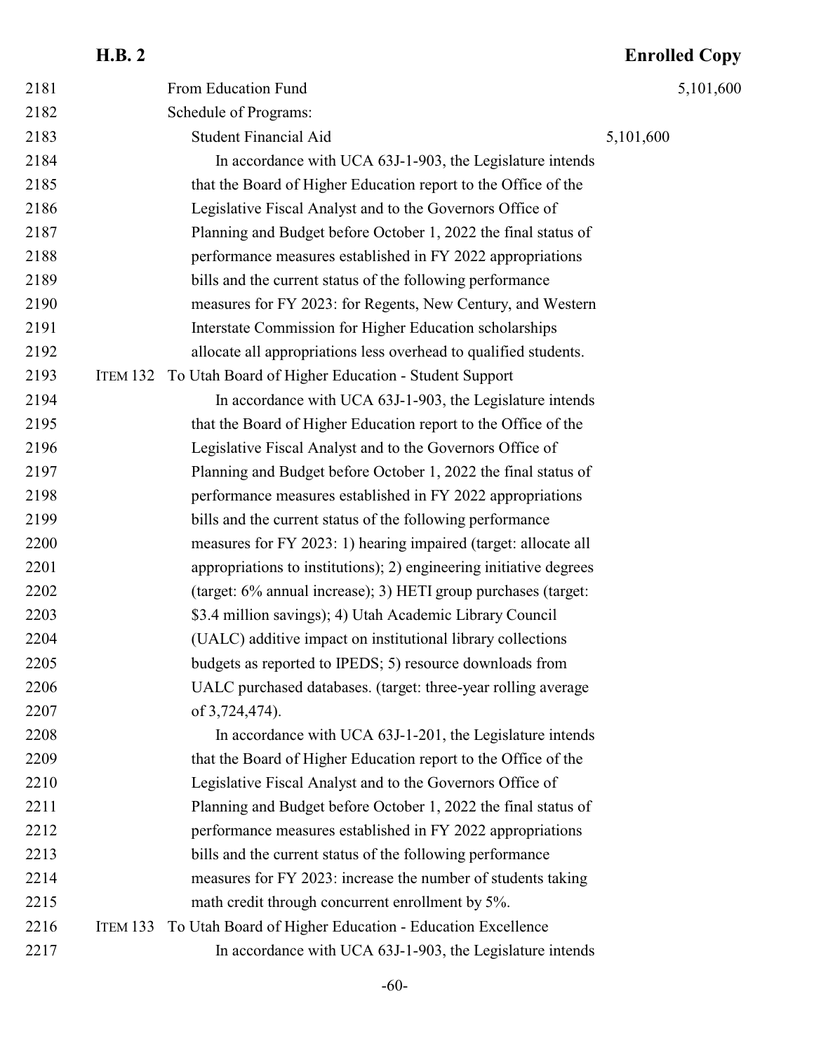From Education Fund 5,101,600

Schedule of Programs:

Student Financial Aid 5,101,600

In accordance with UCA 63J-1-903, the Legislature intends that the Board of Higher Education report to the Office of the Legislative Fiscal Analyst and to the Governors Office of Planning and Budget before October 1, 2022 the final status of performance measures established in FY 2022 appropriations bills and the current status of the following performance measures for FY 2023: for Regents, New Century, and Western Interstate Commission for Higher Education scholarships allocate all appropriations less overhead to qualified students.

ITEM 132 To Utah Board of Higher Education - Student Support

In accordance with UCA 63J-1-903, the Legislature intends that the Board of Higher Education report to the Office of the Legislative Fiscal Analyst and to the Governors Office of Planning and Budget before October 1, 2022 the final status of performance measures established in FY 2022 appropriations bills and the current status of the following performance measures for FY 2023: 1) hearing impaired (target: allocate all appropriations to institutions); 2) engineering initiative degrees (target: 6% annual increase); 3) HETI group purchases (target: $3.4 million savings); 4) Utah Academic Library Council (UALC) additive impact on institutional library collections budgets as reported to IPEDS; 5) resource downloads from UALC purchased databases. (target: three-year rolling average of 3,724,474).

In accordance with UCA 63J-1-201, the Legislature intends that the Board of Higher Education report to the Office of the Legislative Fiscal Analyst and to the Governors Office of Planning and Budget before October 1, 2022 the final status of performance measures established in FY 2022 appropriations bills and the current status of the following performance measures for FY 2023: increase the number of students taking math credit through concurrent enrollment by 5%.

ITEM 133 To Utah Board of Higher Education - Education Excellence

In accordance with UCA 63J-1-903, the Legislature intends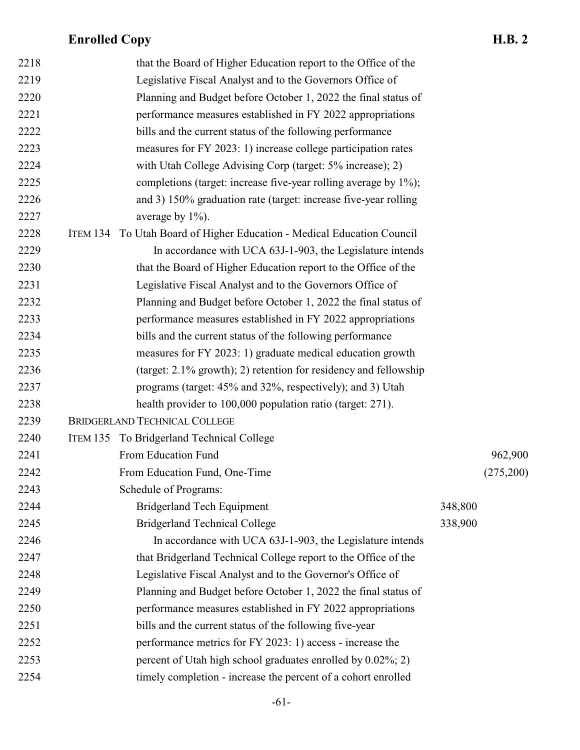that the Board of Higher Education report to the Office of the Legislative Fiscal Analyst and to the Governors Office of Planning and Budget before October 1, 2022 the final status of performance measures established in FY 2022 appropriations bills and the current status of the following performance measures for FY 2023: 1) increase college participation rates with Utah College Advising Corp (target: 5% increase); 2) completions (target: increase five-year rolling average by 1%); and 3) 150% graduation rate (target: increase five-year rolling average by 1%).

ITEM 134 To Utah Board of Higher Education - Medical Education Council

In accordance with UCA 63J-1-903, the Legislature intends that the Board of Higher Education report to the Office of the Legislative Fiscal Analyst and to the Governors Office of Planning and Budget before October 1, 2022 the final status of performance measures established in FY 2022 appropriations bills and the current status of the following performance measures for FY 2023: 1) graduate medical education growth (target: 2.1% growth); 2) retention for residency and fellowship programs (target: 45% and 32%, respectively); and 3) Utah health provider to 100,000 population ratio (target: 271).

BRIDGERLAND TECHNICAL COLLEGE

ITEM 135 To Bridgerland Technical College

| | | |
|---|---|---|
| From Education Fund | | 962,900 |
| From Education Fund, One-Time | | (275,200) |
| Schedule of Programs: | | |
| Bridgerland Tech Equipment | 348,800 | |
| Bridgerland Technical College | 338,900 | |

In accordance with UCA 63J-1-903, the Legislature intends that Bridgerland Technical College report to the Office of the Legislative Fiscal Analyst and to the Governor's Office of Planning and Budget before October 1, 2022 the final status of performance measures established in FY 2022 appropriations bills and the current status of the following five-year performance metrics for FY 2023: 1) access - increase the percent of Utah high school graduates enrolled by 0.02%; 2) timely completion - increase the percent of a cohort enrolled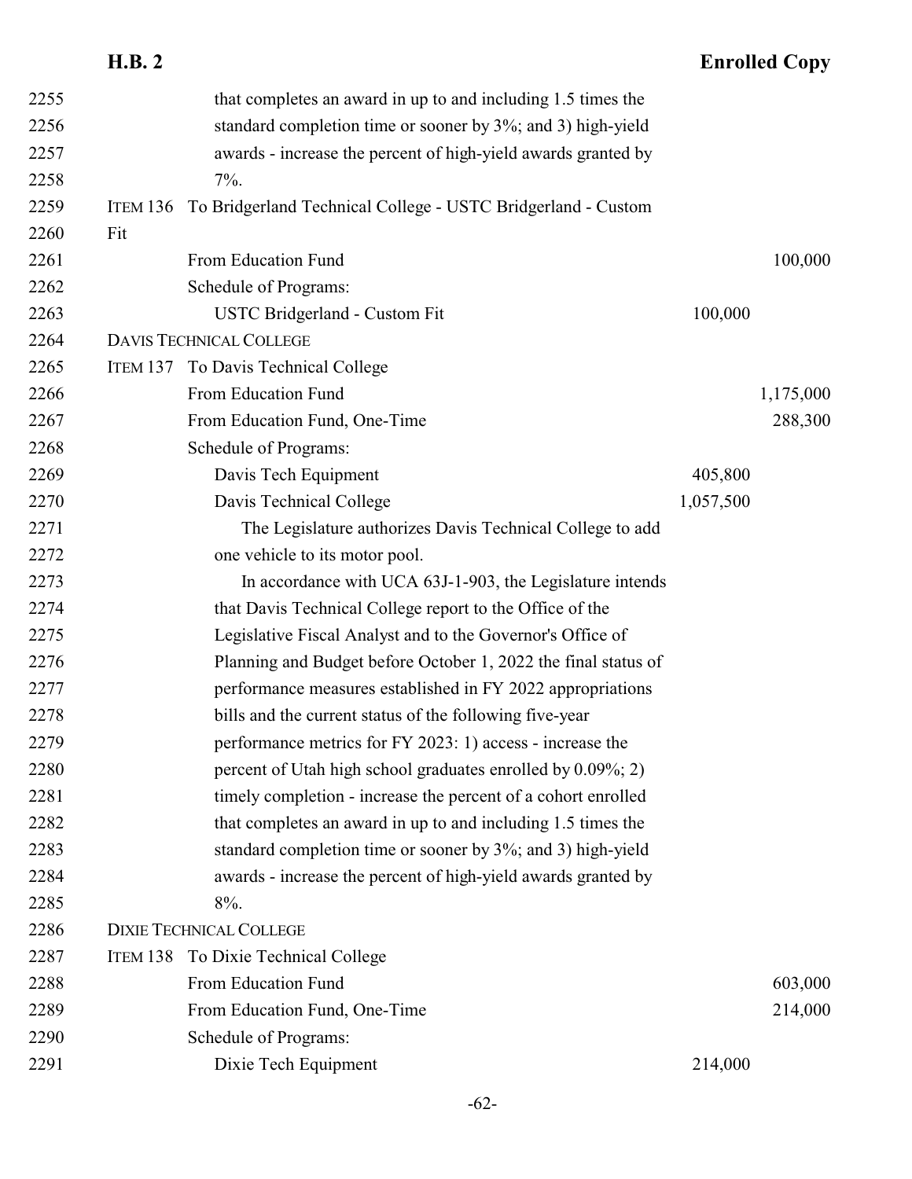that completes an award in up to and including 1.5 times the standard completion time or sooner by 3%; and 3) high-yield awards - increase the percent of high-yield awards granted by 7%.

ITEM 136 To Bridgerland Technical College - USTC Bridgerland - Custom Fit

| | | |
|---|---|---|
| From Education Fund | | 100,000 |
| Schedule of Programs: | | |
| USTC Bridgerland - Custom Fit | 100,000 | |

DAVIS TECHNICAL COLLEGE

ITEM 137 To Davis Technical College

| | | |
|---|---|---|
| From Education Fund | | 1,175,000 |
| From Education Fund, One-Time | | 288,300 |
| Schedule of Programs: | | |
| Davis Tech Equipment | 405,800 | |
| Davis Technical College | 1,057,500 | |

The Legislature authorizes Davis Technical College to add one vehicle to its motor pool.

In accordance with UCA 63J-1-903, the Legislature intends that Davis Technical College report to the Office of the Legislative Fiscal Analyst and to the Governor's Office of Planning and Budget before October 1, 2022 the final status of performance measures established in FY 2022 appropriations bills and the current status of the following five-year performance metrics for FY 2023: 1) access - increase the percent of Utah high school graduates enrolled by 0.09%; 2) timely completion - increase the percent of a cohort enrolled that completes an award in up to and including 1.5 times the standard completion time or sooner by 3%; and 3) high-yield awards - increase the percent of high-yield awards granted by 8%.

DIXIE TECHNICAL COLLEGE

ITEM 138 To Dixie Technical College

| | | |
|---|---|---|
| From Education Fund | | 603,000 |
| From Education Fund, One-Time | | 214,000 |
| Schedule of Programs: | | |
| Dixie Tech Equipment | 214,000 | |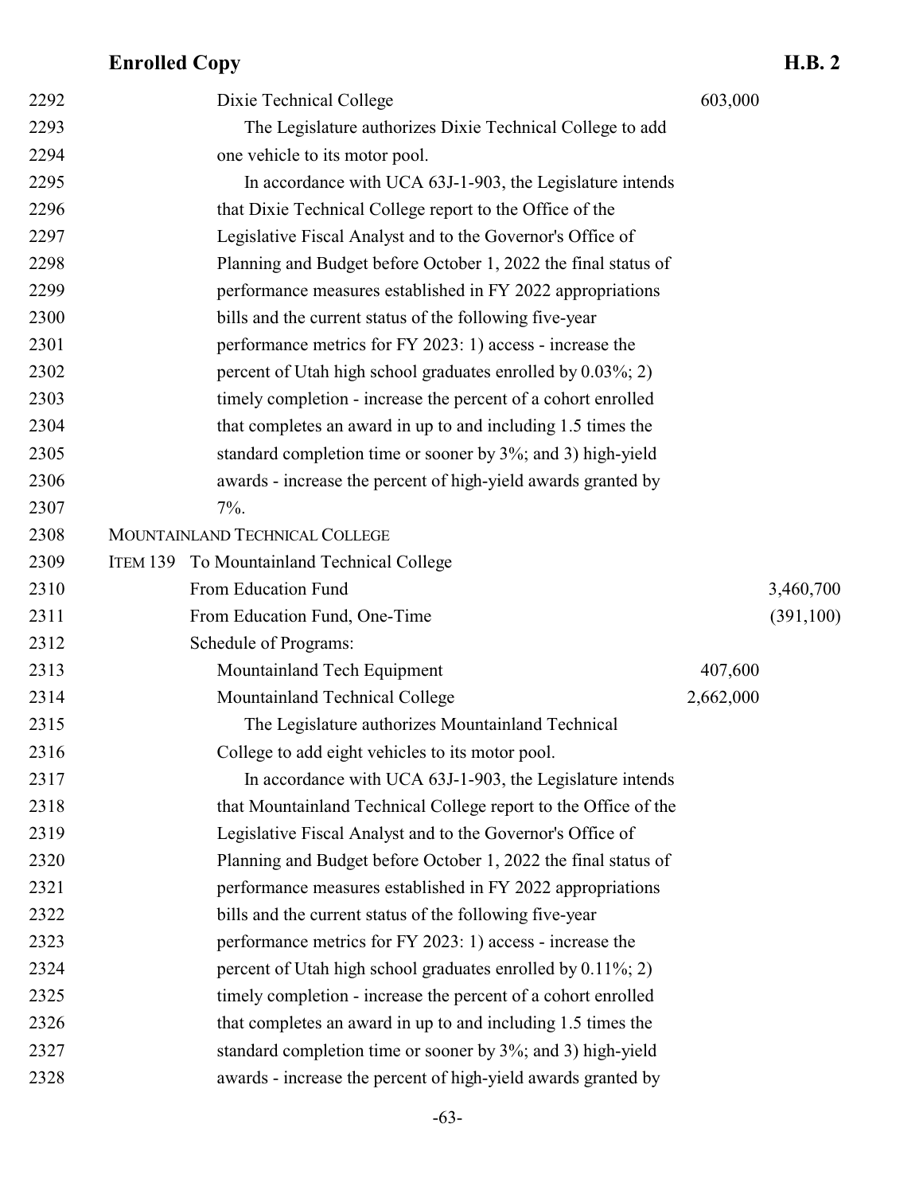Dixie Technical College 603,000

The Legislature authorizes Dixie Technical College to add one vehicle to its motor pool.

In accordance with UCA 63J-1-903, the Legislature intends that Dixie Technical College report to the Office of the Legislative Fiscal Analyst and to the Governor's Office of Planning and Budget before October 1, 2022 the final status of performance measures established in FY 2022 appropriations bills and the current status of the following five-year performance metrics for FY 2023: 1) access - increase the percent of Utah high school graduates enrolled by 0.03%; 2) timely completion - increase the percent of a cohort enrolled that completes an award in up to and including 1.5 times the standard completion time or sooner by 3%; and 3) high-yield awards - increase the percent of high-yield awards granted by 7%.

MOUNTAINLAND TECHNICAL COLLEGE

ITEM 139 To Mountainland Technical College

| | | |
|---|---|---|
| From Education Fund | | 3,460,700 |
| From Education Fund, One-Time | | (391,100) |
| Schedule of Programs: | | |
| Mountainland Tech Equipment | 407,600 | |
| Mountainland Technical College | 2,662,000 | |

The Legislature authorizes Mountainland Technical College to add eight vehicles to its motor pool.

In accordance with UCA 63J-1-903, the Legislature intends that Mountainland Technical College report to the Office of the Legislative Fiscal Analyst and to the Governor's Office of Planning and Budget before October 1, 2022 the final status of performance measures established in FY 2022 appropriations bills and the current status of the following five-year performance metrics for FY 2023: 1) access - increase the percent of Utah high school graduates enrolled by 0.11%; 2) timely completion - increase the percent of a cohort enrolled that completes an award in up to and including 1.5 times the standard completion time or sooner by 3%; and 3) high-yield awards - increase the percent of high-yield awards granted by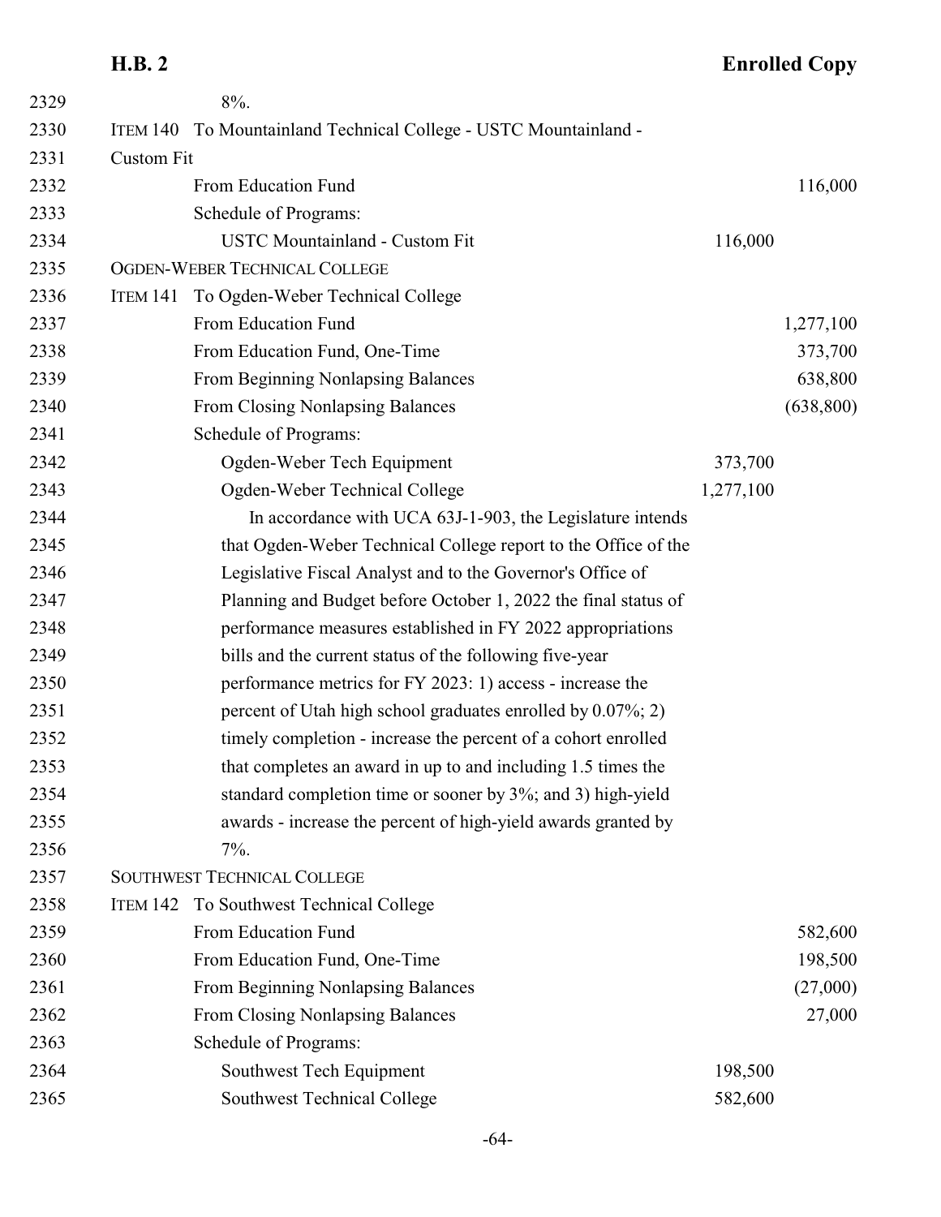8%.

ITEM 140 To Mountainland Technical College - USTC Mountainland - Custom Fit

| | | |
|---|---|---|
| From Education Fund | | 116,000 |
| Schedule of Programs: | | |
| USTC Mountainland - Custom Fit | 116,000 | |

OGDEN-WEBER TECHNICAL COLLEGE

ITEM 141 To Ogden-Weber Technical College

| | | |
|---|---|---|
| From Education Fund | | 1,277,100 |
| From Education Fund, One-Time | | 373,700 |
| From Beginning Nonlapsing Balances | | 638,800 |
| From Closing Nonlapsing Balances | | (638,800) |
| Schedule of Programs: | | |
| Ogden-Weber Tech Equipment | 373,700 | |
| Ogden-Weber Technical College | 1,277,100 | |

In accordance with UCA 63J-1-903, the Legislature intends that Ogden-Weber Technical College report to the Office of the Legislative Fiscal Analyst and to the Governor's Office of Planning and Budget before October 1, 2022 the final status of performance measures established in FY 2022 appropriations bills and the current status of the following five-year performance metrics for FY 2023: 1) access - increase the percent of Utah high school graduates enrolled by 0.07%; 2) timely completion - increase the percent of a cohort enrolled that completes an award in up to and including 1.5 times the standard completion time or sooner by 3%; and 3) high-yield awards - increase the percent of high-yield awards granted by 7%.

SOUTHWEST TECHNICAL COLLEGE

ITEM 142 To Southwest Technical College

| | | |
|---|---|---|
| From Education Fund | | 582,600 |
| From Education Fund, One-Time | | 198,500 |
| From Beginning Nonlapsing Balances | | (27,000) |
| From Closing Nonlapsing Balances | | 27,000 |
| Schedule of Programs: | | |
| Southwest Tech Equipment | 198,500 | |
| Southwest Technical College | 582,600 | |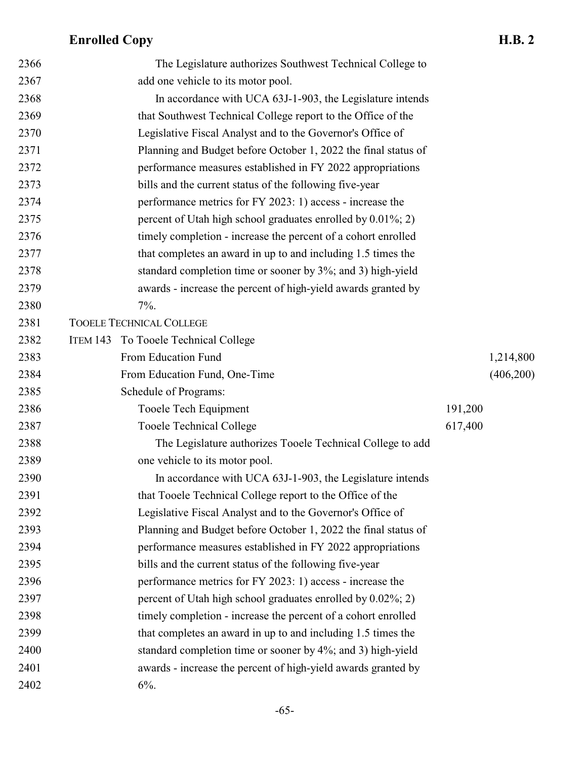The Legislature authorizes Southwest Technical College to add one vehicle to its motor pool.

In accordance with UCA 63J-1-903, the Legislature intends that Southwest Technical College report to the Office of the Legislative Fiscal Analyst and to the Governor's Office of Planning and Budget before October 1, 2022 the final status of performance measures established in FY 2022 appropriations bills and the current status of the following five-year performance metrics for FY 2023: 1) access - increase the percent of Utah high school graduates enrolled by 0.01%; 2) timely completion - increase the percent of a cohort enrolled that completes an award in up to and including 1.5 times the standard completion time or sooner by 3%; and 3) high-yield awards - increase the percent of high-yield awards granted by 7%.

TOOELE TECHNICAL COLLEGE

ITEM 143 To Tooele Technical College

| | | |
|---|---|---|
| From Education Fund | | 1,214,800 |
| From Education Fund, One-Time | | (406,200) |
| Schedule of Programs: | | |
| Tooele Tech Equipment | 191,200 | |
| Tooele Technical College | 617,400 | |

The Legislature authorizes Tooele Technical College to add one vehicle to its motor pool.

In accordance with UCA 63J-1-903, the Legislature intends that Tooele Technical College report to the Office of the Legislative Fiscal Analyst and to the Governor's Office of Planning and Budget before October 1, 2022 the final status of performance measures established in FY 2022 appropriations bills and the current status of the following five-year performance metrics for FY 2023: 1) access - increase the percent of Utah high school graduates enrolled by 0.02%; 2) timely completion - increase the percent of a cohort enrolled that completes an award in up to and including 1.5 times the standard completion time or sooner by 4%; and 3) high-yield awards - increase the percent of high-yield awards granted by 6%.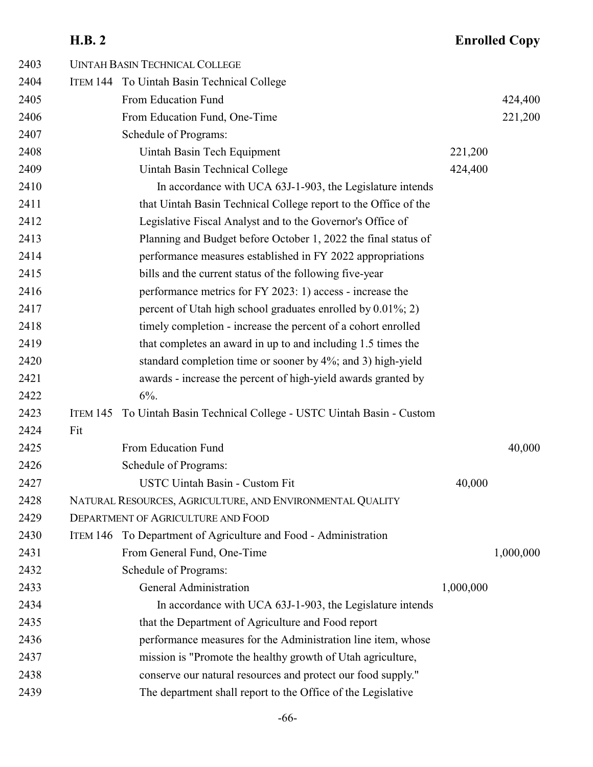UINTAH BASIN TECHNICAL COLLEGE

ITEM 144 To Uintah Basin Technical College

| | | |
|---|---|---|
| From Education Fund | | 424,400 |
| From Education Fund, One-Time | | 221,200 |
| Schedule of Programs: | | |
| Uintah Basin Tech Equipment | 221,200 | |
| Uintah Basin Technical College | 424,400 | |

In accordance with UCA 63J-1-903, the Legislature intends that Uintah Basin Technical College report to the Office of the Legislative Fiscal Analyst and to the Governor's Office of Planning and Budget before October 1, 2022 the final status of performance measures established in FY 2022 appropriations bills and the current status of the following five-year performance metrics for FY 2023: 1) access - increase the percent of Utah high school graduates enrolled by 0.01%; 2) timely completion - increase the percent of a cohort enrolled that completes an award in up to and including 1.5 times the standard completion time or sooner by 4%; and 3) high-yield awards - increase the percent of high-yield awards granted by 6%.

ITEM 145 To Uintah Basin Technical College - USTC Uintah Basin - Custom Fit

| | | |
|---|---|---|
| From Education Fund | | 40,000 |
| Schedule of Programs: | | |
| USTC Uintah Basin - Custom Fit | 40,000 | |

NATURAL RESOURCES, AGRICULTURE, AND ENVIRONMENTAL QUALITY

DEPARTMENT OF AGRICULTURE AND FOOD

ITEM 146 To Department of Agriculture and Food - Administration

| | | |
|---|---|---|
| From General Fund, One-Time | | 1,000,000 |
| Schedule of Programs: | | |
| General Administration | 1,000,000 | |

In accordance with UCA 63J-1-903, the Legislature intends that the Department of Agriculture and Food report performance measures for the Administration line item, whose mission is "Promote the healthy growth of Utah agriculture, conserve our natural resources and protect our food supply." The department shall report to the Office of the Legislative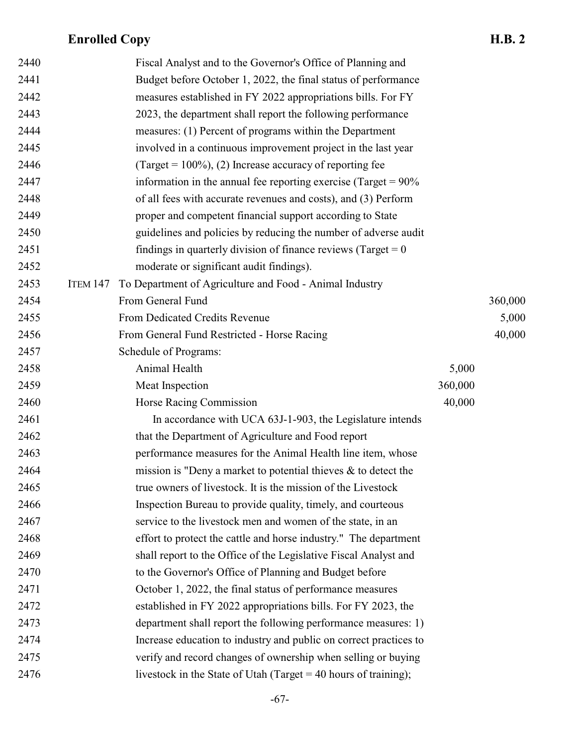Fiscal Analyst and to the Governor's Office of Planning and Budget before October 1, 2022, the final status of performance measures established in FY 2022 appropriations bills. For FY 2023, the department shall report the following performance measures: (1) Percent of programs within the Department involved in a continuous improvement project in the last year (Target = 100%), (2) Increase accuracy of reporting fee information in the annual fee reporting exercise (Target = 90% of all fees with accurate revenues and costs), and (3) Perform proper and competent financial support according to State guidelines and policies by reducing the number of adverse audit findings in quarterly division of finance reviews (Target = 0 moderate or significant audit findings).

ITEM 147 To Department of Agriculture and Food - Animal Industry

| | | |
|---|---|---|
| From General Fund | | 360,000 |
| From Dedicated Credits Revenue | | 5,000 |
| From General Fund Restricted - Horse Racing | | 40,000 |
| Schedule of Programs: | | |
| Animal Health | 5,000 | |
| Meat Inspection | 360,000 | |
| Horse Racing Commission | 40,000 | |

In accordance with UCA 63J-1-903, the Legislature intends that the Department of Agriculture and Food report performance measures for the Animal Health line item, whose mission is "Deny a market to potential thieves & to detect the true owners of livestock. It is the mission of the Livestock Inspection Bureau to provide quality, timely, and courteous service to the livestock men and women of the state, in an effort to protect the cattle and horse industry." The department shall report to the Office of the Legislative Fiscal Analyst and to the Governor's Office of Planning and Budget before October 1, 2022, the final status of performance measures established in FY 2022 appropriations bills. For FY 2023, the department shall report the following performance measures: 1) Increase education to industry and public on correct practices to verify and record changes of ownership when selling or buying livestock in the State of Utah (Target = 40 hours of training);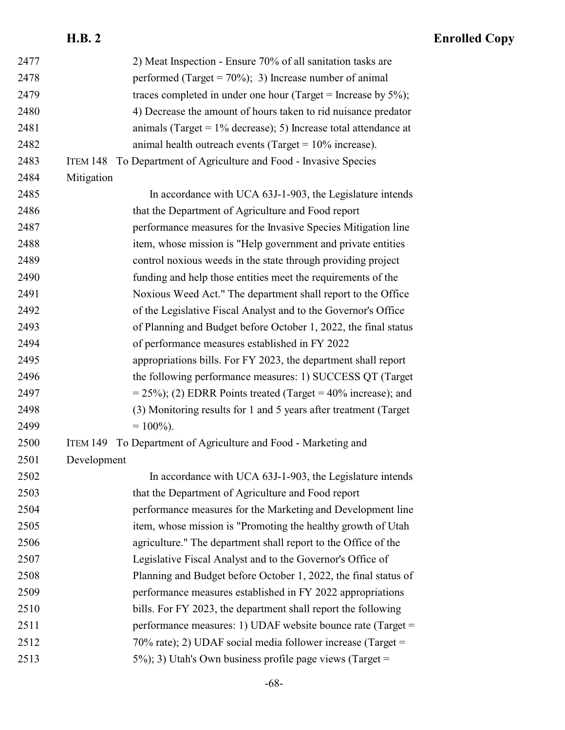2) Meat Inspection - Ensure 70% of all sanitation tasks are performed (Target = 70%); 3) Increase number of animal traces completed in under one hour (Target = Increase by 5%); 4) Decrease the amount of hours taken to rid nuisance predator animals (Target = 1% decrease); 5) Increase total attendance at animal health outreach events (Target = 10% increase).

ITEM 148 To Department of Agriculture and Food - Invasive Species Mitigation

In accordance with UCA 63J-1-903, the Legislature intends that the Department of Agriculture and Food report performance measures for the Invasive Species Mitigation line item, whose mission is "Help government and private entities control noxious weeds in the state through providing project funding and help those entities meet the requirements of the Noxious Weed Act." The department shall report to the Office of the Legislative Fiscal Analyst and to the Governor's Office of Planning and Budget before October 1, 2022, the final status of performance measures established in FY 2022 appropriations bills. For FY 2023, the department shall report the following performance measures: 1) SUCCESS QT (Target = 25%); (2) EDRR Points treated (Target = 40% increase); and (3) Monitoring results for 1 and 5 years after treatment (Target = 100%).

ITEM 149 To Department of Agriculture and Food - Marketing and Development

In accordance with UCA 63J-1-903, the Legislature intends that the Department of Agriculture and Food report performance measures for the Marketing and Development line item, whose mission is "Promoting the healthy growth of Utah agriculture." The department shall report to the Office of the Legislative Fiscal Analyst and to the Governor's Office of Planning and Budget before October 1, 2022, the final status of performance measures established in FY 2022 appropriations bills. For FY 2023, the department shall report the following performance measures: 1) UDAF website bounce rate (Target = 70% rate); 2) UDAF social media follower increase (Target = 5%); 3) Utah's Own business profile page views (Target =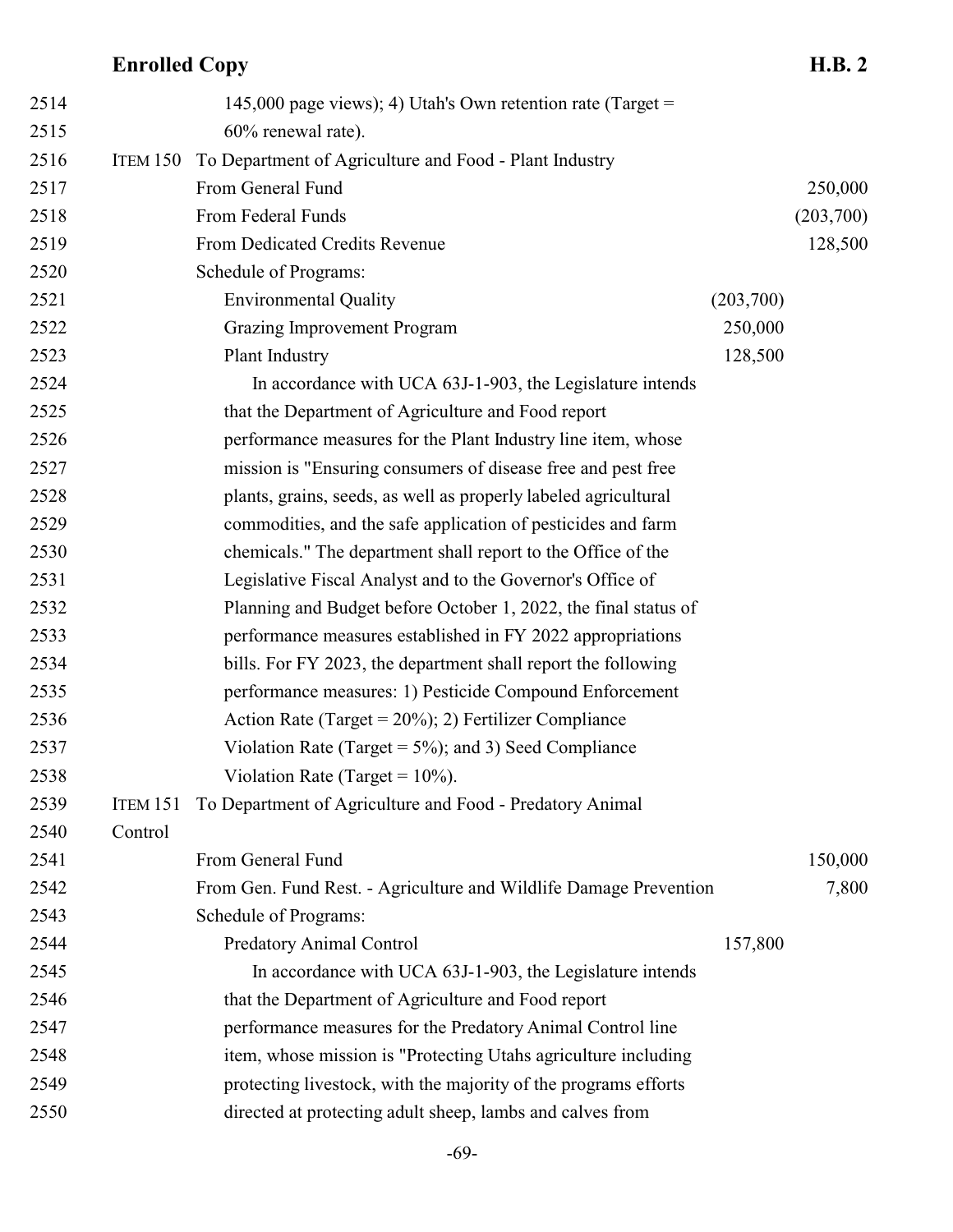145,000 page views); 4) Utah's Own retention rate (Target = 60% renewal rate).

ITEM 150 To Department of Agriculture and Food - Plant Industry

| | | |
|---|---|---|
| From General Fund | | 250,000 |
| From Federal Funds | | (203,700) |
| From Dedicated Credits Revenue | | 128,500 |
| Schedule of Programs: | | |
| Environmental Quality | (203,700) | |
| Grazing Improvement Program | 250,000 | |
| Plant Industry | 128,500 | |

In accordance with UCA 63J-1-903, the Legislature intends that the Department of Agriculture and Food report performance measures for the Plant Industry line item, whose mission is "Ensuring consumers of disease free and pest free plants, grains, seeds, as well as properly labeled agricultural commodities, and the safe application of pesticides and farm chemicals." The department shall report to the Office of the Legislative Fiscal Analyst and to the Governor's Office of Planning and Budget before October 1, 2022, the final status of performance measures established in FY 2022 appropriations bills. For FY 2023, the department shall report the following performance measures: 1) Pesticide Compound Enforcement Action Rate (Target = 20%); 2) Fertilizer Compliance Violation Rate (Target = 5%); and 3) Seed Compliance Violation Rate (Target = 10%).

ITEM 151 To Department of Agriculture and Food - Predatory Animal Control

| | | |
|---|---|---|
| From General Fund | | 150,000 |
| From Gen. Fund Rest. - Agriculture and Wildlife Damage Prevention | | 7,800 |
| Schedule of Programs: | | |
| Predatory Animal Control | 157,800 | |

In accordance with UCA 63J-1-903, the Legislature intends that the Department of Agriculture and Food report performance measures for the Predatory Animal Control line item, whose mission is "Protecting Utahs agriculture including protecting livestock, with the majority of the programs efforts directed at protecting adult sheep, lambs and calves from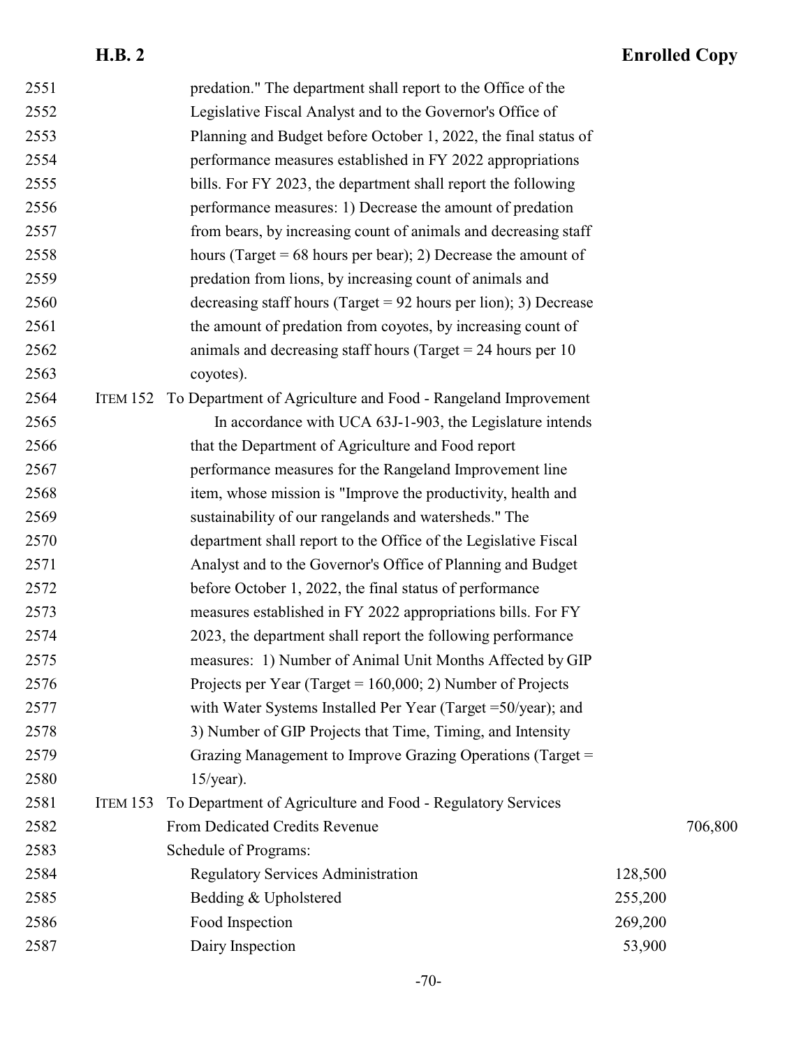2551 predation." The department shall report to the Office of the
2552 Legislative Fiscal Analyst and to the Governor's Office of
2553 Planning and Budget before October 1, 2022, the final status of
2554 performance measures established in FY 2022 appropriations
2555 bills. For FY 2023, the department shall report the following
2556 performance measures: 1) Decrease the amount of predation
2557 from bears, by increasing count of animals and decreasing staff
2558 hours (Target = 68 hours per bear); 2) Decrease the amount of
2559 predation from lions, by increasing count of animals and
2560 decreasing staff hours (Target = 92 hours per lion); 3) Decrease
2561 the amount of predation from coyotes, by increasing count of
2562 animals and decreasing staff hours (Target = 24 hours per 10
2563 coyotes).

2564 ITEM 152 To Department of Agriculture and Food - Rangeland Improvement

2565 In accordance with UCA 63J-1-903, the Legislature intends
2566 that the Department of Agriculture and Food report
2567 performance measures for the Rangeland Improvement line
2568 item, whose mission is "Improve the productivity, health and
2569 sustainability of our rangelands and watersheds." The
2570 department shall report to the Office of the Legislative Fiscal
2571 Analyst and to the Governor's Office of Planning and Budget
2572 before October 1, 2022, the final status of performance
2573 measures established in FY 2022 appropriations bills. For FY
2574 2023, the department shall report the following performance
2575 measures: 1) Number of Animal Unit Months Affected by GIP
2576 Projects per Year (Target = 160,000; 2) Number of Projects
2577 with Water Systems Installed Per Year (Target =50/year); and
2578 3) Number of GIP Projects that Time, Timing, and Intensity
2579 Grazing Management to Improve Grazing Operations (Target =
2580 15/year).

2581 ITEM 153 To Department of Agriculture and Food - Regulatory Services

| Line | | | |
|---|---|---|---|
| 2582 | From Dedicated Credits Revenue | | 706,800 |
| 2583 | Schedule of Programs: | | |
| 2584 | Regulatory Services Administration | 128,500 | |
| 2585 | Bedding & Upholstered | 255,200 | |
| 2586 | Food Inspection | 269,200 | |
| 2587 | Dairy Inspection | 53,900 | |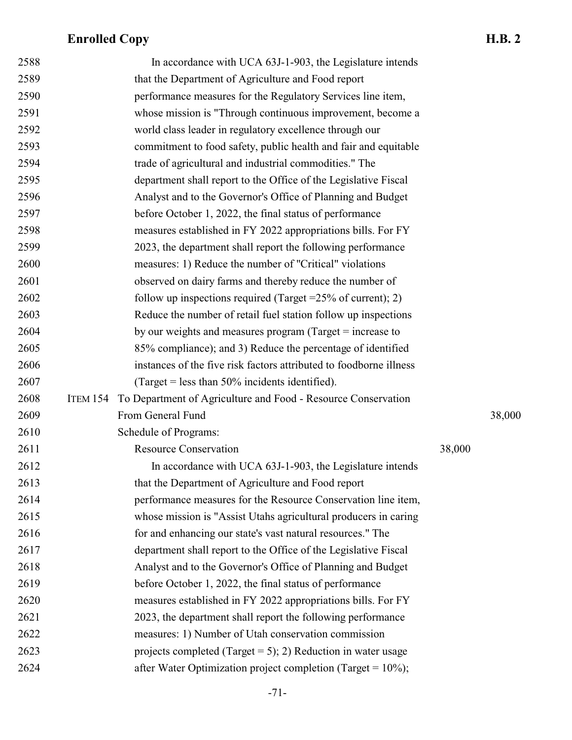In accordance with UCA 63J-1-903, the Legislature intends that the Department of Agriculture and Food report performance measures for the Regulatory Services line item, whose mission is "Through continuous improvement, become a world class leader in regulatory excellence through our commitment to food safety, public health and fair and equitable trade of agricultural and industrial commodities." The department shall report to the Office of the Legislative Fiscal Analyst and to the Governor's Office of Planning and Budget before October 1, 2022, the final status of performance measures established in FY 2022 appropriations bills. For FY 2023, the department shall report the following performance measures: 1) Reduce the number of "Critical" violations observed on dairy farms and thereby reduce the number of follow up inspections required (Target =25% of current); 2) Reduce the number of retail fuel station follow up inspections by our weights and measures program (Target = increase to 85% compliance); and 3) Reduce the percentage of identified instances of the five risk factors attributed to foodborne illness (Target = less than 50% incidents identified).

ITEM 154 To Department of Agriculture and Food - Resource Conservation

| | | |
|---|---|---|
| From General Fund | | 38,000 |
| Schedule of Programs: | | |
| Resource Conservation | 38,000 | |

In accordance with UCA 63J-1-903, the Legislature intends that the Department of Agriculture and Food report performance measures for the Resource Conservation line item, whose mission is "Assist Utahs agricultural producers in caring for and enhancing our state's vast natural resources." The department shall report to the Office of the Legislative Fiscal Analyst and to the Governor's Office of Planning and Budget before October 1, 2022, the final status of performance measures established in FY 2022 appropriations bills. For FY 2023, the department shall report the following performance measures: 1) Number of Utah conservation commission projects completed (Target = 5); 2) Reduction in water usage after Water Optimization project completion (Target = 10%);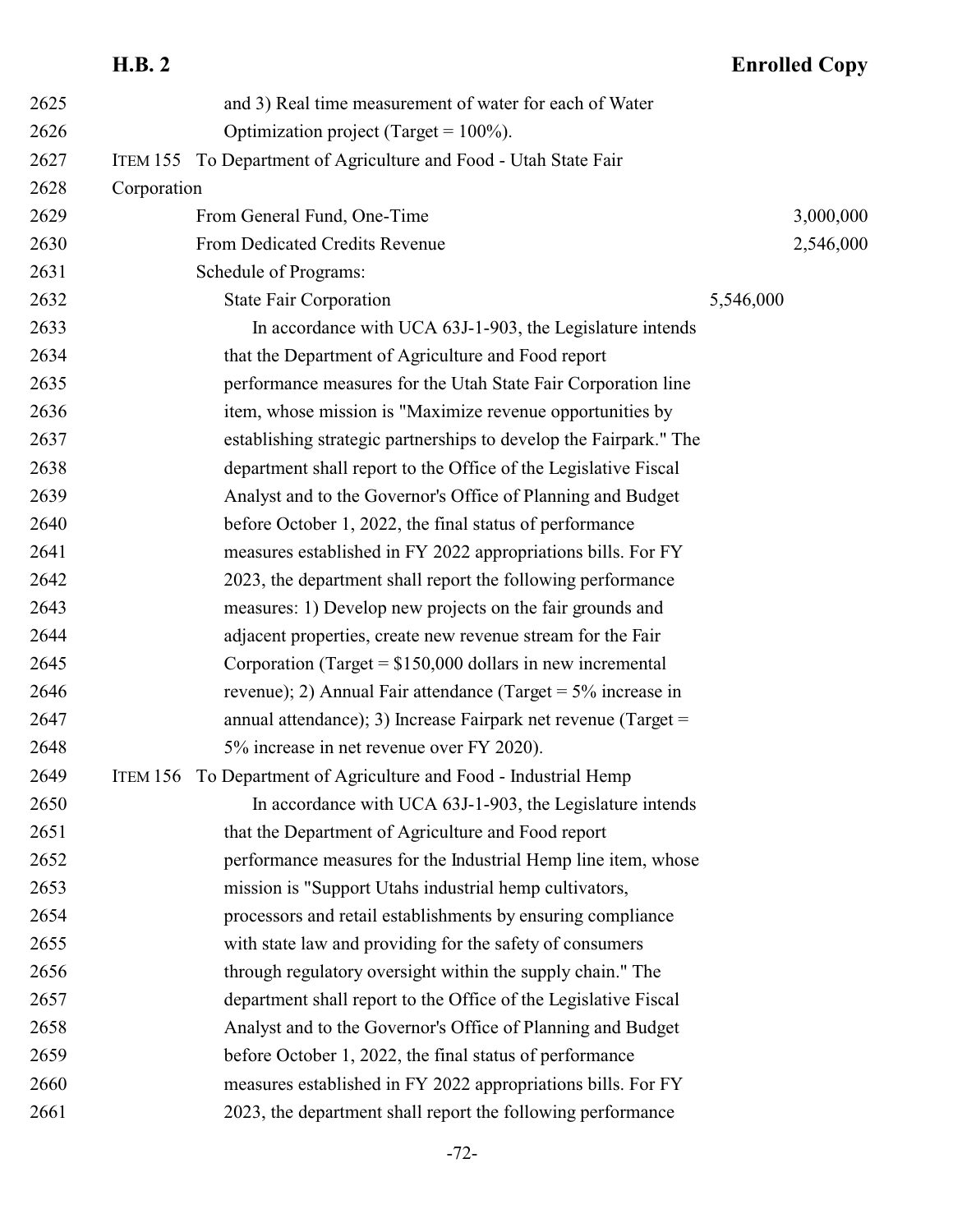2625 and 3) Real time measurement of water for each of Water
2626 Optimization project (Target = 100%).

2627 ITEM 155 To Department of Agriculture and Food - Utah State Fair
2628 Corporation

| Line | Description | Program | Amount |
|---|---|---|---|
| 2629 | From General Fund, One-Time | | 3,000,000 |
| 2630 | From Dedicated Credits Revenue | | 2,546,000 |
| 2631 | Schedule of Programs: | | |
| 2632 | State Fair Corporation | 5,546,000 | |

2633 In accordance with UCA 63J-1-903, the Legislature intends
2634 that the Department of Agriculture and Food report
2635 performance measures for the Utah State Fair Corporation line
2636 item, whose mission is "Maximize revenue opportunities by
2637 establishing strategic partnerships to develop the Fairpark." The
2638 department shall report to the Office of the Legislative Fiscal
2639 Analyst and to the Governor's Office of Planning and Budget
2640 before October 1, 2022, the final status of performance
2641 measures established in FY 2022 appropriations bills. For FY
2642 2023, the department shall report the following performance
2643 measures: 1) Develop new projects on the fair grounds and
2644 adjacent properties, create new revenue stream for the Fair
2645 Corporation (Target = $150,000 dollars in new incremental
2646 revenue); 2) Annual Fair attendance (Target = 5% increase in
2647 annual attendance); 3) Increase Fairpark net revenue (Target =
2648 5% increase in net revenue over FY 2020).

2649 ITEM 156 To Department of Agriculture and Food - Industrial Hemp

2650 In accordance with UCA 63J-1-903, the Legislature intends
2651 that the Department of Agriculture and Food report
2652 performance measures for the Industrial Hemp line item, whose
2653 mission is "Support Utahs industrial hemp cultivators,
2654 processors and retail establishments by ensuring compliance
2655 with state law and providing for the safety of consumers
2656 through regulatory oversight within the supply chain." The
2657 department shall report to the Office of the Legislative Fiscal
2658 Analyst and to the Governor's Office of Planning and Budget
2659 before October 1, 2022, the final status of performance
2660 measures established in FY 2022 appropriations bills. For FY
2661 2023, the department shall report the following performance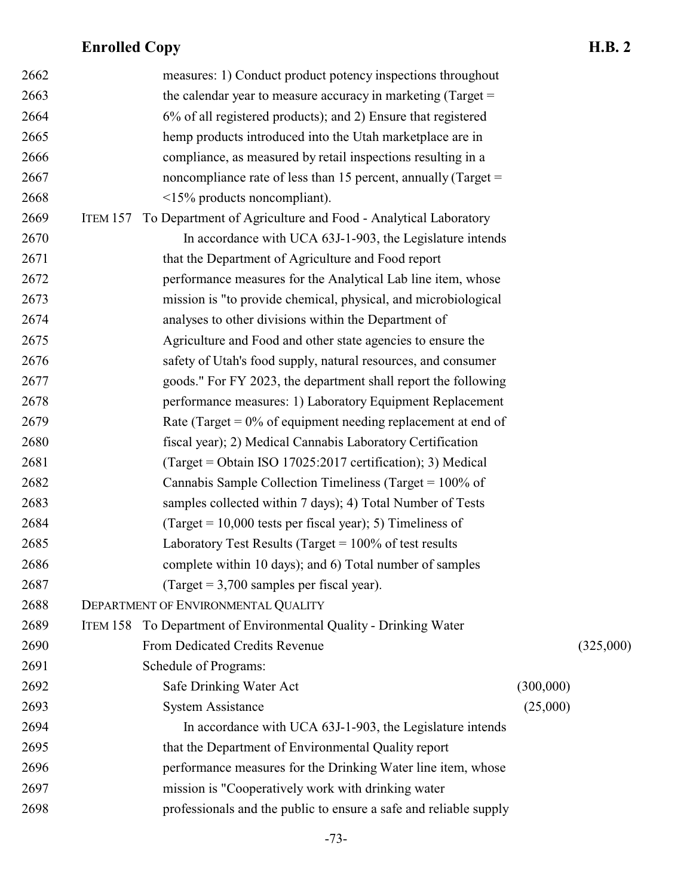measures: 1) Conduct product potency inspections throughout the calendar year to measure accuracy in marketing (Target = 6% of all registered products); and 2) Ensure that registered hemp products introduced into the Utah marketplace are in compliance, as measured by retail inspections resulting in a noncompliance rate of less than 15 percent, annually (Target = <15% products noncompliant).

ITEM 157 To Department of Agriculture and Food - Analytical Laboratory

In accordance with UCA 63J-1-903, the Legislature intends that the Department of Agriculture and Food report performance measures for the Analytical Lab line item, whose mission is "to provide chemical, physical, and microbiological analyses to other divisions within the Department of Agriculture and Food and other state agencies to ensure the safety of Utah's food supply, natural resources, and consumer goods." For FY 2023, the department shall report the following performance measures: 1) Laboratory Equipment Replacement Rate (Target = 0% of equipment needing replacement at end of fiscal year); 2) Medical Cannabis Laboratory Certification (Target = Obtain ISO 17025:2017 certification); 3) Medical Cannabis Sample Collection Timeliness (Target = 100% of samples collected within 7 days); 4) Total Number of Tests (Target = 10,000 tests per fiscal year); 5) Timeliness of Laboratory Test Results (Target = 100% of test results complete within 10 days); and 6) Total number of samples (Target = 3,700 samples per fiscal year).

DEPARTMENT OF ENVIRONMENTAL QUALITY

ITEM 158 To Department of Environmental Quality - Drinking Water

| | | |
|---|---|---|
| From Dedicated Credits Revenue | | (325,000) |
| Schedule of Programs: | | |
| Safe Drinking Water Act | (300,000) | |
| System Assistance | (25,000) | |

In accordance with UCA 63J-1-903, the Legislature intends that the Department of Environmental Quality report performance measures for the Drinking Water line item, whose mission is "Cooperatively work with drinking water professionals and the public to ensure a safe and reliable supply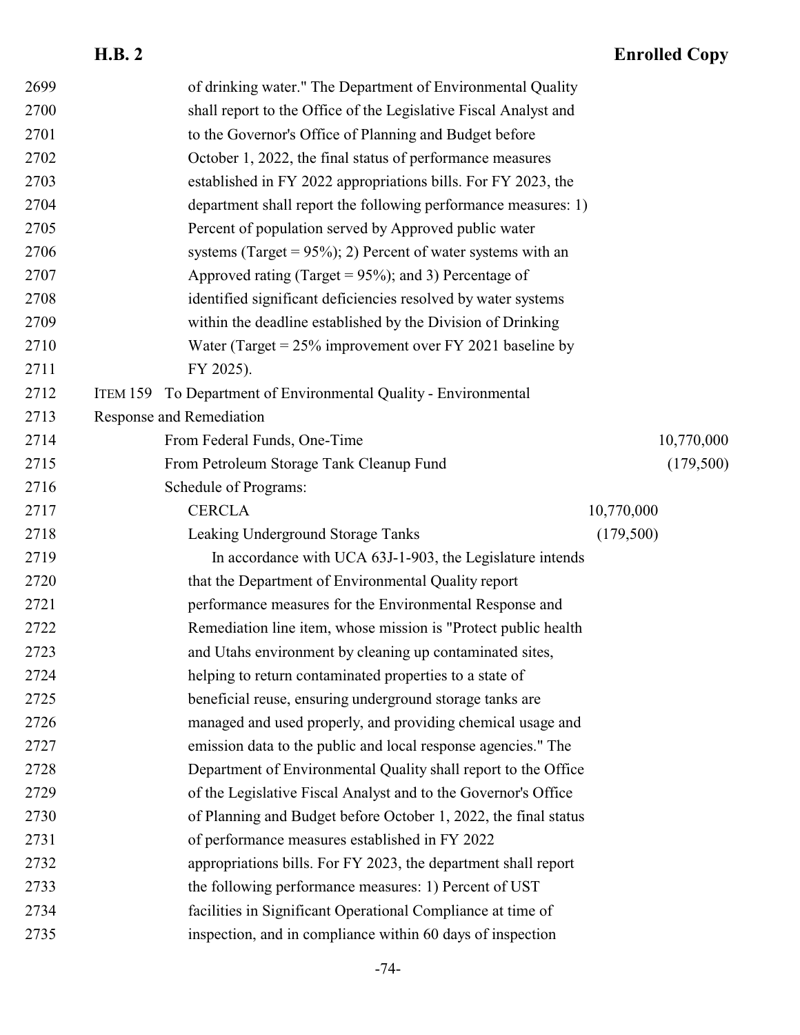of drinking water." The Department of Environmental Quality shall report to the Office of the Legislative Fiscal Analyst and to the Governor's Office of Planning and Budget before October 1, 2022, the final status of performance measures established in FY 2022 appropriations bills. For FY 2023, the department shall report the following performance measures: 1) Percent of population served by Approved public water systems (Target = 95%); 2) Percent of water systems with an Approved rating (Target = 95%); and 3) Percentage of identified significant deficiencies resolved by water systems within the deadline established by the Division of Drinking Water (Target = 25% improvement over FY 2021 baseline by FY 2025).

ITEM 159 To Department of Environmental Quality - Environmental Response and Remediation

| | | |
|---|---|---|
| From Federal Funds, One-Time | | 10,770,000 |
| From Petroleum Storage Tank Cleanup Fund | | (179,500) |
| Schedule of Programs: | | |
| CERCLA | 10,770,000 | |
| Leaking Underground Storage Tanks | (179,500) | |

In accordance with UCA 63J-1-903, the Legislature intends that the Department of Environmental Quality report performance measures for the Environmental Response and Remediation line item, whose mission is "Protect public health and Utahs environment by cleaning up contaminated sites, helping to return contaminated properties to a state of beneficial reuse, ensuring underground storage tanks are managed and used properly, and providing chemical usage and emission data to the public and local response agencies." The Department of Environmental Quality shall report to the Office of the Legislative Fiscal Analyst and to the Governor's Office of Planning and Budget before October 1, 2022, the final status of performance measures established in FY 2022 appropriations bills. For FY 2023, the department shall report the following performance measures: 1) Percent of UST facilities in Significant Operational Compliance at time of inspection, and in compliance within 60 days of inspection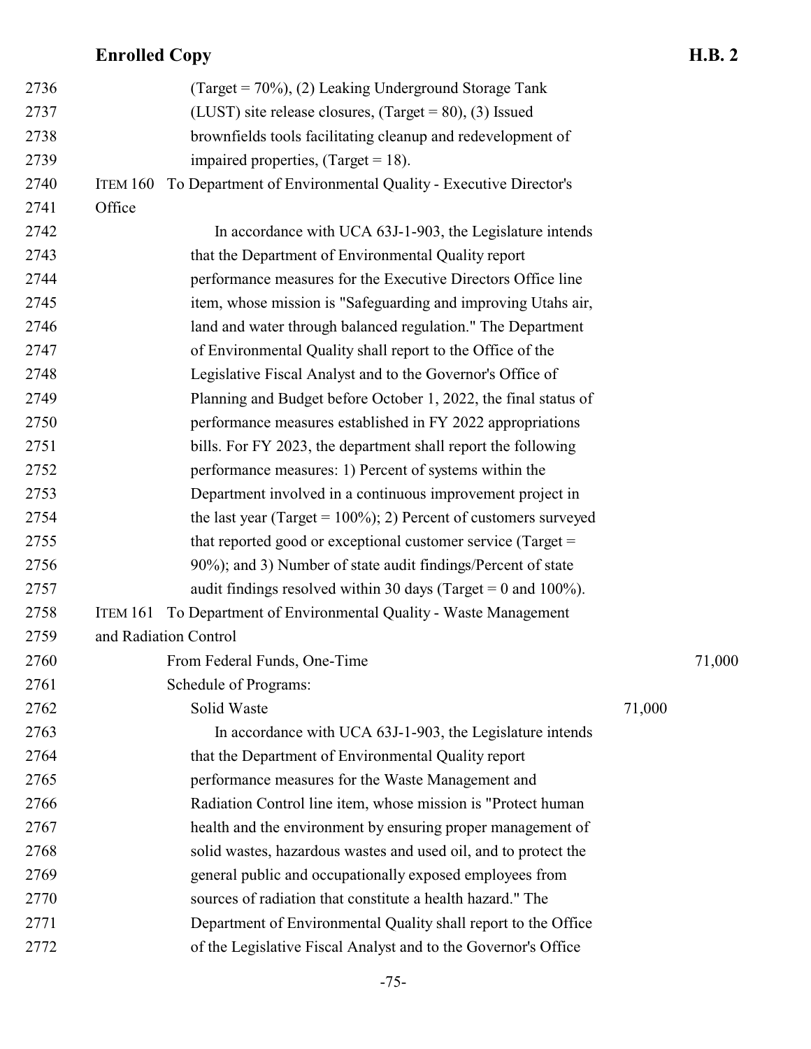(Target = 70%), (2) Leaking Underground Storage Tank (LUST) site release closures, (Target = 80), (3) Issued brownfields tools facilitating cleanup and redevelopment of impaired properties, (Target = 18).

ITEM 160 To Department of Environmental Quality - Executive Director's Office

In accordance with UCA 63J-1-903, the Legislature intends that the Department of Environmental Quality report performance measures for the Executive Directors Office line item, whose mission is "Safeguarding and improving Utahs air, land and water through balanced regulation." The Department of Environmental Quality shall report to the Office of the Legislative Fiscal Analyst and to the Governor's Office of Planning and Budget before October 1, 2022, the final status of performance measures established in FY 2022 appropriations bills. For FY 2023, the department shall report the following performance measures: 1) Percent of systems within the Department involved in a continuous improvement project in the last year (Target = 100%); 2) Percent of customers surveyed that reported good or exceptional customer service (Target = 90%); and 3) Number of state audit findings/Percent of state audit findings resolved within 30 days (Target = 0 and 100%).

ITEM 161 To Department of Environmental Quality - Waste Management and Radiation Control

| | | |
|---|---|---|
| From Federal Funds, One-Time | | 71,000 |
| Schedule of Programs: | | |
| Solid Waste | 71,000 | |

In accordance with UCA 63J-1-903, the Legislature intends that the Department of Environmental Quality report performance measures for the Waste Management and Radiation Control line item, whose mission is "Protect human health and the environment by ensuring proper management of solid wastes, hazardous wastes and used oil, and to protect the general public and occupationally exposed employees from sources of radiation that constitute a health hazard." The Department of Environmental Quality shall report to the Office of the Legislative Fiscal Analyst and to the Governor's Office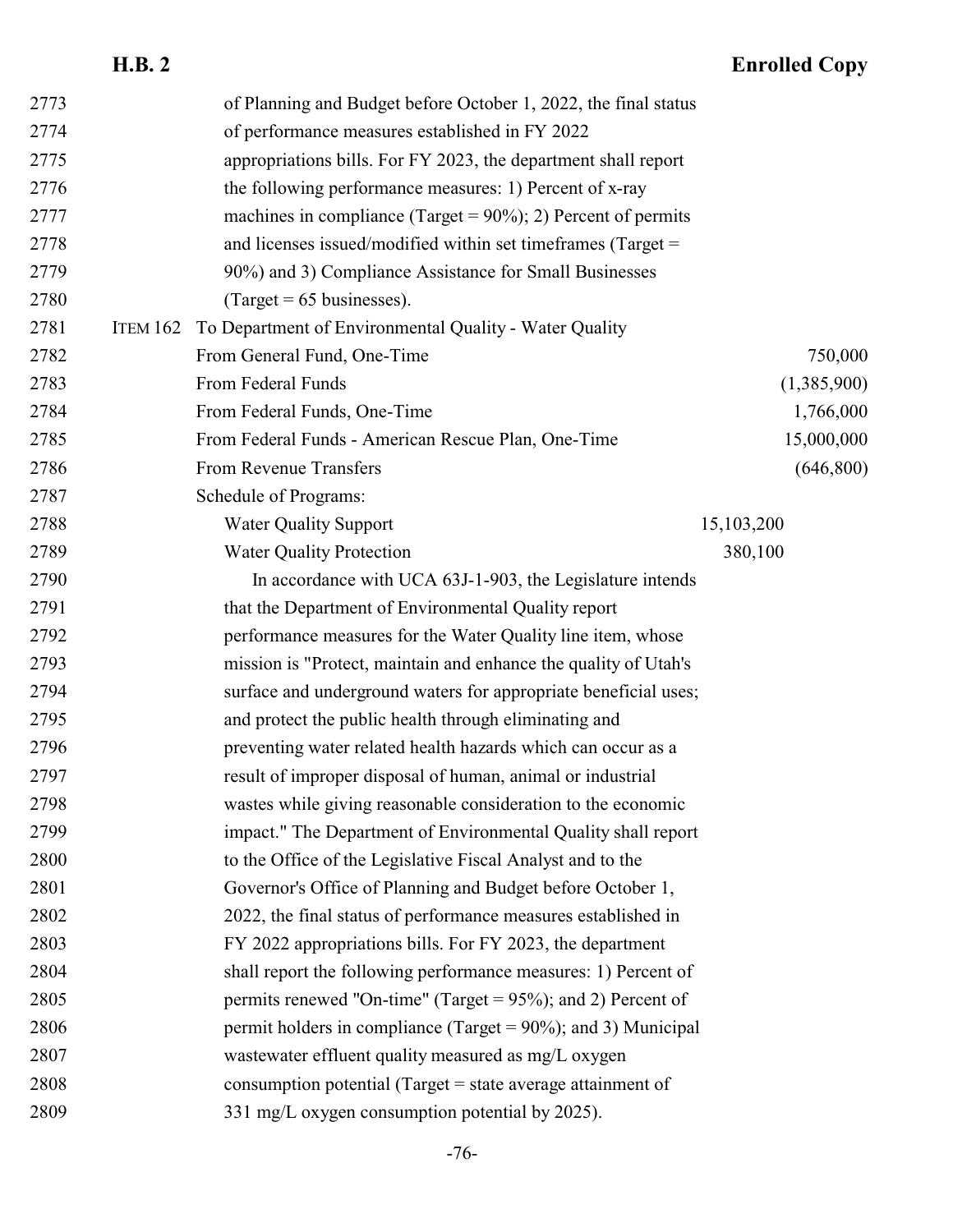of Planning and Budget before October 1, 2022, the final status of performance measures established in FY 2022 appropriations bills. For FY 2023, the department shall report the following performance measures: 1) Percent of x-ray machines in compliance (Target = 90%); 2) Percent of permits and licenses issued/modified within set timeframes (Target = 90%) and 3) Compliance Assistance for Small Businesses (Target = 65 businesses).

ITEM 162 To Department of Environmental Quality - Water Quality

| | | |
|---|---|---|
| From General Fund, One-Time | | 750,000 |
| From Federal Funds | | (1,385,900) |
| From Federal Funds, One-Time | | 1,766,000 |
| From Federal Funds - American Rescue Plan, One-Time | | 15,000,000 |
| From Revenue Transfers | | (646,800) |
| Schedule of Programs: | | |
| Water Quality Support | 15,103,200 | |
| Water Quality Protection | 380,100 | |

In accordance with UCA 63J-1-903, the Legislature intends that the Department of Environmental Quality report performance measures for the Water Quality line item, whose mission is "Protect, maintain and enhance the quality of Utah's surface and underground waters for appropriate beneficial uses; and protect the public health through eliminating and preventing water related health hazards which can occur as a result of improper disposal of human, animal or industrial wastes while giving reasonable consideration to the economic impact." The Department of Environmental Quality shall report to the Office of the Legislative Fiscal Analyst and to the Governor's Office of Planning and Budget before October 1, 2022, the final status of performance measures established in FY 2022 appropriations bills. For FY 2023, the department shall report the following performance measures: 1) Percent of permits renewed "On-time" (Target = 95%); and 2) Percent of permit holders in compliance (Target = 90%); and 3) Municipal wastewater effluent quality measured as mg/L oxygen consumption potential (Target = state average attainment of 331 mg/L oxygen consumption potential by 2025).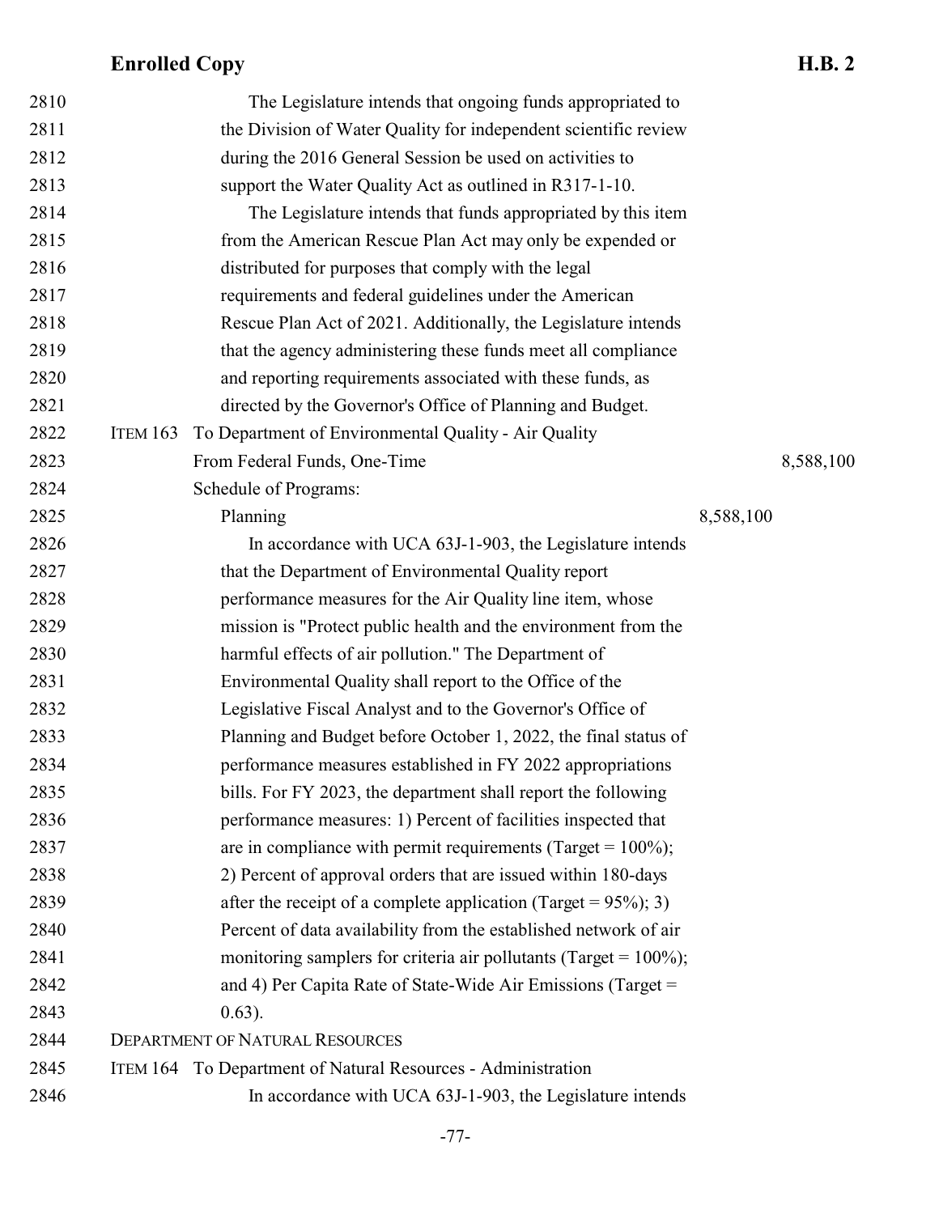The Legislature intends that ongoing funds appropriated to the Division of Water Quality for independent scientific review during the 2016 General Session be used on activities to support the Water Quality Act as outlined in R317-1-10.

The Legislature intends that funds appropriated by this item from the American Rescue Plan Act may only be expended or distributed for purposes that comply with the legal requirements and federal guidelines under the American Rescue Plan Act of 2021. Additionally, the Legislature intends that the agency administering these funds meet all compliance and reporting requirements associated with these funds, as directed by the Governor's Office of Planning and Budget.

ITEM 163 To Department of Environmental Quality - Air Quality

| | | |
|---|---|---|
| From Federal Funds, One-Time | | 8,588,100 |
| Schedule of Programs: | | |
| Planning | 8,588,100 | |

In accordance with UCA 63J-1-903, the Legislature intends that the Department of Environmental Quality report performance measures for the Air Quality line item, whose mission is "Protect public health and the environment from the harmful effects of air pollution." The Department of Environmental Quality shall report to the Office of the Legislative Fiscal Analyst and to the Governor's Office of Planning and Budget before October 1, 2022, the final status of performance measures established in FY 2022 appropriations bills. For FY 2023, the department shall report the following performance measures: 1) Percent of facilities inspected that are in compliance with permit requirements (Target = 100%); 2) Percent of approval orders that are issued within 180-days after the receipt of a complete application (Target = 95%); 3) Percent of data availability from the established network of air monitoring samplers for criteria air pollutants (Target = 100%); and 4) Per Capita Rate of State-Wide Air Emissions (Target = 0.63).

DEPARTMENT OF NATURAL RESOURCES

ITEM 164 To Department of Natural Resources - Administration

In accordance with UCA 63J-1-903, the Legislature intends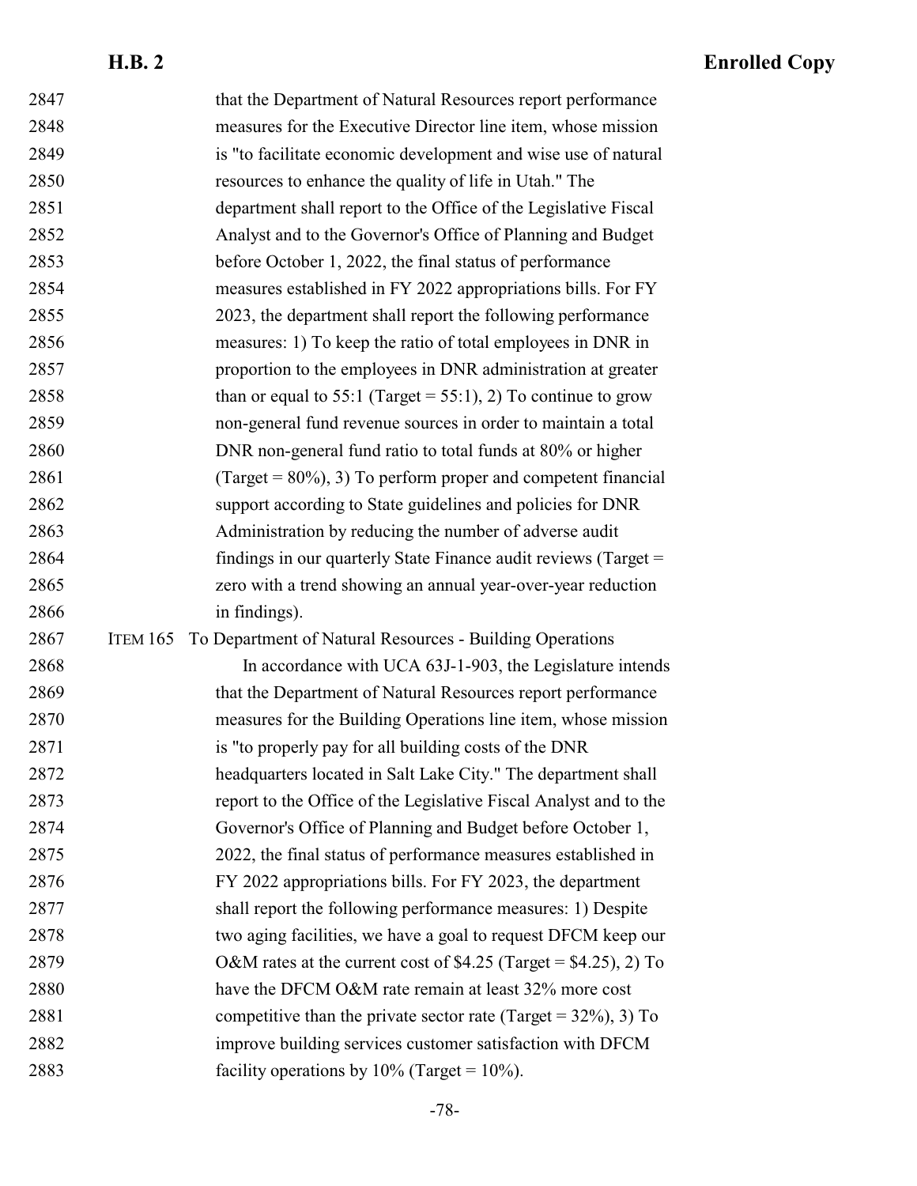that the Department of Natural Resources report performance measures for the Executive Director line item, whose mission is "to facilitate economic development and wise use of natural resources to enhance the quality of life in Utah." The department shall report to the Office of the Legislative Fiscal Analyst and to the Governor's Office of Planning and Budget before October 1, 2022, the final status of performance measures established in FY 2022 appropriations bills. For FY 2023, the department shall report the following performance measures: 1) To keep the ratio of total employees in DNR in proportion to the employees in DNR administration at greater than or equal to 55:1 (Target = 55:1), 2) To continue to grow non-general fund revenue sources in order to maintain a total DNR non-general fund ratio to total funds at 80% or higher (Target = 80%), 3) To perform proper and competent financial support according to State guidelines and policies for DNR Administration by reducing the number of adverse audit findings in our quarterly State Finance audit reviews (Target = zero with a trend showing an annual year-over-year reduction in findings).

ITEM 165 To Department of Natural Resources - Building Operations

In accordance with UCA 63J-1-903, the Legislature intends that the Department of Natural Resources report performance measures for the Building Operations line item, whose mission is "to properly pay for all building costs of the DNR headquarters located in Salt Lake City." The department shall report to the Office of the Legislative Fiscal Analyst and to the Governor's Office of Planning and Budget before October 1, 2022, the final status of performance measures established in FY 2022 appropriations bills. For FY 2023, the department shall report the following performance measures: 1) Despite two aging facilities, we have a goal to request DFCM keep our O&M rates at the current cost of $4.25 (Target = $4.25), 2) To have the DFCM O&M rate remain at least 32% more cost competitive than the private sector rate (Target = 32%), 3) To improve building services customer satisfaction with DFCM facility operations by 10% (Target = 10%).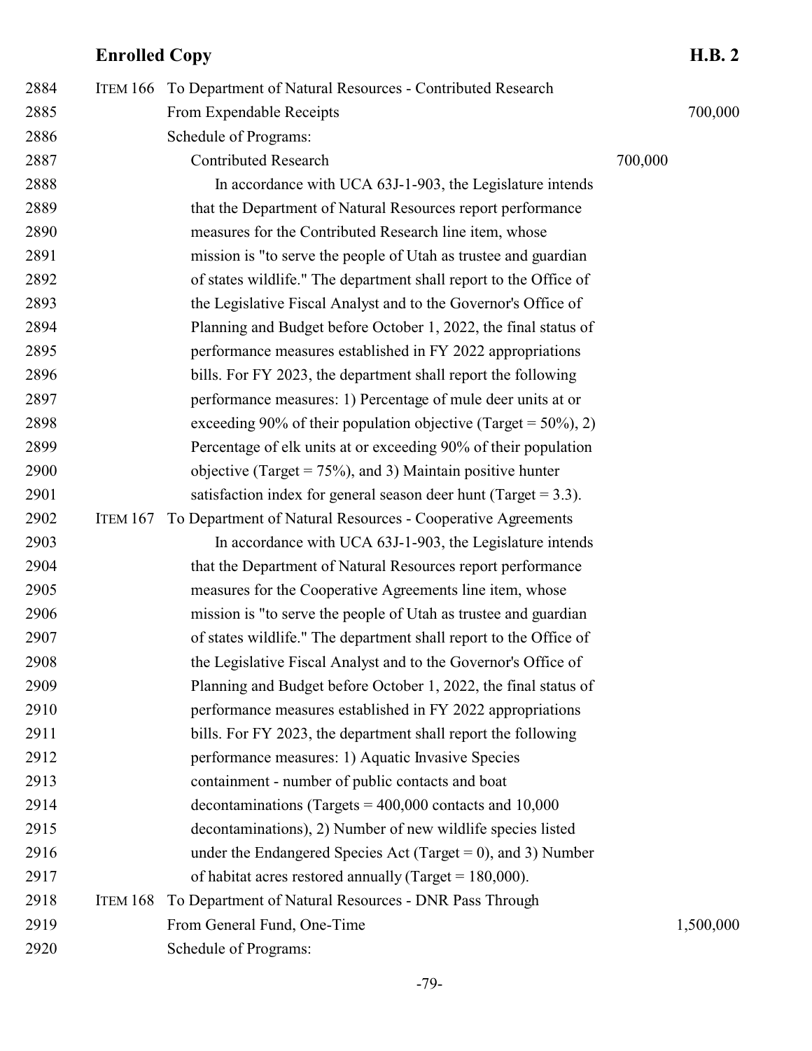ITEM 166 To Department of Natural Resources - Contributed Research

| | | |
|---|---|---|
| From Expendable Receipts | | 700,000 |
| Schedule of Programs: | | |
| Contributed Research | 700,000 | |

In accordance with UCA 63J-1-903, the Legislature intends that the Department of Natural Resources report performance measures for the Contributed Research line item, whose mission is "to serve the people of Utah as trustee and guardian of states wildlife." The department shall report to the Office of the Legislative Fiscal Analyst and to the Governor's Office of Planning and Budget before October 1, 2022, the final status of performance measures established in FY 2022 appropriations bills. For FY 2023, the department shall report the following performance measures: 1) Percentage of mule deer units at or exceeding 90% of their population objective (Target = 50%), 2) Percentage of elk units at or exceeding 90% of their population objective (Target = 75%), and 3) Maintain positive hunter satisfaction index for general season deer hunt (Target = 3.3).

ITEM 167 To Department of Natural Resources - Cooperative Agreements

In accordance with UCA 63J-1-903, the Legislature intends that the Department of Natural Resources report performance measures for the Cooperative Agreements line item, whose mission is "to serve the people of Utah as trustee and guardian of states wildlife." The department shall report to the Office of the Legislative Fiscal Analyst and to the Governor's Office of Planning and Budget before October 1, 2022, the final status of performance measures established in FY 2022 appropriations bills. For FY 2023, the department shall report the following performance measures: 1) Aquatic Invasive Species containment - number of public contacts and boat decontaminations (Targets = 400,000 contacts and 10,000 decontaminations), 2) Number of new wildlife species listed under the Endangered Species Act (Target = 0), and 3) Number of habitat acres restored annually (Target = 180,000).

ITEM 168 To Department of Natural Resources - DNR Pass Through

| | | |
|---|---|---|
| From General Fund, One-Time | | 1,500,000 |
| Schedule of Programs: | | |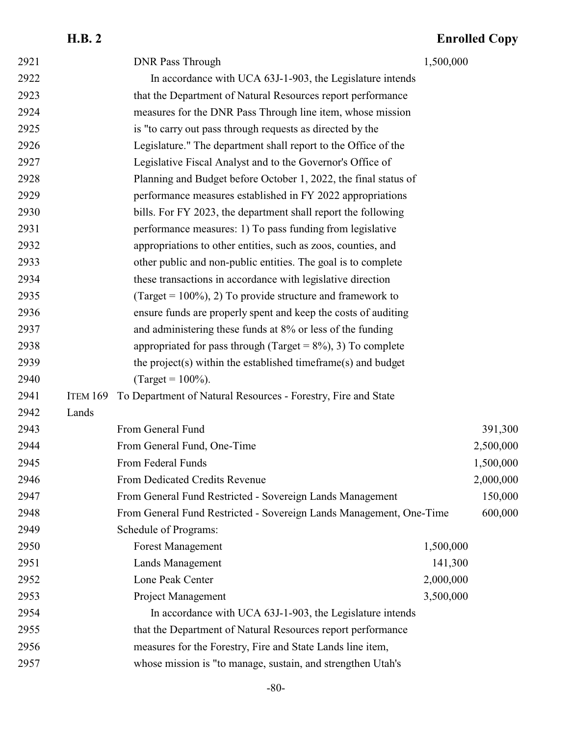DNR Pass Through 1,500,000

In accordance with UCA 63J-1-903, the Legislature intends that the Department of Natural Resources report performance measures for the DNR Pass Through line item, whose mission is "to carry out pass through requests as directed by the Legislature." The department shall report to the Office of the Legislative Fiscal Analyst and to the Governor's Office of Planning and Budget before October 1, 2022, the final status of performance measures established in FY 2022 appropriations bills. For FY 2023, the department shall report the following performance measures: 1) To pass funding from legislative appropriations to other entities, such as zoos, counties, and other public and non-public entities. The goal is to complete these transactions in accordance with legislative direction (Target = 100%), 2) To provide structure and framework to ensure funds are properly spent and keep the costs of auditing and administering these funds at 8% or less of the funding appropriated for pass through (Target = 8%), 3) To complete the project(s) within the established timeframe(s) and budget (Target = 100%).

ITEM 169 To Department of Natural Resources - Forestry, Fire and State Lands

| | | |
|---|---|---|
| From General Fund | | 391,300 |
| From General Fund, One-Time | | 2,500,000 |
| From Federal Funds | | 1,500,000 |
| From Dedicated Credits Revenue | | 2,000,000 |
| From General Fund Restricted - Sovereign Lands Management | | 150,000 |
| From General Fund Restricted - Sovereign Lands Management, One-Time | | 600,000 |
| Schedule of Programs: | | |
| Forest Management | 1,500,000 | |
| Lands Management | 141,300 | |
| Lone Peak Center | 2,000,000 | |
| Project Management | 3,500,000 | |

In accordance with UCA 63J-1-903, the Legislature intends that the Department of Natural Resources report performance measures for the Forestry, Fire and State Lands line item, whose mission is "to manage, sustain, and strengthen Utah's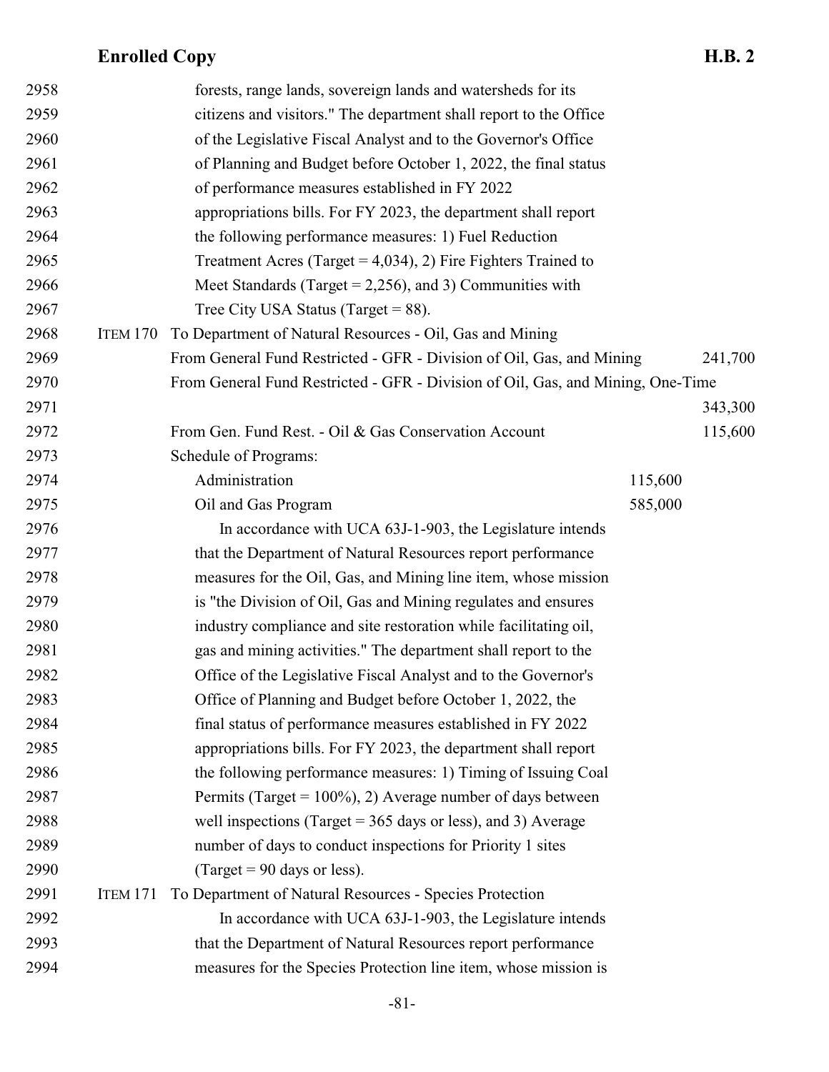forests, range lands, sovereign lands and watersheds for its citizens and visitors." The department shall report to the Office of the Legislative Fiscal Analyst and to the Governor's Office of Planning and Budget before October 1, 2022, the final status of performance measures established in FY 2022 appropriations bills. For FY 2023, the department shall report the following performance measures: 1) Fuel Reduction Treatment Acres (Target = 4,034), 2) Fire Fighters Trained to Meet Standards (Target = 2,256), and 3) Communities with Tree City USA Status (Target = 88).

ITEM 170 To Department of Natural Resources - Oil, Gas and Mining

| | | |
|---|---|---|
| From General Fund Restricted - GFR - Division of Oil, Gas, and Mining | | 241,700 |
| From General Fund Restricted - GFR - Division of Oil, Gas, and Mining, One-Time | | 343,300 |
| From Gen. Fund Rest. - Oil & Gas Conservation Account | | 115,600 |
| Schedule of Programs: | | |
| Administration | 115,600 | |
| Oil and Gas Program | 585,000 | |

In accordance with UCA 63J-1-903, the Legislature intends that the Department of Natural Resources report performance measures for the Oil, Gas, and Mining line item, whose mission is "the Division of Oil, Gas and Mining regulates and ensures industry compliance and site restoration while facilitating oil, gas and mining activities." The department shall report to the Office of the Legislative Fiscal Analyst and to the Governor's Office of Planning and Budget before October 1, 2022, the final status of performance measures established in FY 2022 appropriations bills. For FY 2023, the department shall report the following performance measures: 1) Timing of Issuing Coal Permits (Target = 100%), 2) Average number of days between well inspections (Target = 365 days or less), and 3) Average number of days to conduct inspections for Priority 1 sites (Target = 90 days or less).

ITEM 171 To Department of Natural Resources - Species Protection

In accordance with UCA 63J-1-903, the Legislature intends that the Department of Natural Resources report performance measures for the Species Protection line item, whose mission is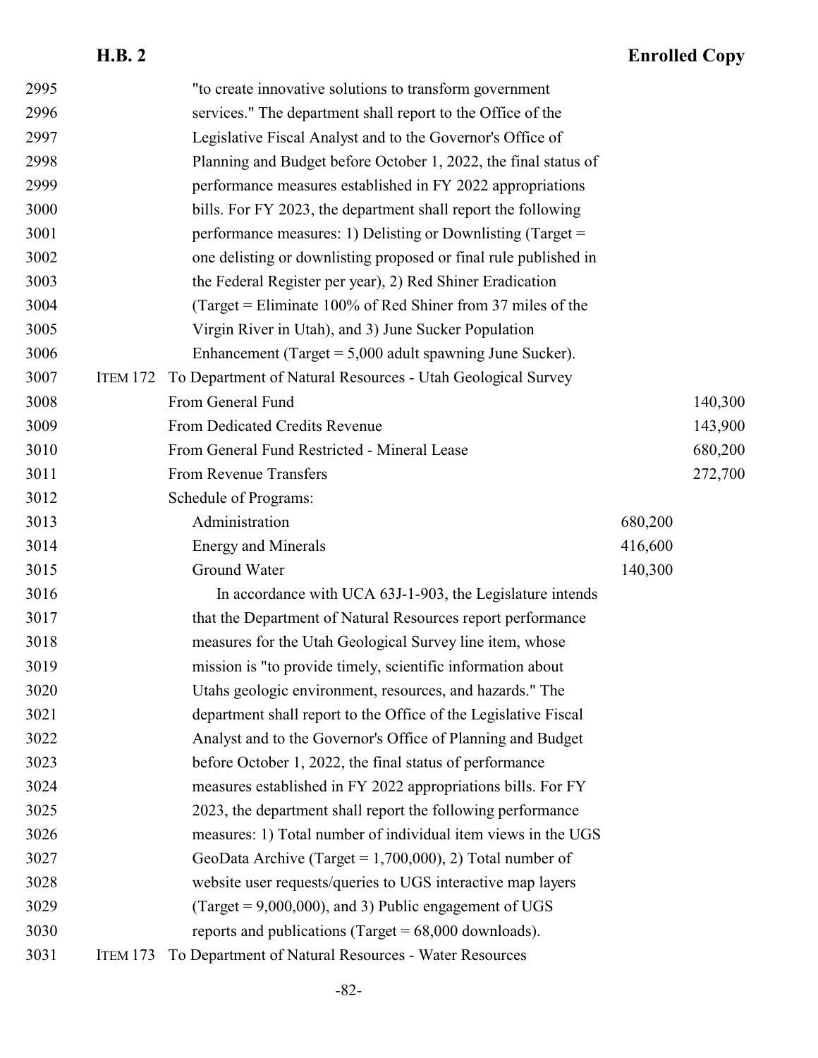"to create innovative solutions to transform government services." The department shall report to the Office of the Legislative Fiscal Analyst and to the Governor's Office of Planning and Budget before October 1, 2022, the final status of performance measures established in FY 2022 appropriations bills. For FY 2023, the department shall report the following performance measures: 1) Delisting or Downlisting (Target = one delisting or downlisting proposed or final rule published in the Federal Register per year), 2) Red Shiner Eradication (Target = Eliminate 100% of Red Shiner from 37 miles of the Virgin River in Utah), and 3) June Sucker Population Enhancement (Target = 5,000 adult spawning June Sucker).

ITEM 172 To Department of Natural Resources - Utah Geological Survey

| | | |
|---|---|---|
| From General Fund | | 140,300 |
| From Dedicated Credits Revenue | | 143,900 |
| From General Fund Restricted - Mineral Lease | | 680,200 |
| From Revenue Transfers | | 272,700 |
| Schedule of Programs: | | |
| Administration | 680,200 | |
| Energy and Minerals | 416,600 | |
| Ground Water | 140,300 | |

In accordance with UCA 63J-1-903, the Legislature intends that the Department of Natural Resources report performance measures for the Utah Geological Survey line item, whose mission is "to provide timely, scientific information about Utahs geologic environment, resources, and hazards." The department shall report to the Office of the Legislative Fiscal Analyst and to the Governor's Office of Planning and Budget before October 1, 2022, the final status of performance measures established in FY 2022 appropriations bills. For FY 2023, the department shall report the following performance measures: 1) Total number of individual item views in the UGS GeoData Archive (Target = 1,700,000), 2) Total number of website user requests/queries to UGS interactive map layers (Target = 9,000,000), and 3) Public engagement of UGS reports and publications (Target = 68,000 downloads).

ITEM 173 To Department of Natural Resources - Water Resources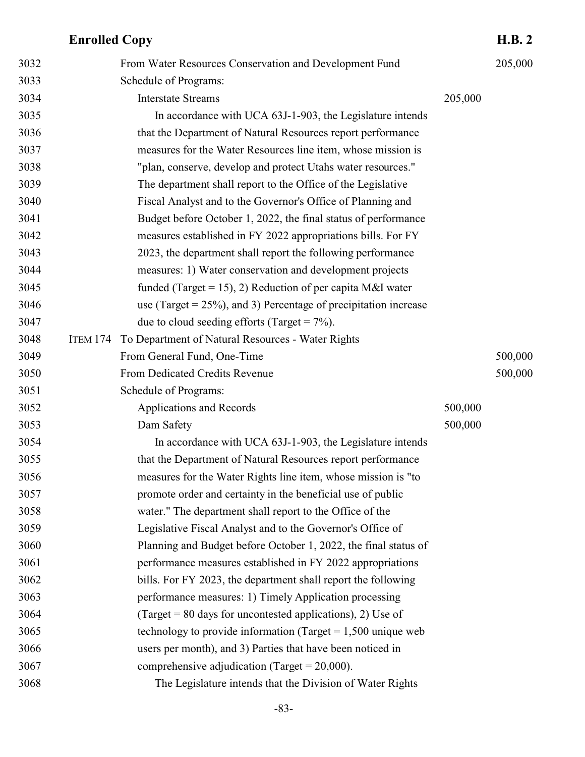From Water Resources Conservation and Development Fund 205,000

Schedule of Programs:

Interstate Streams 205,000

In accordance with UCA 63J-1-903, the Legislature intends that the Department of Natural Resources report performance measures for the Water Resources line item, whose mission is "plan, conserve, develop and protect Utahs water resources." The department shall report to the Office of the Legislative Fiscal Analyst and to the Governor's Office of Planning and Budget before October 1, 2022, the final status of performance measures established in FY 2022 appropriations bills. For FY 2023, the department shall report the following performance measures: 1) Water conservation and development projects funded (Target = 15), 2) Reduction of per capita M&I water use (Target = 25%), and 3) Percentage of precipitation increase due to cloud seeding efforts (Target = 7%).

ITEM 174 To Department of Natural Resources - Water Rights

From General Fund, One-Time 500,000

From Dedicated Credits Revenue 500,000

Schedule of Programs:

Applications and Records 500,000

Dam Safety 500,000

In accordance with UCA 63J-1-903, the Legislature intends that the Department of Natural Resources report performance measures for the Water Rights line item, whose mission is "to promote order and certainty in the beneficial use of public water." The department shall report to the Office of the Legislative Fiscal Analyst and to the Governor's Office of Planning and Budget before October 1, 2022, the final status of performance measures established in FY 2022 appropriations bills. For FY 2023, the department shall report the following performance measures: 1) Timely Application processing (Target = 80 days for uncontested applications), 2) Use of technology to provide information (Target = 1,500 unique web users per month), and 3) Parties that have been noticed in comprehensive adjudication (Target = 20,000).

The Legislature intends that the Division of Water Rights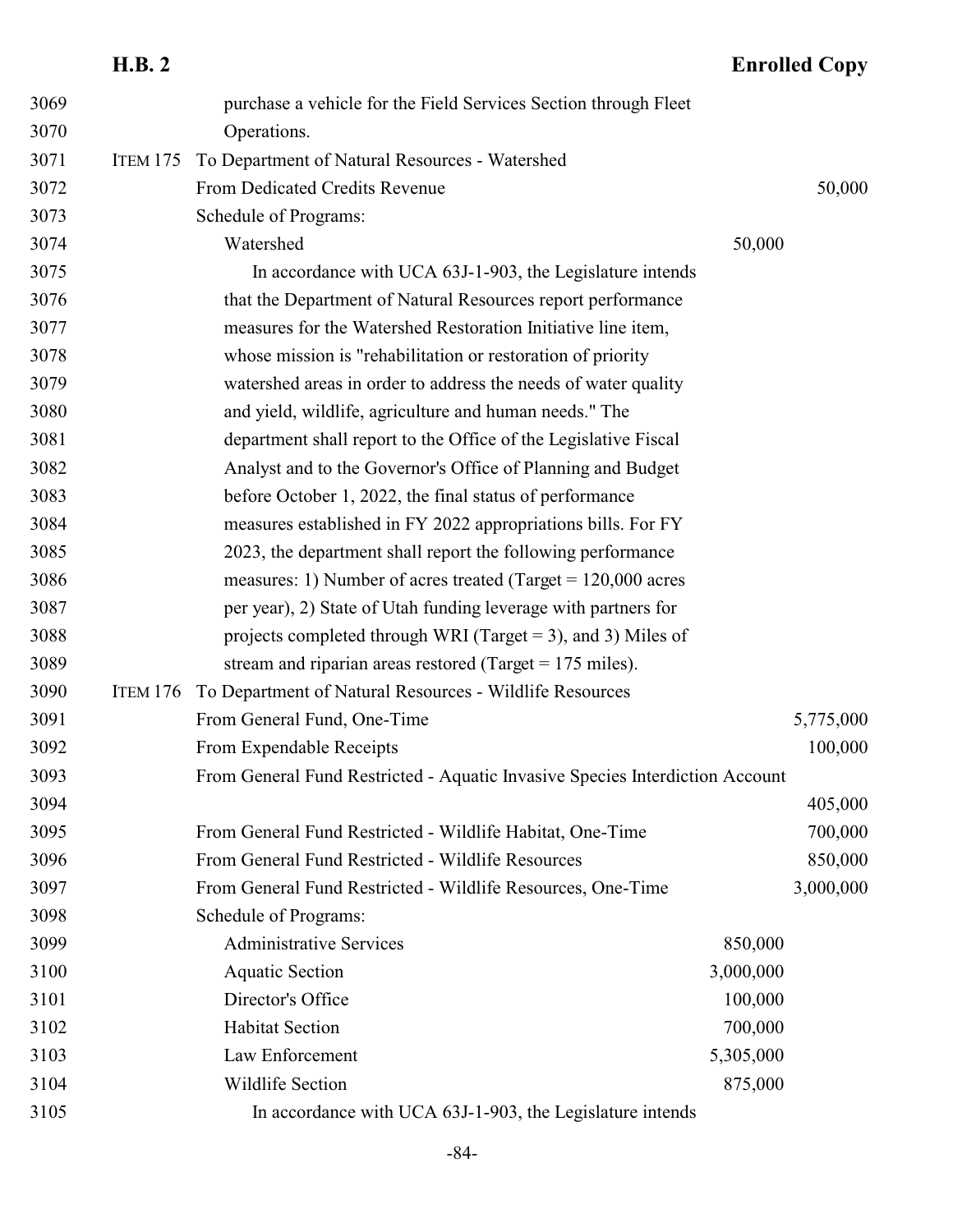3069 purchase a vehicle for the Field Services Section through Fleet
3070 Operations.

3071 ITEM 175 To Department of Natural Resources - Watershed

| Line | Item | Program | Amount |
|---|---|---|---|
| 3072 | From Dedicated Credits Revenue | | 50,000 |
| 3073 | Schedule of Programs: | | |
| 3074 | Watershed | 50,000 | |

3075 In accordance with UCA 63J-1-903, the Legislature intends
3076 that the Department of Natural Resources report performance
3077 measures for the Watershed Restoration Initiative line item,
3078 whose mission is "rehabilitation or restoration of priority
3079 watershed areas in order to address the needs of water quality
3080 and yield, wildlife, agriculture and human needs." The
3081 department shall report to the Office of the Legislative Fiscal
3082 Analyst and to the Governor's Office of Planning and Budget
3083 before October 1, 2022, the final status of performance
3084 measures established in FY 2022 appropriations bills. For FY
3085 2023, the department shall report the following performance
3086 measures: 1) Number of acres treated (Target = 120,000 acres
3087 per year), 2) State of Utah funding leverage with partners for
3088 projects completed through WRI (Target = 3), and 3) Miles of
3089 stream and riparian areas restored (Target = 175 miles).

3090 ITEM 176 To Department of Natural Resources - Wildlife Resources

| Line | Item | Program | Amount |
|---|---|---|---|
| 3091 | From General Fund, One-Time | | 5,775,000 |
| 3092 | From Expendable Receipts | | 100,000 |
| 3093–3094 | From General Fund Restricted - Aquatic Invasive Species Interdiction Account | | 405,000 |
| 3095 | From General Fund Restricted - Wildlife Habitat, One-Time | | 700,000 |
| 3096 | From General Fund Restricted - Wildlife Resources | | 850,000 |
| 3097 | From General Fund Restricted - Wildlife Resources, One-Time | | 3,000,000 |
| 3098 | Schedule of Programs: | | |
| 3099 | Administrative Services | 850,000 | |
| 3100 | Aquatic Section | 3,000,000 | |
| 3101 | Director's Office | 100,000 | |
| 3102 | Habitat Section | 700,000 | |
| 3103 | Law Enforcement | 5,305,000 | |
| 3104 | Wildlife Section | 875,000 | |

3105 In accordance with UCA 63J-1-903, the Legislature intends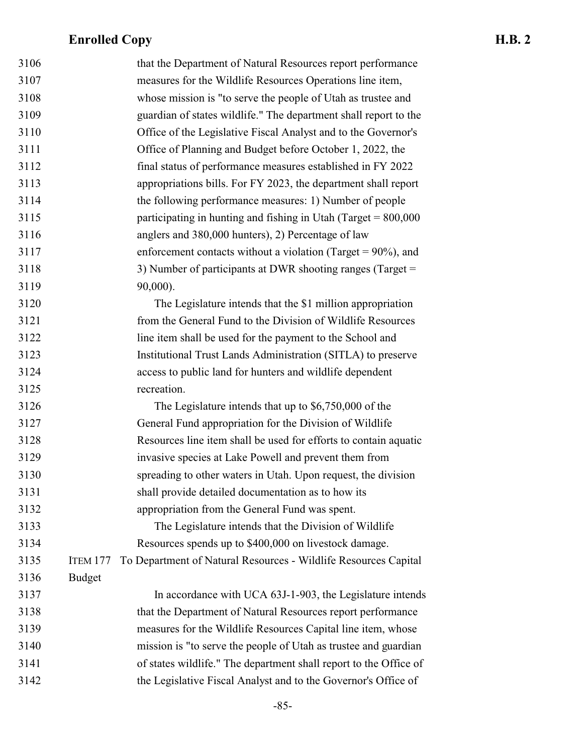that the Department of Natural Resources report performance measures for the Wildlife Resources Operations line item, whose mission is "to serve the people of Utah as trustee and guardian of states wildlife." The department shall report to the Office of the Legislative Fiscal Analyst and to the Governor's Office of Planning and Budget before October 1, 2022, the final status of performance measures established in FY 2022 appropriations bills. For FY 2023, the department shall report the following performance measures: 1) Number of people participating in hunting and fishing in Utah (Target = 800,000 anglers and 380,000 hunters), 2) Percentage of law enforcement contacts without a violation (Target = 90%), and 3) Number of participants at DWR shooting ranges (Target = 90,000).

The Legislature intends that the $1 million appropriation from the General Fund to the Division of Wildlife Resources line item shall be used for the payment to the School and Institutional Trust Lands Administration (SITLA) to preserve access to public land for hunters and wildlife dependent recreation.

The Legislature intends that up to $6,750,000 of the General Fund appropriation for the Division of Wildlife Resources line item shall be used for efforts to contain aquatic invasive species at Lake Powell and prevent them from spreading to other waters in Utah. Upon request, the division shall provide detailed documentation as to how its appropriation from the General Fund was spent.

The Legislature intends that the Division of Wildlife Resources spends up to $400,000 on livestock damage.

ITEM 177 To Department of Natural Resources - Wildlife Resources Capital Budget

In accordance with UCA 63J-1-903, the Legislature intends that the Department of Natural Resources report performance measures for the Wildlife Resources Capital line item, whose mission is "to serve the people of Utah as trustee and guardian of states wildlife." The department shall report to the Office of the Legislative Fiscal Analyst and to the Governor's Office of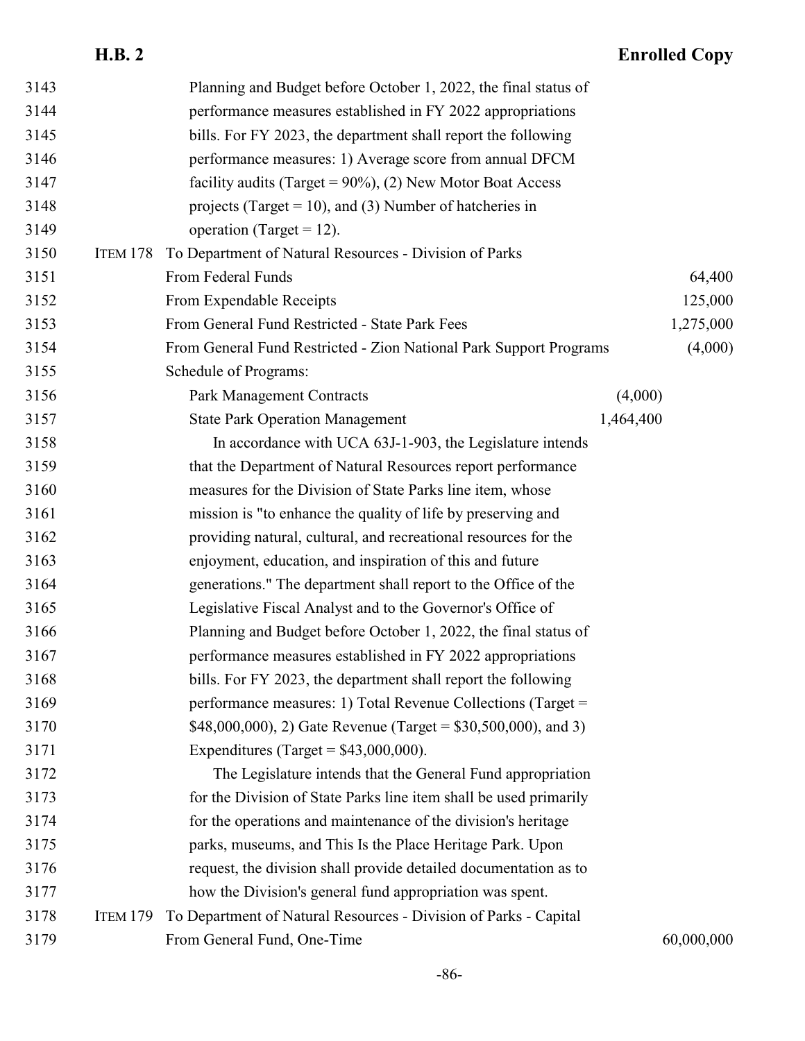Planning and Budget before October 1, 2022, the final status of performance measures established in FY 2022 appropriations bills. For FY 2023, the department shall report the following performance measures: 1) Average score from annual DFCM facility audits (Target = 90%), (2) New Motor Boat Access projects (Target = 10), and (3) Number of hatcheries in operation (Target = 12).

ITEM 178 To Department of Natural Resources - Division of Parks

| | | |
|---|---|---|
| From Federal Funds | | 64,400 |
| From Expendable Receipts | | 125,000 |
| From General Fund Restricted - State Park Fees | | 1,275,000 |
| From General Fund Restricted - Zion National Park Support Programs | | (4,000) |
| Schedule of Programs: | | |
| Park Management Contracts | (4,000) | |
| State Park Operation Management | 1,464,400 | |

In accordance with UCA 63J-1-903, the Legislature intends that the Department of Natural Resources report performance measures for the Division of State Parks line item, whose mission is "to enhance the quality of life by preserving and providing natural, cultural, and recreational resources for the enjoyment, education, and inspiration of this and future generations." The department shall report to the Office of the Legislative Fiscal Analyst and to the Governor's Office of Planning and Budget before October 1, 2022, the final status of performance measures established in FY 2022 appropriations bills. For FY 2023, the department shall report the following performance measures: 1) Total Revenue Collections (Target = $48,000,000), 2) Gate Revenue (Target = $30,500,000), and 3) Expenditures (Target = $43,000,000).

The Legislature intends that the General Fund appropriation for the Division of State Parks line item shall be used primarily for the operations and maintenance of the division's heritage parks, museums, and This Is the Place Heritage Park. Upon request, the division shall provide detailed documentation as to how the Division's general fund appropriation was spent.

ITEM 179 To Department of Natural Resources - Division of Parks - Capital

| | | |
|---|---|---|
| From General Fund, One-Time | | 60,000,000 |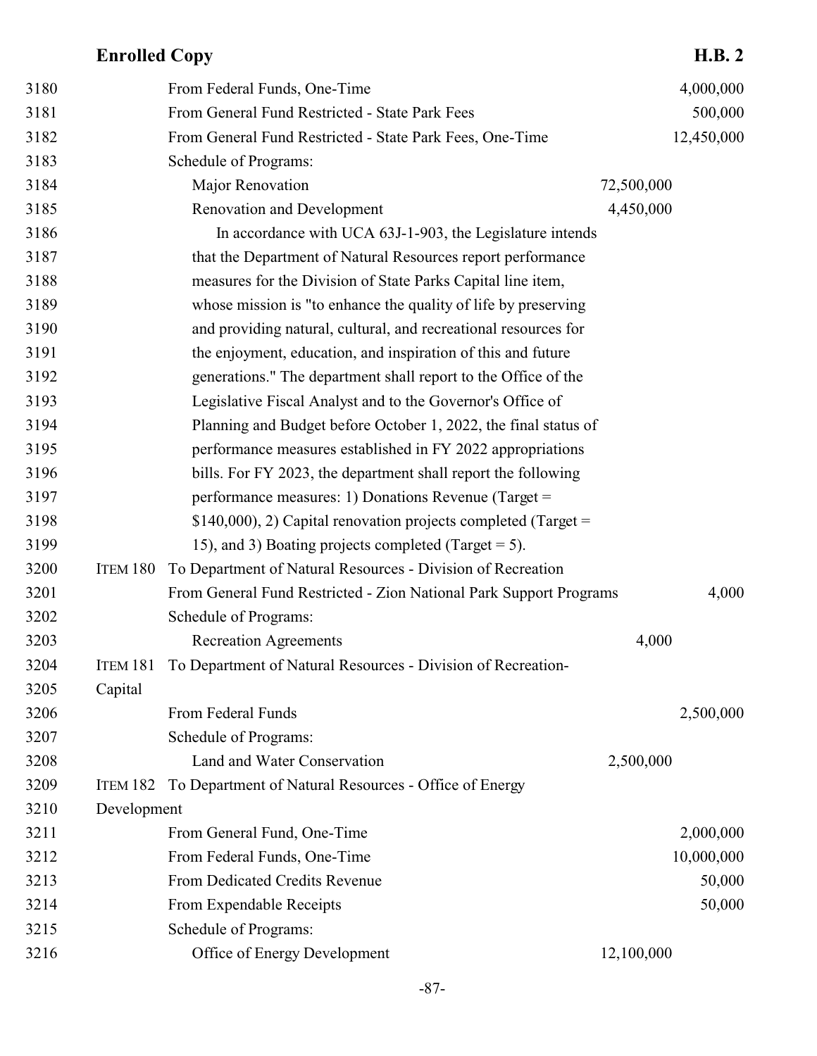| Line | Item | Description | Schedule Amount | Fund Amount |
|---|---|---|---|---|
| 3180 | | From Federal Funds, One-Time | | 4,000,000 |
| 3181 | | From General Fund Restricted - State Park Fees | | 500,000 |
| 3182 | | From General Fund Restricted - State Park Fees, One-Time | | 12,450,000 |
| 3183 | | Schedule of Programs: | | |
| 3184 | | Major Renovation | 72,500,000 | |
| 3185 | | Renovation and Development | 4,450,000 | |

In accordance with UCA 63J-1-903, the Legislature intends that the Department of Natural Resources report performance measures for the Division of State Parks Capital line item, whose mission is "to enhance the quality of life by preserving and providing natural, cultural, and recreational resources for the enjoyment, education, and inspiration of this and future generations." The department shall report to the Office of the Legislative Fiscal Analyst and to the Governor's Office of Planning and Budget before October 1, 2022, the final status of performance measures established in FY 2022 appropriations bills. For FY 2023, the department shall report the following performance measures: 1) Donations Revenue (Target = $140,000), 2) Capital renovation projects completed (Target = 15), and 3) Boating projects completed (Target = 5).

| Line | Item | Description | Schedule Amount | Fund Amount |
|---|---|---|---|---|
| 3200 | ITEM 180 | To Department of Natural Resources - Division of Recreation | | |
| 3201 | | From General Fund Restricted - Zion National Park Support Programs | | 4,000 |
| 3202 | | Schedule of Programs: | | |
| 3203 | | Recreation Agreements | 4,000 | |
| 3204–3205 | ITEM 181 | To Department of Natural Resources - Division of Recreation-Capital | | |
| 3206 | | From Federal Funds | | 2,500,000 |
| 3207 | | Schedule of Programs: | | |
| 3208 | | Land and Water Conservation | 2,500,000 | |
| 3209–3210 | ITEM 182 | To Department of Natural Resources - Office of Energy Development | | |
| 3211 | | From General Fund, One-Time | | 2,000,000 |
| 3212 | | From Federal Funds, One-Time | | 10,000,000 |
| 3213 | | From Dedicated Credits Revenue | | 50,000 |
| 3214 | | From Expendable Receipts | | 50,000 |
| 3215 | | Schedule of Programs: | | |
| 3216 | | Office of Energy Development | 12,100,000 | |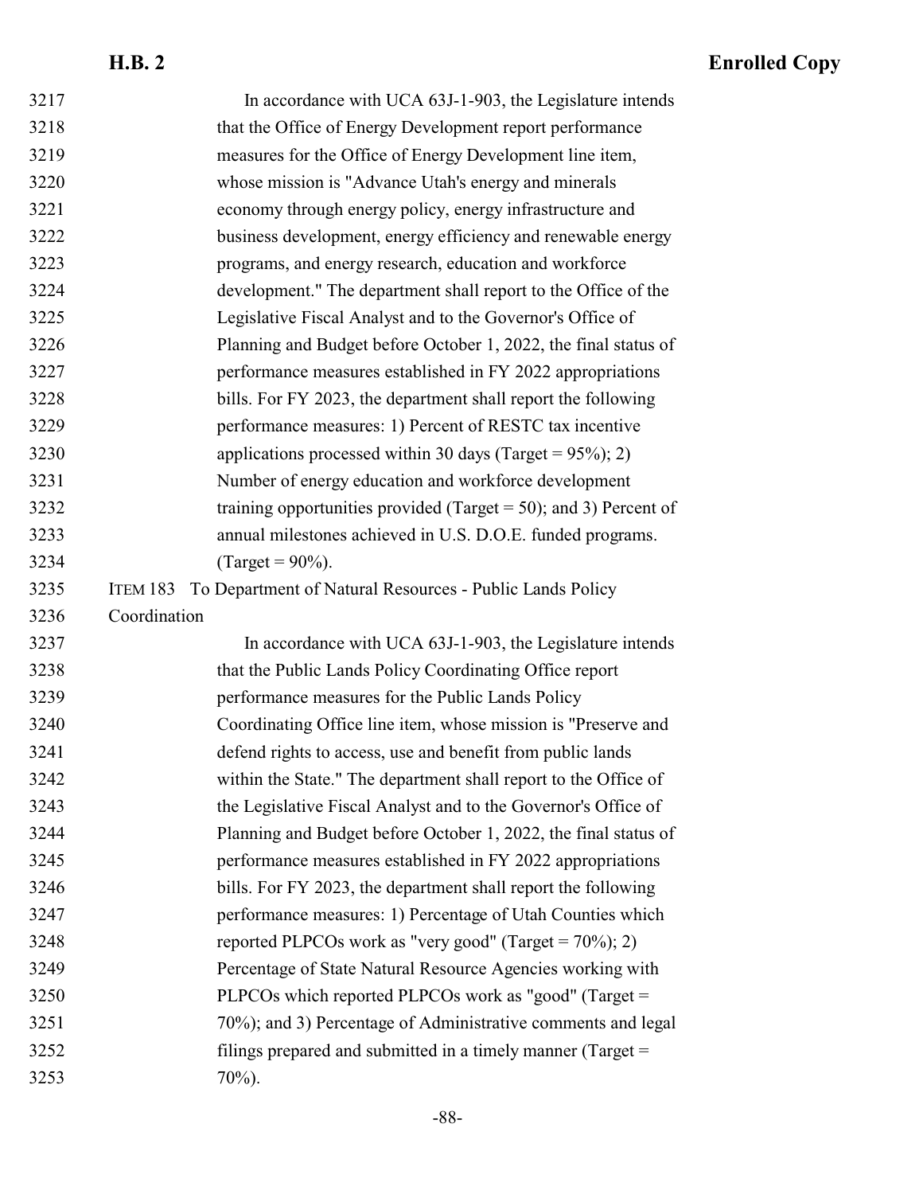In accordance with UCA 63J-1-903, the Legislature intends that the Office of Energy Development report performance measures for the Office of Energy Development line item, whose mission is "Advance Utah's energy and minerals economy through energy policy, energy infrastructure and business development, energy efficiency and renewable energy programs, and energy research, education and workforce development." The department shall report to the Office of the Legislative Fiscal Analyst and to the Governor's Office of Planning and Budget before October 1, 2022, the final status of performance measures established in FY 2022 appropriations bills. For FY 2023, the department shall report the following performance measures: 1) Percent of RESTC tax incentive applications processed within 30 days (Target = 95%); 2) Number of energy education and workforce development training opportunities provided (Target = 50); and 3) Percent of annual milestones achieved in U.S. D.O.E. funded programs. (Target = 90%).

ITEM 183 To Department of Natural Resources - Public Lands Policy Coordination

In accordance with UCA 63J-1-903, the Legislature intends that the Public Lands Policy Coordinating Office report performance measures for the Public Lands Policy Coordinating Office line item, whose mission is "Preserve and defend rights to access, use and benefit from public lands within the State." The department shall report to the Office of the Legislative Fiscal Analyst and to the Governor's Office of Planning and Budget before October 1, 2022, the final status of performance measures established in FY 2022 appropriations bills. For FY 2023, the department shall report the following performance measures: 1) Percentage of Utah Counties which reported PLPCOs work as "very good" (Target = 70%); 2) Percentage of State Natural Resource Agencies working with PLPCOs which reported PLPCOs work as "good" (Target = 70%); and 3) Percentage of Administrative comments and legal filings prepared and submitted in a timely manner (Target = 70%).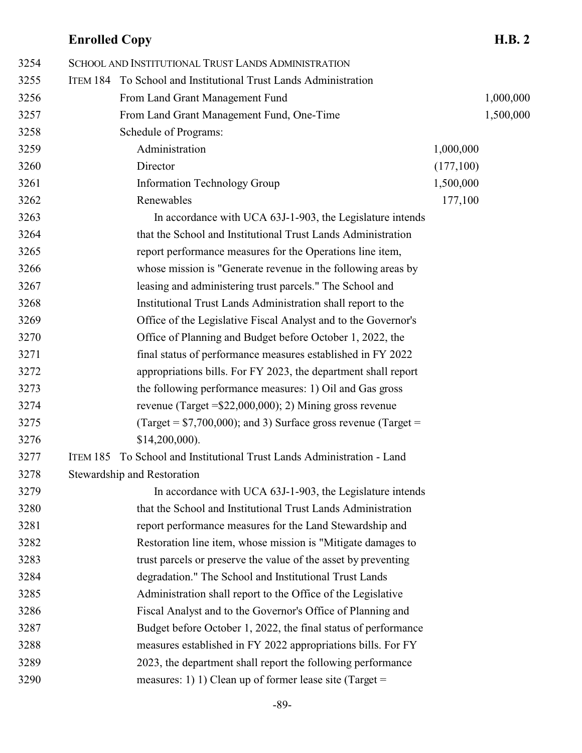SCHOOL AND INSTITUTIONAL TRUST LANDS ADMINISTRATION

ITEM 184 To School and Institutional Trust Lands Administration

| | | |
|---|---|---|
| From Land Grant Management Fund | | 1,000,000 |
| From Land Grant Management Fund, One-Time | | 1,500,000 |
| Schedule of Programs: | | |
| Administration | 1,000,000 | |
| Director | (177,100) | |
| Information Technology Group | 1,500,000 | |
| Renewables | 177,100 | |

In accordance with UCA 63J-1-903, the Legislature intends that the School and Institutional Trust Lands Administration report performance measures for the Operations line item, whose mission is "Generate revenue in the following areas by leasing and administering trust parcels." The School and Institutional Trust Lands Administration shall report to the Office of the Legislative Fiscal Analyst and to the Governor's Office of Planning and Budget before October 1, 2022, the final status of performance measures established in FY 2022 appropriations bills. For FY 2023, the department shall report the following performance measures: 1) Oil and Gas gross revenue (Target =$22,000,000); 2) Mining gross revenue (Target = $7,700,000); and 3) Surface gross revenue (Target = $14,200,000).

ITEM 185 To School and Institutional Trust Lands Administration - Land Stewardship and Restoration

In accordance with UCA 63J-1-903, the Legislature intends that the School and Institutional Trust Lands Administration report performance measures for the Land Stewardship and Restoration line item, whose mission is "Mitigate damages to trust parcels or preserve the value of the asset by preventing degradation." The School and Institutional Trust Lands Administration shall report to the Office of the Legislative Fiscal Analyst and to the Governor's Office of Planning and Budget before October 1, 2022, the final status of performance measures established in FY 2022 appropriations bills. For FY 2023, the department shall report the following performance measures: 1) 1) Clean up of former lease site (Target =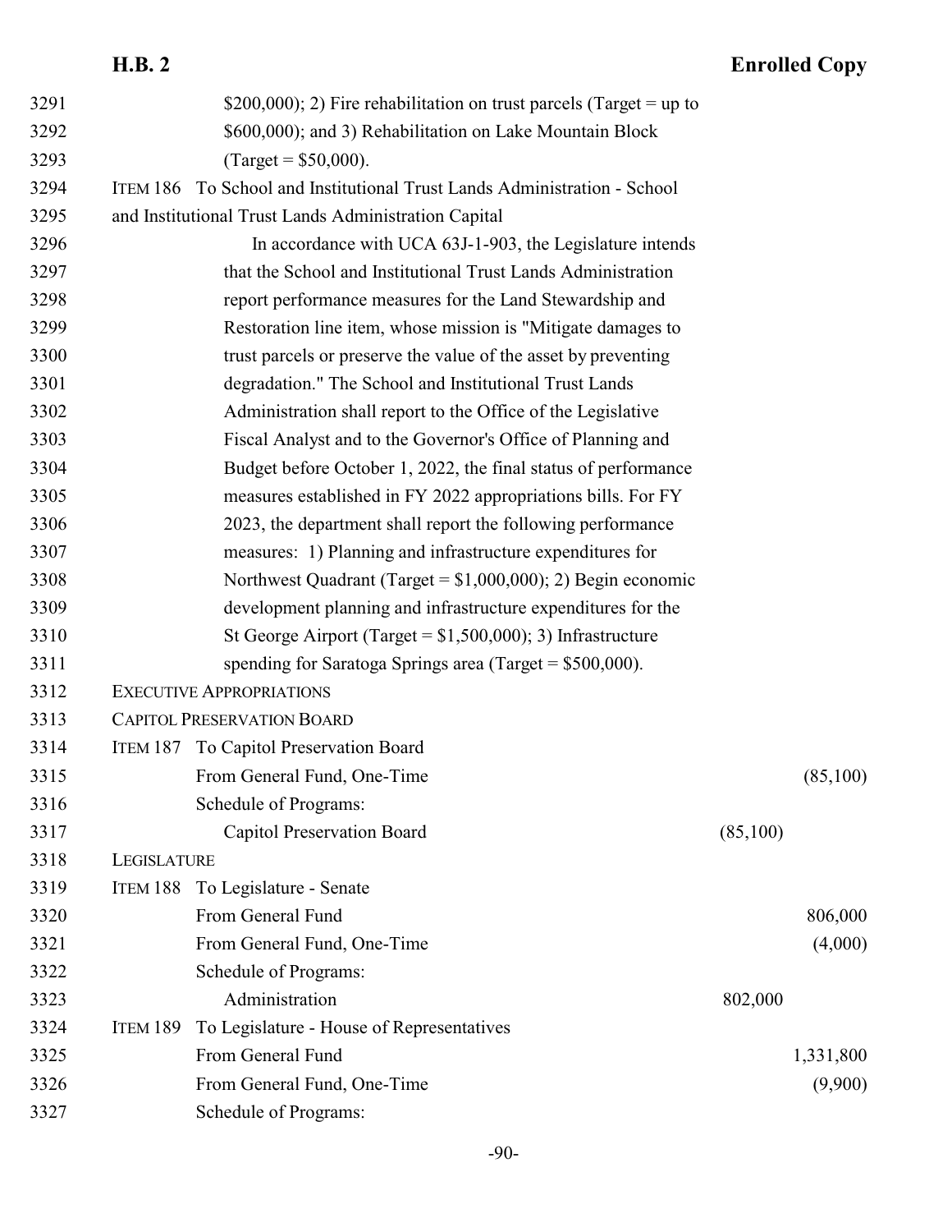$200,000); 2) Fire rehabilitation on trust parcels (Target = up to $600,000); and 3) Rehabilitation on Lake Mountain Block (Target = $50,000).

ITEM 186 To School and Institutional Trust Lands Administration - School and Institutional Trust Lands Administration Capital

In accordance with UCA 63J-1-903, the Legislature intends that the School and Institutional Trust Lands Administration report performance measures for the Land Stewardship and Restoration line item, whose mission is "Mitigate damages to trust parcels or preserve the value of the asset by preventing degradation." The School and Institutional Trust Lands Administration shall report to the Office of the Legislative Fiscal Analyst and to the Governor's Office of Planning and Budget before October 1, 2022, the final status of performance measures established in FY 2022 appropriations bills. For FY 2023, the department shall report the following performance measures: 1) Planning and infrastructure expenditures for Northwest Quadrant (Target = $1,000,000); 2) Begin economic development planning and infrastructure expenditures for the St George Airport (Target = $1,500,000); 3) Infrastructure spending for Saratoga Springs area (Target = $500,000).

EXECUTIVE APPROPRIATIONS

CAPITOL PRESERVATION BOARD

ITEM 187 To Capitol Preservation Board

| | | |
|---|---|---|
| From General Fund, One-Time | | (85,100) |
| Schedule of Programs: | | |
| Capitol Preservation Board | (85,100) | |

LEGISLATURE

ITEM 188 To Legislature - Senate

| | | |
|---|---|---|
| From General Fund | | 806,000 |
| From General Fund, One-Time | | (4,000) |
| Schedule of Programs: | | |
| Administration | 802,000 | |

ITEM 189 To Legislature - House of Representatives

| | | |
|---|---|---|
| From General Fund | | 1,331,800 |
| From General Fund, One-Time | | (9,900) |
| Schedule of Programs: | | |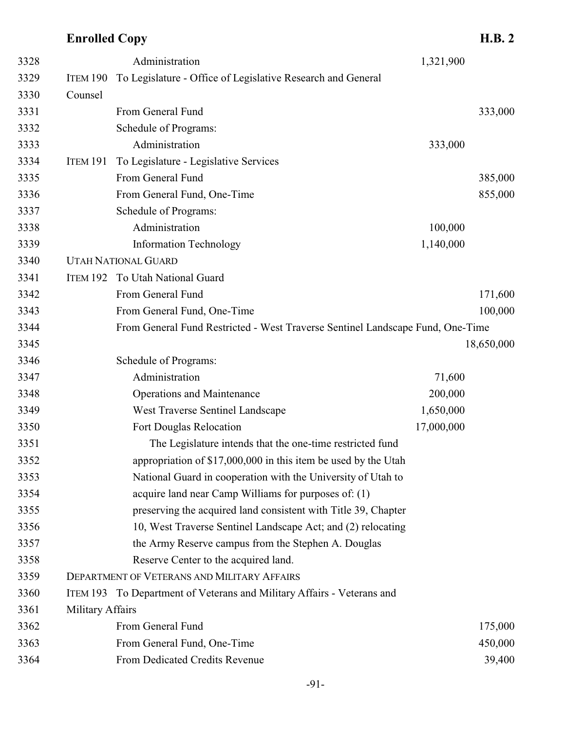| Line | | | | |
|---|---|---|---|---|
| 3328 | | Administration | 1,321,900 | |
| 3329 | ITEM 190 | To Legislature - Office of Legislative Research and General | | |
| 3330 | Counsel | | | |
| 3331 | | From General Fund | | 333,000 |
| 3332 | | Schedule of Programs: | | |
| 3333 | | Administration | 333,000 | |
| 3334 | ITEM 191 | To Legislature - Legislative Services | | |
| 3335 | | From General Fund | | 385,000 |
| 3336 | | From General Fund, One-Time | | 855,000 |
| 3337 | | Schedule of Programs: | | |
| 3338 | | Administration | 100,000 | |
| 3339 | | Information Technology | 1,140,000 | |
| 3340 | UTAH NATIONAL GUARD | | | |
| 3341 | ITEM 192 | To Utah National Guard | | |
| 3342 | | From General Fund | | 171,600 |
| 3343 | | From General Fund, One-Time | | 100,000 |
| 3344 | | From General Fund Restricted - West Traverse Sentinel Landscape Fund, One-Time | | |
| 3345 | | | | 18,650,000 |
| 3346 | | Schedule of Programs: | | |
| 3347 | | Administration | 71,600 | |
| 3348 | | Operations and Maintenance | 200,000 | |
| 3349 | | West Traverse Sentinel Landscape | 1,650,000 | |
| 3350 | | Fort Douglas Relocation | 17,000,000 | |

3351 The Legislature intends that the one-time restricted fund
3352 appropriation of $17,000,000 in this item be used by the Utah
3353 National Guard in cooperation with the University of Utah to
3354 acquire land near Camp Williams for purposes of: (1)
3355 preserving the acquired land consistent with Title 39, Chapter
3356 10, West Traverse Sentinel Landscape Act; and (2) relocating
3357 the Army Reserve campus from the Stephen A. Douglas
3358 Reserve Center to the acquired land.

| Line | | | | |
|---|---|---|---|---|
| 3359 | DEPARTMENT OF VETERANS AND MILITARY AFFAIRS | | | |
| 3360 | ITEM 193 | To Department of Veterans and Military Affairs - Veterans and | | |
| 3361 | Military Affairs | | | |
| 3362 | | From General Fund | | 175,000 |
| 3363 | | From General Fund, One-Time | | 450,000 |
| 3364 | | From Dedicated Credits Revenue | | 39,400 |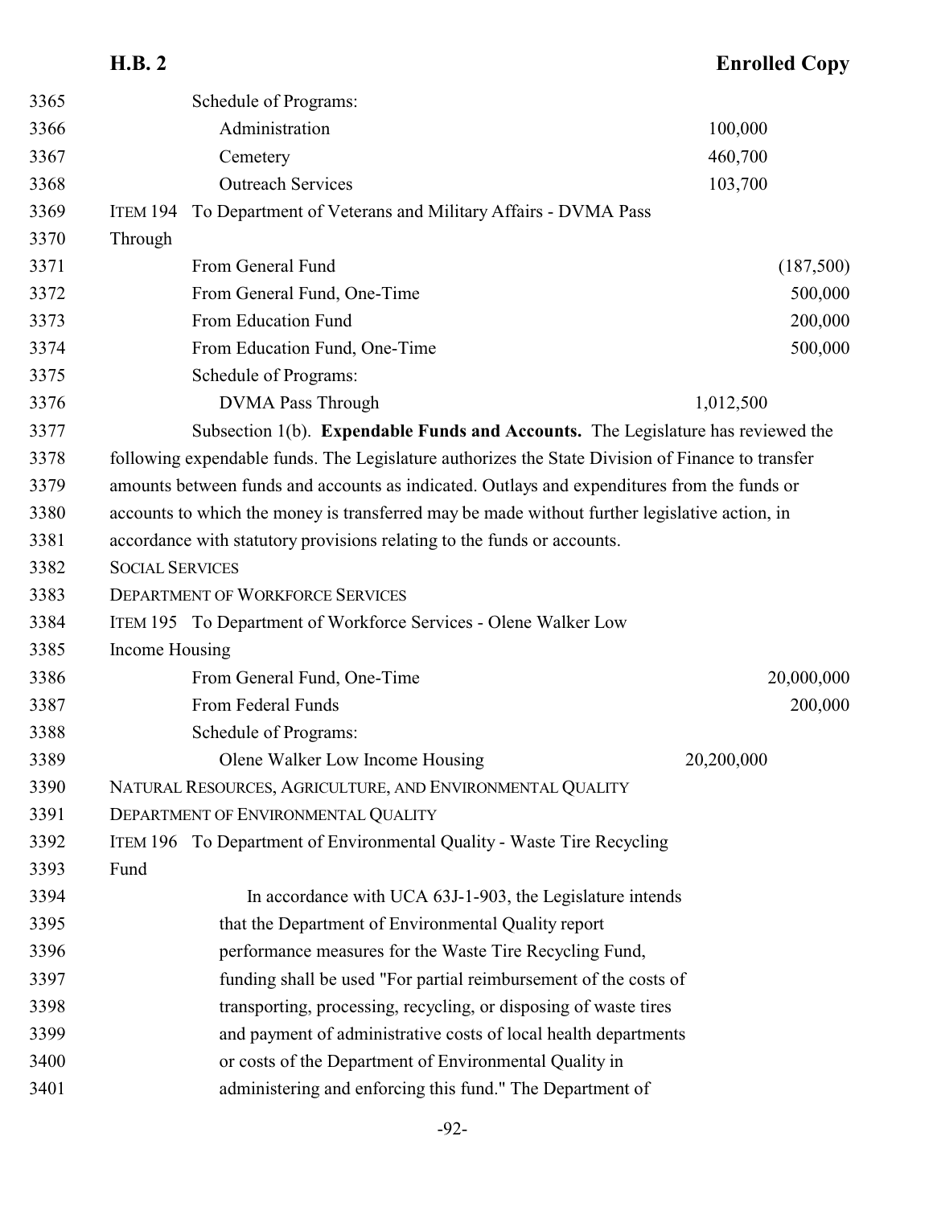3365 Schedule of Programs:

| Line | Item | Program Amount | Fund Amount |
|---|---|---|---|
| 3366 | Administration | 100,000 | |
| 3367 | Cemetery | 460,700 | |
| 3368 | Outreach Services | 103,700 | |

3369 ITEM 194 To Department of Veterans and Military Affairs - DVMA Pass
3370 Through

| Line | Item | Program Amount | Fund Amount |
|---|---|---|---|
| 3371 | From General Fund | | (187,500) |
| 3372 | From General Fund, One-Time | | 500,000 |
| 3373 | From Education Fund | | 200,000 |
| 3374 | From Education Fund, One-Time | | 500,000 |
| 3375 | Schedule of Programs: | | |
| 3376 | DVMA Pass Through | 1,012,500 | |

3377 Subsection 1(b). **Expendable Funds and Accounts.** The Legislature has reviewed the
3378 following expendable funds. The Legislature authorizes the State Division of Finance to transfer
3379 amounts between funds and accounts as indicated. Outlays and expenditures from the funds or
3380 accounts to which the money is transferred may be made without further legislative action, in
3381 accordance with statutory provisions relating to the funds or accounts.

3382 SOCIAL SERVICES

3383 DEPARTMENT OF WORKFORCE SERVICES

3384 ITEM 195 To Department of Workforce Services - Olene Walker Low
3385 Income Housing

| Line | Item | Program Amount | Fund Amount |
|---|---|---|---|
| 3386 | From General Fund, One-Time | | 20,000,000 |
| 3387 | From Federal Funds | | 200,000 |
| 3388 | Schedule of Programs: | | |
| 3389 | Olene Walker Low Income Housing | 20,200,000 | |

3390 NATURAL RESOURCES, AGRICULTURE, AND ENVIRONMENTAL QUALITY

3391 DEPARTMENT OF ENVIRONMENTAL QUALITY

3392 ITEM 196 To Department of Environmental Quality - Waste Tire Recycling
3393 Fund

3394 In accordance with UCA 63J-1-903, the Legislature intends
3395 that the Department of Environmental Quality report
3396 performance measures for the Waste Tire Recycling Fund,
3397 funding shall be used "For partial reimbursement of the costs of
3398 transporting, processing, recycling, or disposing of waste tires
3399 and payment of administrative costs of local health departments
3400 or costs of the Department of Environmental Quality in
3401 administering and enforcing this fund." The Department of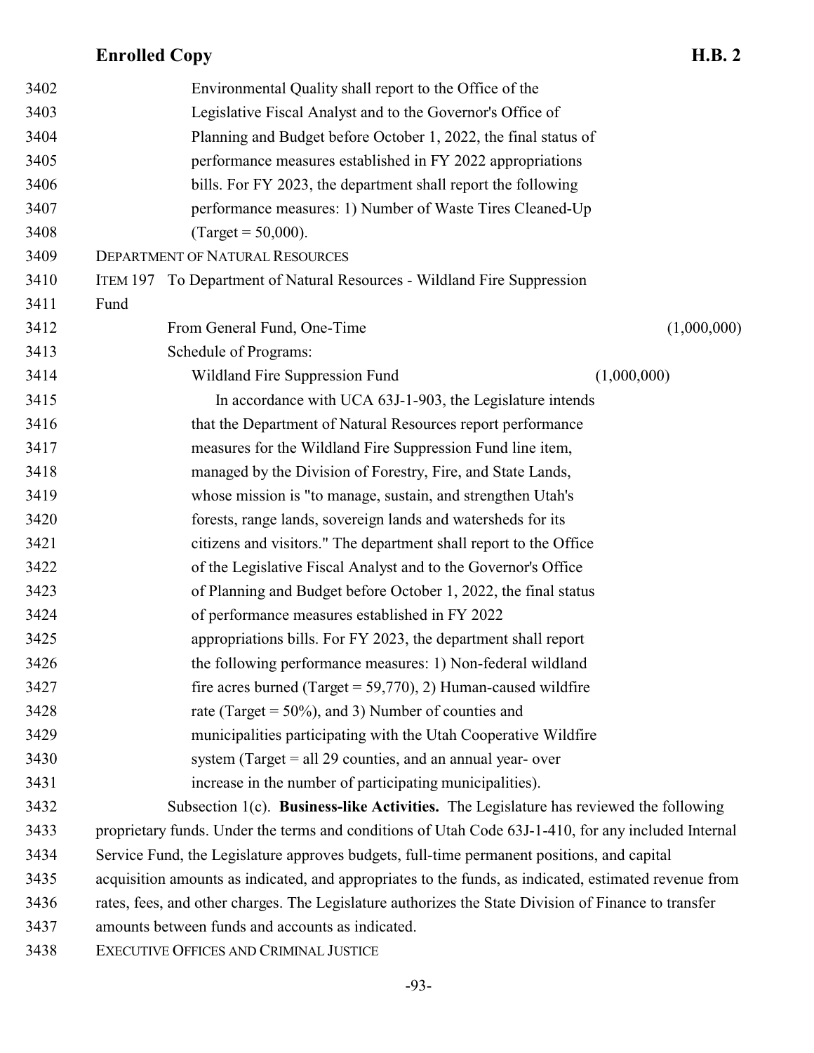Environmental Quality shall report to the Office of the Legislative Fiscal Analyst and to the Governor's Office of Planning and Budget before October 1, 2022, the final status of performance measures established in FY 2022 appropriations bills. For FY 2023, the department shall report the following performance measures: 1) Number of Waste Tires Cleaned-Up (Target = 50,000).

DEPARTMENT OF NATURAL RESOURCES

ITEM 197 To Department of Natural Resources - Wildland Fire Suppression Fund

| | | |
|---|---|---|
| From General Fund, One-Time | | (1,000,000) |
| Schedule of Programs: | | |
| Wildland Fire Suppression Fund | (1,000,000) | |

In accordance with UCA 63J-1-903, the Legislature intends that the Department of Natural Resources report performance measures for the Wildland Fire Suppression Fund line item, managed by the Division of Forestry, Fire, and State Lands, whose mission is "to manage, sustain, and strengthen Utah's forests, range lands, sovereign lands and watersheds for its citizens and visitors." The department shall report to the Office of the Legislative Fiscal Analyst and to the Governor's Office of Planning and Budget before October 1, 2022, the final status of performance measures established in FY 2022 appropriations bills. For FY 2023, the department shall report the following performance measures: 1) Non-federal wildland fire acres burned (Target = 59,770), 2) Human-caused wildfire rate (Target = 50%), and 3) Number of counties and municipalities participating with the Utah Cooperative Wildfire system (Target = all 29 counties, and an annual year- over increase in the number of participating municipalities).

Subsection 1(c). **Business-like Activities.** The Legislature has reviewed the following proprietary funds. Under the terms and conditions of Utah Code 63J-1-410, for any included Internal Service Fund, the Legislature approves budgets, full-time permanent positions, and capital acquisition amounts as indicated, and appropriates to the funds, as indicated, estimated revenue from rates, fees, and other charges. The Legislature authorizes the State Division of Finance to transfer amounts between funds and accounts as indicated.

EXECUTIVE OFFICES AND CRIMINAL JUSTICE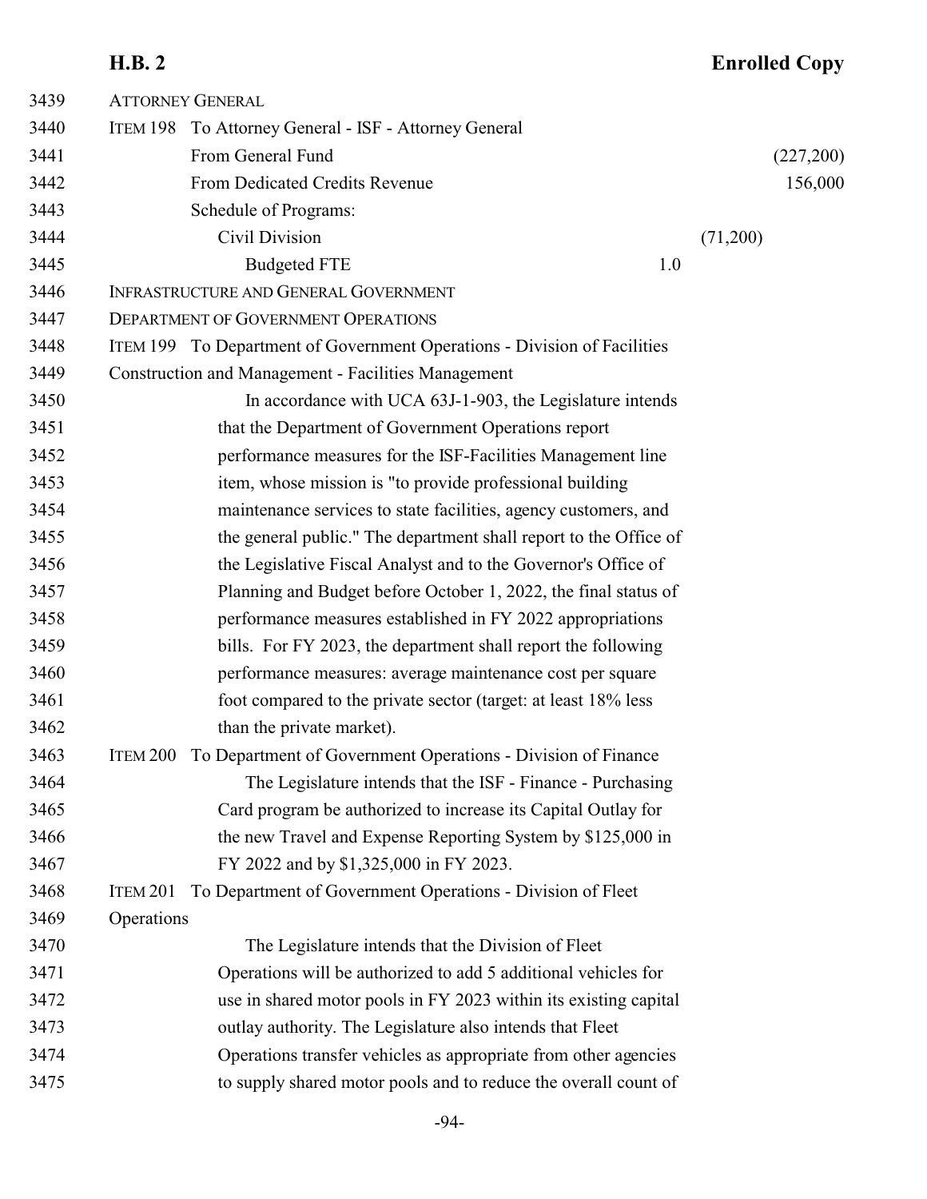ATTORNEY GENERAL

ITEM 198 To Attorney General - ISF - Attorney General

| | | |
|---|---|---|
| From General Fund | | (227,200) |
| From Dedicated Credits Revenue | | 156,000 |
| Schedule of Programs: | | |
| Civil Division | (71,200) | |
| Budgeted FTE | 1.0 | |

INFRASTRUCTURE AND GENERAL GOVERNMENT

DEPARTMENT OF GOVERNMENT OPERATIONS

ITEM 199 To Department of Government Operations - Division of Facilities Construction and Management - Facilities Management

In accordance with UCA 63J-1-903, the Legislature intends that the Department of Government Operations report performance measures for the ISF-Facilities Management line item, whose mission is "to provide professional building maintenance services to state facilities, agency customers, and the general public." The department shall report to the Office of the Legislative Fiscal Analyst and to the Governor's Office of Planning and Budget before October 1, 2022, the final status of performance measures established in FY 2022 appropriations bills. For FY 2023, the department shall report the following performance measures: average maintenance cost per square foot compared to the private sector (target: at least 18% less than the private market).

ITEM 200 To Department of Government Operations - Division of Finance

The Legislature intends that the ISF - Finance - Purchasing Card program be authorized to increase its Capital Outlay for the new Travel and Expense Reporting System by $125,000 in FY 2022 and by $1,325,000 in FY 2023.

ITEM 201 To Department of Government Operations - Division of Fleet Operations

The Legislature intends that the Division of Fleet Operations will be authorized to add 5 additional vehicles for use in shared motor pools in FY 2023 within its existing capital outlay authority. The Legislature also intends that Fleet Operations transfer vehicles as appropriate from other agencies to supply shared motor pools and to reduce the overall count of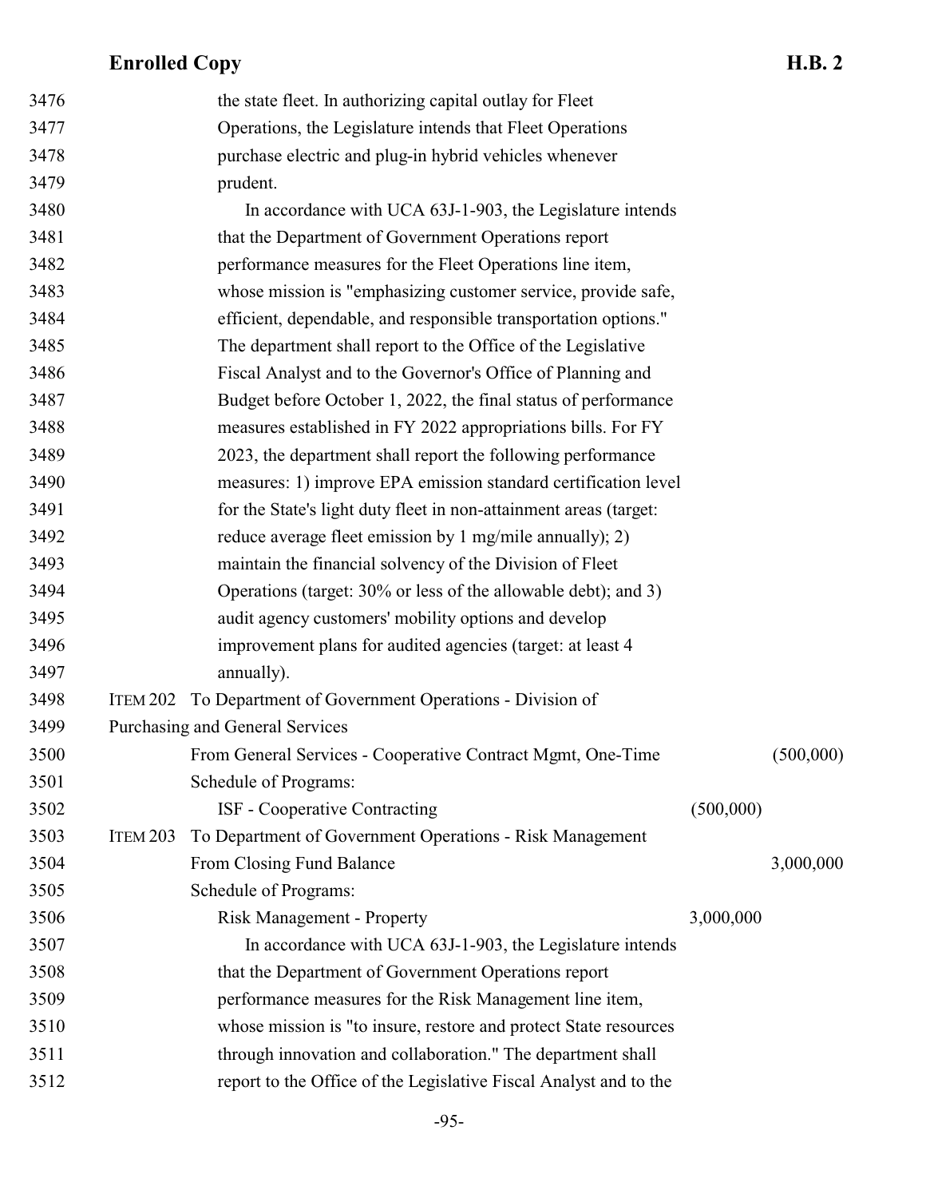3476 the state fleet. In authorizing capital outlay for Fleet
3477 Operations, the Legislature intends that Fleet Operations
3478 purchase electric and plug-in hybrid vehicles whenever
3479 prudent.
3480 In accordance with UCA 63J-1-903, the Legislature intends
3481 that the Department of Government Operations report
3482 performance measures for the Fleet Operations line item,
3483 whose mission is "emphasizing customer service, provide safe,
3484 efficient, dependable, and responsible transportation options."
3485 The department shall report to the Office of the Legislative
3486 Fiscal Analyst and to the Governor's Office of Planning and
3487 Budget before October 1, 2022, the final status of performance
3488 measures established in FY 2022 appropriations bills. For FY
3489 2023, the department shall report the following performance
3490 measures: 1) improve EPA emission standard certification level
3491 for the State's light duty fleet in non-attainment areas (target:
3492 reduce average fleet emission by 1 mg/mile annually); 2)
3493 maintain the financial solvency of the Division of Fleet
3494 Operations (target: 30% or less of the allowable debt); and 3)
3495 audit agency customers' mobility options and develop
3496 improvement plans for audited agencies (target: at least 4
3497 annually).

3498 ITEM 202 To Department of Government Operations - Division of
3499 Purchasing and General Services

| Line | | | |
|---|---|---|---|
| 3500 | From General Services - Cooperative Contract Mgmt, One-Time | | (500,000) |
| 3501 | Schedule of Programs: | | |
| 3502 | ISF - Cooperative Contracting | (500,000) | |

3503 ITEM 203 To Department of Government Operations - Risk Management

| Line | | | |
|---|---|---|---|
| 3504 | From Closing Fund Balance | | 3,000,000 |
| 3505 | Schedule of Programs: | | |
| 3506 | Risk Management - Property | 3,000,000 | |

3507 In accordance with UCA 63J-1-903, the Legislature intends
3508 that the Department of Government Operations report
3509 performance measures for the Risk Management line item,
3510 whose mission is "to insure, restore and protect State resources
3511 through innovation and collaboration." The department shall
3512 report to the Office of the Legislative Fiscal Analyst and to the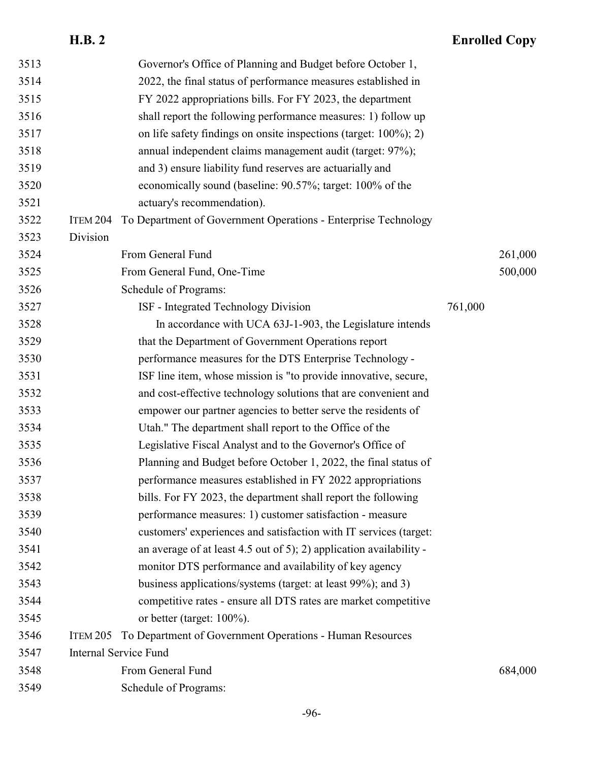Governor's Office of Planning and Budget before October 1, 2022, the final status of performance measures established in FY 2022 appropriations bills. For FY 2023, the department shall report the following performance measures: 1) follow up on life safety findings on onsite inspections (target: 100%); 2) annual independent claims management audit (target: 97%); and 3) ensure liability fund reserves are actuarially and economically sound (baseline: 90.57%; target: 100% of the actuary's recommendation).

ITEM 204 To Department of Government Operations - Enterprise Technology Division

| | | |
|---|---|---|
| From General Fund | | 261,000 |
| From General Fund, One-Time | | 500,000 |
| Schedule of Programs: | | |
| ISF - Integrated Technology Division | 761,000 | |

In accordance with UCA 63J-1-903, the Legislature intends that the Department of Government Operations report performance measures for the DTS Enterprise Technology - ISF line item, whose mission is "to provide innovative, secure, and cost-effective technology solutions that are convenient and empower our partner agencies to better serve the residents of Utah." The department shall report to the Office of the Legislative Fiscal Analyst and to the Governor's Office of Planning and Budget before October 1, 2022, the final status of performance measures established in FY 2022 appropriations bills. For FY 2023, the department shall report the following performance measures: 1) customer satisfaction - measure customers' experiences and satisfaction with IT services (target: an average of at least 4.5 out of 5); 2) application availability - monitor DTS performance and availability of key agency business applications/systems (target: at least 99%); and 3) competitive rates - ensure all DTS rates are market competitive or better (target: 100%).

ITEM 205 To Department of Government Operations - Human Resources Internal Service Fund

| | | |
|---|---|---|
| From General Fund | | 684,000 |
| Schedule of Programs: | | |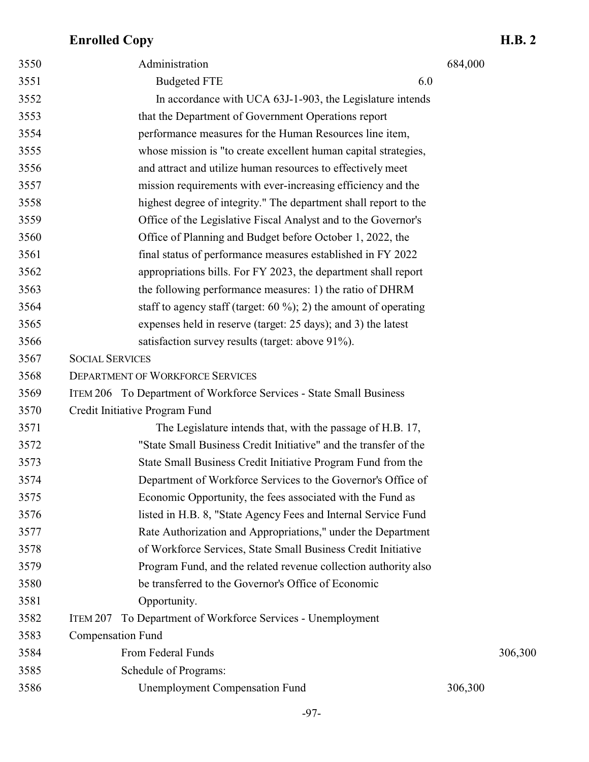| | | | |
|---|---|---|---|
| Administration | | 684,000 | |
| Budgeted FTE | 6.0 | | |

In accordance with UCA 63J-1-903, the Legislature intends that the Department of Government Operations report performance measures for the Human Resources line item, whose mission is "to create excellent human capital strategies, and attract and utilize human resources to effectively meet mission requirements with ever-increasing efficiency and the highest degree of integrity." The department shall report to the Office of the Legislative Fiscal Analyst and to the Governor's Office of Planning and Budget before October 1, 2022, the final status of performance measures established in FY 2022 appropriations bills. For FY 2023, the department shall report the following performance measures: 1) the ratio of DHRM staff to agency staff (target: 60 %); 2) the amount of operating expenses held in reserve (target: 25 days); and 3) the latest satisfaction survey results (target: above 91%).

SOCIAL SERVICES

DEPARTMENT OF WORKFORCE SERVICES

ITEM 206 To Department of Workforce Services - State Small Business Credit Initiative Program Fund

The Legislature intends that, with the passage of H.B. 17, "State Small Business Credit Initiative" and the transfer of the State Small Business Credit Initiative Program Fund from the Department of Workforce Services to the Governor's Office of Economic Opportunity, the fees associated with the Fund as listed in H.B. 8, "State Agency Fees and Internal Service Fund Rate Authorization and Appropriations," under the Department of Workforce Services, State Small Business Credit Initiative Program Fund, and the related revenue collection authority also be transferred to the Governor's Office of Economic Opportunity.

ITEM 207 To Department of Workforce Services - Unemployment Compensation Fund

| | | |
|---|---|---|
| From Federal Funds | | 306,300 |
| Schedule of Programs: | | |
| Unemployment Compensation Fund | 306,300 | |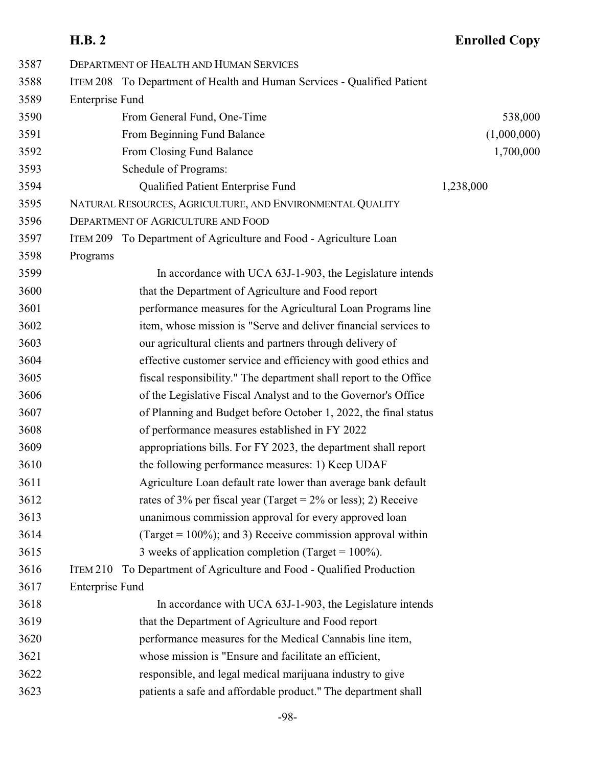DEPARTMENT OF HEALTH AND HUMAN SERVICES

ITEM 208 To Department of Health and Human Services - Qualified Patient Enterprise Fund

| | | |
|---|---|---|
| From General Fund, One-Time | | 538,000 |
| From Beginning Fund Balance | | (1,000,000) |
| From Closing Fund Balance | | 1,700,000 |
| Schedule of Programs: | | |
| Qualified Patient Enterprise Fund | 1,238,000 | |

NATURAL RESOURCES, AGRICULTURE, AND ENVIRONMENTAL QUALITY

DEPARTMENT OF AGRICULTURE AND FOOD

ITEM 209 To Department of Agriculture and Food - Agriculture Loan Programs

In accordance with UCA 63J-1-903, the Legislature intends that the Department of Agriculture and Food report performance measures for the Agricultural Loan Programs line item, whose mission is "Serve and deliver financial services to our agricultural clients and partners through delivery of effective customer service and efficiency with good ethics and fiscal responsibility." The department shall report to the Office of the Legislative Fiscal Analyst and to the Governor's Office of Planning and Budget before October 1, 2022, the final status of performance measures established in FY 2022 appropriations bills. For FY 2023, the department shall report the following performance measures: 1) Keep UDAF Agriculture Loan default rate lower than average bank default rates of 3% per fiscal year (Target = 2% or less); 2) Receive unanimous commission approval for every approved loan (Target = 100%); and 3) Receive commission approval within 3 weeks of application completion (Target = 100%).

ITEM 210 To Department of Agriculture and Food - Qualified Production Enterprise Fund

In accordance with UCA 63J-1-903, the Legislature intends that the Department of Agriculture and Food report performance measures for the Medical Cannabis line item, whose mission is "Ensure and facilitate an efficient, responsible, and legal medical marijuana industry to give patients a safe and affordable product." The department shall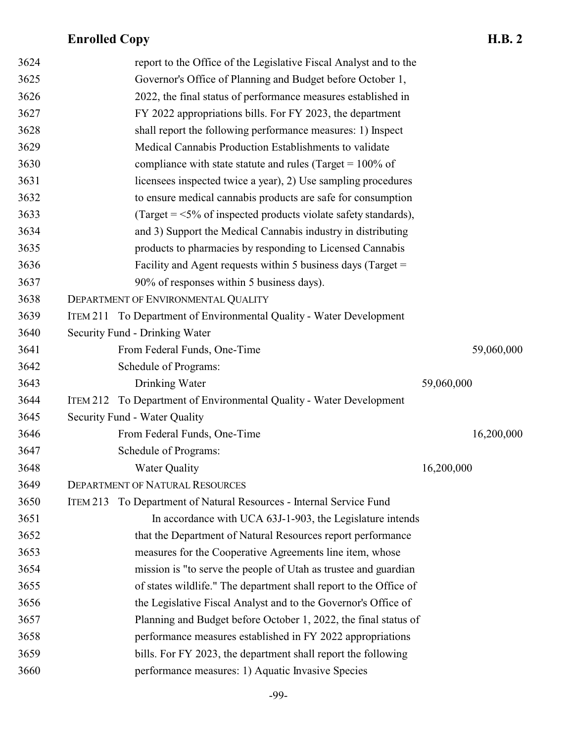report to the Office of the Legislative Fiscal Analyst and to the Governor's Office of Planning and Budget before October 1, 2022, the final status of performance measures established in FY 2022 appropriations bills. For FY 2023, the department shall report the following performance measures: 1) Inspect Medical Cannabis Production Establishments to validate compliance with state statute and rules (Target = 100% of licensees inspected twice a year), 2) Use sampling procedures to ensure medical cannabis products are safe for consumption (Target = <5% of inspected products violate safety standards), and 3) Support the Medical Cannabis industry in distributing products to pharmacies by responding to Licensed Cannabis Facility and Agent requests within 5 business days (Target = 90% of responses within 5 business days).

DEPARTMENT OF ENVIRONMENTAL QUALITY

ITEM 211 To Department of Environmental Quality - Water Development Security Fund - Drinking Water

| | | |
|---|---|---|
| From Federal Funds, One-Time | | 59,060,000 |
| Schedule of Programs: | | |
| Drinking Water | 59,060,000 | |

ITEM 212 To Department of Environmental Quality - Water Development Security Fund - Water Quality

| | | |
|---|---|---|
| From Federal Funds, One-Time | | 16,200,000 |
| Schedule of Programs: | | |
| Water Quality | 16,200,000 | |

DEPARTMENT OF NATURAL RESOURCES

ITEM 213 To Department of Natural Resources - Internal Service Fund

In accordance with UCA 63J-1-903, the Legislature intends that the Department of Natural Resources report performance measures for the Cooperative Agreements line item, whose mission is "to serve the people of Utah as trustee and guardian of states wildlife." The department shall report to the Office of the Legislative Fiscal Analyst and to the Governor's Office of Planning and Budget before October 1, 2022, the final status of performance measures established in FY 2022 appropriations bills. For FY 2023, the department shall report the following performance measures: 1) Aquatic Invasive Species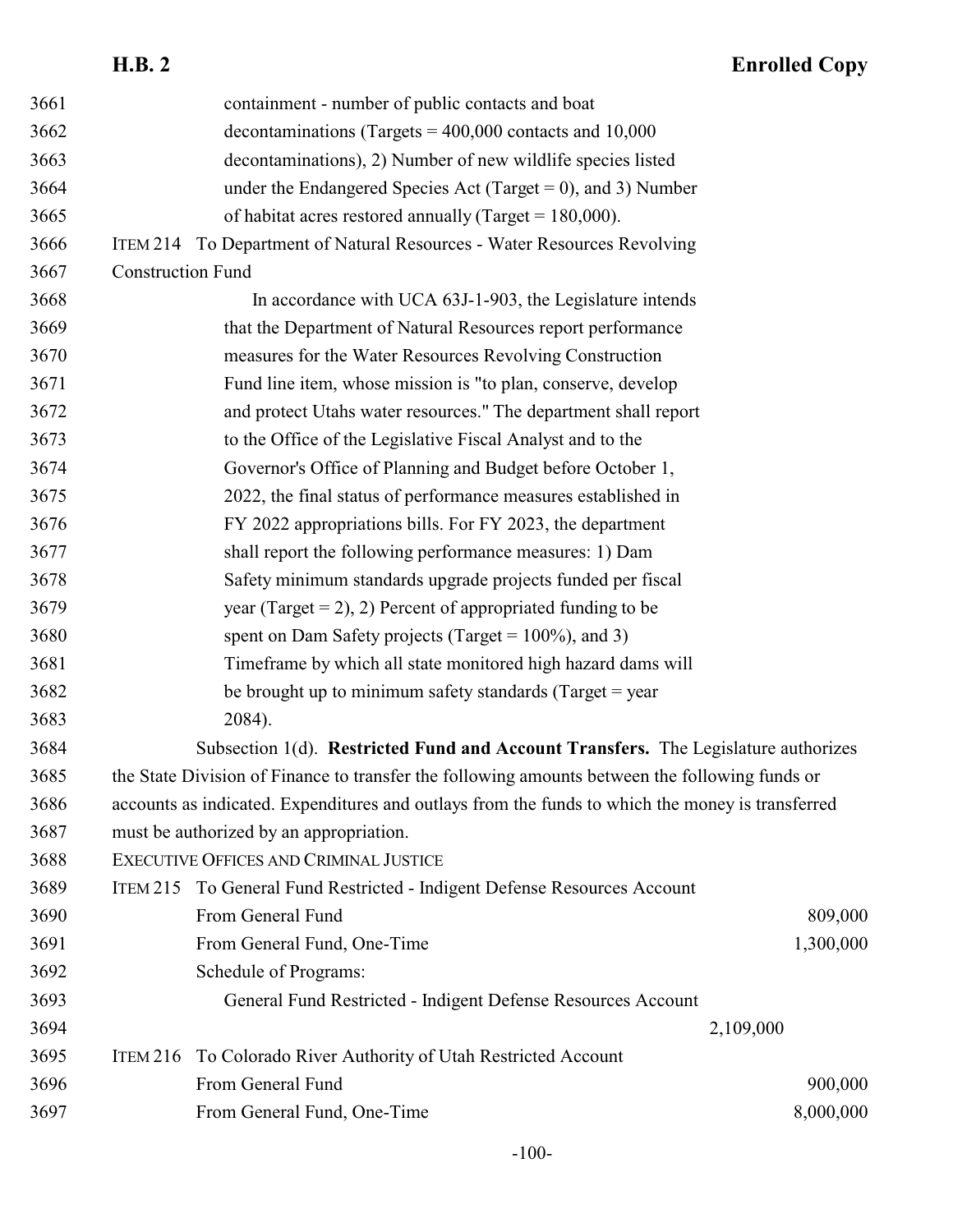containment - number of public contacts and boat decontaminations (Targets = 400,000 contacts and 10,000 decontaminations), 2) Number of new wildlife species listed under the Endangered Species Act (Target = 0), and 3) Number of habitat acres restored annually (Target = 180,000).

ITEM 214 To Department of Natural Resources - Water Resources Revolving Construction Fund

In accordance with UCA 63J-1-903, the Legislature intends that the Department of Natural Resources report performance measures for the Water Resources Revolving Construction Fund line item, whose mission is "to plan, conserve, develop and protect Utahs water resources." The department shall report to the Office of the Legislative Fiscal Analyst and to the Governor's Office of Planning and Budget before October 1, 2022, the final status of performance measures established in FY 2022 appropriations bills. For FY 2023, the department shall report the following performance measures: 1) Dam Safety minimum standards upgrade projects funded per fiscal year (Target = 2), 2) Percent of appropriated funding to be spent on Dam Safety projects (Target = 100%), and 3) Timeframe by which all state monitored high hazard dams will be brought up to minimum safety standards (Target = year 2084).

Subsection 1(d). **Restricted Fund and Account Transfers.** The Legislature authorizes the State Division of Finance to transfer the following amounts between the following funds or accounts as indicated. Expenditures and outlays from the funds to which the money is transferred must be authorized by an appropriation.

EXECUTIVE OFFICES AND CRIMINAL JUSTICE

ITEM 215 To General Fund Restricted - Indigent Defense Resources Account

| | | |
|---|---|---|
| From General Fund | | 809,000 |
| From General Fund, One-Time | | 1,300,000 |
| Schedule of Programs: | | |
| General Fund Restricted - Indigent Defense Resources Account | 2,109,000 | |

ITEM 216 To Colorado River Authority of Utah Restricted Account

| | | |
|---|---|---|
| From General Fund | | 900,000 |
| From General Fund, One-Time | | 8,000,000 |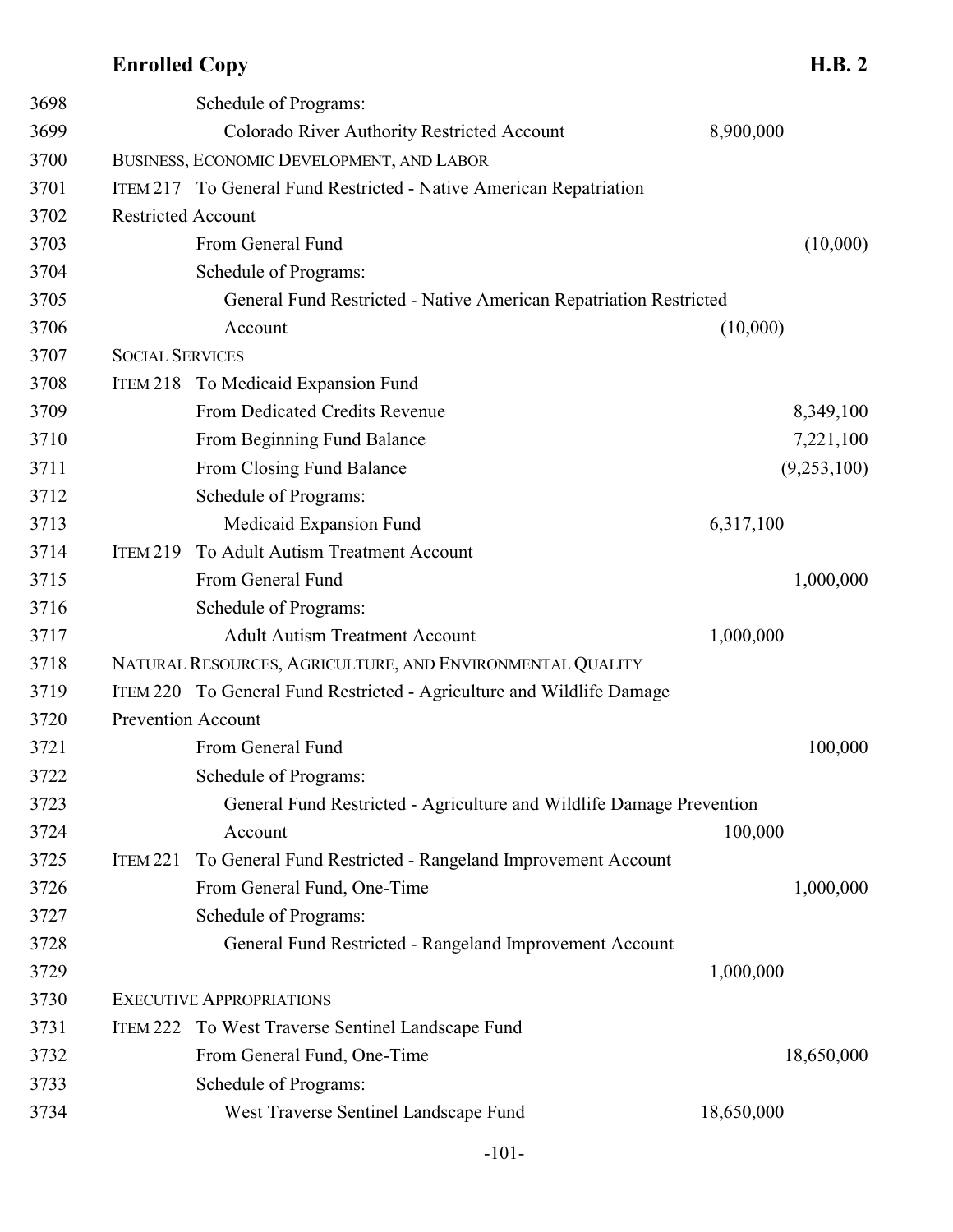3698 Schedule of Programs:

3699 Colorado River Authority Restricted Account 8,900,000

3700 BUSINESS, ECONOMIC DEVELOPMENT, AND LABOR

3701 ITEM 217 To General Fund Restricted - Native American Repatriation

3702 Restricted Account

3703 From General Fund (10,000)

3704 Schedule of Programs:

3705 General Fund Restricted - Native American Repatriation Restricted

3706 Account (10,000)

3707 SOCIAL SERVICES

3708 ITEM 218 To Medicaid Expansion Fund

3709 From Dedicated Credits Revenue 8,349,100

3710 From Beginning Fund Balance 7,221,100

3711 From Closing Fund Balance (9,253,100)

3712 Schedule of Programs:

3713 Medicaid Expansion Fund 6,317,100

3714 ITEM 219 To Adult Autism Treatment Account

3715 From General Fund 1,000,000

3716 Schedule of Programs:

3717 Adult Autism Treatment Account 1,000,000

3718 NATURAL RESOURCES, AGRICULTURE, AND ENVIRONMENTAL QUALITY

3719 ITEM 220 To General Fund Restricted - Agriculture and Wildlife Damage

3720 Prevention Account

3721 From General Fund 100,000

3722 Schedule of Programs:

3723 General Fund Restricted - Agriculture and Wildlife Damage Prevention

3724 Account 100,000

3725 ITEM 221 To General Fund Restricted - Rangeland Improvement Account

3726 From General Fund, One-Time 1,000,000

3727 Schedule of Programs:

3728 General Fund Restricted - Rangeland Improvement Account

3729 1,000,000

3730 EXECUTIVE APPROPRIATIONS

3731 ITEM 222 To West Traverse Sentinel Landscape Fund

3732 From General Fund, One-Time 18,650,000

3733 Schedule of Programs:

3734 West Traverse Sentinel Landscape Fund 18,650,000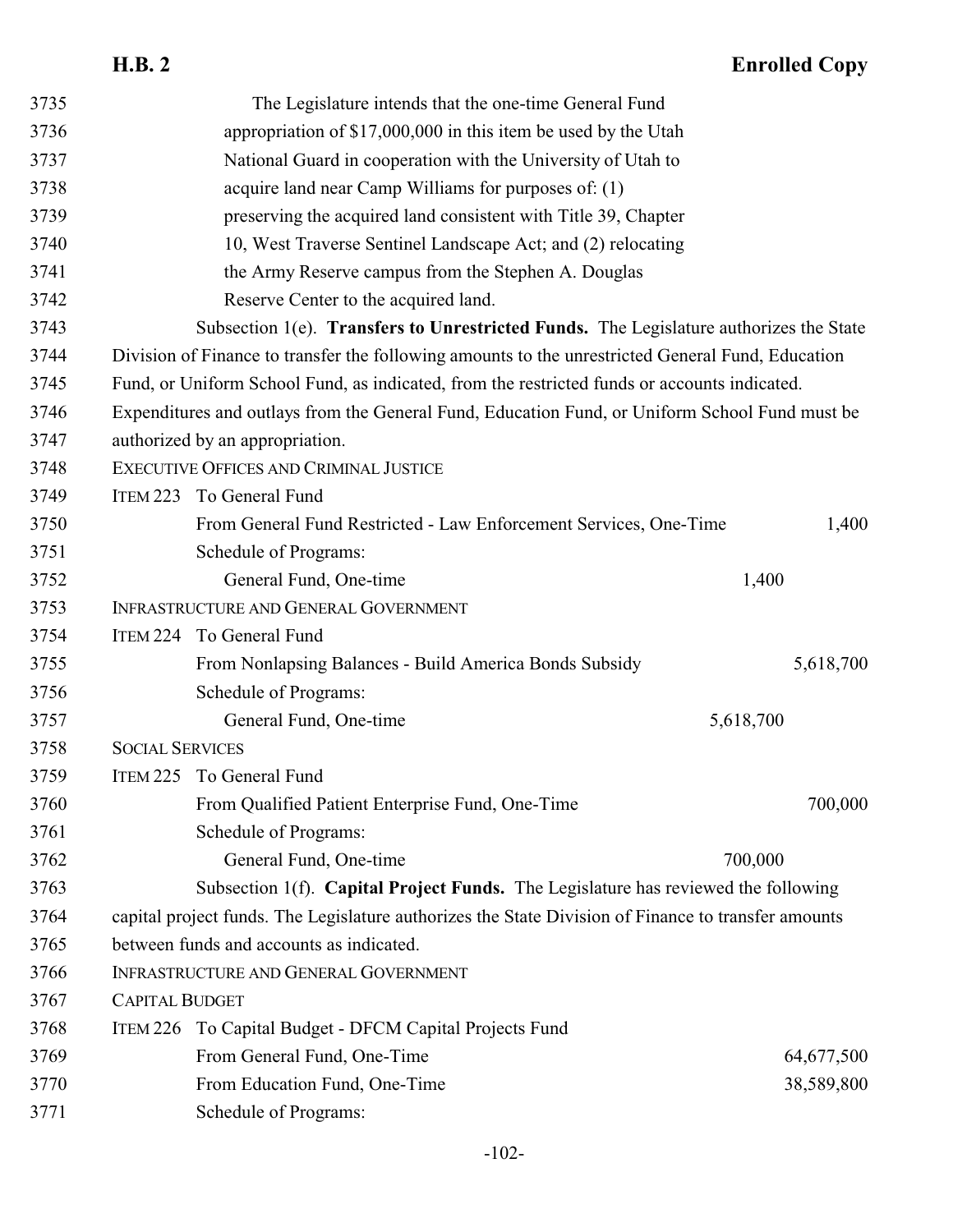The Legislature intends that the one-time General Fund appropriation of $17,000,000 in this item be used by the Utah National Guard in cooperation with the University of Utah to acquire land near Camp Williams for purposes of: (1) preserving the acquired land consistent with Title 39, Chapter 10, West Traverse Sentinel Landscape Act; and (2) relocating the Army Reserve campus from the Stephen A. Douglas Reserve Center to the acquired land.

Subsection 1(e). **Transfers to Unrestricted Funds.** The Legislature authorizes the State Division of Finance to transfer the following amounts to the unrestricted General Fund, Education Fund, or Uniform School Fund, as indicated, from the restricted funds or accounts indicated. Expenditures and outlays from the General Fund, Education Fund, or Uniform School Fund must be authorized by an appropriation.

EXECUTIVE OFFICES AND CRIMINAL JUSTICE

ITEM 223 To General Fund

| | | |
|---|---|---|
| From General Fund Restricted - Law Enforcement Services, One-Time | | 1,400 |
| Schedule of Programs: | | |
| General Fund, One-time | 1,400 | |

INFRASTRUCTURE AND GENERAL GOVERNMENT

ITEM 224 To General Fund

| | | |
|---|---|---|
| From Nonlapsing Balances - Build America Bonds Subsidy | | 5,618,700 |
| Schedule of Programs: | | |
| General Fund, One-time | 5,618,700 | |

SOCIAL SERVICES

ITEM 225 To General Fund

| | | |
|---|---|---|
| From Qualified Patient Enterprise Fund, One-Time | | 700,000 |
| Schedule of Programs: | | |
| General Fund, One-time | 700,000 | |

Subsection 1(f). **Capital Project Funds.** The Legislature has reviewed the following capital project funds. The Legislature authorizes the State Division of Finance to transfer amounts between funds and accounts as indicated.

INFRASTRUCTURE AND GENERAL GOVERNMENT

CAPITAL BUDGET

ITEM 226 To Capital Budget - DFCM Capital Projects Fund

| | | |
|---|---|---|
| From General Fund, One-Time | | 64,677,500 |
| From Education Fund, One-Time | | 38,589,800 |
| Schedule of Programs: | | |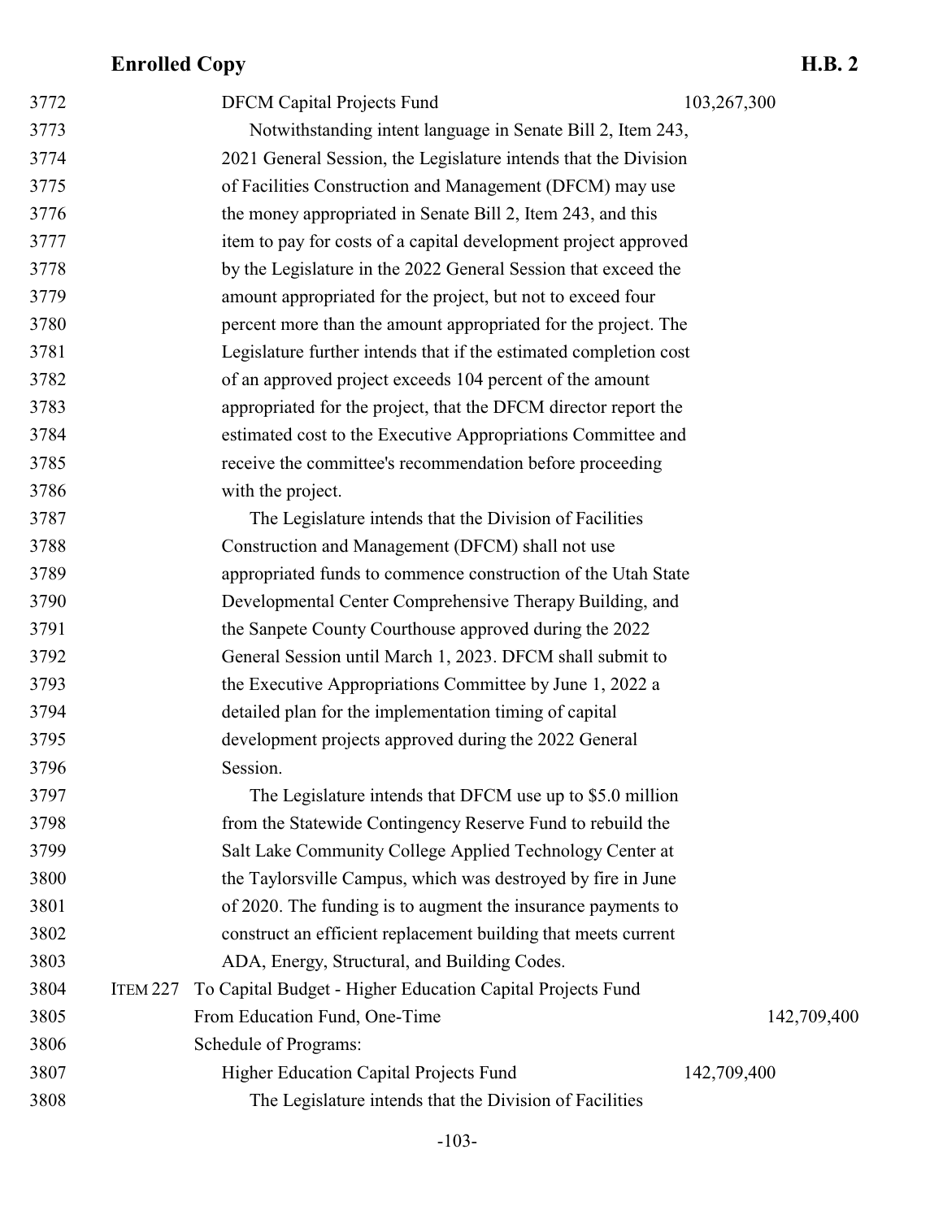3772 DFCM Capital Projects Fund 103,267,300

3773 Notwithstanding intent language in Senate Bill 2, Item 243,
3774 2021 General Session, the Legislature intends that the Division
3775 of Facilities Construction and Management (DFCM) may use
3776 the money appropriated in Senate Bill 2, Item 243, and this
3777 item to pay for costs of a capital development project approved
3778 by the Legislature in the 2022 General Session that exceed the
3779 amount appropriated for the project, but not to exceed four
3780 percent more than the amount appropriated for the project. The
3781 Legislature further intends that if the estimated completion cost
3782 of an approved project exceeds 104 percent of the amount
3783 appropriated for the project, that the DFCM director report the
3784 estimated cost to the Executive Appropriations Committee and
3785 receive the committee's recommendation before proceeding
3786 with the project.

3787 The Legislature intends that the Division of Facilities
3788 Construction and Management (DFCM) shall not use
3789 appropriated funds to commence construction of the Utah State
3790 Developmental Center Comprehensive Therapy Building, and
3791 the Sanpete County Courthouse approved during the 2022
3792 General Session until March 1, 2023. DFCM shall submit to
3793 the Executive Appropriations Committee by June 1, 2022 a
3794 detailed plan for the implementation timing of capital
3795 development projects approved during the 2022 General
3796 Session.

3797 The Legislature intends that DFCM use up to $5.0 million
3798 from the Statewide Contingency Reserve Fund to rebuild the
3799 Salt Lake Community College Applied Technology Center at
3800 the Taylorsville Campus, which was destroyed by fire in June
3801 of 2020. The funding is to augment the insurance payments to
3802 construct an efficient replacement building that meets current
3803 ADA, Energy, Structural, and Building Codes.

3804 ITEM 227 To Capital Budget - Higher Education Capital Projects Fund

3805 From Education Fund, One-Time 142,709,400

3806 Schedule of Programs:

3807 Higher Education Capital Projects Fund 142,709,400

3808 The Legislature intends that the Division of Facilities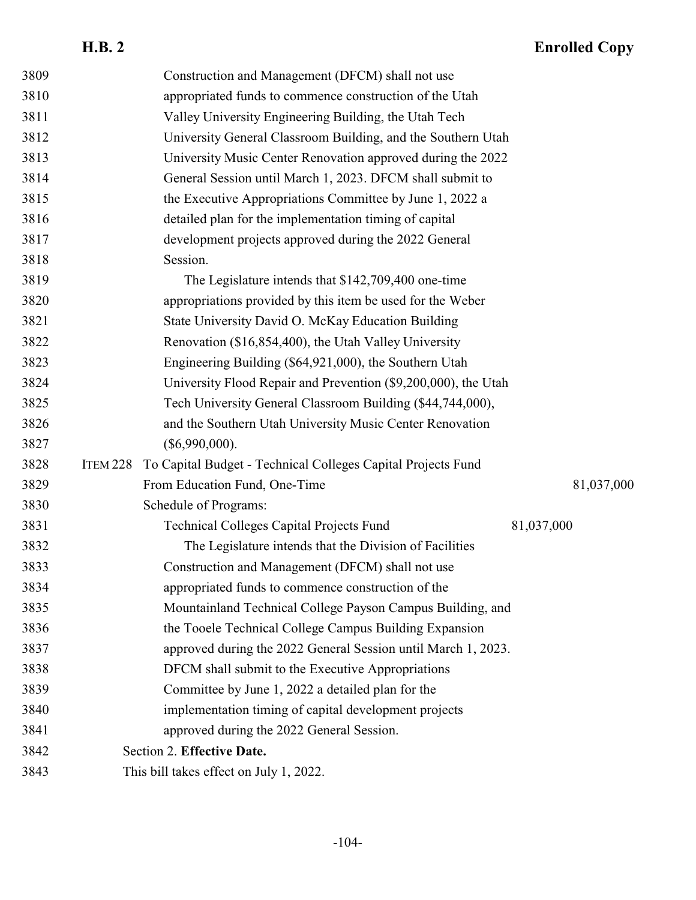Construction and Management (DFCM) shall not use appropriated funds to commence construction of the Utah Valley University Engineering Building, the Utah Tech University General Classroom Building, and the Southern Utah University Music Center Renovation approved during the 2022 General Session until March 1, 2023. DFCM shall submit to the Executive Appropriations Committee by June 1, 2022 a detailed plan for the implementation timing of capital development projects approved during the 2022 General Session.

The Legislature intends that $142,709,400 one-time appropriations provided by this item be used for the Weber State University David O. McKay Education Building Renovation ($16,854,400), the Utah Valley University Engineering Building ($64,921,000), the Southern Utah University Flood Repair and Prevention ($9,200,000), the Utah Tech University General Classroom Building ($44,744,000), and the Southern Utah University Music Center Renovation ($6,990,000).

ITEM 228 To Capital Budget - Technical Colleges Capital Projects Fund

| | | |
|---|---|---|
| From Education Fund, One-Time | | 81,037,000 |
| Schedule of Programs: | | |
| Technical Colleges Capital Projects Fund | 81,037,000 | |

The Legislature intends that the Division of Facilities Construction and Management (DFCM) shall not use appropriated funds to commence construction of the Mountainland Technical College Payson Campus Building, and the Tooele Technical College Campus Building Expansion approved during the 2022 General Session until March 1, 2023. DFCM shall submit to the Executive Appropriations Committee by June 1, 2022 a detailed plan for the implementation timing of capital development projects approved during the 2022 General Session.

Section 2. **Effective Date.**

This bill takes effect on July 1, 2022.